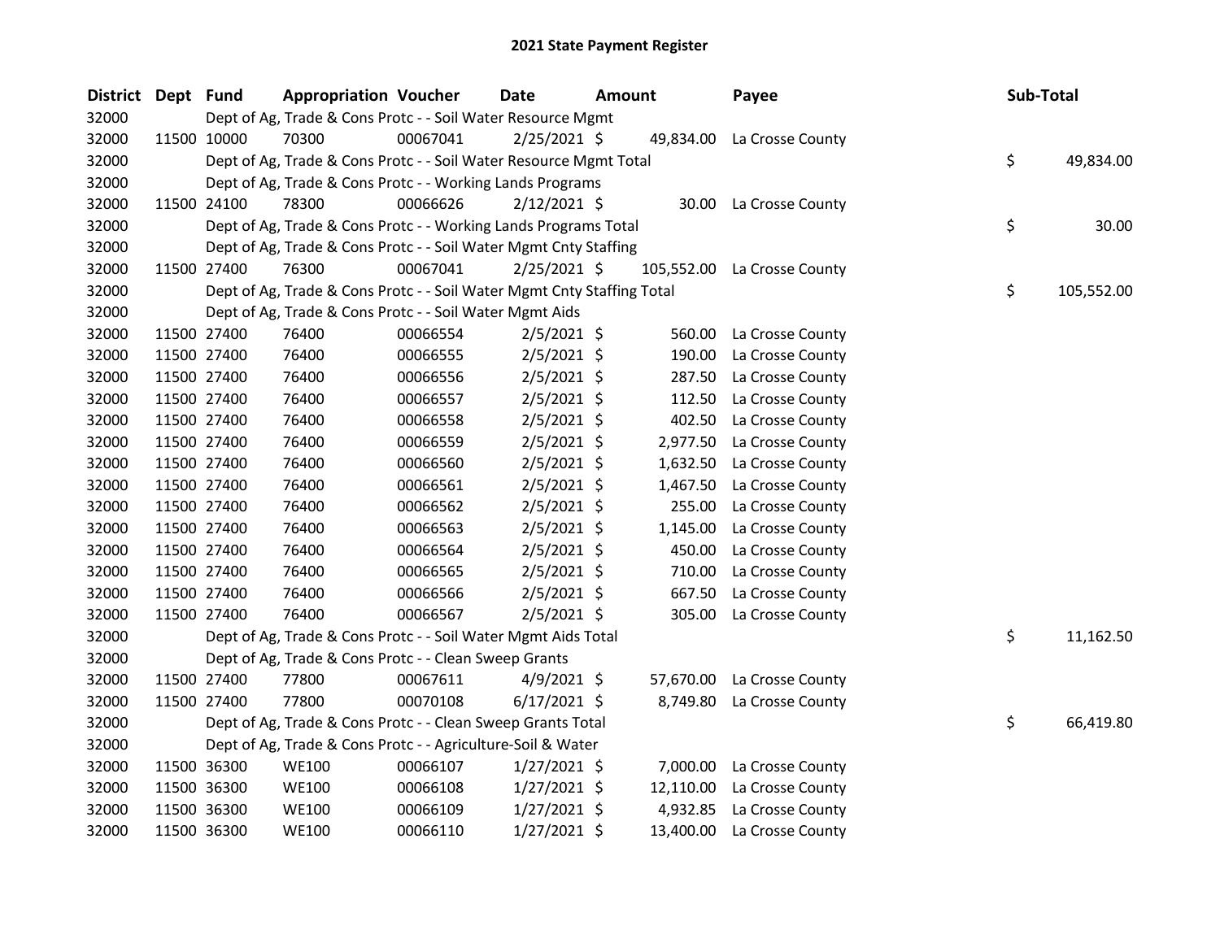# 2021 State Payment Register

| District | Dept | Fund | Appropriation | Voucher | Date | Amount | Payee | Sub-Total |
|---|---|---|---|---|---|---|---|---|
| 32000 | | Dept of Ag, Trade & Cons Protc - - Soil Water Resource Mgmt | | | | | | |
| 32000 | 11500 | 10000 | 70300 | 00067041 | 2/25/2021 | $ 49,834.00 | La Crosse County | |
| 32000 | | Dept of Ag, Trade & Cons Protc - - Soil Water Resource Mgmt Total | | | | | | $ 49,834.00 |
| 32000 | | Dept of Ag, Trade & Cons Protc - - Working Lands Programs | | | | | | |
| 32000 | 11500 | 24100 | 78300 | 00066626 | 2/12/2021 | $ 30.00 | La Crosse County | |
| 32000 | | Dept of Ag, Trade & Cons Protc - - Working Lands Programs Total | | | | | | $ 30.00 |
| 32000 | | Dept of Ag, Trade & Cons Protc - - Soil Water Mgmt Cnty Staffing | | | | | | |
| 32000 | 11500 | 27400 | 76300 | 00067041 | 2/25/2021 | $ 105,552.00 | La Crosse County | |
| 32000 | | Dept of Ag, Trade & Cons Protc - - Soil Water Mgmt Cnty Staffing Total | | | | | | $ 105,552.00 |
| 32000 | | Dept of Ag, Trade & Cons Protc - - Soil Water Mgmt Aids | | | | | | |
| 32000 | 11500 | 27400 | 76400 | 00066554 | 2/5/2021 | $ 560.00 | La Crosse County | |
| 32000 | 11500 | 27400 | 76400 | 00066555 | 2/5/2021 | $ 190.00 | La Crosse County | |
| 32000 | 11500 | 27400 | 76400 | 00066556 | 2/5/2021 | $ 287.50 | La Crosse County | |
| 32000 | 11500 | 27400 | 76400 | 00066557 | 2/5/2021 | $ 112.50 | La Crosse County | |
| 32000 | 11500 | 27400 | 76400 | 00066558 | 2/5/2021 | $ 402.50 | La Crosse County | |
| 32000 | 11500 | 27400 | 76400 | 00066559 | 2/5/2021 | $ 2,977.50 | La Crosse County | |
| 32000 | 11500 | 27400 | 76400 | 00066560 | 2/5/2021 | $ 1,632.50 | La Crosse County | |
| 32000 | 11500 | 27400 | 76400 | 00066561 | 2/5/2021 | $ 1,467.50 | La Crosse County | |
| 32000 | 11500 | 27400 | 76400 | 00066562 | 2/5/2021 | $ 255.00 | La Crosse County | |
| 32000 | 11500 | 27400 | 76400 | 00066563 | 2/5/2021 | $ 1,145.00 | La Crosse County | |
| 32000 | 11500 | 27400 | 76400 | 00066564 | 2/5/2021 | $ 450.00 | La Crosse County | |
| 32000 | 11500 | 27400 | 76400 | 00066565 | 2/5/2021 | $ 710.00 | La Crosse County | |
| 32000 | 11500 | 27400 | 76400 | 00066566 | 2/5/2021 | $ 667.50 | La Crosse County | |
| 32000 | 11500 | 27400 | 76400 | 00066567 | 2/5/2021 | $ 305.00 | La Crosse County | |
| 32000 | | Dept of Ag, Trade & Cons Protc - - Soil Water Mgmt Aids Total | | | | | | $ 11,162.50 |
| 32000 | | Dept of Ag, Trade & Cons Protc - - Clean Sweep Grants | | | | | | |
| 32000 | 11500 | 27400 | 77800 | 00067611 | 4/9/2021 | $ 57,670.00 | La Crosse County | |
| 32000 | 11500 | 27400 | 77800 | 00070108 | 6/17/2021 | $ 8,749.80 | La Crosse County | |
| 32000 | | Dept of Ag, Trade & Cons Protc - - Clean Sweep Grants Total | | | | | | $ 66,419.80 |
| 32000 | | Dept of Ag, Trade & Cons Protc - - Agriculture-Soil & Water | | | | | | |
| 32000 | 11500 | 36300 | WE100 | 00066107 | 1/27/2021 | $ 7,000.00 | La Crosse County | |
| 32000 | 11500 | 36300 | WE100 | 00066108 | 1/27/2021 | $ 12,110.00 | La Crosse County | |
| 32000 | 11500 | 36300 | WE100 | 00066109 | 1/27/2021 | $ 4,932.85 | La Crosse County | |
| 32000 | 11500 | 36300 | WE100 | 00066110 | 1/27/2021 | $ 13,400.00 | La Crosse County | |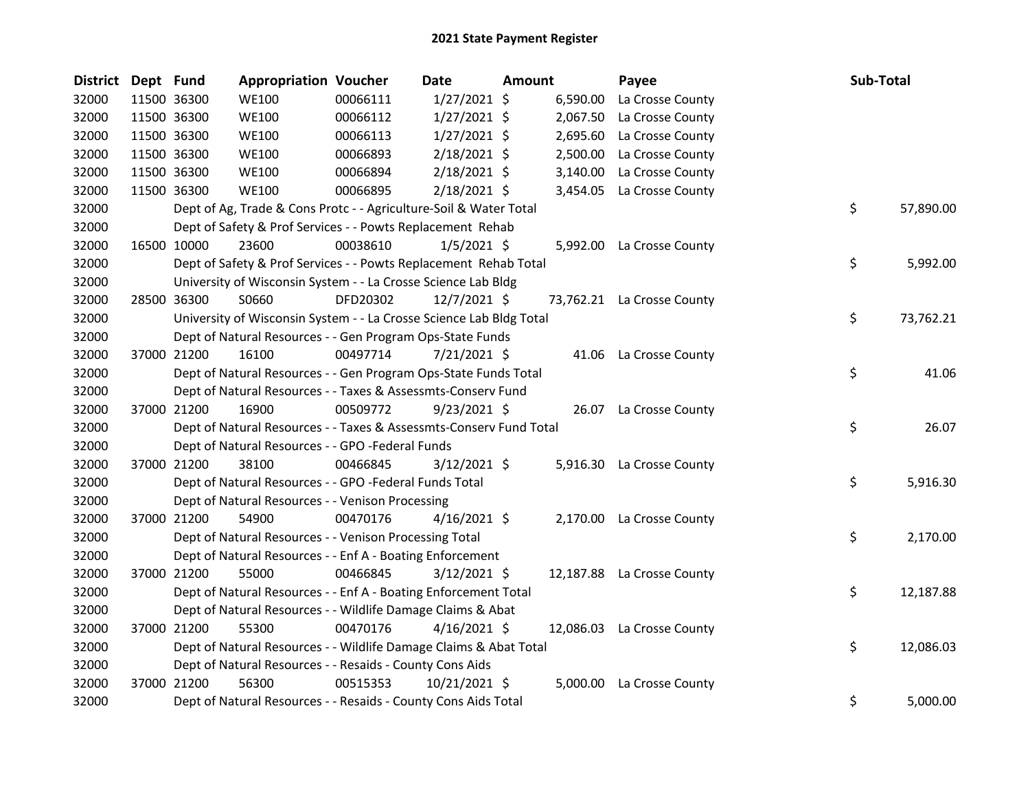# 2021 State Payment Register

| District | Dept | Fund | Appropriation | Voucher | Date | Amount | Payee | Sub-Total |
|---|---|---|---|---|---|---|---|---|
| 32000 | 11500 | 36300 | WE100 | 00066111 | 1/27/2021 | $ 6,590.00 | La Crosse County | |
| 32000 | 11500 | 36300 | WE100 | 00066112 | 1/27/2021 | $ 2,067.50 | La Crosse County | |
| 32000 | 11500 | 36300 | WE100 | 00066113 | 1/27/2021 | $ 2,695.60 | La Crosse County | |
| 32000 | 11500 | 36300 | WE100 | 00066893 | 2/18/2021 | $ 2,500.00 | La Crosse County | |
| 32000 | 11500 | 36300 | WE100 | 00066894 | 2/18/2021 | $ 3,140.00 | La Crosse County | |
| 32000 | 11500 | 36300 | WE100 | 00066895 | 2/18/2021 | $ 3,454.05 | La Crosse County | |
| 32000 | | Dept of Ag, Trade & Cons Protc - - Agriculture-Soil & Water Total | | | | | | $ 57,890.00 |
| 32000 | | Dept of Safety & Prof Services - - Powts Replacement Rehab | | | | | | |
| 32000 | 16500 | 10000 | 23600 | 00038610 | 1/5/2021 | $ 5,992.00 | La Crosse County | |
| 32000 | | Dept of Safety & Prof Services - - Powts Replacement Rehab Total | | | | | | $ 5,992.00 |
| 32000 | | University of Wisconsin System - - La Crosse Science Lab Bldg | | | | | | |
| 32000 | 28500 | 36300 | S0660 | DFD20302 | 12/7/2021 | $ 73,762.21 | La Crosse County | |
| 32000 | | University of Wisconsin System - - La Crosse Science Lab Bldg Total | | | | | | $ 73,762.21 |
| 32000 | | Dept of Natural Resources - - Gen Program Ops-State Funds | | | | | | |
| 32000 | 37000 | 21200 | 16100 | 00497714 | 7/21/2021 | $ 41.06 | La Crosse County | |
| 32000 | | Dept of Natural Resources - - Gen Program Ops-State Funds Total | | | | | | $ 41.06 |
| 32000 | | Dept of Natural Resources - - Taxes & Assessmts-Conserv Fund | | | | | | |
| 32000 | 37000 | 21200 | 16900 | 00509772 | 9/23/2021 | $ 26.07 | La Crosse County | |
| 32000 | | Dept of Natural Resources - - Taxes & Assessmts-Conserv Fund Total | | | | | | $ 26.07 |
| 32000 | | Dept of Natural Resources - - GPO -Federal Funds | | | | | | |
| 32000 | 37000 | 21200 | 38100 | 00466845 | 3/12/2021 | $ 5,916.30 | La Crosse County | |
| 32000 | | Dept of Natural Resources - - GPO -Federal Funds Total | | | | | | $ 5,916.30 |
| 32000 | | Dept of Natural Resources - - Venison Processing | | | | | | |
| 32000 | 37000 | 21200 | 54900 | 00470176 | 4/16/2021 | $ 2,170.00 | La Crosse County | |
| 32000 | | Dept of Natural Resources - - Venison Processing Total | | | | | | $ 2,170.00 |
| 32000 | | Dept of Natural Resources - - Enf A - Boating Enforcement | | | | | | |
| 32000 | 37000 | 21200 | 55000 | 00466845 | 3/12/2021 | $ 12,187.88 | La Crosse County | |
| 32000 | | Dept of Natural Resources - - Enf A - Boating Enforcement Total | | | | | | $ 12,187.88 |
| 32000 | | Dept of Natural Resources - - Wildlife Damage Claims & Abat | | | | | | |
| 32000 | 37000 | 21200 | 55300 | 00470176 | 4/16/2021 | $ 12,086.03 | La Crosse County | |
| 32000 | | Dept of Natural Resources - - Wildlife Damage Claims & Abat Total | | | | | | $ 12,086.03 |
| 32000 | | Dept of Natural Resources - - Resaids - County Cons Aids | | | | | | |
| 32000 | 37000 | 21200 | 56300 | 00515353 | 10/21/2021 | $ 5,000.00 | La Crosse County | |
| 32000 | | Dept of Natural Resources - - Resaids - County Cons Aids Total | | | | | | $ 5,000.00 |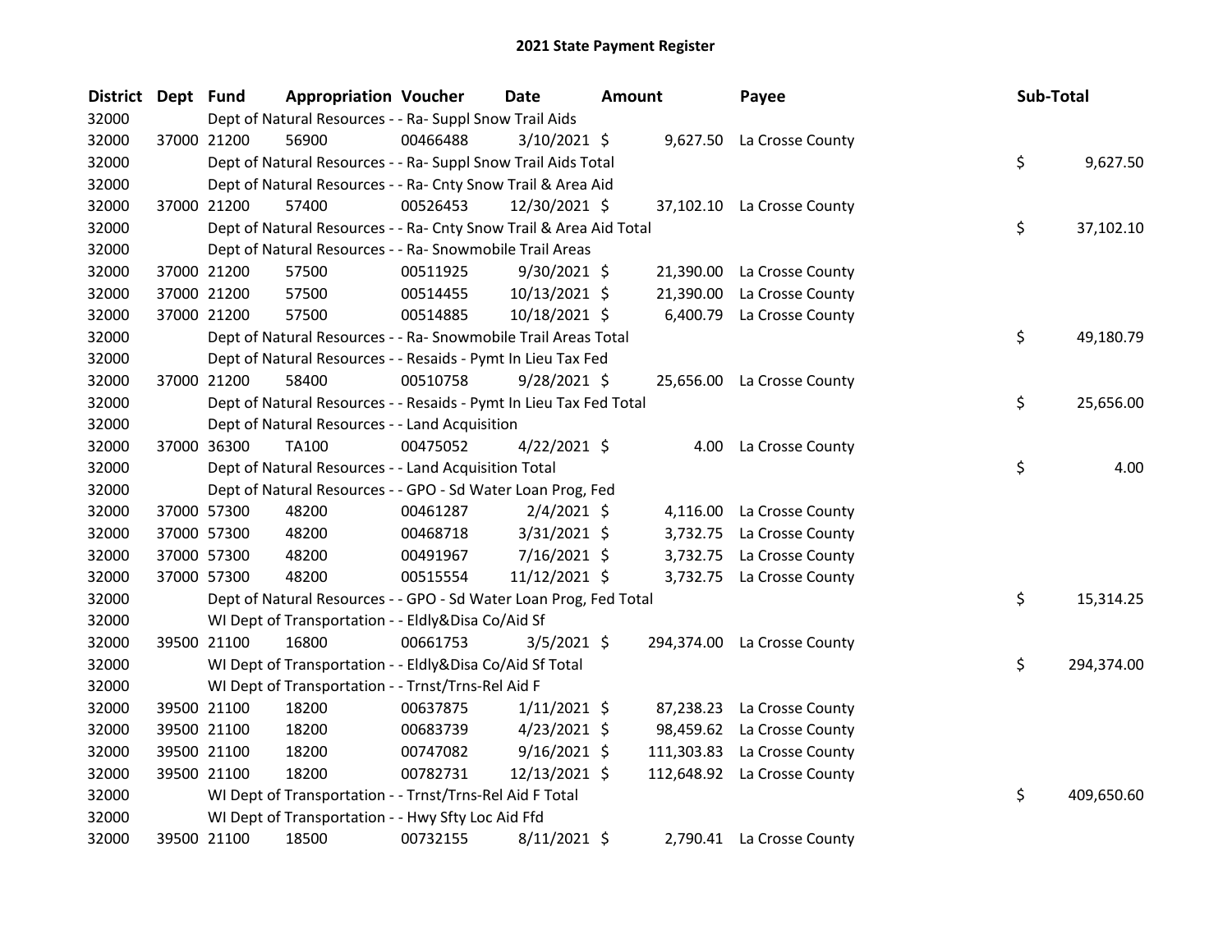# 2021 State Payment Register

| District | Dept | Fund | Appropriation | Voucher | Date | Amount | Payee | Sub-Total |
|---|---|---|---|---|---|---|---|---|
| 32000 | | Dept of Natural Resources - - Ra- Suppl Snow Trail Aids | | | | | | |
| 32000 | 37000 | 21200 | 56900 | 00466488 | 3/10/2021 | $ 9,627.50 | La Crosse County | |
| 32000 | | Dept of Natural Resources - - Ra- Suppl Snow Trail Aids Total | | | | | | $ 9,627.50 |
| 32000 | | Dept of Natural Resources - - Ra- Cnty Snow Trail & Area Aid | | | | | | |
| 32000 | 37000 | 21200 | 57400 | 00526453 | 12/30/2021 | $ 37,102.10 | La Crosse County | |
| 32000 | | Dept of Natural Resources - - Ra- Cnty Snow Trail & Area Aid Total | | | | | | $ 37,102.10 |
| 32000 | | Dept of Natural Resources - - Ra- Snowmobile Trail Areas | | | | | | |
| 32000 | 37000 | 21200 | 57500 | 00511925 | 9/30/2021 | $ 21,390.00 | La Crosse County | |
| 32000 | 37000 | 21200 | 57500 | 00514455 | 10/13/2021 | $ 21,390.00 | La Crosse County | |
| 32000 | 37000 | 21200 | 57500 | 00514885 | 10/18/2021 | $ 6,400.79 | La Crosse County | |
| 32000 | | Dept of Natural Resources - - Ra- Snowmobile Trail Areas Total | | | | | | $ 49,180.79 |
| 32000 | | Dept of Natural Resources - - Resaids - Pymt In Lieu Tax Fed | | | | | | |
| 32000 | 37000 | 21200 | 58400 | 00510758 | 9/28/2021 | $ 25,656.00 | La Crosse County | |
| 32000 | | Dept of Natural Resources - - Resaids - Pymt In Lieu Tax Fed Total | | | | | | $ 25,656.00 |
| 32000 | | Dept of Natural Resources - - Land Acquisition | | | | | | |
| 32000 | 37000 | 36300 | TA100 | 00475052 | 4/22/2021 | $ 4.00 | La Crosse County | |
| 32000 | | Dept of Natural Resources - - Land Acquisition Total | | | | | | $ 4.00 |
| 32000 | | Dept of Natural Resources - - GPO - Sd Water Loan Prog, Fed | | | | | | |
| 32000 | 37000 | 57300 | 48200 | 00461287 | 2/4/2021 | $ 4,116.00 | La Crosse County | |
| 32000 | 37000 | 57300 | 48200 | 00468718 | 3/31/2021 | $ 3,732.75 | La Crosse County | |
| 32000 | 37000 | 57300 | 48200 | 00491967 | 7/16/2021 | $ 3,732.75 | La Crosse County | |
| 32000 | 37000 | 57300 | 48200 | 00515554 | 11/12/2021 | $ 3,732.75 | La Crosse County | |
| 32000 | | Dept of Natural Resources - - GPO - Sd Water Loan Prog, Fed Total | | | | | | $ 15,314.25 |
| 32000 | | WI Dept of Transportation - - Eldly&Disa Co/Aid Sf | | | | | | |
| 32000 | 39500 | 21100 | 16800 | 00661753 | 3/5/2021 | $ 294,374.00 | La Crosse County | |
| 32000 | | WI Dept of Transportation - - Eldly&Disa Co/Aid Sf Total | | | | | | $ 294,374.00 |
| 32000 | | WI Dept of Transportation - - Trnst/Trns-Rel Aid F | | | | | | |
| 32000 | 39500 | 21100 | 18200 | 00637875 | 1/11/2021 | $ 87,238.23 | La Crosse County | |
| 32000 | 39500 | 21100 | 18200 | 00683739 | 4/23/2021 | $ 98,459.62 | La Crosse County | |
| 32000 | 39500 | 21100 | 18200 | 00747082 | 9/16/2021 | $ 111,303.83 | La Crosse County | |
| 32000 | 39500 | 21100 | 18200 | 00782731 | 12/13/2021 | $ 112,648.92 | La Crosse County | |
| 32000 | | WI Dept of Transportation - - Trnst/Trns-Rel Aid F Total | | | | | | $ 409,650.60 |
| 32000 | | WI Dept of Transportation - - Hwy Sfty Loc Aid Ffd | | | | | | |
| 32000 | 39500 | 21100 | 18500 | 00732155 | 8/11/2021 | $ 2,790.41 | La Crosse County | |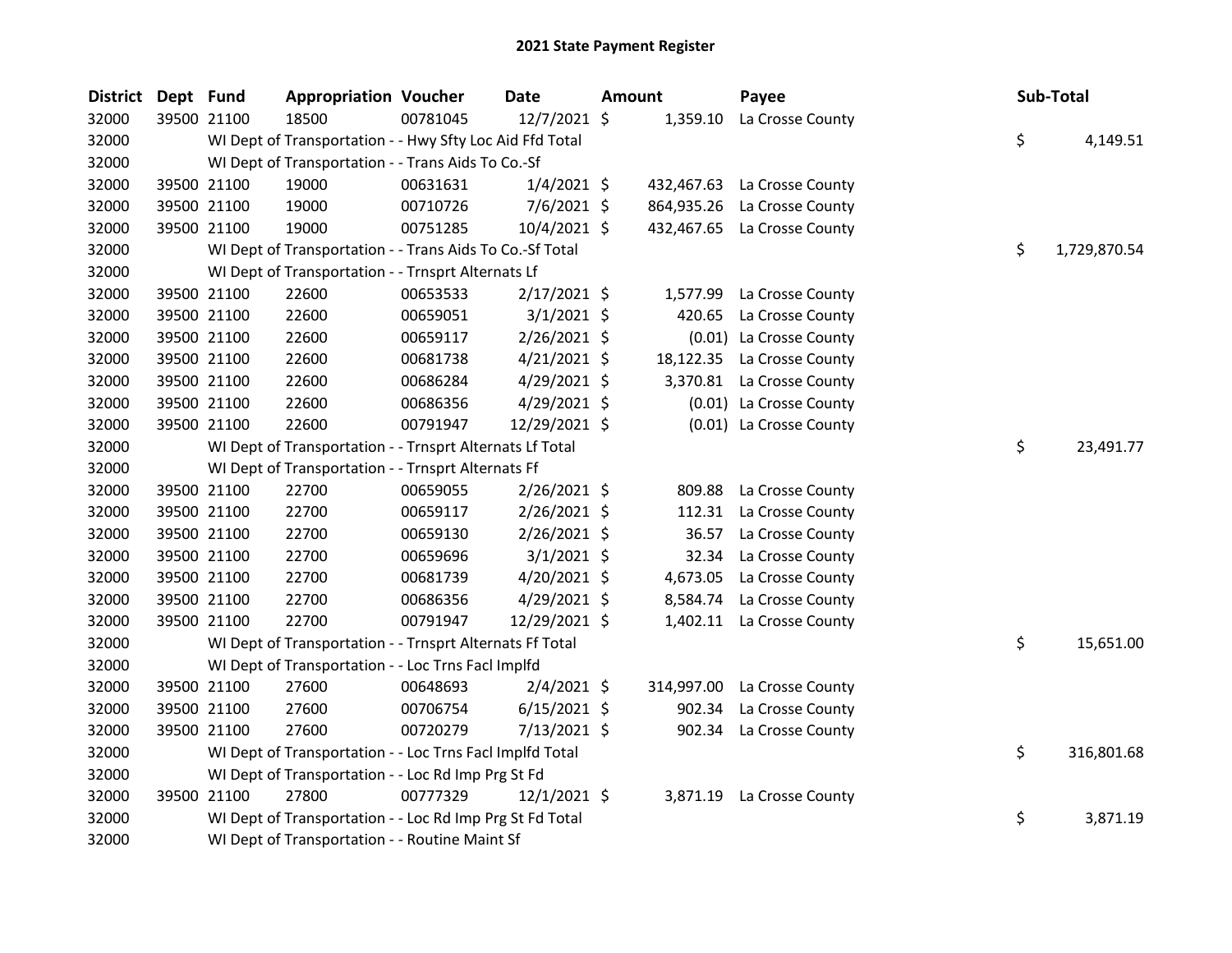# 2021 State Payment Register

| District | Dept | Fund | Appropriation | Voucher | Date | Amount | Payee | Sub-Total |
|---|---|---|---|---|---|---|---|---|
| 32000 | 39500 | 21100 | 18500 | 00781045 | 12/7/2021 | $ 1,359.10 | La Crosse County | |
| 32000 | | WI Dept of Transportation - - Hwy Sfty Loc Aid Ffd Total | | | | | | $ 4,149.51 |
| 32000 | | WI Dept of Transportation - - Trans Aids To Co.-Sf | | | | | | |
| 32000 | 39500 | 21100 | 19000 | 00631631 | 1/4/2021 | $ 432,467.63 | La Crosse County | |
| 32000 | 39500 | 21100 | 19000 | 00710726 | 7/6/2021 | $ 864,935.26 | La Crosse County | |
| 32000 | 39500 | 21100 | 19000 | 00751285 | 10/4/2021 | $ 432,467.65 | La Crosse County | |
| 32000 | | WI Dept of Transportation - - Trans Aids To Co.-Sf Total | | | | | | $ 1,729,870.54 |
| 32000 | | WI Dept of Transportation - - Trnsprt Alternats Lf | | | | | | |
| 32000 | 39500 | 21100 | 22600 | 00653533 | 2/17/2021 | $ 1,577.99 | La Crosse County | |
| 32000 | 39500 | 21100 | 22600 | 00659051 | 3/1/2021 | $ 420.65 | La Crosse County | |
| 32000 | 39500 | 21100 | 22600 | 00659117 | 2/26/2021 | $ (0.01) | La Crosse County | |
| 32000 | 39500 | 21100 | 22600 | 00681738 | 4/21/2021 | $ 18,122.35 | La Crosse County | |
| 32000 | 39500 | 21100 | 22600 | 00686284 | 4/29/2021 | $ 3,370.81 | La Crosse County | |
| 32000 | 39500 | 21100 | 22600 | 00686356 | 4/29/2021 | $ (0.01) | La Crosse County | |
| 32000 | 39500 | 21100 | 22600 | 00791947 | 12/29/2021 | $ (0.01) | La Crosse County | |
| 32000 | | WI Dept of Transportation - - Trnsprt Alternats Lf Total | | | | | | $ 23,491.77 |
| 32000 | | WI Dept of Transportation - - Trnsprt Alternats Ff | | | | | | |
| 32000 | 39500 | 21100 | 22700 | 00659055 | 2/26/2021 | $ 809.88 | La Crosse County | |
| 32000 | 39500 | 21100 | 22700 | 00659117 | 2/26/2021 | $ 112.31 | La Crosse County | |
| 32000 | 39500 | 21100 | 22700 | 00659130 | 2/26/2021 | $ 36.57 | La Crosse County | |
| 32000 | 39500 | 21100 | 22700 | 00659696 | 3/1/2021 | $ 32.34 | La Crosse County | |
| 32000 | 39500 | 21100 | 22700 | 00681739 | 4/20/2021 | $ 4,673.05 | La Crosse County | |
| 32000 | 39500 | 21100 | 22700 | 00686356 | 4/29/2021 | $ 8,584.74 | La Crosse County | |
| 32000 | 39500 | 21100 | 22700 | 00791947 | 12/29/2021 | $ 1,402.11 | La Crosse County | |
| 32000 | | WI Dept of Transportation - - Trnsprt Alternats Ff Total | | | | | | $ 15,651.00 |
| 32000 | | WI Dept of Transportation - - Loc Trns Facl Implfd | | | | | | |
| 32000 | 39500 | 21100 | 27600 | 00648693 | 2/4/2021 | $ 314,997.00 | La Crosse County | |
| 32000 | 39500 | 21100 | 27600 | 00706754 | 6/15/2021 | $ 902.34 | La Crosse County | |
| 32000 | 39500 | 21100 | 27600 | 00720279 | 7/13/2021 | $ 902.34 | La Crosse County | |
| 32000 | | WI Dept of Transportation - - Loc Trns Facl Implfd Total | | | | | | $ 316,801.68 |
| 32000 | | WI Dept of Transportation - - Loc Rd Imp Prg St Fd | | | | | | |
| 32000 | 39500 | 21100 | 27800 | 00777329 | 12/1/2021 | $ 3,871.19 | La Crosse County | |
| 32000 | | WI Dept of Transportation - - Loc Rd Imp Prg St Fd Total | | | | | | $ 3,871.19 |
| 32000 | | WI Dept of Transportation - - Routine Maint Sf | | | | | | |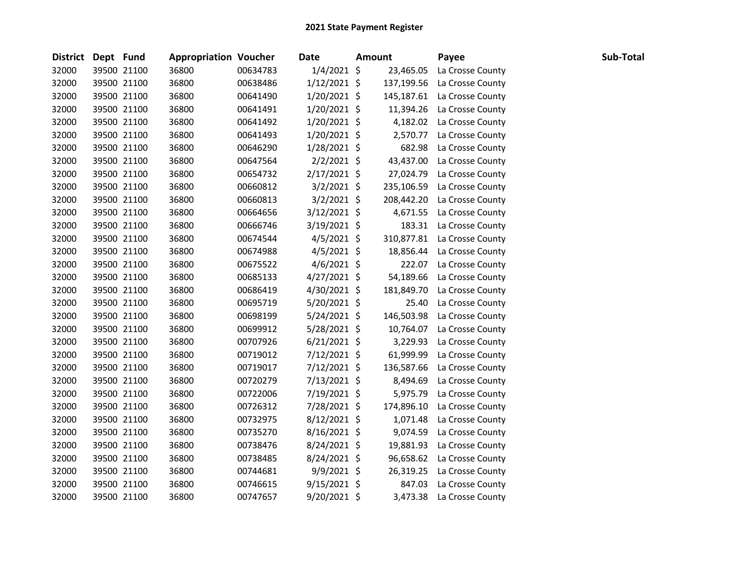# 2021 State Payment Register

| District | Dept | Fund | Appropriation | Voucher | Date | Amount | Payee | Sub-Total |
|---|---|---|---|---|---|---|---|---|
| 32000 | 39500 | 21100 | 36800 | 00634783 | 1/4/2021 | $ 23,465.05 | La Crosse County | |
| 32000 | 39500 | 21100 | 36800 | 00638486 | 1/12/2021 | $ 137,199.56 | La Crosse County | |
| 32000 | 39500 | 21100 | 36800 | 00641490 | 1/20/2021 | $ 145,187.61 | La Crosse County | |
| 32000 | 39500 | 21100 | 36800 | 00641491 | 1/20/2021 | $ 11,394.26 | La Crosse County | |
| 32000 | 39500 | 21100 | 36800 | 00641492 | 1/20/2021 | $ 4,182.02 | La Crosse County | |
| 32000 | 39500 | 21100 | 36800 | 00641493 | 1/20/2021 | $ 2,570.77 | La Crosse County | |
| 32000 | 39500 | 21100 | 36800 | 00646290 | 1/28/2021 | $ 682.98 | La Crosse County | |
| 32000 | 39500 | 21100 | 36800 | 00647564 | 2/2/2021 | $ 43,437.00 | La Crosse County | |
| 32000 | 39500 | 21100 | 36800 | 00654732 | 2/17/2021 | $ 27,024.79 | La Crosse County | |
| 32000 | 39500 | 21100 | 36800 | 00660812 | 3/2/2021 | $ 235,106.59 | La Crosse County | |
| 32000 | 39500 | 21100 | 36800 | 00660813 | 3/2/2021 | $ 208,442.20 | La Crosse County | |
| 32000 | 39500 | 21100 | 36800 | 00664656 | 3/12/2021 | $ 4,671.55 | La Crosse County | |
| 32000 | 39500 | 21100 | 36800 | 00666746 | 3/19/2021 | $ 183.31 | La Crosse County | |
| 32000 | 39500 | 21100 | 36800 | 00674544 | 4/5/2021 | $ 310,877.81 | La Crosse County | |
| 32000 | 39500 | 21100 | 36800 | 00674988 | 4/5/2021 | $ 18,856.44 | La Crosse County | |
| 32000 | 39500 | 21100 | 36800 | 00675522 | 4/6/2021 | $ 222.07 | La Crosse County | |
| 32000 | 39500 | 21100 | 36800 | 00685133 | 4/27/2021 | $ 54,189.66 | La Crosse County | |
| 32000 | 39500 | 21100 | 36800 | 00686419 | 4/30/2021 | $ 181,849.70 | La Crosse County | |
| 32000 | 39500 | 21100 | 36800 | 00695719 | 5/20/2021 | $ 25.40 | La Crosse County | |
| 32000 | 39500 | 21100 | 36800 | 00698199 | 5/24/2021 | $ 146,503.98 | La Crosse County | |
| 32000 | 39500 | 21100 | 36800 | 00699912 | 5/28/2021 | $ 10,764.07 | La Crosse County | |
| 32000 | 39500 | 21100 | 36800 | 00707926 | 6/21/2021 | $ 3,229.93 | La Crosse County | |
| 32000 | 39500 | 21100 | 36800 | 00719012 | 7/12/2021 | $ 61,999.99 | La Crosse County | |
| 32000 | 39500 | 21100 | 36800 | 00719017 | 7/12/2021 | $ 136,587.66 | La Crosse County | |
| 32000 | 39500 | 21100 | 36800 | 00720279 | 7/13/2021 | $ 8,494.69 | La Crosse County | |
| 32000 | 39500 | 21100 | 36800 | 00722006 | 7/19/2021 | $ 5,975.79 | La Crosse County | |
| 32000 | 39500 | 21100 | 36800 | 00726312 | 7/28/2021 | $ 174,896.10 | La Crosse County | |
| 32000 | 39500 | 21100 | 36800 | 00732975 | 8/12/2021 | $ 1,071.48 | La Crosse County | |
| 32000 | 39500 | 21100 | 36800 | 00735270 | 8/16/2021 | $ 9,074.59 | La Crosse County | |
| 32000 | 39500 | 21100 | 36800 | 00738476 | 8/24/2021 | $ 19,881.93 | La Crosse County | |
| 32000 | 39500 | 21100 | 36800 | 00738485 | 8/24/2021 | $ 96,658.62 | La Crosse County | |
| 32000 | 39500 | 21100 | 36800 | 00744681 | 9/9/2021 | $ 26,319.25 | La Crosse County | |
| 32000 | 39500 | 21100 | 36800 | 00746615 | 9/15/2021 | $ 847.03 | La Crosse County | |
| 32000 | 39500 | 21100 | 36800 | 00747657 | 9/20/2021 | $ 3,473.38 | La Crosse County | |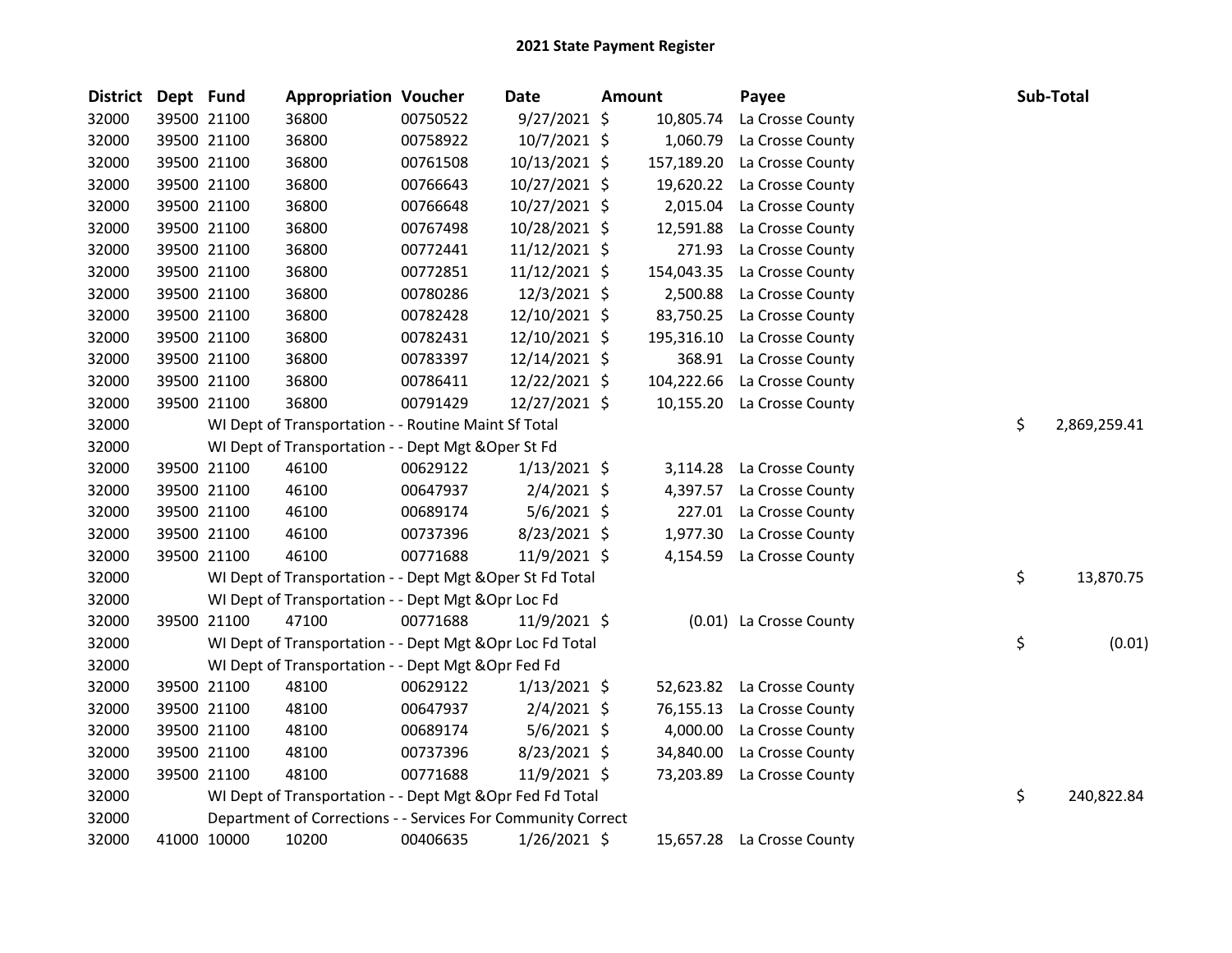# 2021 State Payment Register

| District | Dept | Fund | Appropriation | Voucher | Date | Amount | Payee | Sub-Total |
|---|---|---|---|---|---|---|---|---|
| 32000 | 39500 | 21100 | 36800 | 00750522 | 9/27/2021 | $ 10,805.74 | La Crosse County | |
| 32000 | 39500 | 21100 | 36800 | 00758922 | 10/7/2021 | $ 1,060.79 | La Crosse County | |
| 32000 | 39500 | 21100 | 36800 | 00761508 | 10/13/2021 | $ 157,189.20 | La Crosse County | |
| 32000 | 39500 | 21100 | 36800 | 00766643 | 10/27/2021 | $ 19,620.22 | La Crosse County | |
| 32000 | 39500 | 21100 | 36800 | 00766648 | 10/27/2021 | $ 2,015.04 | La Crosse County | |
| 32000 | 39500 | 21100 | 36800 | 00767498 | 10/28/2021 | $ 12,591.88 | La Crosse County | |
| 32000 | 39500 | 21100 | 36800 | 00772441 | 11/12/2021 | $ 271.93 | La Crosse County | |
| 32000 | 39500 | 21100 | 36800 | 00772851 | 11/12/2021 | $ 154,043.35 | La Crosse County | |
| 32000 | 39500 | 21100 | 36800 | 00780286 | 12/3/2021 | $ 2,500.88 | La Crosse County | |
| 32000 | 39500 | 21100 | 36800 | 00782428 | 12/10/2021 | $ 83,750.25 | La Crosse County | |
| 32000 | 39500 | 21100 | 36800 | 00782431 | 12/10/2021 | $ 195,316.10 | La Crosse County | |
| 32000 | 39500 | 21100 | 36800 | 00783397 | 12/14/2021 | $ 368.91 | La Crosse County | |
| 32000 | 39500 | 21100 | 36800 | 00786411 | 12/22/2021 | $ 104,222.66 | La Crosse County | |
| 32000 | 39500 | 21100 | 36800 | 00791429 | 12/27/2021 | $ 10,155.20 | La Crosse County | |
| 32000 | | | WI Dept of Transportation - - Routine Maint Sf Total | | | | | $ 2,869,259.41 |
| 32000 | | | WI Dept of Transportation - - Dept Mgt &Oper St Fd | | | | | |
| 32000 | 39500 | 21100 | 46100 | 00629122 | 1/13/2021 | $ 3,114.28 | La Crosse County | |
| 32000 | 39500 | 21100 | 46100 | 00647937 | 2/4/2021 | $ 4,397.57 | La Crosse County | |
| 32000 | 39500 | 21100 | 46100 | 00689174 | 5/6/2021 | $ 227.01 | La Crosse County | |
| 32000 | 39500 | 21100 | 46100 | 00737396 | 8/23/2021 | $ 1,977.30 | La Crosse County | |
| 32000 | 39500 | 21100 | 46100 | 00771688 | 11/9/2021 | $ 4,154.59 | La Crosse County | |
| 32000 | | | WI Dept of Transportation - - Dept Mgt &Oper St Fd Total | | | | | $ 13,870.75 |
| 32000 | | | WI Dept of Transportation - - Dept Mgt &Opr Loc Fd | | | | | |
| 32000 | 39500 | 21100 | 47100 | 00771688 | 11/9/2021 | $ (0.01) | La Crosse County | |
| 32000 | | | WI Dept of Transportation - - Dept Mgt &Opr Loc Fd Total | | | | | $ (0.01) |
| 32000 | | | WI Dept of Transportation - - Dept Mgt &Opr Fed Fd | | | | | |
| 32000 | 39500 | 21100 | 48100 | 00629122 | 1/13/2021 | $ 52,623.82 | La Crosse County | |
| 32000 | 39500 | 21100 | 48100 | 00647937 | 2/4/2021 | $ 76,155.13 | La Crosse County | |
| 32000 | 39500 | 21100 | 48100 | 00689174 | 5/6/2021 | $ 4,000.00 | La Crosse County | |
| 32000 | 39500 | 21100 | 48100 | 00737396 | 8/23/2021 | $ 34,840.00 | La Crosse County | |
| 32000 | 39500 | 21100 | 48100 | 00771688 | 11/9/2021 | $ 73,203.89 | La Crosse County | |
| 32000 | | | WI Dept of Transportation - - Dept Mgt &Opr Fed Fd Total | | | | | $ 240,822.84 |
| 32000 | | | Department of Corrections - - Services For Community Correct | | | | | |
| 32000 | 41000 | 10000 | 10200 | 00406635 | 1/26/2021 | $ 15,657.28 | La Crosse County | |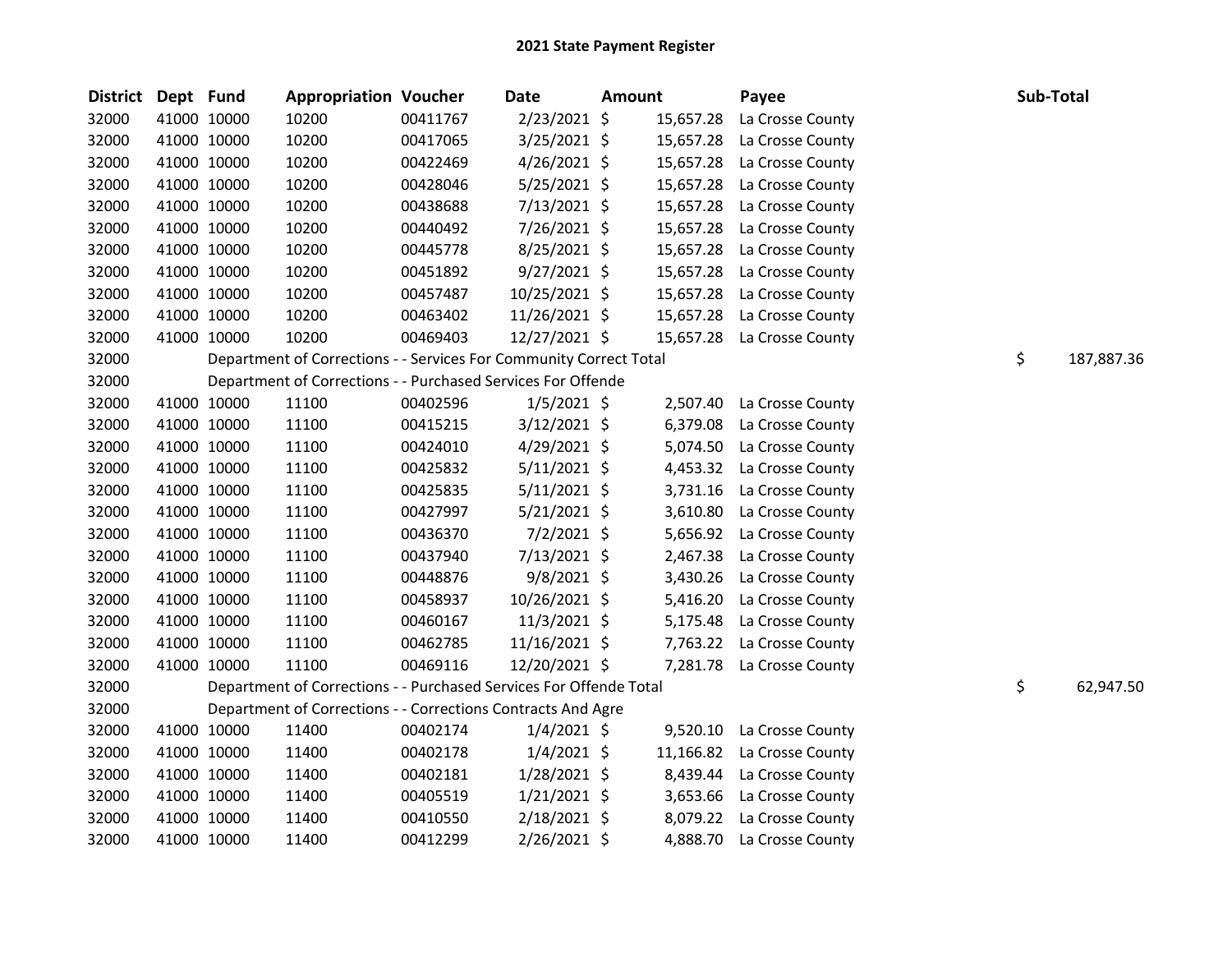## 2021 State Payment Register

| District | Dept | Fund | Appropriation | Voucher | Date | Amount | Payee | Sub-Total |
|---|---|---|---|---|---|---|---|---|
| 32000 | 41000 | 10000 | 10200 | 00411767 | 2/23/2021 | $ 15,657.28 | La Crosse County | |
| 32000 | 41000 | 10000 | 10200 | 00417065 | 3/25/2021 | $ 15,657.28 | La Crosse County | |
| 32000 | 41000 | 10000 | 10200 | 00422469 | 4/26/2021 | $ 15,657.28 | La Crosse County | |
| 32000 | 41000 | 10000 | 10200 | 00428046 | 5/25/2021 | $ 15,657.28 | La Crosse County | |
| 32000 | 41000 | 10000 | 10200 | 00438688 | 7/13/2021 | $ 15,657.28 | La Crosse County | |
| 32000 | 41000 | 10000 | 10200 | 00440492 | 7/26/2021 | $ 15,657.28 | La Crosse County | |
| 32000 | 41000 | 10000 | 10200 | 00445778 | 8/25/2021 | $ 15,657.28 | La Crosse County | |
| 32000 | 41000 | 10000 | 10200 | 00451892 | 9/27/2021 | $ 15,657.28 | La Crosse County | |
| 32000 | 41000 | 10000 | 10200 | 00457487 | 10/25/2021 | $ 15,657.28 | La Crosse County | |
| 32000 | 41000 | 10000 | 10200 | 00463402 | 11/26/2021 | $ 15,657.28 | La Crosse County | |
| 32000 | 41000 | 10000 | 10200 | 00469403 | 12/27/2021 | $ 15,657.28 | La Crosse County | |
| 32000 | | Department of Corrections - - Services For Community Correct Total | | | | | | $ 187,887.36 |
| 32000 | | Department of Corrections - - Purchased Services For Offende | | | | | | |
| 32000 | 41000 | 10000 | 11100 | 00402596 | 1/5/2021 | $ 2,507.40 | La Crosse County | |
| 32000 | 41000 | 10000 | 11100 | 00415215 | 3/12/2021 | $ 6,379.08 | La Crosse County | |
| 32000 | 41000 | 10000 | 11100 | 00424010 | 4/29/2021 | $ 5,074.50 | La Crosse County | |
| 32000 | 41000 | 10000 | 11100 | 00425832 | 5/11/2021 | $ 4,453.32 | La Crosse County | |
| 32000 | 41000 | 10000 | 11100 | 00425835 | 5/11/2021 | $ 3,731.16 | La Crosse County | |
| 32000 | 41000 | 10000 | 11100 | 00427997 | 5/21/2021 | $ 3,610.80 | La Crosse County | |
| 32000 | 41000 | 10000 | 11100 | 00436370 | 7/2/2021 | $ 5,656.92 | La Crosse County | |
| 32000 | 41000 | 10000 | 11100 | 00437940 | 7/13/2021 | $ 2,467.38 | La Crosse County | |
| 32000 | 41000 | 10000 | 11100 | 00448876 | 9/8/2021 | $ 3,430.26 | La Crosse County | |
| 32000 | 41000 | 10000 | 11100 | 00458937 | 10/26/2021 | $ 5,416.20 | La Crosse County | |
| 32000 | 41000 | 10000 | 11100 | 00460167 | 11/3/2021 | $ 5,175.48 | La Crosse County | |
| 32000 | 41000 | 10000 | 11100 | 00462785 | 11/16/2021 | $ 7,763.22 | La Crosse County | |
| 32000 | 41000 | 10000 | 11100 | 00469116 | 12/20/2021 | $ 7,281.78 | La Crosse County | |
| 32000 | | Department of Corrections - - Purchased Services For Offende Total | | | | | | $ 62,947.50 |
| 32000 | | Department of Corrections - - Corrections Contracts And Agre | | | | | | |
| 32000 | 41000 | 10000 | 11400 | 00402174 | 1/4/2021 | $ 9,520.10 | La Crosse County | |
| 32000 | 41000 | 10000 | 11400 | 00402178 | 1/4/2021 | $ 11,166.82 | La Crosse County | |
| 32000 | 41000 | 10000 | 11400 | 00402181 | 1/28/2021 | $ 8,439.44 | La Crosse County | |
| 32000 | 41000 | 10000 | 11400 | 00405519 | 1/21/2021 | $ 3,653.66 | La Crosse County | |
| 32000 | 41000 | 10000 | 11400 | 00410550 | 2/18/2021 | $ 8,079.22 | La Crosse County | |
| 32000 | 41000 | 10000 | 11400 | 00412299 | 2/26/2021 | $ 4,888.70 | La Crosse County | |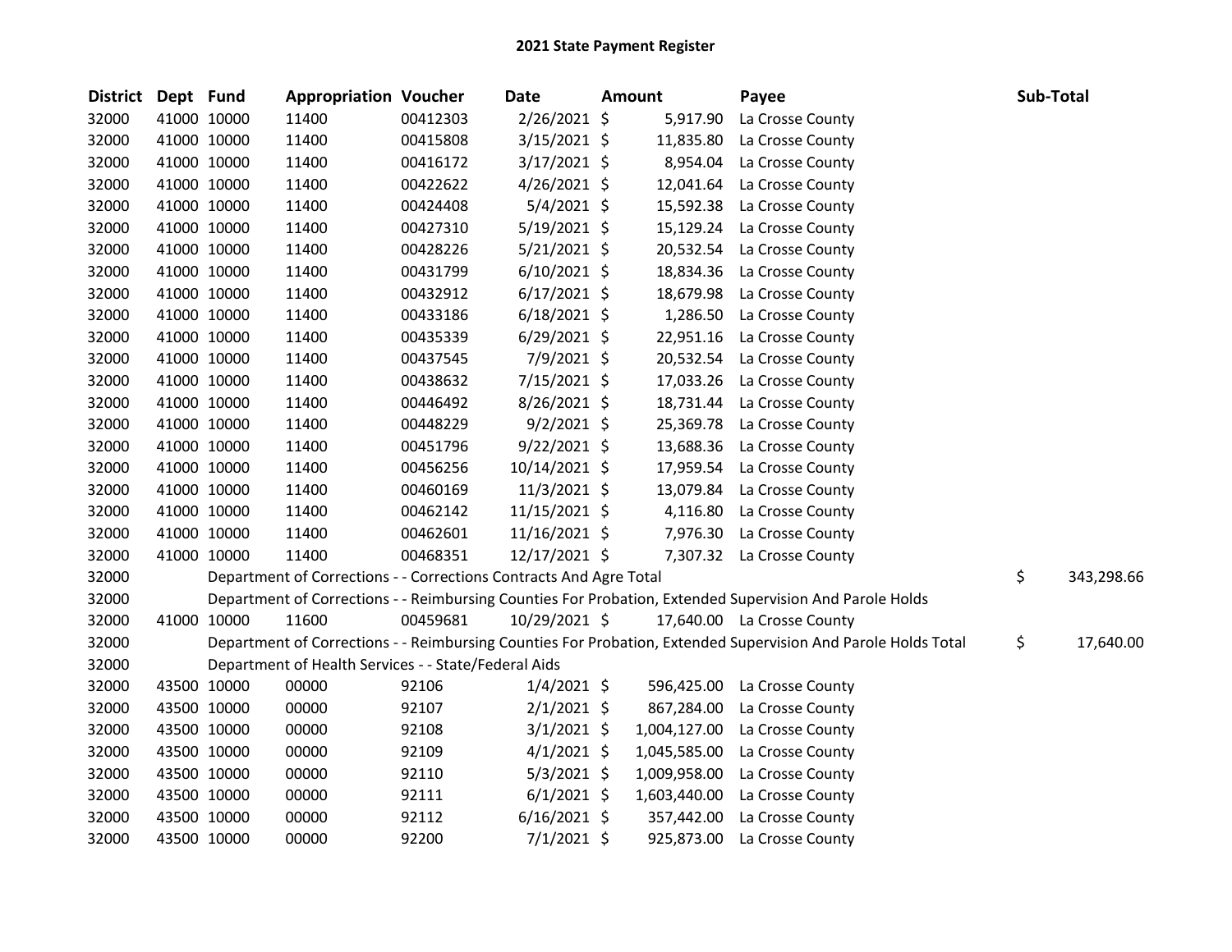# 2021 State Payment Register

| District | Dept | Fund | Appropriation | Voucher | Date | Amount | Payee | Sub-Total |
|---|---|---|---|---|---|---|---|---|
| 32000 | 41000 | 10000 | 11400 | 00412303 | 2/26/2021 | $ 5,917.90 | La Crosse County | |
| 32000 | 41000 | 10000 | 11400 | 00415808 | 3/15/2021 | $ 11,835.80 | La Crosse County | |
| 32000 | 41000 | 10000 | 11400 | 00416172 | 3/17/2021 | $ 8,954.04 | La Crosse County | |
| 32000 | 41000 | 10000 | 11400 | 00422622 | 4/26/2021 | $ 12,041.64 | La Crosse County | |
| 32000 | 41000 | 10000 | 11400 | 00424408 | 5/4/2021 | $ 15,592.38 | La Crosse County | |
| 32000 | 41000 | 10000 | 11400 | 00427310 | 5/19/2021 | $ 15,129.24 | La Crosse County | |
| 32000 | 41000 | 10000 | 11400 | 00428226 | 5/21/2021 | $ 20,532.54 | La Crosse County | |
| 32000 | 41000 | 10000 | 11400 | 00431799 | 6/10/2021 | $ 18,834.36 | La Crosse County | |
| 32000 | 41000 | 10000 | 11400 | 00432912 | 6/17/2021 | $ 18,679.98 | La Crosse County | |
| 32000 | 41000 | 10000 | 11400 | 00433186 | 6/18/2021 | $ 1,286.50 | La Crosse County | |
| 32000 | 41000 | 10000 | 11400 | 00435339 | 6/29/2021 | $ 22,951.16 | La Crosse County | |
| 32000 | 41000 | 10000 | 11400 | 00437545 | 7/9/2021 | $ 20,532.54 | La Crosse County | |
| 32000 | 41000 | 10000 | 11400 | 00438632 | 7/15/2021 | $ 17,033.26 | La Crosse County | |
| 32000 | 41000 | 10000 | 11400 | 00446492 | 8/26/2021 | $ 18,731.44 | La Crosse County | |
| 32000 | 41000 | 10000 | 11400 | 00448229 | 9/2/2021 | $ 25,369.78 | La Crosse County | |
| 32000 | 41000 | 10000 | 11400 | 00451796 | 9/22/2021 | $ 13,688.36 | La Crosse County | |
| 32000 | 41000 | 10000 | 11400 | 00456256 | 10/14/2021 | $ 17,959.54 | La Crosse County | |
| 32000 | 41000 | 10000 | 11400 | 00460169 | 11/3/2021 | $ 13,079.84 | La Crosse County | |
| 32000 | 41000 | 10000 | 11400 | 00462142 | 11/15/2021 | $ 4,116.80 | La Crosse County | |
| 32000 | 41000 | 10000 | 11400 | 00462601 | 11/16/2021 | $ 7,976.30 | La Crosse County | |
| 32000 | 41000 | 10000 | 11400 | 00468351 | 12/17/2021 | $ 7,307.32 | La Crosse County | |
| 32000 | | Department of Corrections - - Corrections Contracts And Agre Total | | | | | | $ 343,298.66 |
| 32000 | | Department of Corrections - - Reimbursing Counties For Probation, Extended Supervision And Parole Holds | | | | | | |
| 32000 | 41000 | 10000 | 11600 | 00459681 | 10/29/2021 | $ 17,640.00 | La Crosse County | |
| 32000 | | Department of Corrections - - Reimbursing Counties For Probation, Extended Supervision And Parole Holds Total | | | | | | $ 17,640.00 |
| 32000 | | Department of Health Services - - State/Federal Aids | | | | | | |
| 32000 | 43500 | 10000 | 00000 | 92106 | 1/4/2021 | $ 596,425.00 | La Crosse County | |
| 32000 | 43500 | 10000 | 00000 | 92107 | 2/1/2021 | $ 867,284.00 | La Crosse County | |
| 32000 | 43500 | 10000 | 00000 | 92108 | 3/1/2021 | $ 1,004,127.00 | La Crosse County | |
| 32000 | 43500 | 10000 | 00000 | 92109 | 4/1/2021 | $ 1,045,585.00 | La Crosse County | |
| 32000 | 43500 | 10000 | 00000 | 92110 | 5/3/2021 | $ 1,009,958.00 | La Crosse County | |
| 32000 | 43500 | 10000 | 00000 | 92111 | 6/1/2021 | $ 1,603,440.00 | La Crosse County | |
| 32000 | 43500 | 10000 | 00000 | 92112 | 6/16/2021 | $ 357,442.00 | La Crosse County | |
| 32000 | 43500 | 10000 | 00000 | 92200 | 7/1/2021 | $ 925,873.00 | La Crosse County | |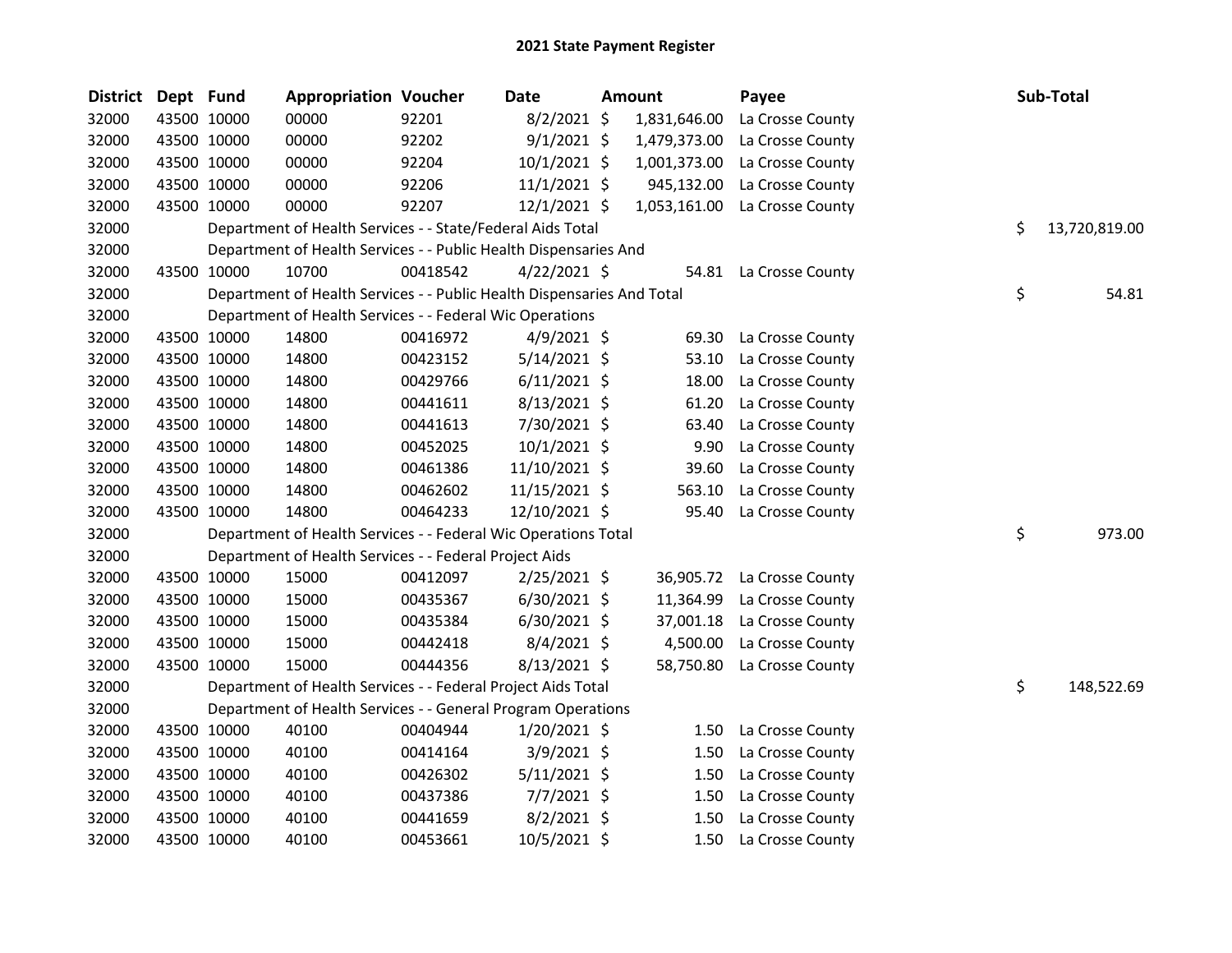# 2021 State Payment Register

| District | Dept | Fund | Appropriation | Voucher | Date | Amount | Payee | Sub-Total |
|---|---|---|---|---|---|---|---|---|
| 32000 | 43500 | 10000 | 00000 | 92201 | 8/2/2021 | $ 1,831,646.00 | La Crosse County | |
| 32000 | 43500 | 10000 | 00000 | 92202 | 9/1/2021 | $ 1,479,373.00 | La Crosse County | |
| 32000 | 43500 | 10000 | 00000 | 92204 | 10/1/2021 | $ 1,001,373.00 | La Crosse County | |
| 32000 | 43500 | 10000 | 00000 | 92206 | 11/1/2021 | $ 945,132.00 | La Crosse County | |
| 32000 | 43500 | 10000 | 00000 | 92207 | 12/1/2021 | $ 1,053,161.00 | La Crosse County | |
| 32000 | | Department of Health Services - - State/Federal Aids Total | | | | | | $ 13,720,819.00 |
| 32000 | | Department of Health Services - - Public Health Dispensaries And | | | | | | |
| 32000 | 43500 | 10000 | 10700 | 00418542 | 4/22/2021 | $ 54.81 | La Crosse County | |
| 32000 | | Department of Health Services - - Public Health Dispensaries And Total | | | | | | $ 54.81 |
| 32000 | | Department of Health Services - - Federal Wic Operations | | | | | | |
| 32000 | 43500 | 10000 | 14800 | 00416972 | 4/9/2021 | $ 69.30 | La Crosse County | |
| 32000 | 43500 | 10000 | 14800 | 00423152 | 5/14/2021 | $ 53.10 | La Crosse County | |
| 32000 | 43500 | 10000 | 14800 | 00429766 | 6/11/2021 | $ 18.00 | La Crosse County | |
| 32000 | 43500 | 10000 | 14800 | 00441611 | 8/13/2021 | $ 61.20 | La Crosse County | |
| 32000 | 43500 | 10000 | 14800 | 00441613 | 7/30/2021 | $ 63.40 | La Crosse County | |
| 32000 | 43500 | 10000 | 14800 | 00452025 | 10/1/2021 | $ 9.90 | La Crosse County | |
| 32000 | 43500 | 10000 | 14800 | 00461386 | 11/10/2021 | $ 39.60 | La Crosse County | |
| 32000 | 43500 | 10000 | 14800 | 00462602 | 11/15/2021 | $ 563.10 | La Crosse County | |
| 32000 | 43500 | 10000 | 14800 | 00464233 | 12/10/2021 | $ 95.40 | La Crosse County | |
| 32000 | | Department of Health Services - - Federal Wic Operations Total | | | | | | $ 973.00 |
| 32000 | | Department of Health Services - - Federal Project Aids | | | | | | |
| 32000 | 43500 | 10000 | 15000 | 00412097 | 2/25/2021 | $ 36,905.72 | La Crosse County | |
| 32000 | 43500 | 10000 | 15000 | 00435367 | 6/30/2021 | $ 11,364.99 | La Crosse County | |
| 32000 | 43500 | 10000 | 15000 | 00435384 | 6/30/2021 | $ 37,001.18 | La Crosse County | |
| 32000 | 43500 | 10000 | 15000 | 00442418 | 8/4/2021 | $ 4,500.00 | La Crosse County | |
| 32000 | 43500 | 10000 | 15000 | 00444356 | 8/13/2021 | $ 58,750.80 | La Crosse County | |
| 32000 | | Department of Health Services - - Federal Project Aids Total | | | | | | $ 148,522.69 |
| 32000 | | Department of Health Services - - General Program Operations | | | | | | |
| 32000 | 43500 | 10000 | 40100 | 00404944 | 1/20/2021 | $ 1.50 | La Crosse County | |
| 32000 | 43500 | 10000 | 40100 | 00414164 | 3/9/2021 | $ 1.50 | La Crosse County | |
| 32000 | 43500 | 10000 | 40100 | 00426302 | 5/11/2021 | $ 1.50 | La Crosse County | |
| 32000 | 43500 | 10000 | 40100 | 00437386 | 7/7/2021 | $ 1.50 | La Crosse County | |
| 32000 | 43500 | 10000 | 40100 | 00441659 | 8/2/2021 | $ 1.50 | La Crosse County | |
| 32000 | 43500 | 10000 | 40100 | 00453661 | 10/5/2021 | $ 1.50 | La Crosse County | |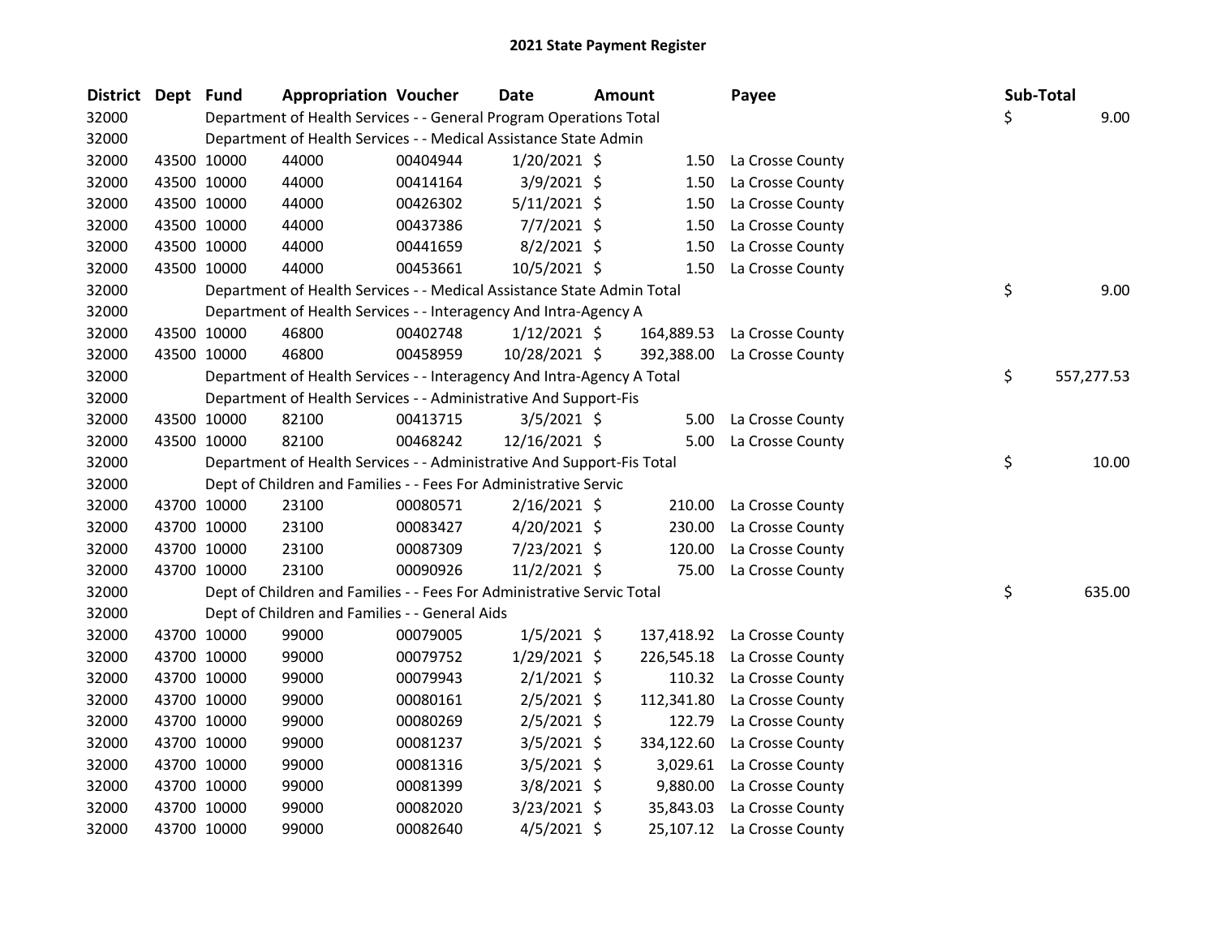# 2021 State Payment Register

| District | Dept | Fund | Appropriation | Voucher | Date | Amount | Payee | Sub-Total |
|---|---|---|---|---|---|---|---|---|
| 32000 | | Department of Health Services - - General Program Operations Total | | | | | | $ 9.00 |
| 32000 | | Department of Health Services - - Medical Assistance State Admin | | | | | | |
| 32000 | 43500 | 10000 | 44000 | 00404944 | 1/20/2021 | $ 1.50 | La Crosse County | |
| 32000 | 43500 | 10000 | 44000 | 00414164 | 3/9/2021 | $ 1.50 | La Crosse County | |
| 32000 | 43500 | 10000 | 44000 | 00426302 | 5/11/2021 | $ 1.50 | La Crosse County | |
| 32000 | 43500 | 10000 | 44000 | 00437386 | 7/7/2021 | $ 1.50 | La Crosse County | |
| 32000 | 43500 | 10000 | 44000 | 00441659 | 8/2/2021 | $ 1.50 | La Crosse County | |
| 32000 | 43500 | 10000 | 44000 | 00453661 | 10/5/2021 | $ 1.50 | La Crosse County | |
| 32000 | | Department of Health Services - - Medical Assistance State Admin Total | | | | | | $ 9.00 |
| 32000 | | Department of Health Services - - Interagency And Intra-Agency A | | | | | | |
| 32000 | 43500 | 10000 | 46800 | 00402748 | 1/12/2021 | $ 164,889.53 | La Crosse County | |
| 32000 | 43500 | 10000 | 46800 | 00458959 | 10/28/2021 | $ 392,388.00 | La Crosse County | |
| 32000 | | Department of Health Services - - Interagency And Intra-Agency A Total | | | | | | $ 557,277.53 |
| 32000 | | Department of Health Services - - Administrative And Support-Fis | | | | | | |
| 32000 | 43500 | 10000 | 82100 | 00413715 | 3/5/2021 | $ 5.00 | La Crosse County | |
| 32000 | 43500 | 10000 | 82100 | 00468242 | 12/16/2021 | $ 5.00 | La Crosse County | |
| 32000 | | Department of Health Services - - Administrative And Support-Fis Total | | | | | | $ 10.00 |
| 32000 | | Dept of Children and Families - - Fees For Administrative Servic | | | | | | |
| 32000 | 43700 | 10000 | 23100 | 00080571 | 2/16/2021 | $ 210.00 | La Crosse County | |
| 32000 | 43700 | 10000 | 23100 | 00083427 | 4/20/2021 | $ 230.00 | La Crosse County | |
| 32000 | 43700 | 10000 | 23100 | 00087309 | 7/23/2021 | $ 120.00 | La Crosse County | |
| 32000 | 43700 | 10000 | 23100 | 00090926 | 11/2/2021 | $ 75.00 | La Crosse County | |
| 32000 | | Dept of Children and Families - - Fees For Administrative Servic Total | | | | | | $ 635.00 |
| 32000 | | Dept of Children and Families - - General Aids | | | | | | |
| 32000 | 43700 | 10000 | 99000 | 00079005 | 1/5/2021 | $ 137,418.92 | La Crosse County | |
| 32000 | 43700 | 10000 | 99000 | 00079752 | 1/29/2021 | $ 226,545.18 | La Crosse County | |
| 32000 | 43700 | 10000 | 99000 | 00079943 | 2/1/2021 | $ 110.32 | La Crosse County | |
| 32000 | 43700 | 10000 | 99000 | 00080161 | 2/5/2021 | $ 112,341.80 | La Crosse County | |
| 32000 | 43700 | 10000 | 99000 | 00080269 | 2/5/2021 | $ 122.79 | La Crosse County | |
| 32000 | 43700 | 10000 | 99000 | 00081237 | 3/5/2021 | $ 334,122.60 | La Crosse County | |
| 32000 | 43700 | 10000 | 99000 | 00081316 | 3/5/2021 | $ 3,029.61 | La Crosse County | |
| 32000 | 43700 | 10000 | 99000 | 00081399 | 3/8/2021 | $ 9,880.00 | La Crosse County | |
| 32000 | 43700 | 10000 | 99000 | 00082020 | 3/23/2021 | $ 35,843.03 | La Crosse County | |
| 32000 | 43700 | 10000 | 99000 | 00082640 | 4/5/2021 | $ 25,107.12 | La Crosse County | |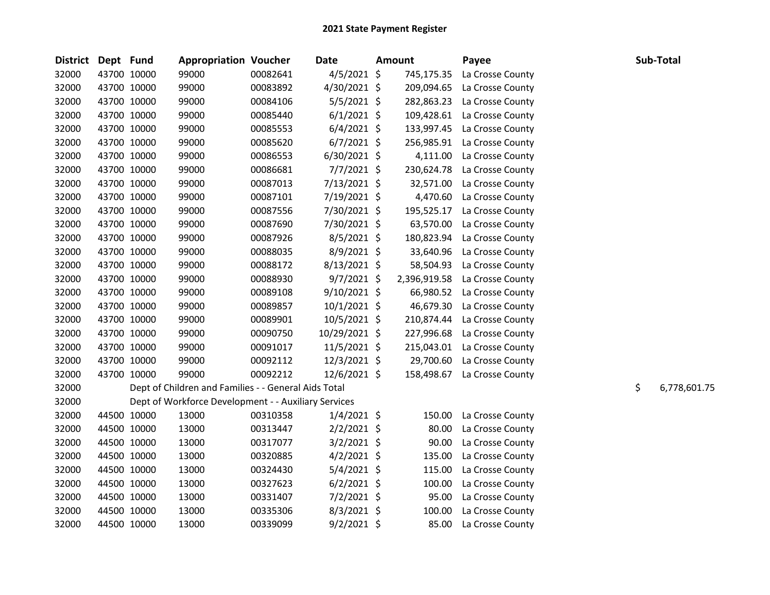# 2021 State Payment Register

| District | Dept | Fund | Appropriation | Voucher | Date | Amount | Payee | Sub-Total |
|---|---|---|---|---|---|---|---|---|
| 32000 | 43700 | 10000 | 99000 | 00082641 | 4/5/2021 | $ 745,175.35 | La Crosse County | |
| 32000 | 43700 | 10000 | 99000 | 00083892 | 4/30/2021 | $ 209,094.65 | La Crosse County | |
| 32000 | 43700 | 10000 | 99000 | 00084106 | 5/5/2021 | $ 282,863.23 | La Crosse County | |
| 32000 | 43700 | 10000 | 99000 | 00085440 | 6/1/2021 | $ 109,428.61 | La Crosse County | |
| 32000 | 43700 | 10000 | 99000 | 00085553 | 6/4/2021 | $ 133,997.45 | La Crosse County | |
| 32000 | 43700 | 10000 | 99000 | 00085620 | 6/7/2021 | $ 256,985.91 | La Crosse County | |
| 32000 | 43700 | 10000 | 99000 | 00086553 | 6/30/2021 | $ 4,111.00 | La Crosse County | |
| 32000 | 43700 | 10000 | 99000 | 00086681 | 7/7/2021 | $ 230,624.78 | La Crosse County | |
| 32000 | 43700 | 10000 | 99000 | 00087013 | 7/13/2021 | $ 32,571.00 | La Crosse County | |
| 32000 | 43700 | 10000 | 99000 | 00087101 | 7/19/2021 | $ 4,470.60 | La Crosse County | |
| 32000 | 43700 | 10000 | 99000 | 00087556 | 7/30/2021 | $ 195,525.17 | La Crosse County | |
| 32000 | 43700 | 10000 | 99000 | 00087690 | 7/30/2021 | $ 63,570.00 | La Crosse County | |
| 32000 | 43700 | 10000 | 99000 | 00087926 | 8/5/2021 | $ 180,823.94 | La Crosse County | |
| 32000 | 43700 | 10000 | 99000 | 00088035 | 8/9/2021 | $ 33,640.96 | La Crosse County | |
| 32000 | 43700 | 10000 | 99000 | 00088172 | 8/13/2021 | $ 58,504.93 | La Crosse County | |
| 32000 | 43700 | 10000 | 99000 | 00088930 | 9/7/2021 | $ 2,396,919.58 | La Crosse County | |
| 32000 | 43700 | 10000 | 99000 | 00089108 | 9/10/2021 | $ 66,980.52 | La Crosse County | |
| 32000 | 43700 | 10000 | 99000 | 00089857 | 10/1/2021 | $ 46,679.30 | La Crosse County | |
| 32000 | 43700 | 10000 | 99000 | 00089901 | 10/5/2021 | $ 210,874.44 | La Crosse County | |
| 32000 | 43700 | 10000 | 99000 | 00090750 | 10/29/2021 | $ 227,996.68 | La Crosse County | |
| 32000 | 43700 | 10000 | 99000 | 00091017 | 11/5/2021 | $ 215,043.01 | La Crosse County | |
| 32000 | 43700 | 10000 | 99000 | 00092112 | 12/3/2021 | $ 29,700.60 | La Crosse County | |
| 32000 | 43700 | 10000 | 99000 | 00092212 | 12/6/2021 | $ 158,498.67 | La Crosse County | |
| 32000 | | Dept of Children and Families - - General Aids Total | | | | | | $ 6,778,601.75 |
| 32000 | | Dept of Workforce Development - - Auxiliary Services | | | | | | |
| 32000 | 44500 | 10000 | 13000 | 00310358 | 1/4/2021 | $ 150.00 | La Crosse County | |
| 32000 | 44500 | 10000 | 13000 | 00313447 | 2/2/2021 | $ 80.00 | La Crosse County | |
| 32000 | 44500 | 10000 | 13000 | 00317077 | 3/2/2021 | $ 90.00 | La Crosse County | |
| 32000 | 44500 | 10000 | 13000 | 00320885 | 4/2/2021 | $ 135.00 | La Crosse County | |
| 32000 | 44500 | 10000 | 13000 | 00324430 | 5/4/2021 | $ 115.00 | La Crosse County | |
| 32000 | 44500 | 10000 | 13000 | 00327623 | 6/2/2021 | $ 100.00 | La Crosse County | |
| 32000 | 44500 | 10000 | 13000 | 00331407 | 7/2/2021 | $ 95.00 | La Crosse County | |
| 32000 | 44500 | 10000 | 13000 | 00335306 | 8/3/2021 | $ 100.00 | La Crosse County | |
| 32000 | 44500 | 10000 | 13000 | 00339099 | 9/2/2021 | $ 85.00 | La Crosse County | |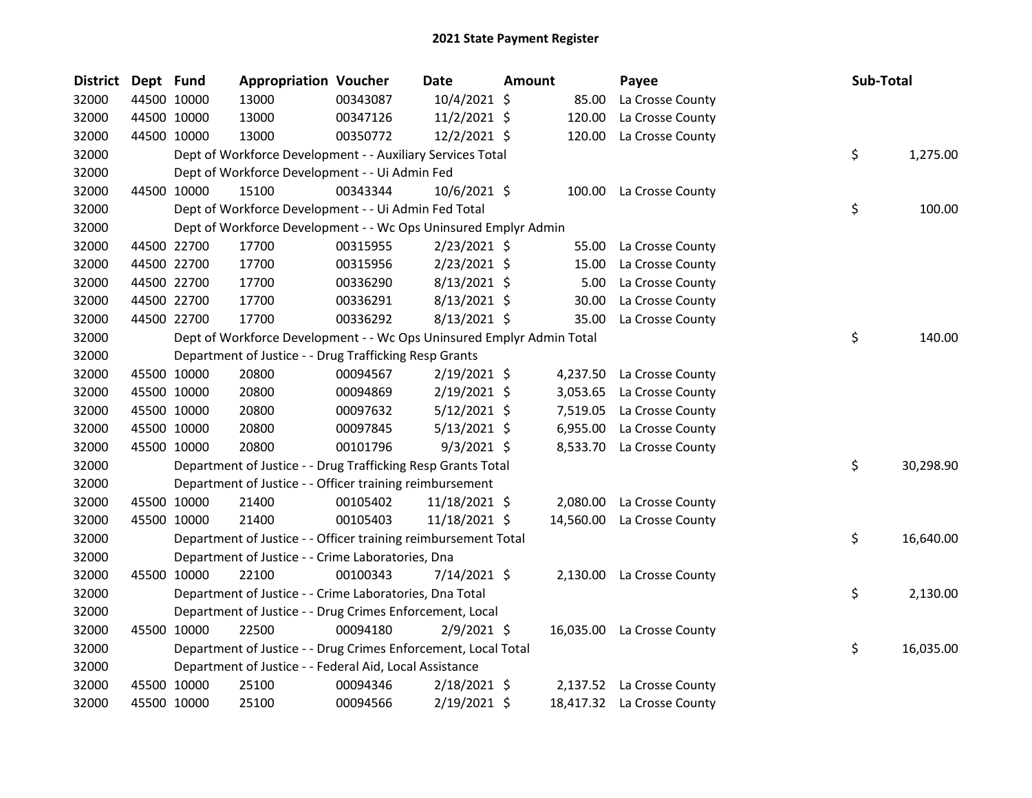## 2021 State Payment Register

| District | Dept | Fund | Appropriation | Voucher | Date | Amount | Payee | Sub-Total |
|---|---|---|---|---|---|---|---|---|
| 32000 | 44500 | 10000 | 13000 | 00343087 | 10/4/2021 | $ 85.00 | La Crosse County | |
| 32000 | 44500 | 10000 | 13000 | 00347126 | 11/2/2021 | $ 120.00 | La Crosse County | |
| 32000 | 44500 | 10000 | 13000 | 00350772 | 12/2/2021 | $ 120.00 | La Crosse County | |
| 32000 | | | Dept of Workforce Development - - Auxiliary Services Total | | | | | $ 1,275.00 |
| 32000 | | | Dept of Workforce Development - - Ui Admin Fed | | | | | |
| 32000 | 44500 | 10000 | 15100 | 00343344 | 10/6/2021 | $ 100.00 | La Crosse County | |
| 32000 | | | Dept of Workforce Development - - Ui Admin Fed Total | | | | | $ 100.00 |
| 32000 | | | Dept of Workforce Development - - Wc Ops Uninsured Emplyr Admin | | | | | |
| 32000 | 44500 | 22700 | 17700 | 00315955 | 2/23/2021 | $ 55.00 | La Crosse County | |
| 32000 | 44500 | 22700 | 17700 | 00315956 | 2/23/2021 | $ 15.00 | La Crosse County | |
| 32000 | 44500 | 22700 | 17700 | 00336290 | 8/13/2021 | $ 5.00 | La Crosse County | |
| 32000 | 44500 | 22700 | 17700 | 00336291 | 8/13/2021 | $ 30.00 | La Crosse County | |
| 32000 | 44500 | 22700 | 17700 | 00336292 | 8/13/2021 | $ 35.00 | La Crosse County | |
| 32000 | | | Dept of Workforce Development - - Wc Ops Uninsured Emplyr Admin Total | | | | | $ 140.00 |
| 32000 | | | Department of Justice - - Drug Trafficking Resp Grants | | | | | |
| 32000 | 45500 | 10000 | 20800 | 00094567 | 2/19/2021 | $ 4,237.50 | La Crosse County | |
| 32000 | 45500 | 10000 | 20800 | 00094869 | 2/19/2021 | $ 3,053.65 | La Crosse County | |
| 32000 | 45500 | 10000 | 20800 | 00097632 | 5/12/2021 | $ 7,519.05 | La Crosse County | |
| 32000 | 45500 | 10000 | 20800 | 00097845 | 5/13/2021 | $ 6,955.00 | La Crosse County | |
| 32000 | 45500 | 10000 | 20800 | 00101796 | 9/3/2021 | $ 8,533.70 | La Crosse County | |
| 32000 | | | Department of Justice - - Drug Trafficking Resp Grants Total | | | | | $ 30,298.90 |
| 32000 | | | Department of Justice - - Officer training reimbursement | | | | | |
| 32000 | 45500 | 10000 | 21400 | 00105402 | 11/18/2021 | $ 2,080.00 | La Crosse County | |
| 32000 | 45500 | 10000 | 21400 | 00105403 | 11/18/2021 | $ 14,560.00 | La Crosse County | |
| 32000 | | | Department of Justice - - Officer training reimbursement Total | | | | | $ 16,640.00 |
| 32000 | | | Department of Justice - - Crime Laboratories, Dna | | | | | |
| 32000 | 45500 | 10000 | 22100 | 00100343 | 7/14/2021 | $ 2,130.00 | La Crosse County | |
| 32000 | | | Department of Justice - - Crime Laboratories, Dna Total | | | | | $ 2,130.00 |
| 32000 | | | Department of Justice - - Drug Crimes Enforcement, Local | | | | | |
| 32000 | 45500 | 10000 | 22500 | 00094180 | 2/9/2021 | $ 16,035.00 | La Crosse County | |
| 32000 | | | Department of Justice - - Drug Crimes Enforcement, Local Total | | | | | $ 16,035.00 |
| 32000 | | | Department of Justice - - Federal Aid, Local Assistance | | | | | |
| 32000 | 45500 | 10000 | 25100 | 00094346 | 2/18/2021 | $ 2,137.52 | La Crosse County | |
| 32000 | 45500 | 10000 | 25100 | 00094566 | 2/19/2021 | $ 18,417.32 | La Crosse County | |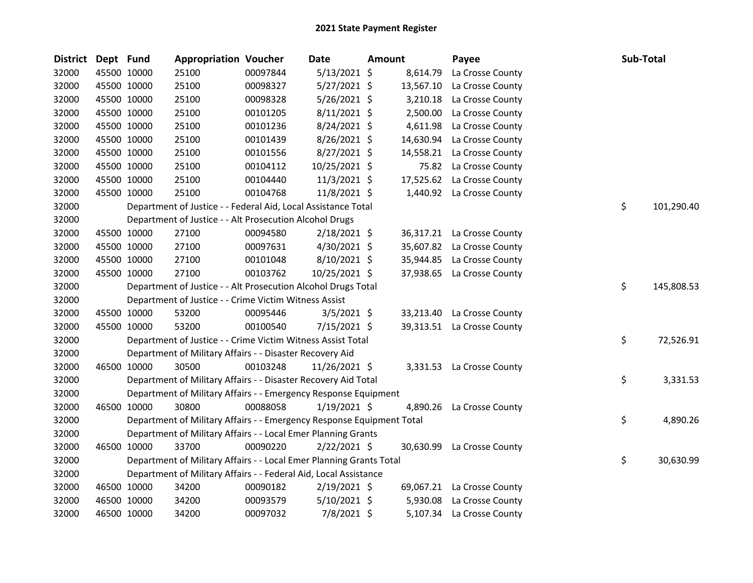# 2021 State Payment Register

| District | Dept | Fund | Appropriation | Voucher | Date | Amount | Payee | Sub-Total |
|---|---|---|---|---|---|---|---|---|
| 32000 | 45500 | 10000 | 25100 | 00097844 | 5/13/2021 | $ 8,614.79 | La Crosse County | |
| 32000 | 45500 | 10000 | 25100 | 00098327 | 5/27/2021 | $ 13,567.10 | La Crosse County | |
| 32000 | 45500 | 10000 | 25100 | 00098328 | 5/26/2021 | $ 3,210.18 | La Crosse County | |
| 32000 | 45500 | 10000 | 25100 | 00101205 | 8/11/2021 | $ 2,500.00 | La Crosse County | |
| 32000 | 45500 | 10000 | 25100 | 00101236 | 8/24/2021 | $ 4,611.98 | La Crosse County | |
| 32000 | 45500 | 10000 | 25100 | 00101439 | 8/26/2021 | $ 14,630.94 | La Crosse County | |
| 32000 | 45500 | 10000 | 25100 | 00101556 | 8/27/2021 | $ 14,558.21 | La Crosse County | |
| 32000 | 45500 | 10000 | 25100 | 00104112 | 10/25/2021 | $ 75.82 | La Crosse County | |
| 32000 | 45500 | 10000 | 25100 | 00104440 | 11/3/2021 | $ 17,525.62 | La Crosse County | |
| 32000 | 45500 | 10000 | 25100 | 00104768 | 11/8/2021 | $ 1,440.92 | La Crosse County | |
| 32000 | | Department of Justice - - Federal Aid, Local Assistance Total | | | | | | $ 101,290.40 |
| 32000 | | Department of Justice - - Alt Prosecution Alcohol Drugs | | | | | | |
| 32000 | 45500 | 10000 | 27100 | 00094580 | 2/18/2021 | $ 36,317.21 | La Crosse County | |
| 32000 | 45500 | 10000 | 27100 | 00097631 | 4/30/2021 | $ 35,607.82 | La Crosse County | |
| 32000 | 45500 | 10000 | 27100 | 00101048 | 8/10/2021 | $ 35,944.85 | La Crosse County | |
| 32000 | 45500 | 10000 | 27100 | 00103762 | 10/25/2021 | $ 37,938.65 | La Crosse County | |
| 32000 | | Department of Justice - - Alt Prosecution Alcohol Drugs Total | | | | | | $ 145,808.53 |
| 32000 | | Department of Justice - - Crime Victim Witness Assist | | | | | | |
| 32000 | 45500 | 10000 | 53200 | 00095446 | 3/5/2021 | $ 33,213.40 | La Crosse County | |
| 32000 | 45500 | 10000 | 53200 | 00100540 | 7/15/2021 | $ 39,313.51 | La Crosse County | |
| 32000 | | Department of Justice - - Crime Victim Witness Assist Total | | | | | | $ 72,526.91 |
| 32000 | | Department of Military Affairs - - Disaster Recovery Aid | | | | | | |
| 32000 | 46500 | 10000 | 30500 | 00103248 | 11/26/2021 | $ 3,331.53 | La Crosse County | |
| 32000 | | Department of Military Affairs - - Disaster Recovery Aid Total | | | | | | $ 3,331.53 |
| 32000 | | Department of Military Affairs - - Emergency Response Equipment | | | | | | |
| 32000 | 46500 | 10000 | 30800 | 00088058 | 1/19/2021 | $ 4,890.26 | La Crosse County | |
| 32000 | | Department of Military Affairs - - Emergency Response Equipment Total | | | | | | $ 4,890.26 |
| 32000 | | Department of Military Affairs - - Local Emer Planning Grants | | | | | | |
| 32000 | 46500 | 10000 | 33700 | 00090220 | 2/22/2021 | $ 30,630.99 | La Crosse County | |
| 32000 | | Department of Military Affairs - - Local Emer Planning Grants Total | | | | | | $ 30,630.99 |
| 32000 | | Department of Military Affairs - - Federal Aid, Local Assistance | | | | | | |
| 32000 | 46500 | 10000 | 34200 | 00090182 | 2/19/2021 | $ 69,067.21 | La Crosse County | |
| 32000 | 46500 | 10000 | 34200 | 00093579 | 5/10/2021 | $ 5,930.08 | La Crosse County | |
| 32000 | 46500 | 10000 | 34200 | 00097032 | 7/8/2021 | $ 5,107.34 | La Crosse County | |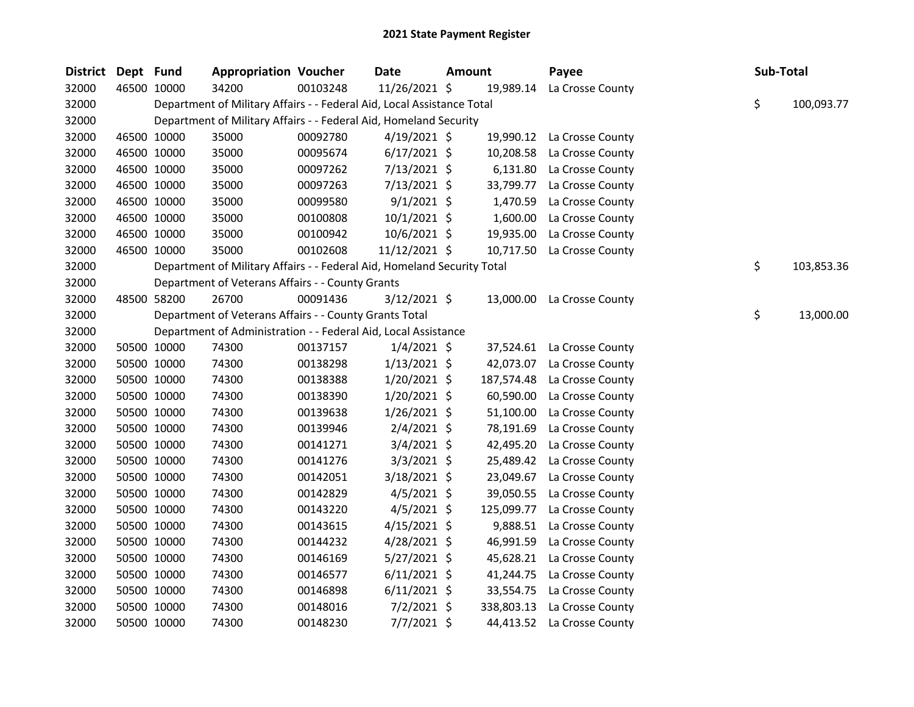# 2021 State Payment Register

| District | Dept | Fund | Appropriation | Voucher | Date | Amount | Payee | Sub-Total |
|---|---|---|---|---|---|---|---|---|
| 32000 | 46500 | 10000 | 34200 | 00103248 | 11/26/2021 | $ 19,989.14 | La Crosse County | |
| 32000 | | | Department of Military Affairs - - Federal Aid, Local Assistance Total | | | | | $ 100,093.77 |
| 32000 | | | Department of Military Affairs - - Federal Aid, Homeland Security | | | | | |
| 32000 | 46500 | 10000 | 35000 | 00092780 | 4/19/2021 | $ 19,990.12 | La Crosse County | |
| 32000 | 46500 | 10000 | 35000 | 00095674 | 6/17/2021 | $ 10,208.58 | La Crosse County | |
| 32000 | 46500 | 10000 | 35000 | 00097262 | 7/13/2021 | $ 6,131.80 | La Crosse County | |
| 32000 | 46500 | 10000 | 35000 | 00097263 | 7/13/2021 | $ 33,799.77 | La Crosse County | |
| 32000 | 46500 | 10000 | 35000 | 00099580 | 9/1/2021 | $ 1,470.59 | La Crosse County | |
| 32000 | 46500 | 10000 | 35000 | 00100808 | 10/1/2021 | $ 1,600.00 | La Crosse County | |
| 32000 | 46500 | 10000 | 35000 | 00100942 | 10/6/2021 | $ 19,935.00 | La Crosse County | |
| 32000 | 46500 | 10000 | 35000 | 00102608 | 11/12/2021 | $ 10,717.50 | La Crosse County | |
| 32000 | | | Department of Military Affairs - - Federal Aid, Homeland Security Total | | | | | $ 103,853.36 |
| 32000 | | | Department of Veterans Affairs - - County Grants | | | | | |
| 32000 | 48500 | 58200 | 26700 | 00091436 | 3/12/2021 | $ 13,000.00 | La Crosse County | |
| 32000 | | | Department of Veterans Affairs - - County Grants Total | | | | | $ 13,000.00 |
| 32000 | | | Department of Administration - - Federal Aid, Local Assistance | | | | | |
| 32000 | 50500 | 10000 | 74300 | 00137157 | 1/4/2021 | $ 37,524.61 | La Crosse County | |
| 32000 | 50500 | 10000 | 74300 | 00138298 | 1/13/2021 | $ 42,073.07 | La Crosse County | |
| 32000 | 50500 | 10000 | 74300 | 00138388 | 1/20/2021 | $ 187,574.48 | La Crosse County | |
| 32000 | 50500 | 10000 | 74300 | 00138390 | 1/20/2021 | $ 60,590.00 | La Crosse County | |
| 32000 | 50500 | 10000 | 74300 | 00139638 | 1/26/2021 | $ 51,100.00 | La Crosse County | |
| 32000 | 50500 | 10000 | 74300 | 00139946 | 2/4/2021 | $ 78,191.69 | La Crosse County | |
| 32000 | 50500 | 10000 | 74300 | 00141271 | 3/4/2021 | $ 42,495.20 | La Crosse County | |
| 32000 | 50500 | 10000 | 74300 | 00141276 | 3/3/2021 | $ 25,489.42 | La Crosse County | |
| 32000 | 50500 | 10000 | 74300 | 00142051 | 3/18/2021 | $ 23,049.67 | La Crosse County | |
| 32000 | 50500 | 10000 | 74300 | 00142829 | 4/5/2021 | $ 39,050.55 | La Crosse County | |
| 32000 | 50500 | 10000 | 74300 | 00143220 | 4/5/2021 | $ 125,099.77 | La Crosse County | |
| 32000 | 50500 | 10000 | 74300 | 00143615 | 4/15/2021 | $ 9,888.51 | La Crosse County | |
| 32000 | 50500 | 10000 | 74300 | 00144232 | 4/28/2021 | $ 46,991.59 | La Crosse County | |
| 32000 | 50500 | 10000 | 74300 | 00146169 | 5/27/2021 | $ 45,628.21 | La Crosse County | |
| 32000 | 50500 | 10000 | 74300 | 00146577 | 6/11/2021 | $ 41,244.75 | La Crosse County | |
| 32000 | 50500 | 10000 | 74300 | 00146898 | 6/11/2021 | $ 33,554.75 | La Crosse County | |
| 32000 | 50500 | 10000 | 74300 | 00148016 | 7/2/2021 | $ 338,803.13 | La Crosse County | |
| 32000 | 50500 | 10000 | 74300 | 00148230 | 7/7/2021 | $ 44,413.52 | La Crosse County | |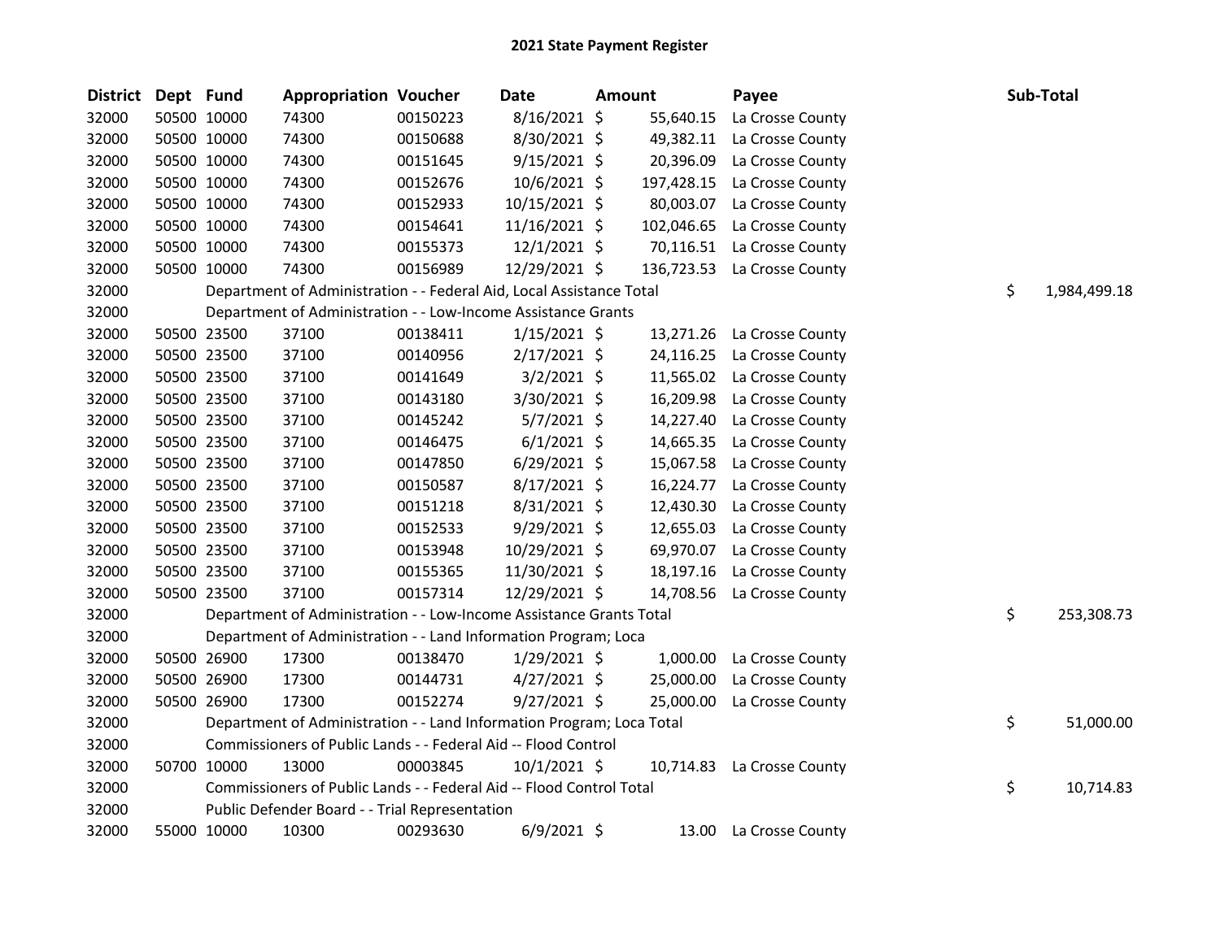# 2021 State Payment Register

| District | Dept | Fund | Appropriation | Voucher | Date | Amount | Payee | Sub-Total |
|---|---|---|---|---|---|---|---|---|
| 32000 | 50500 | 10000 | 74300 | 00150223 | 8/16/2021 | $ 55,640.15 | La Crosse County | |
| 32000 | 50500 | 10000 | 74300 | 00150688 | 8/30/2021 | $ 49,382.11 | La Crosse County | |
| 32000 | 50500 | 10000 | 74300 | 00151645 | 9/15/2021 | $ 20,396.09 | La Crosse County | |
| 32000 | 50500 | 10000 | 74300 | 00152676 | 10/6/2021 | $ 197,428.15 | La Crosse County | |
| 32000 | 50500 | 10000 | 74300 | 00152933 | 10/15/2021 | $ 80,003.07 | La Crosse County | |
| 32000 | 50500 | 10000 | 74300 | 00154641 | 11/16/2021 | $ 102,046.65 | La Crosse County | |
| 32000 | 50500 | 10000 | 74300 | 00155373 | 12/1/2021 | $ 70,116.51 | La Crosse County | |
| 32000 | 50500 | 10000 | 74300 | 00156989 | 12/29/2021 | $ 136,723.53 | La Crosse County | |
| 32000 | | Department of Administration - - Federal Aid, Local Assistance Total | | | | | | $ 1,984,499.18 |
| 32000 | | Department of Administration - - Low-Income Assistance Grants | | | | | | |
| 32000 | 50500 | 23500 | 37100 | 00138411 | 1/15/2021 | $ 13,271.26 | La Crosse County | |
| 32000 | 50500 | 23500 | 37100 | 00140956 | 2/17/2021 | $ 24,116.25 | La Crosse County | |
| 32000 | 50500 | 23500 | 37100 | 00141649 | 3/2/2021 | $ 11,565.02 | La Crosse County | |
| 32000 | 50500 | 23500 | 37100 | 00143180 | 3/30/2021 | $ 16,209.98 | La Crosse County | |
| 32000 | 50500 | 23500 | 37100 | 00145242 | 5/7/2021 | $ 14,227.40 | La Crosse County | |
| 32000 | 50500 | 23500 | 37100 | 00146475 | 6/1/2021 | $ 14,665.35 | La Crosse County | |
| 32000 | 50500 | 23500 | 37100 | 00147850 | 6/29/2021 | $ 15,067.58 | La Crosse County | |
| 32000 | 50500 | 23500 | 37100 | 00150587 | 8/17/2021 | $ 16,224.77 | La Crosse County | |
| 32000 | 50500 | 23500 | 37100 | 00151218 | 8/31/2021 | $ 12,430.30 | La Crosse County | |
| 32000 | 50500 | 23500 | 37100 | 00152533 | 9/29/2021 | $ 12,655.03 | La Crosse County | |
| 32000 | 50500 | 23500 | 37100 | 00153948 | 10/29/2021 | $ 69,970.07 | La Crosse County | |
| 32000 | 50500 | 23500 | 37100 | 00155365 | 11/30/2021 | $ 18,197.16 | La Crosse County | |
| 32000 | 50500 | 23500 | 37100 | 00157314 | 12/29/2021 | $ 14,708.56 | La Crosse County | |
| 32000 | | Department of Administration - - Low-Income Assistance Grants Total | | | | | | $ 253,308.73 |
| 32000 | | Department of Administration - - Land Information Program; Loca | | | | | | |
| 32000 | 50500 | 26900 | 17300 | 00138470 | 1/29/2021 | $ 1,000.00 | La Crosse County | |
| 32000 | 50500 | 26900 | 17300 | 00144731 | 4/27/2021 | $ 25,000.00 | La Crosse County | |
| 32000 | 50500 | 26900 | 17300 | 00152274 | 9/27/2021 | $ 25,000.00 | La Crosse County | |
| 32000 | | Department of Administration - - Land Information Program; Loca Total | | | | | | $ 51,000.00 |
| 32000 | | Commissioners of Public Lands - - Federal Aid -- Flood Control | | | | | | |
| 32000 | 50700 | 10000 | 13000 | 00003845 | 10/1/2021 | $ 10,714.83 | La Crosse County | |
| 32000 | | Commissioners of Public Lands - - Federal Aid -- Flood Control Total | | | | | | $ 10,714.83 |
| 32000 | | Public Defender Board - - Trial Representation | | | | | | |
| 32000 | 55000 | 10000 | 10300 | 00293630 | 6/9/2021 | $ 13.00 | La Crosse County | |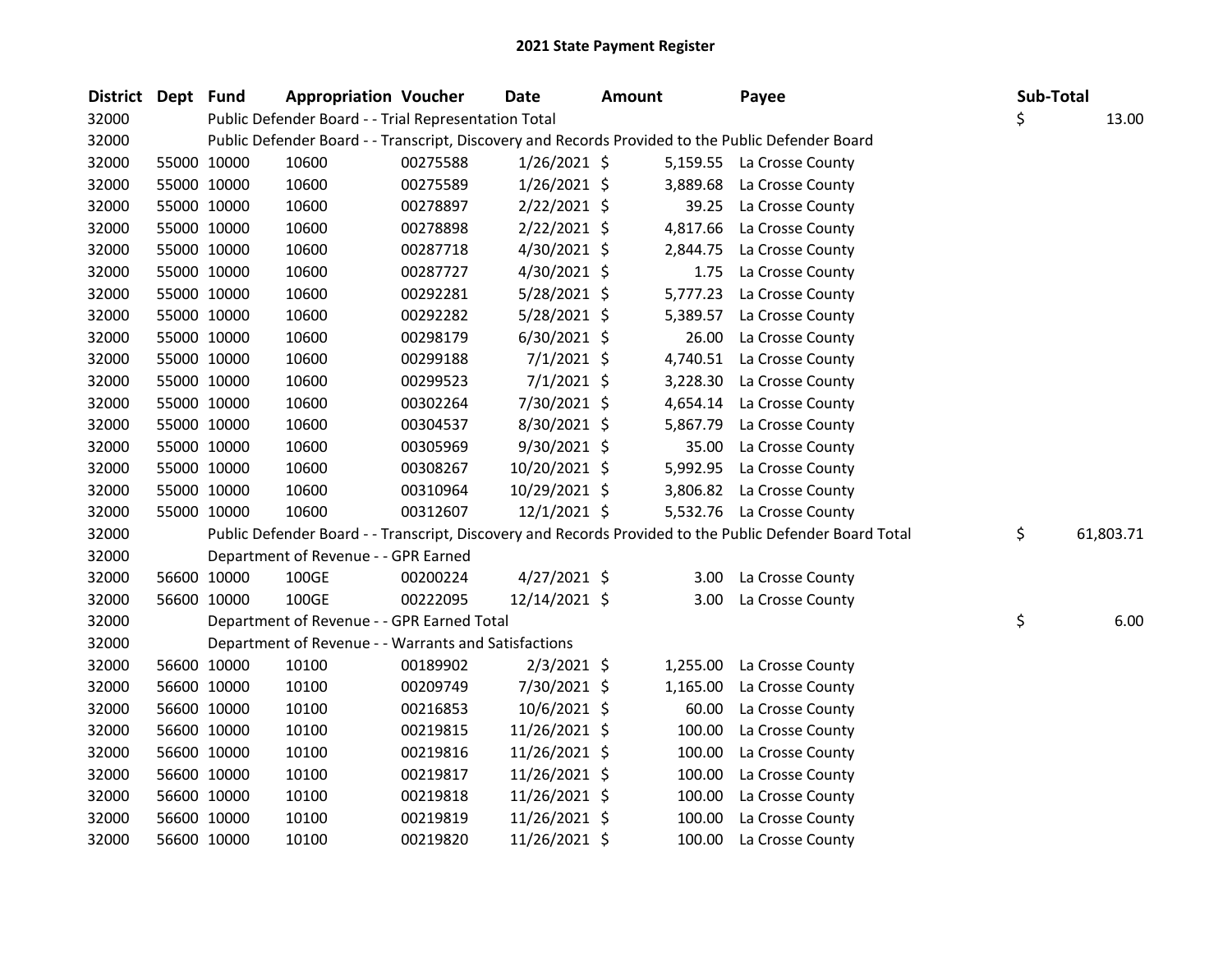# 2021 State Payment Register

| District | Dept | Fund | Appropriation | Voucher | Date | Amount | Payee | Sub-Total |
|---|---|---|---|---|---|---|---|---|
| 32000 | | Public Defender Board - - Trial Representation Total | | | | | | $ 13.00 |
| 32000 | | Public Defender Board - - Transcript, Discovery and Records Provided to the Public Defender Board | | | | | | |
| 32000 | 55000 | 10000 | 10600 | 00275588 | 1/26/2021 | $ 5,159.55 | La Crosse County | |
| 32000 | 55000 | 10000 | 10600 | 00275589 | 1/26/2021 | $ 3,889.68 | La Crosse County | |
| 32000 | 55000 | 10000 | 10600 | 00278897 | 2/22/2021 | $ 39.25 | La Crosse County | |
| 32000 | 55000 | 10000 | 10600 | 00278898 | 2/22/2021 | $ 4,817.66 | La Crosse County | |
| 32000 | 55000 | 10000 | 10600 | 00287718 | 4/30/2021 | $ 2,844.75 | La Crosse County | |
| 32000 | 55000 | 10000 | 10600 | 00287727 | 4/30/2021 | $ 1.75 | La Crosse County | |
| 32000 | 55000 | 10000 | 10600 | 00292281 | 5/28/2021 | $ 5,777.23 | La Crosse County | |
| 32000 | 55000 | 10000 | 10600 | 00292282 | 5/28/2021 | $ 5,389.57 | La Crosse County | |
| 32000 | 55000 | 10000 | 10600 | 00298179 | 6/30/2021 | $ 26.00 | La Crosse County | |
| 32000 | 55000 | 10000 | 10600 | 00299188 | 7/1/2021 | $ 4,740.51 | La Crosse County | |
| 32000 | 55000 | 10000 | 10600 | 00299523 | 7/1/2021 | $ 3,228.30 | La Crosse County | |
| 32000 | 55000 | 10000 | 10600 | 00302264 | 7/30/2021 | $ 4,654.14 | La Crosse County | |
| 32000 | 55000 | 10000 | 10600 | 00304537 | 8/30/2021 | $ 5,867.79 | La Crosse County | |
| 32000 | 55000 | 10000 | 10600 | 00305969 | 9/30/2021 | $ 35.00 | La Crosse County | |
| 32000 | 55000 | 10000 | 10600 | 00308267 | 10/20/2021 | $ 5,992.95 | La Crosse County | |
| 32000 | 55000 | 10000 | 10600 | 00310964 | 10/29/2021 | $ 3,806.82 | La Crosse County | |
| 32000 | 55000 | 10000 | 10600 | 00312607 | 12/1/2021 | $ 5,532.76 | La Crosse County | |
| 32000 | | Public Defender Board - - Transcript, Discovery and Records Provided to the Public Defender Board Total | | | | | | $ 61,803.71 |
| 32000 | | Department of Revenue - - GPR Earned | | | | | | |
| 32000 | 56600 | 10000 | 100GE | 00200224 | 4/27/2021 | $ 3.00 | La Crosse County | |
| 32000 | 56600 | 10000 | 100GE | 00222095 | 12/14/2021 | $ 3.00 | La Crosse County | |
| 32000 | | Department of Revenue - - GPR Earned Total | | | | | | $ 6.00 |
| 32000 | | Department of Revenue - - Warrants and Satisfactions | | | | | | |
| 32000 | 56600 | 10000 | 10100 | 00189902 | 2/3/2021 | $ 1,255.00 | La Crosse County | |
| 32000 | 56600 | 10000 | 10100 | 00209749 | 7/30/2021 | $ 1,165.00 | La Crosse County | |
| 32000 | 56600 | 10000 | 10100 | 00216853 | 10/6/2021 | $ 60.00 | La Crosse County | |
| 32000 | 56600 | 10000 | 10100 | 00219815 | 11/26/2021 | $ 100.00 | La Crosse County | |
| 32000 | 56600 | 10000 | 10100 | 00219816 | 11/26/2021 | $ 100.00 | La Crosse County | |
| 32000 | 56600 | 10000 | 10100 | 00219817 | 11/26/2021 | $ 100.00 | La Crosse County | |
| 32000 | 56600 | 10000 | 10100 | 00219818 | 11/26/2021 | $ 100.00 | La Crosse County | |
| 32000 | 56600 | 10000 | 10100 | 00219819 | 11/26/2021 | $ 100.00 | La Crosse County | |
| 32000 | 56600 | 10000 | 10100 | 00219820 | 11/26/2021 | $ 100.00 | La Crosse County | |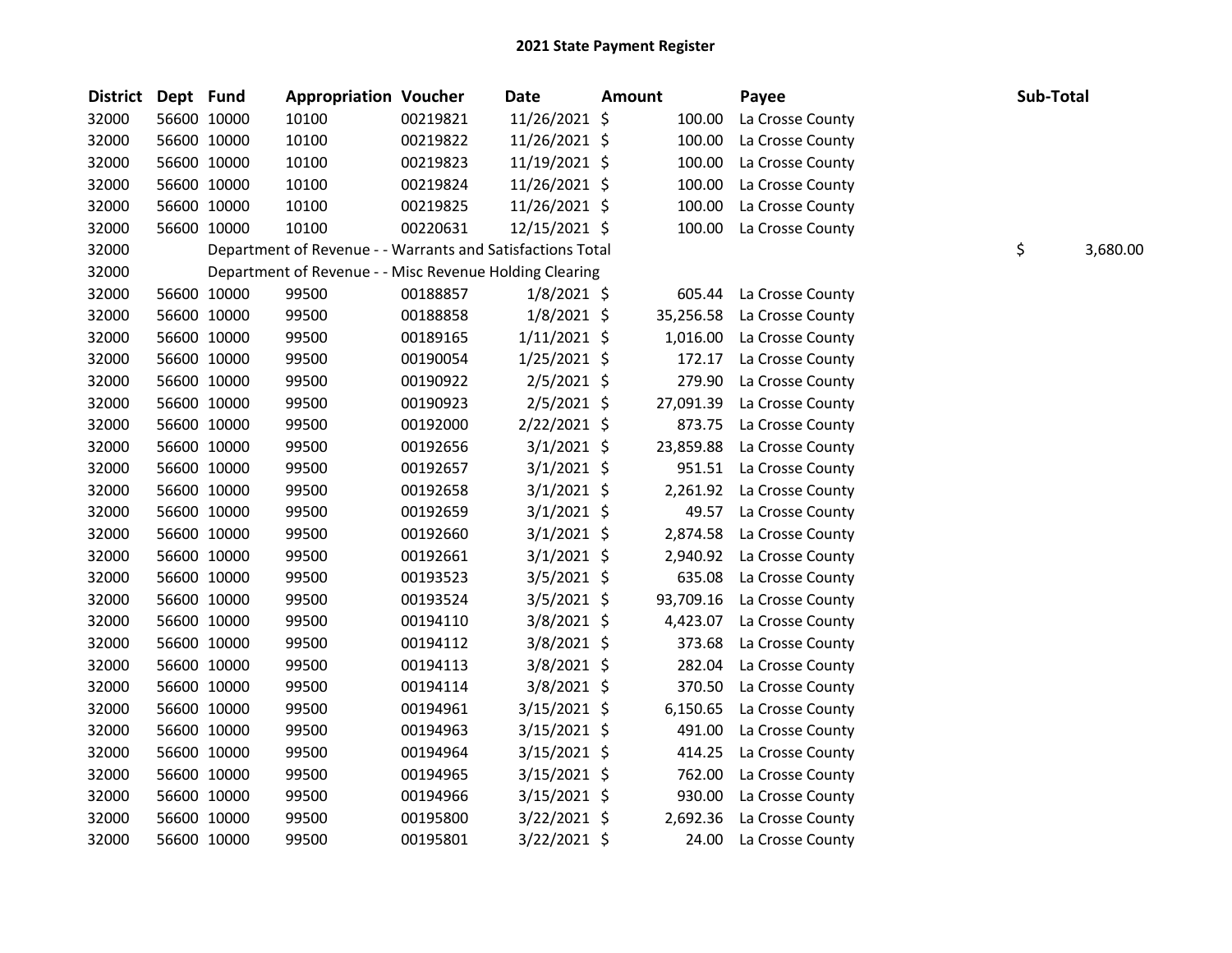# 2021 State Payment Register

| District | Dept | Fund | Appropriation | Voucher | Date | Amount | Payee | Sub-Total |
|---|---|---|---|---|---|---|---|---|
| 32000 | 56600 | 10000 | 10100 | 00219821 | 11/26/2021 | $ 100.00 | La Crosse County | |
| 32000 | 56600 | 10000 | 10100 | 00219822 | 11/26/2021 | $ 100.00 | La Crosse County | |
| 32000 | 56600 | 10000 | 10100 | 00219823 | 11/19/2021 | $ 100.00 | La Crosse County | |
| 32000 | 56600 | 10000 | 10100 | 00219824 | 11/26/2021 | $ 100.00 | La Crosse County | |
| 32000 | 56600 | 10000 | 10100 | 00219825 | 11/26/2021 | $ 100.00 | La Crosse County | |
| 32000 | 56600 | 10000 | 10100 | 00220631 | 12/15/2021 | $ 100.00 | La Crosse County | |
| 32000 | | Department of Revenue - - Warrants and Satisfactions Total | | | | | | $ 3,680.00 |
| 32000 | | Department of Revenue - - Misc Revenue Holding Clearing | | | | | | |
| 32000 | 56600 | 10000 | 99500 | 00188857 | 1/8/2021 | $ 605.44 | La Crosse County | |
| 32000 | 56600 | 10000 | 99500 | 00188858 | 1/8/2021 | $ 35,256.58 | La Crosse County | |
| 32000 | 56600 | 10000 | 99500 | 00189165 | 1/11/2021 | $ 1,016.00 | La Crosse County | |
| 32000 | 56600 | 10000 | 99500 | 00190054 | 1/25/2021 | $ 172.17 | La Crosse County | |
| 32000 | 56600 | 10000 | 99500 | 00190922 | 2/5/2021 | $ 279.90 | La Crosse County | |
| 32000 | 56600 | 10000 | 99500 | 00190923 | 2/5/2021 | $ 27,091.39 | La Crosse County | |
| 32000 | 56600 | 10000 | 99500 | 00192000 | 2/22/2021 | $ 873.75 | La Crosse County | |
| 32000 | 56600 | 10000 | 99500 | 00192656 | 3/1/2021 | $ 23,859.88 | La Crosse County | |
| 32000 | 56600 | 10000 | 99500 | 00192657 | 3/1/2021 | $ 951.51 | La Crosse County | |
| 32000 | 56600 | 10000 | 99500 | 00192658 | 3/1/2021 | $ 2,261.92 | La Crosse County | |
| 32000 | 56600 | 10000 | 99500 | 00192659 | 3/1/2021 | $ 49.57 | La Crosse County | |
| 32000 | 56600 | 10000 | 99500 | 00192660 | 3/1/2021 | $ 2,874.58 | La Crosse County | |
| 32000 | 56600 | 10000 | 99500 | 00192661 | 3/1/2021 | $ 2,940.92 | La Crosse County | |
| 32000 | 56600 | 10000 | 99500 | 00193523 | 3/5/2021 | $ 635.08 | La Crosse County | |
| 32000 | 56600 | 10000 | 99500 | 00193524 | 3/5/2021 | $ 93,709.16 | La Crosse County | |
| 32000 | 56600 | 10000 | 99500 | 00194110 | 3/8/2021 | $ 4,423.07 | La Crosse County | |
| 32000 | 56600 | 10000 | 99500 | 00194112 | 3/8/2021 | $ 373.68 | La Crosse County | |
| 32000 | 56600 | 10000 | 99500 | 00194113 | 3/8/2021 | $ 282.04 | La Crosse County | |
| 32000 | 56600 | 10000 | 99500 | 00194114 | 3/8/2021 | $ 370.50 | La Crosse County | |
| 32000 | 56600 | 10000 | 99500 | 00194961 | 3/15/2021 | $ 6,150.65 | La Crosse County | |
| 32000 | 56600 | 10000 | 99500 | 00194963 | 3/15/2021 | $ 491.00 | La Crosse County | |
| 32000 | 56600 | 10000 | 99500 | 00194964 | 3/15/2021 | $ 414.25 | La Crosse County | |
| 32000 | 56600 | 10000 | 99500 | 00194965 | 3/15/2021 | $ 762.00 | La Crosse County | |
| 32000 | 56600 | 10000 | 99500 | 00194966 | 3/15/2021 | $ 930.00 | La Crosse County | |
| 32000 | 56600 | 10000 | 99500 | 00195800 | 3/22/2021 | $ 2,692.36 | La Crosse County | |
| 32000 | 56600 | 10000 | 99500 | 00195801 | 3/22/2021 | $ 24.00 | La Crosse County | |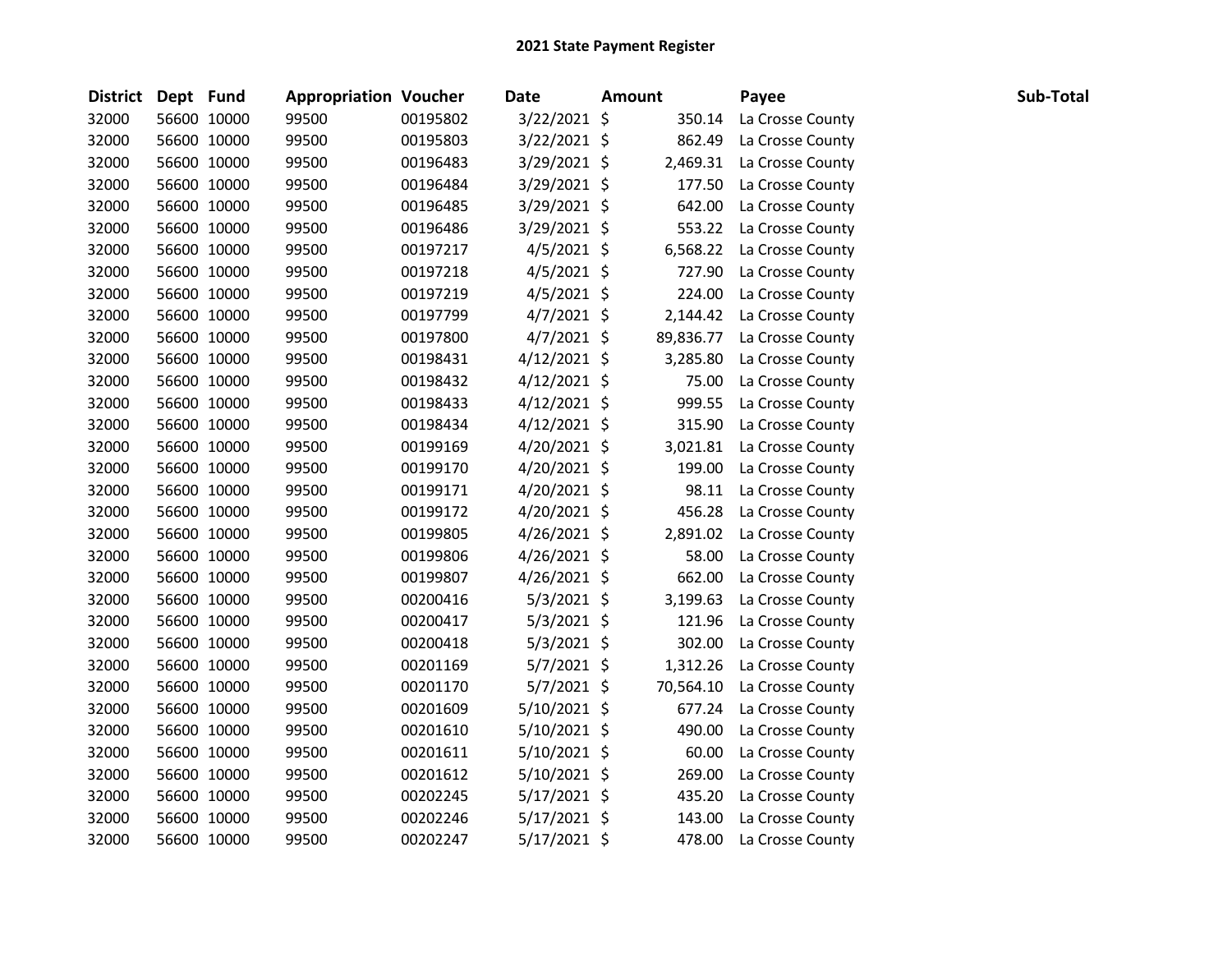**2021 State Payment Register**

| District | Dept | Fund | Appropriation | Voucher | Date | Amount | Payee | Sub-Total |
|---|---|---|---|---|---|---|---|---|
| 32000 | 56600 | 10000 | 99500 | 00195802 | 3/22/2021 | $ 350.14 | La Crosse County | |
| 32000 | 56600 | 10000 | 99500 | 00195803 | 3/22/2021 | $ 862.49 | La Crosse County | |
| 32000 | 56600 | 10000 | 99500 | 00196483 | 3/29/2021 | $ 2,469.31 | La Crosse County | |
| 32000 | 56600 | 10000 | 99500 | 00196484 | 3/29/2021 | $ 177.50 | La Crosse County | |
| 32000 | 56600 | 10000 | 99500 | 00196485 | 3/29/2021 | $ 642.00 | La Crosse County | |
| 32000 | 56600 | 10000 | 99500 | 00196486 | 3/29/2021 | $ 553.22 | La Crosse County | |
| 32000 | 56600 | 10000 | 99500 | 00197217 | 4/5/2021 | $ 6,568.22 | La Crosse County | |
| 32000 | 56600 | 10000 | 99500 | 00197218 | 4/5/2021 | $ 727.90 | La Crosse County | |
| 32000 | 56600 | 10000 | 99500 | 00197219 | 4/5/2021 | $ 224.00 | La Crosse County | |
| 32000 | 56600 | 10000 | 99500 | 00197799 | 4/7/2021 | $ 2,144.42 | La Crosse County | |
| 32000 | 56600 | 10000 | 99500 | 00197800 | 4/7/2021 | $ 89,836.77 | La Crosse County | |
| 32000 | 56600 | 10000 | 99500 | 00198431 | 4/12/2021 | $ 3,285.80 | La Crosse County | |
| 32000 | 56600 | 10000 | 99500 | 00198432 | 4/12/2021 | $ 75.00 | La Crosse County | |
| 32000 | 56600 | 10000 | 99500 | 00198433 | 4/12/2021 | $ 999.55 | La Crosse County | |
| 32000 | 56600 | 10000 | 99500 | 00198434 | 4/12/2021 | $ 315.90 | La Crosse County | |
| 32000 | 56600 | 10000 | 99500 | 00199169 | 4/20/2021 | $ 3,021.81 | La Crosse County | |
| 32000 | 56600 | 10000 | 99500 | 00199170 | 4/20/2021 | $ 199.00 | La Crosse County | |
| 32000 | 56600 | 10000 | 99500 | 00199171 | 4/20/2021 | $ 98.11 | La Crosse County | |
| 32000 | 56600 | 10000 | 99500 | 00199172 | 4/20/2021 | $ 456.28 | La Crosse County | |
| 32000 | 56600 | 10000 | 99500 | 00199805 | 4/26/2021 | $ 2,891.02 | La Crosse County | |
| 32000 | 56600 | 10000 | 99500 | 00199806 | 4/26/2021 | $ 58.00 | La Crosse County | |
| 32000 | 56600 | 10000 | 99500 | 00199807 | 4/26/2021 | $ 662.00 | La Crosse County | |
| 32000 | 56600 | 10000 | 99500 | 00200416 | 5/3/2021 | $ 3,199.63 | La Crosse County | |
| 32000 | 56600 | 10000 | 99500 | 00200417 | 5/3/2021 | $ 121.96 | La Crosse County | |
| 32000 | 56600 | 10000 | 99500 | 00200418 | 5/3/2021 | $ 302.00 | La Crosse County | |
| 32000 | 56600 | 10000 | 99500 | 00201169 | 5/7/2021 | $ 1,312.26 | La Crosse County | |
| 32000 | 56600 | 10000 | 99500 | 00201170 | 5/7/2021 | $ 70,564.10 | La Crosse County | |
| 32000 | 56600 | 10000 | 99500 | 00201609 | 5/10/2021 | $ 677.24 | La Crosse County | |
| 32000 | 56600 | 10000 | 99500 | 00201610 | 5/10/2021 | $ 490.00 | La Crosse County | |
| 32000 | 56600 | 10000 | 99500 | 00201611 | 5/10/2021 | $ 60.00 | La Crosse County | |
| 32000 | 56600 | 10000 | 99500 | 00201612 | 5/10/2021 | $ 269.00 | La Crosse County | |
| 32000 | 56600 | 10000 | 99500 | 00202245 | 5/17/2021 | $ 435.20 | La Crosse County | |
| 32000 | 56600 | 10000 | 99500 | 00202246 | 5/17/2021 | $ 143.00 | La Crosse County | |
| 32000 | 56600 | 10000 | 99500 | 00202247 | 5/17/2021 | $ 478.00 | La Crosse County | |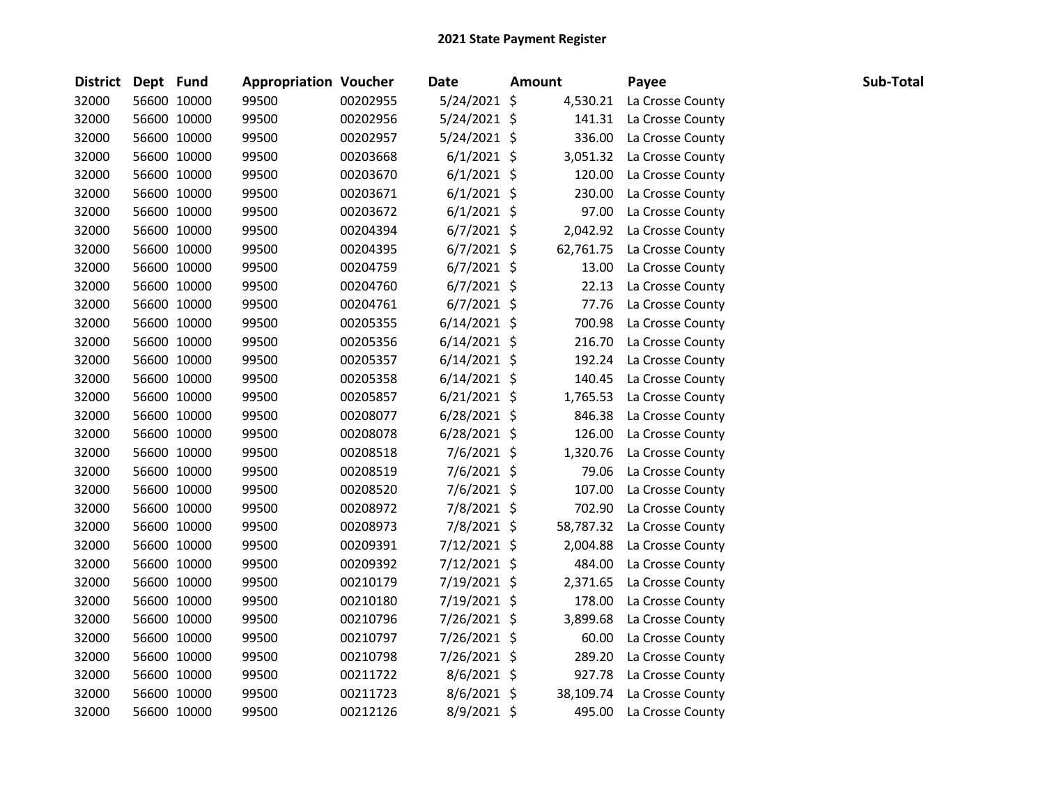## 2021 State Payment Register

| District | Dept | Fund | Appropriation | Voucher | Date | Amount | Payee | Sub-Total |
|---|---|---|---|---|---|---|---|---|
| 32000 | 56600 | 10000 | 99500 | 00202955 | 5/24/2021 | $ 4,530.21 | La Crosse County | |
| 32000 | 56600 | 10000 | 99500 | 00202956 | 5/24/2021 | $ 141.31 | La Crosse County | |
| 32000 | 56600 | 10000 | 99500 | 00202957 | 5/24/2021 | $ 336.00 | La Crosse County | |
| 32000 | 56600 | 10000 | 99500 | 00203668 | 6/1/2021 | $ 3,051.32 | La Crosse County | |
| 32000 | 56600 | 10000 | 99500 | 00203670 | 6/1/2021 | $ 120.00 | La Crosse County | |
| 32000 | 56600 | 10000 | 99500 | 00203671 | 6/1/2021 | $ 230.00 | La Crosse County | |
| 32000 | 56600 | 10000 | 99500 | 00203672 | 6/1/2021 | $ 97.00 | La Crosse County | |
| 32000 | 56600 | 10000 | 99500 | 00204394 | 6/7/2021 | $ 2,042.92 | La Crosse County | |
| 32000 | 56600 | 10000 | 99500 | 00204395 | 6/7/2021 | $ 62,761.75 | La Crosse County | |
| 32000 | 56600 | 10000 | 99500 | 00204759 | 6/7/2021 | $ 13.00 | La Crosse County | |
| 32000 | 56600 | 10000 | 99500 | 00204760 | 6/7/2021 | $ 22.13 | La Crosse County | |
| 32000 | 56600 | 10000 | 99500 | 00204761 | 6/7/2021 | $ 77.76 | La Crosse County | |
| 32000 | 56600 | 10000 | 99500 | 00205355 | 6/14/2021 | $ 700.98 | La Crosse County | |
| 32000 | 56600 | 10000 | 99500 | 00205356 | 6/14/2021 | $ 216.70 | La Crosse County | |
| 32000 | 56600 | 10000 | 99500 | 00205357 | 6/14/2021 | $ 192.24 | La Crosse County | |
| 32000 | 56600 | 10000 | 99500 | 00205358 | 6/14/2021 | $ 140.45 | La Crosse County | |
| 32000 | 56600 | 10000 | 99500 | 00205857 | 6/21/2021 | $ 1,765.53 | La Crosse County | |
| 32000 | 56600 | 10000 | 99500 | 00208077 | 6/28/2021 | $ 846.38 | La Crosse County | |
| 32000 | 56600 | 10000 | 99500 | 00208078 | 6/28/2021 | $ 126.00 | La Crosse County | |
| 32000 | 56600 | 10000 | 99500 | 00208518 | 7/6/2021 | $ 1,320.76 | La Crosse County | |
| 32000 | 56600 | 10000 | 99500 | 00208519 | 7/6/2021 | $ 79.06 | La Crosse County | |
| 32000 | 56600 | 10000 | 99500 | 00208520 | 7/6/2021 | $ 107.00 | La Crosse County | |
| 32000 | 56600 | 10000 | 99500 | 00208972 | 7/8/2021 | $ 702.90 | La Crosse County | |
| 32000 | 56600 | 10000 | 99500 | 00208973 | 7/8/2021 | $ 58,787.32 | La Crosse County | |
| 32000 | 56600 | 10000 | 99500 | 00209391 | 7/12/2021 | $ 2,004.88 | La Crosse County | |
| 32000 | 56600 | 10000 | 99500 | 00209392 | 7/12/2021 | $ 484.00 | La Crosse County | |
| 32000 | 56600 | 10000 | 99500 | 00210179 | 7/19/2021 | $ 2,371.65 | La Crosse County | |
| 32000 | 56600 | 10000 | 99500 | 00210180 | 7/19/2021 | $ 178.00 | La Crosse County | |
| 32000 | 56600 | 10000 | 99500 | 00210796 | 7/26/2021 | $ 3,899.68 | La Crosse County | |
| 32000 | 56600 | 10000 | 99500 | 00210797 | 7/26/2021 | $ 60.00 | La Crosse County | |
| 32000 | 56600 | 10000 | 99500 | 00210798 | 7/26/2021 | $ 289.20 | La Crosse County | |
| 32000 | 56600 | 10000 | 99500 | 00211722 | 8/6/2021 | $ 927.78 | La Crosse County | |
| 32000 | 56600 | 10000 | 99500 | 00211723 | 8/6/2021 | $ 38,109.74 | La Crosse County | |
| 32000 | 56600 | 10000 | 99500 | 00212126 | 8/9/2021 | $ 495.00 | La Crosse County | |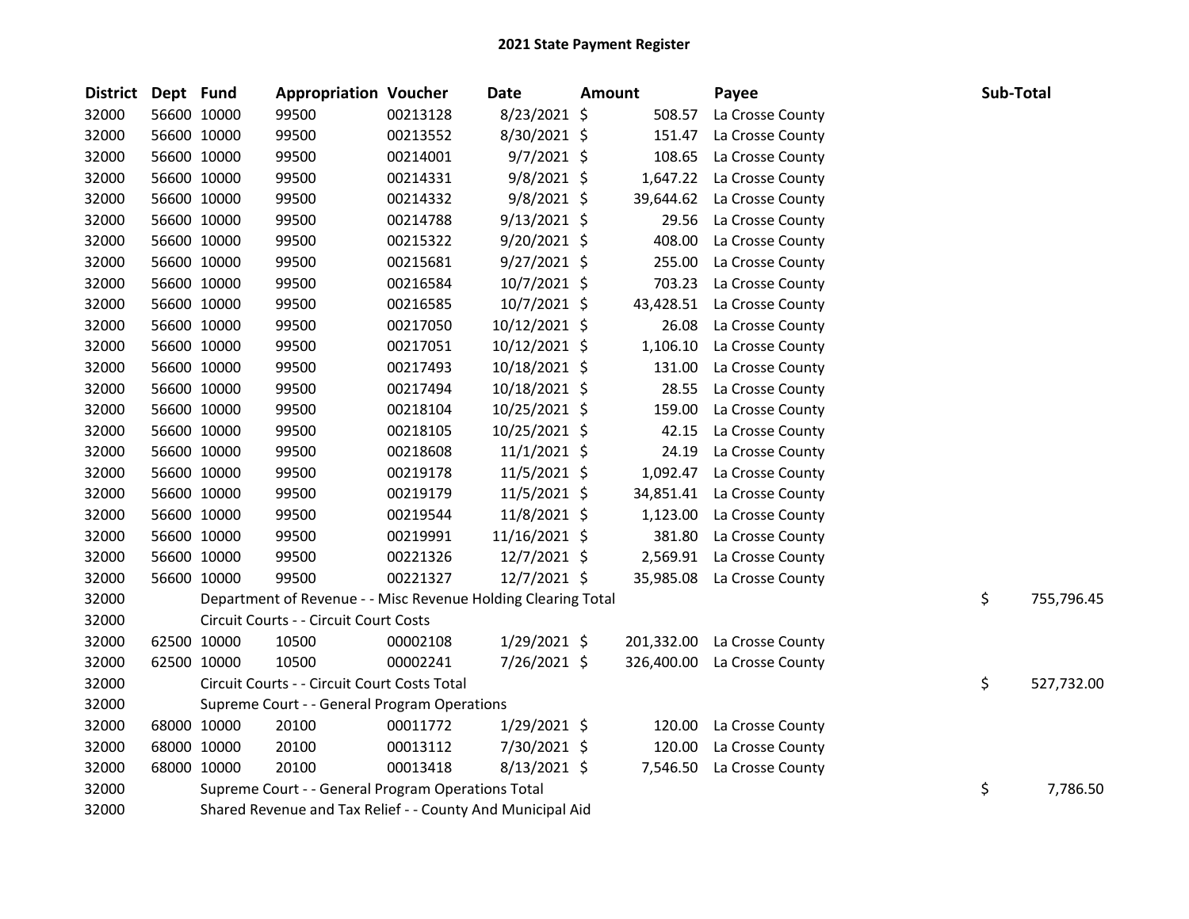# 2021 State Payment Register

| District | Dept | Fund | Appropriation | Voucher | Date | Amount | Payee | Sub-Total |
|---|---|---|---|---|---|---|---|---|
| 32000 | 56600 | 10000 | 99500 | 00213128 | 8/23/2021 | $ 508.57 | La Crosse County | |
| 32000 | 56600 | 10000 | 99500 | 00213552 | 8/30/2021 | $ 151.47 | La Crosse County | |
| 32000 | 56600 | 10000 | 99500 | 00214001 | 9/7/2021 | $ 108.65 | La Crosse County | |
| 32000 | 56600 | 10000 | 99500 | 00214331 | 9/8/2021 | $ 1,647.22 | La Crosse County | |
| 32000 | 56600 | 10000 | 99500 | 00214332 | 9/8/2021 | $ 39,644.62 | La Crosse County | |
| 32000 | 56600 | 10000 | 99500 | 00214788 | 9/13/2021 | $ 29.56 | La Crosse County | |
| 32000 | 56600 | 10000 | 99500 | 00215322 | 9/20/2021 | $ 408.00 | La Crosse County | |
| 32000 | 56600 | 10000 | 99500 | 00215681 | 9/27/2021 | $ 255.00 | La Crosse County | |
| 32000 | 56600 | 10000 | 99500 | 00216584 | 10/7/2021 | $ 703.23 | La Crosse County | |
| 32000 | 56600 | 10000 | 99500 | 00216585 | 10/7/2021 | $ 43,428.51 | La Crosse County | |
| 32000 | 56600 | 10000 | 99500 | 00217050 | 10/12/2021 | $ 26.08 | La Crosse County | |
| 32000 | 56600 | 10000 | 99500 | 00217051 | 10/12/2021 | $ 1,106.10 | La Crosse County | |
| 32000 | 56600 | 10000 | 99500 | 00217493 | 10/18/2021 | $ 131.00 | La Crosse County | |
| 32000 | 56600 | 10000 | 99500 | 00217494 | 10/18/2021 | $ 28.55 | La Crosse County | |
| 32000 | 56600 | 10000 | 99500 | 00218104 | 10/25/2021 | $ 159.00 | La Crosse County | |
| 32000 | 56600 | 10000 | 99500 | 00218105 | 10/25/2021 | $ 42.15 | La Crosse County | |
| 32000 | 56600 | 10000 | 99500 | 00218608 | 11/1/2021 | $ 24.19 | La Crosse County | |
| 32000 | 56600 | 10000 | 99500 | 00219178 | 11/5/2021 | $ 1,092.47 | La Crosse County | |
| 32000 | 56600 | 10000 | 99500 | 00219179 | 11/5/2021 | $ 34,851.41 | La Crosse County | |
| 32000 | 56600 | 10000 | 99500 | 00219544 | 11/8/2021 | $ 1,123.00 | La Crosse County | |
| 32000 | 56600 | 10000 | 99500 | 00219991 | 11/16/2021 | $ 381.80 | La Crosse County | |
| 32000 | 56600 | 10000 | 99500 | 00221326 | 12/7/2021 | $ 2,569.91 | La Crosse County | |
| 32000 | 56600 | 10000 | 99500 | 00221327 | 12/7/2021 | $ 35,985.08 | La Crosse County | |
| 32000 | | Department of Revenue - - Misc Revenue Holding Clearing Total | | | | | | $ 755,796.45 |
| 32000 | | Circuit Courts - - Circuit Court Costs | | | | | | |
| 32000 | 62500 | 10000 | 10500 | 00002108 | 1/29/2021 | $ 201,332.00 | La Crosse County | |
| 32000 | 62500 | 10000 | 10500 | 00002241 | 7/26/2021 | $ 326,400.00 | La Crosse County | |
| 32000 | | Circuit Courts - - Circuit Court Costs Total | | | | | | $ 527,732.00 |
| 32000 | | Supreme Court - - General Program Operations | | | | | | |
| 32000 | 68000 | 10000 | 20100 | 00011772 | 1/29/2021 | $ 120.00 | La Crosse County | |
| 32000 | 68000 | 10000 | 20100 | 00013112 | 7/30/2021 | $ 120.00 | La Crosse County | |
| 32000 | 68000 | 10000 | 20100 | 00013418 | 8/13/2021 | $ 7,546.50 | La Crosse County | |
| 32000 | | Supreme Court - - General Program Operations Total | | | | | | $ 7,786.50 |
| 32000 | | Shared Revenue and Tax Relief - - County And Municipal Aid | | | | | | |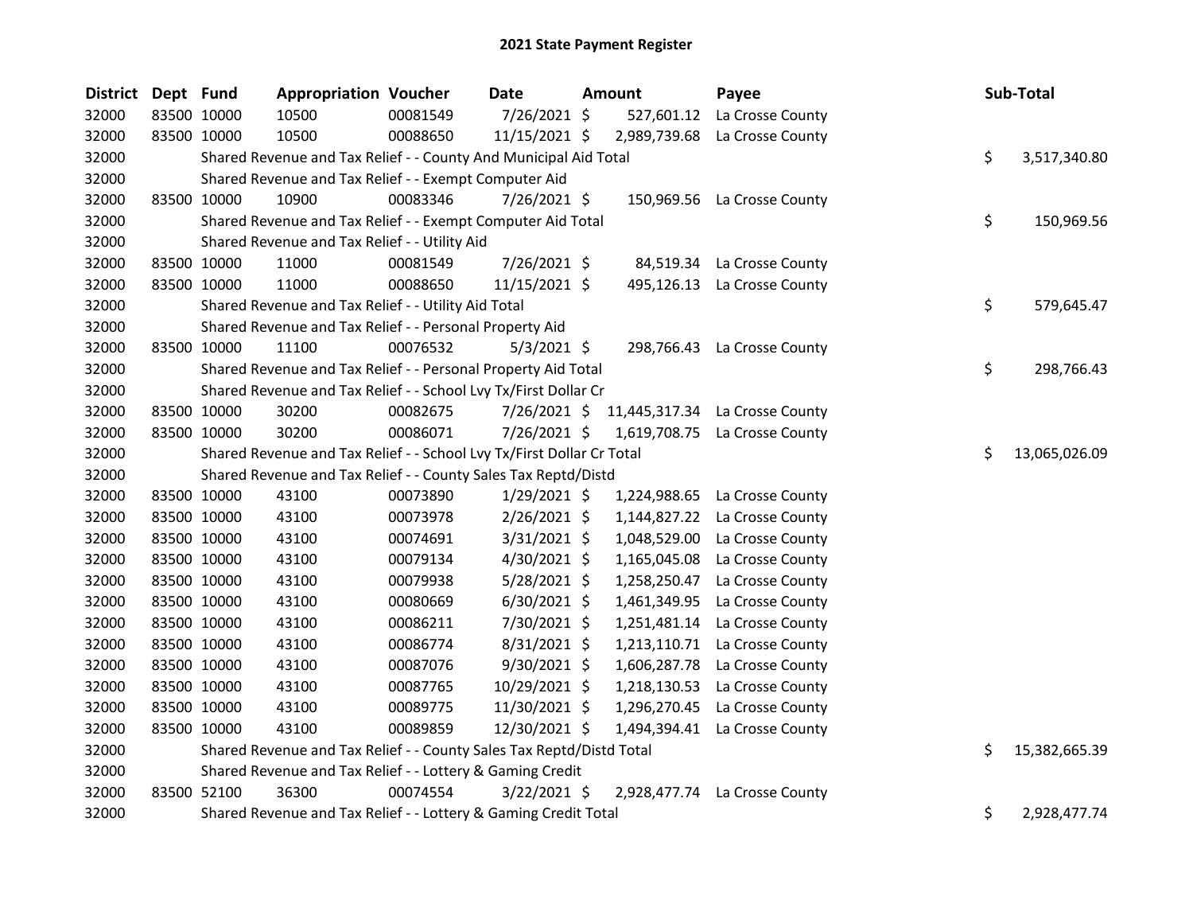# 2021 State Payment Register

| District | Dept | Fund | Appropriation | Voucher | Date | Amount | Payee | Sub-Total |
|---|---|---|---|---|---|---|---|---|
| 32000 | 83500 | 10000 | 10500 | 00081549 | 7/26/2021 | $ 527,601.12 | La Crosse County | |
| 32000 | 83500 | 10000 | 10500 | 00088650 | 11/15/2021 | $ 2,989,739.68 | La Crosse County | |
| 32000 | | Shared Revenue and Tax Relief - - County And Municipal Aid Total | | | | | | $ 3,517,340.80 |
| 32000 | | Shared Revenue and Tax Relief - - Exempt Computer Aid | | | | | | |
| 32000 | 83500 | 10000 | 10900 | 00083346 | 7/26/2021 | $ 150,969.56 | La Crosse County | |
| 32000 | | Shared Revenue and Tax Relief - - Exempt Computer Aid Total | | | | | | $ 150,969.56 |
| 32000 | | Shared Revenue and Tax Relief - - Utility Aid | | | | | | |
| 32000 | 83500 | 10000 | 11000 | 00081549 | 7/26/2021 | $ 84,519.34 | La Crosse County | |
| 32000 | 83500 | 10000 | 11000 | 00088650 | 11/15/2021 | $ 495,126.13 | La Crosse County | |
| 32000 | | Shared Revenue and Tax Relief - - Utility Aid Total | | | | | | $ 579,645.47 |
| 32000 | | Shared Revenue and Tax Relief - - Personal Property Aid | | | | | | |
| 32000 | 83500 | 10000 | 11100 | 00076532 | 5/3/2021 | $ 298,766.43 | La Crosse County | |
| 32000 | | Shared Revenue and Tax Relief - - Personal Property Aid Total | | | | | | $ 298,766.43 |
| 32000 | | Shared Revenue and Tax Relief - - School Lvy Tx/First Dollar Cr | | | | | | |
| 32000 | 83500 | 10000 | 30200 | 00082675 | 7/26/2021 | $ 11,445,317.34 | La Crosse County | |
| 32000 | 83500 | 10000 | 30200 | 00086071 | 7/26/2021 | $ 1,619,708.75 | La Crosse County | |
| 32000 | | Shared Revenue and Tax Relief - - School Lvy Tx/First Dollar Cr Total | | | | | | $ 13,065,026.09 |
| 32000 | | Shared Revenue and Tax Relief - - County Sales Tax Reptd/Distd | | | | | | |
| 32000 | 83500 | 10000 | 43100 | 00073890 | 1/29/2021 | $ 1,224,988.65 | La Crosse County | |
| 32000 | 83500 | 10000 | 43100 | 00073978 | 2/26/2021 | $ 1,144,827.22 | La Crosse County | |
| 32000 | 83500 | 10000 | 43100 | 00074691 | 3/31/2021 | $ 1,048,529.00 | La Crosse County | |
| 32000 | 83500 | 10000 | 43100 | 00079134 | 4/30/2021 | $ 1,165,045.08 | La Crosse County | |
| 32000 | 83500 | 10000 | 43100 | 00079938 | 5/28/2021 | $ 1,258,250.47 | La Crosse County | |
| 32000 | 83500 | 10000 | 43100 | 00080669 | 6/30/2021 | $ 1,461,349.95 | La Crosse County | |
| 32000 | 83500 | 10000 | 43100 | 00086211 | 7/30/2021 | $ 1,251,481.14 | La Crosse County | |
| 32000 | 83500 | 10000 | 43100 | 00086774 | 8/31/2021 | $ 1,213,110.71 | La Crosse County | |
| 32000 | 83500 | 10000 | 43100 | 00087076 | 9/30/2021 | $ 1,606,287.78 | La Crosse County | |
| 32000 | 83500 | 10000 | 43100 | 00087765 | 10/29/2021 | $ 1,218,130.53 | La Crosse County | |
| 32000 | 83500 | 10000 | 43100 | 00089775 | 11/30/2021 | $ 1,296,270.45 | La Crosse County | |
| 32000 | 83500 | 10000 | 43100 | 00089859 | 12/30/2021 | $ 1,494,394.41 | La Crosse County | |
| 32000 | | Shared Revenue and Tax Relief - - County Sales Tax Reptd/Distd Total | | | | | | $ 15,382,665.39 |
| 32000 | | Shared Revenue and Tax Relief - - Lottery & Gaming Credit | | | | | | |
| 32000 | 83500 | 52100 | 36300 | 00074554 | 3/22/2021 | $ 2,928,477.74 | La Crosse County | |
| 32000 | | Shared Revenue and Tax Relief - - Lottery & Gaming Credit Total | | | | | | $ 2,928,477.74 |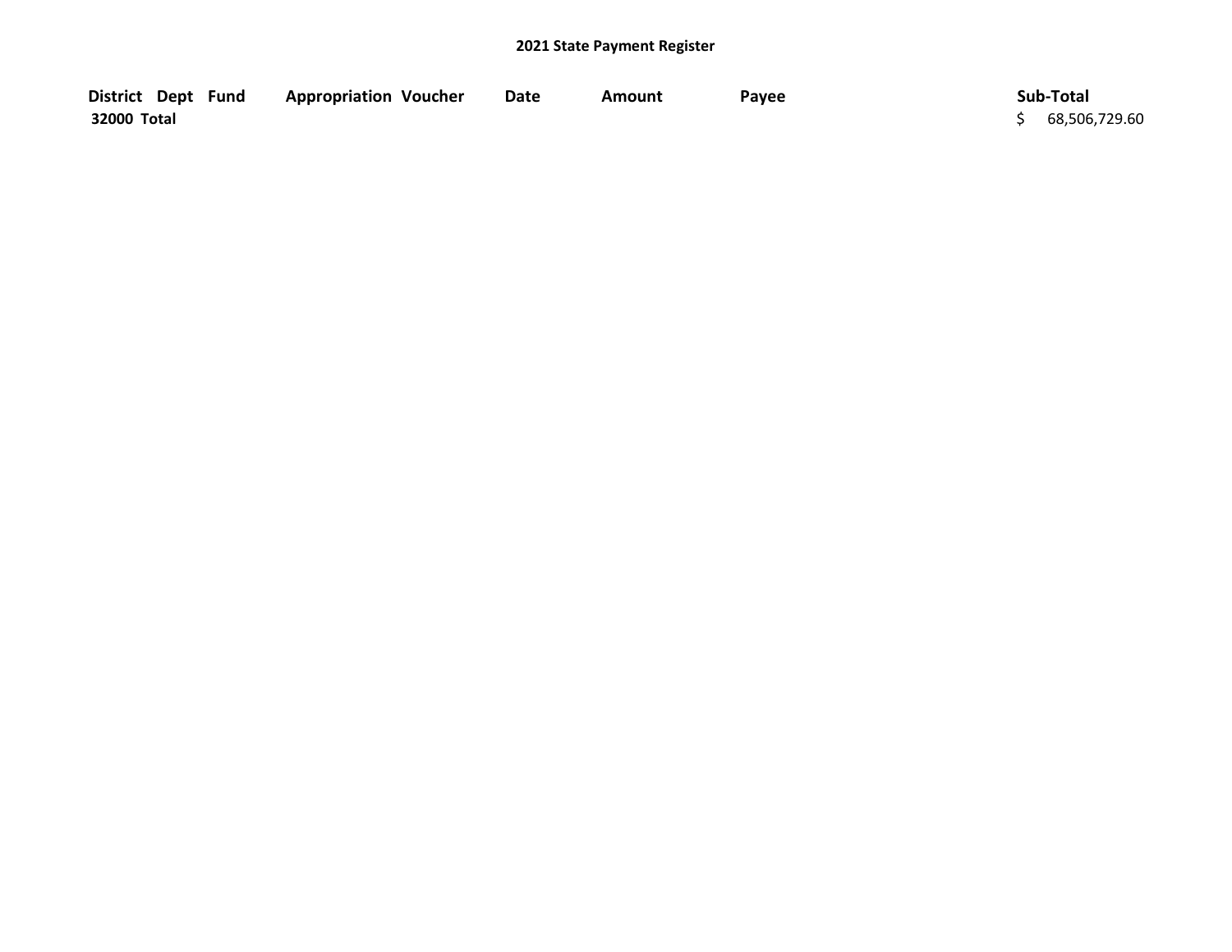## 2021 State Payment Register

| District | Dept | Fund | Appropriation | Voucher | Date | Amount | Payee | Sub-Total |
|---|---|---|---|---|---|---|---|---|
| **32000 Total** | | | | | | | | $ 68,506,729.60 |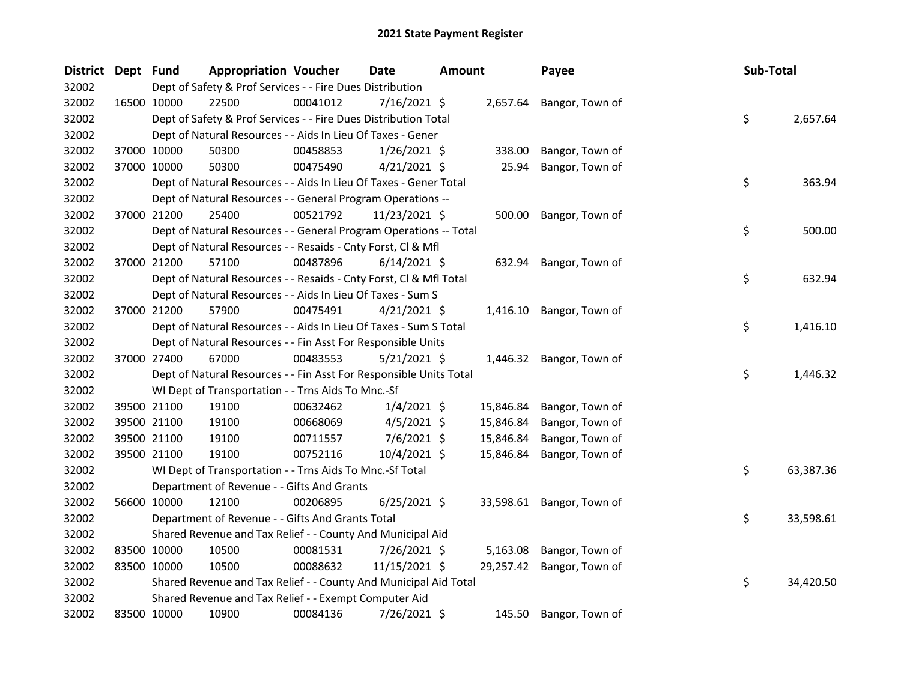# 2021 State Payment Register

| District | Dept | Fund | Appropriation | Voucher | Date | Amount | Payee | Sub-Total |
|---|---|---|---|---|---|---|---|---|
| 32002 | | Dept of Safety & Prof Services - - Fire Dues Distribution | | | | | | |
| 32002 | 16500 | 10000 | 22500 | 00041012 | 7/16/2021 | $ 2,657.64 | Bangor, Town of | |
| 32002 | | Dept of Safety & Prof Services - - Fire Dues Distribution Total | | | | | | $ 2,657.64 |
| 32002 | | Dept of Natural Resources - - Aids In Lieu Of Taxes - Gener | | | | | | |
| 32002 | 37000 | 10000 | 50300 | 00458853 | 1/26/2021 | $ 338.00 | Bangor, Town of | |
| 32002 | 37000 | 10000 | 50300 | 00475490 | 4/21/2021 | $ 25.94 | Bangor, Town of | |
| 32002 | | Dept of Natural Resources - - Aids In Lieu Of Taxes - Gener Total | | | | | | $ 363.94 |
| 32002 | | Dept of Natural Resources - - General Program Operations -- | | | | | | |
| 32002 | 37000 | 21200 | 25400 | 00521792 | 11/23/2021 | $ 500.00 | Bangor, Town of | |
| 32002 | | Dept of Natural Resources - - General Program Operations -- Total | | | | | | $ 500.00 |
| 32002 | | Dept of Natural Resources - - Resaids - Cnty Forst, Cl & Mfl | | | | | | |
| 32002 | 37000 | 21200 | 57100 | 00487896 | 6/14/2021 | $ 632.94 | Bangor, Town of | |
| 32002 | | Dept of Natural Resources - - Resaids - Cnty Forst, Cl & Mfl Total | | | | | | $ 632.94 |
| 32002 | | Dept of Natural Resources - - Aids In Lieu Of Taxes - Sum S | | | | | | |
| 32002 | 37000 | 21200 | 57900 | 00475491 | 4/21/2021 | $ 1,416.10 | Bangor, Town of | |
| 32002 | | Dept of Natural Resources - - Aids In Lieu Of Taxes - Sum S Total | | | | | | $ 1,416.10 |
| 32002 | | Dept of Natural Resources - - Fin Asst For Responsible Units | | | | | | |
| 32002 | 37000 | 27400 | 67000 | 00483553 | 5/21/2021 | $ 1,446.32 | Bangor, Town of | |
| 32002 | | Dept of Natural Resources - - Fin Asst For Responsible Units Total | | | | | | $ 1,446.32 |
| 32002 | | WI Dept of Transportation - - Trns Aids To Mnc.-Sf | | | | | | |
| 32002 | 39500 | 21100 | 19100 | 00632462 | 1/4/2021 | $ 15,846.84 | Bangor, Town of | |
| 32002 | 39500 | 21100 | 19100 | 00668069 | 4/5/2021 | $ 15,846.84 | Bangor, Town of | |
| 32002 | 39500 | 21100 | 19100 | 00711557 | 7/6/2021 | $ 15,846.84 | Bangor, Town of | |
| 32002 | 39500 | 21100 | 19100 | 00752116 | 10/4/2021 | $ 15,846.84 | Bangor, Town of | |
| 32002 | | WI Dept of Transportation - - Trns Aids To Mnc.-Sf Total | | | | | | $ 63,387.36 |
| 32002 | | Department of Revenue - - Gifts And Grants | | | | | | |
| 32002 | 56600 | 10000 | 12100 | 00206895 | 6/25/2021 | $ 33,598.61 | Bangor, Town of | |
| 32002 | | Department of Revenue - - Gifts And Grants Total | | | | | | $ 33,598.61 |
| 32002 | | Shared Revenue and Tax Relief - - County And Municipal Aid | | | | | | |
| 32002 | 83500 | 10000 | 10500 | 00081531 | 7/26/2021 | $ 5,163.08 | Bangor, Town of | |
| 32002 | 83500 | 10000 | 10500 | 00088632 | 11/15/2021 | $ 29,257.42 | Bangor, Town of | |
| 32002 | | Shared Revenue and Tax Relief - - County And Municipal Aid Total | | | | | | $ 34,420.50 |
| 32002 | | Shared Revenue and Tax Relief - - Exempt Computer Aid | | | | | | |
| 32002 | 83500 | 10000 | 10900 | 00084136 | 7/26/2021 | $ 145.50 | Bangor, Town of | |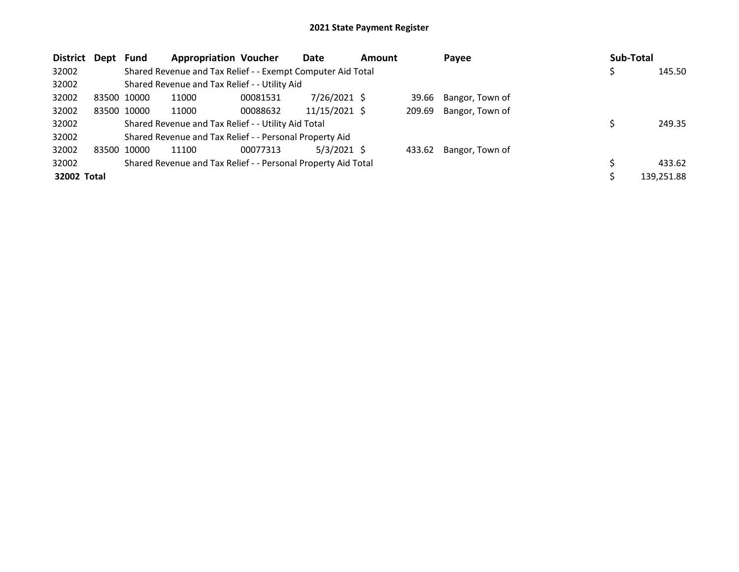# 2021 State Payment Register

| District | Dept | Fund | Appropriation | Voucher | Date | Amount | Payee | Sub-Total |
|---|---|---|---|---|---|---|---|---|
| 32002 | | Shared Revenue and Tax Relief - - Exempt Computer Aid Total | | | | | | $ 145.50 |
| 32002 | | Shared Revenue and Tax Relief - - Utility Aid | | | | | | |
| 32002 | 83500 | 10000 | 11000 | 00081531 | 7/26/2021 | $ 39.66 | Bangor, Town of | |
| 32002 | 83500 | 10000 | 11000 | 00088632 | 11/15/2021 | $ 209.69 | Bangor, Town of | |
| 32002 | | Shared Revenue and Tax Relief - - Utility Aid Total | | | | | | $ 249.35 |
| 32002 | | Shared Revenue and Tax Relief - - Personal Property Aid | | | | | | |
| 32002 | 83500 | 10000 | 11100 | 00077313 | 5/3/2021 | $ 433.62 | Bangor, Town of | |
| 32002 | | Shared Revenue and Tax Relief - - Personal Property Aid Total | | | | | | $ 433.62 |
| **32002 Total** | | | | | | | | $ 139,251.88 |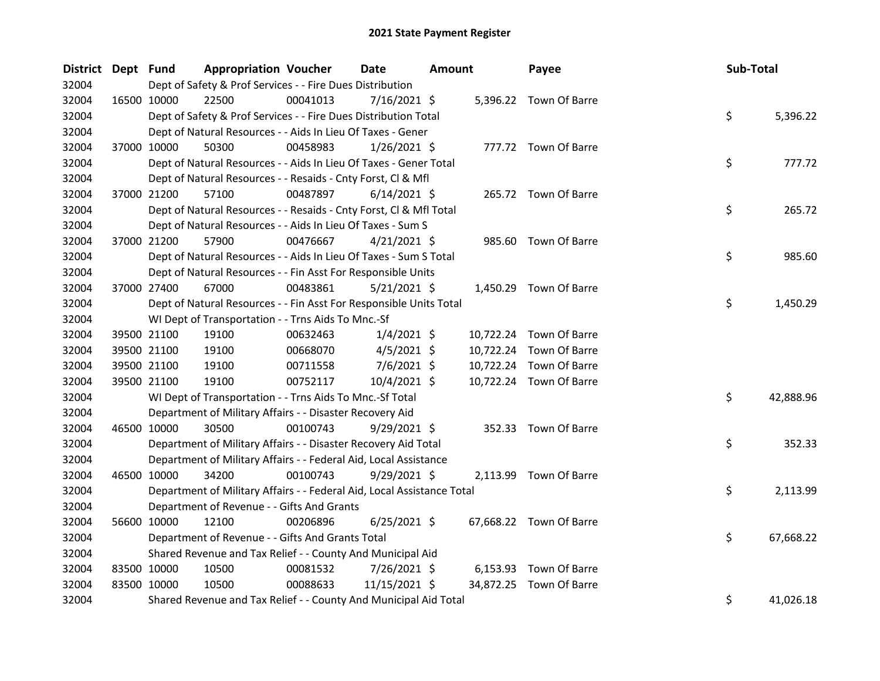# 2021 State Payment Register

| District | Dept | Fund | Appropriation | Voucher | Date | Amount | Payee | Sub-Total |
|---|---|---|---|---|---|---|---|---|
| 32004 | | | Dept of Safety & Prof Services - - Fire Dues Distribution | | | | | |
| 32004 | 16500 | 10000 | 22500 | 00041013 | 7/16/2021 | $ 5,396.22 | Town Of Barre | |
| 32004 | | | Dept of Safety & Prof Services - - Fire Dues Distribution Total | | | | | $ 5,396.22 |
| 32004 | | | Dept of Natural Resources - - Aids In Lieu Of Taxes - Gener | | | | | |
| 32004 | 37000 | 10000 | 50300 | 00458983 | 1/26/2021 | $ 777.72 | Town Of Barre | |
| 32004 | | | Dept of Natural Resources - - Aids In Lieu Of Taxes - Gener Total | | | | | $ 777.72 |
| 32004 | | | Dept of Natural Resources - - Resaids - Cnty Forst, Cl & Mfl | | | | | |
| 32004 | 37000 | 21200 | 57100 | 00487897 | 6/14/2021 | $ 265.72 | Town Of Barre | |
| 32004 | | | Dept of Natural Resources - - Resaids - Cnty Forst, Cl & Mfl Total | | | | | $ 265.72 |
| 32004 | | | Dept of Natural Resources - - Aids In Lieu Of Taxes - Sum S | | | | | |
| 32004 | 37000 | 21200 | 57900 | 00476667 | 4/21/2021 | $ 985.60 | Town Of Barre | |
| 32004 | | | Dept of Natural Resources - - Aids In Lieu Of Taxes - Sum S Total | | | | | $ 985.60 |
| 32004 | | | Dept of Natural Resources - - Fin Asst For Responsible Units | | | | | |
| 32004 | 37000 | 27400 | 67000 | 00483861 | 5/21/2021 | $ 1,450.29 | Town Of Barre | |
| 32004 | | | Dept of Natural Resources - - Fin Asst For Responsible Units Total | | | | | $ 1,450.29 |
| 32004 | | | WI Dept of Transportation - - Trns Aids To Mnc.-Sf | | | | | |
| 32004 | 39500 | 21100 | 19100 | 00632463 | 1/4/2021 | $ 10,722.24 | Town Of Barre | |
| 32004 | 39500 | 21100 | 19100 | 00668070 | 4/5/2021 | $ 10,722.24 | Town Of Barre | |
| 32004 | 39500 | 21100 | 19100 | 00711558 | 7/6/2021 | $ 10,722.24 | Town Of Barre | |
| 32004 | 39500 | 21100 | 19100 | 00752117 | 10/4/2021 | $ 10,722.24 | Town Of Barre | |
| 32004 | | | WI Dept of Transportation - - Trns Aids To Mnc.-Sf Total | | | | | $ 42,888.96 |
| 32004 | | | Department of Military Affairs - - Disaster Recovery Aid | | | | | |
| 32004 | 46500 | 10000 | 30500 | 00100743 | 9/29/2021 | $ 352.33 | Town Of Barre | |
| 32004 | | | Department of Military Affairs - - Disaster Recovery Aid Total | | | | | $ 352.33 |
| 32004 | | | Department of Military Affairs - - Federal Aid, Local Assistance | | | | | |
| 32004 | 46500 | 10000 | 34200 | 00100743 | 9/29/2021 | $ 2,113.99 | Town Of Barre | |
| 32004 | | | Department of Military Affairs - - Federal Aid, Local Assistance Total | | | | | $ 2,113.99 |
| 32004 | | | Department of Revenue - - Gifts And Grants | | | | | |
| 32004 | 56600 | 10000 | 12100 | 00206896 | 6/25/2021 | $ 67,668.22 | Town Of Barre | |
| 32004 | | | Department of Revenue - - Gifts And Grants Total | | | | | $ 67,668.22 |
| 32004 | | | Shared Revenue and Tax Relief - - County And Municipal Aid | | | | | |
| 32004 | 83500 | 10000 | 10500 | 00081532 | 7/26/2021 | $ 6,153.93 | Town Of Barre | |
| 32004 | 83500 | 10000 | 10500 | 00088633 | 11/15/2021 | $ 34,872.25 | Town Of Barre | |
| 32004 | | | Shared Revenue and Tax Relief - - County And Municipal Aid Total | | | | | $ 41,026.18 |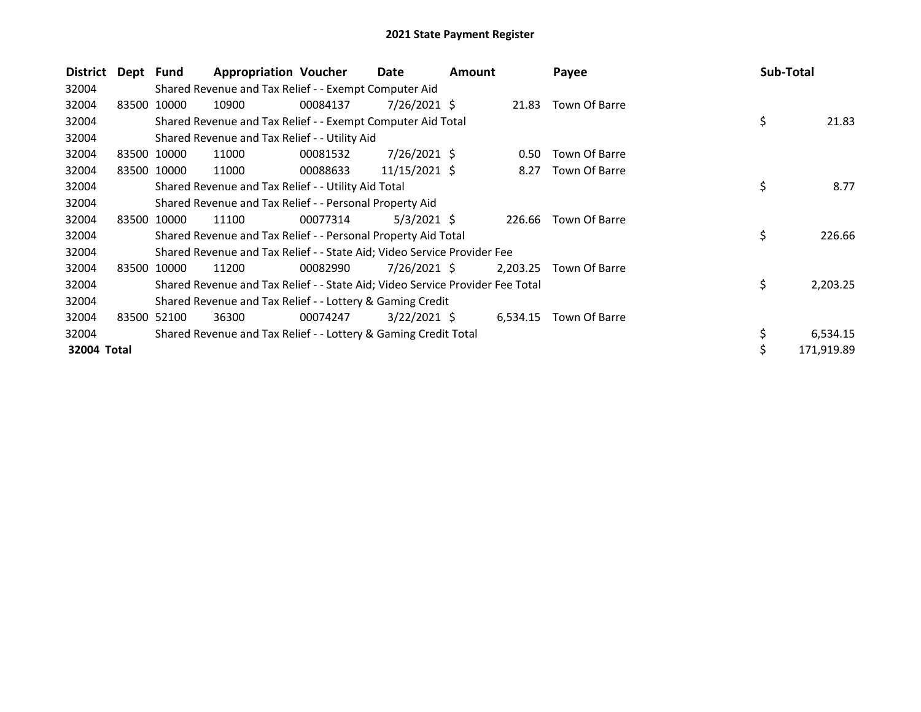# 2021 State Payment Register

| District | Dept | Fund | Appropriation | Voucher | Date | Amount | Payee | Sub-Total |
|---|---|---|---|---|---|---|---|---|
| 32004 | | Shared Revenue and Tax Relief - - Exempt Computer Aid | | | | | | |
| 32004 | 83500 | 10000 | 10900 | 00084137 | 7/26/2021 | $ 21.83 | Town Of Barre | |
| 32004 | | Shared Revenue and Tax Relief - - Exempt Computer Aid Total | | | | | | $ 21.83 |
| 32004 | | Shared Revenue and Tax Relief - - Utility Aid | | | | | | |
| 32004 | 83500 | 10000 | 11000 | 00081532 | 7/26/2021 | $ 0.50 | Town Of Barre | |
| 32004 | 83500 | 10000 | 11000 | 00088633 | 11/15/2021 | $ 8.27 | Town Of Barre | |
| 32004 | | Shared Revenue and Tax Relief - - Utility Aid Total | | | | | | $ 8.77 |
| 32004 | | Shared Revenue and Tax Relief - - Personal Property Aid | | | | | | |
| 32004 | 83500 | 10000 | 11100 | 00077314 | 5/3/2021 | $ 226.66 | Town Of Barre | |
| 32004 | | Shared Revenue and Tax Relief - - Personal Property Aid Total | | | | | | $ 226.66 |
| 32004 | | Shared Revenue and Tax Relief - - State Aid; Video Service Provider Fee | | | | | | |
| 32004 | 83500 | 10000 | 11200 | 00082990 | 7/26/2021 | $ 2,203.25 | Town Of Barre | |
| 32004 | | Shared Revenue and Tax Relief - - State Aid; Video Service Provider Fee Total | | | | | | $ 2,203.25 |
| 32004 | | Shared Revenue and Tax Relief - - Lottery & Gaming Credit | | | | | | |
| 32004 | 83500 | 52100 | 36300 | 00074247 | 3/22/2021 | $ 6,534.15 | Town Of Barre | |
| 32004 | | Shared Revenue and Tax Relief - - Lottery & Gaming Credit Total | | | | | | $ 6,534.15 |
| **32004 Total** | | | | | | | | $ 171,919.89 |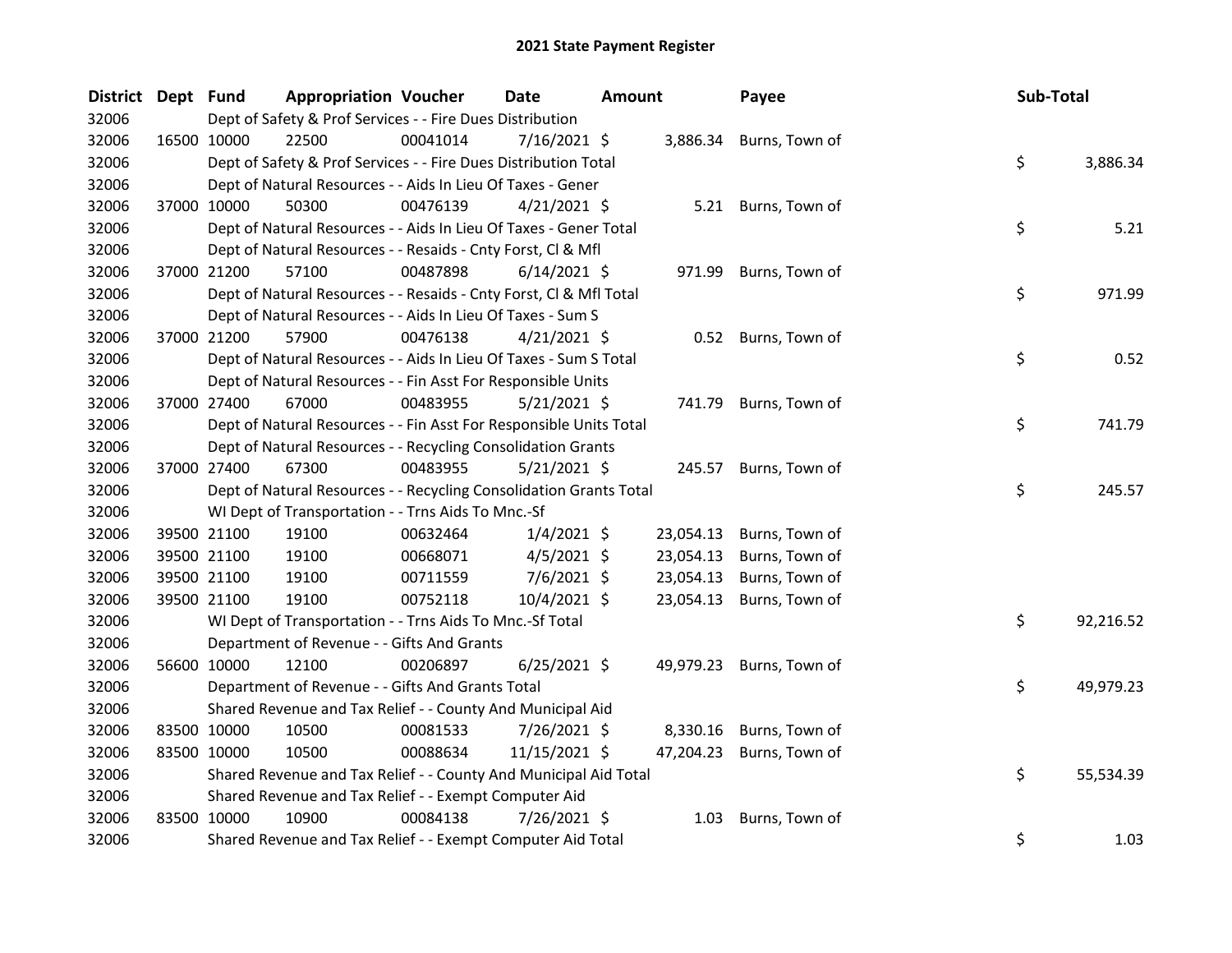# 2021 State Payment Register

| District | Dept | Fund | Appropriation | Voucher | Date | Amount | Payee | Sub-Total |
|---|---|---|---|---|---|---|---|---|
| 32006 | | Dept of Safety & Prof Services - - Fire Dues Distribution | | | | | | |
| 32006 | 16500 | 10000 | 22500 | 00041014 | 7/16/2021 | $ 3,886.34 | Burns, Town of | |
| 32006 | | Dept of Safety & Prof Services - - Fire Dues Distribution Total | | | | | | $ 3,886.34 |
| 32006 | | Dept of Natural Resources - - Aids In Lieu Of Taxes - Gener | | | | | | |
| 32006 | 37000 | 10000 | 50300 | 00476139 | 4/21/2021 | $ 5.21 | Burns, Town of | |
| 32006 | | Dept of Natural Resources - - Aids In Lieu Of Taxes - Gener Total | | | | | | $ 5.21 |
| 32006 | | Dept of Natural Resources - - Resaids - Cnty Forst, Cl & Mfl | | | | | | |
| 32006 | 37000 | 21200 | 57100 | 00487898 | 6/14/2021 | $ 971.99 | Burns, Town of | |
| 32006 | | Dept of Natural Resources - - Resaids - Cnty Forst, Cl & Mfl Total | | | | | | $ 971.99 |
| 32006 | | Dept of Natural Resources - - Aids In Lieu Of Taxes - Sum S | | | | | | |
| 32006 | 37000 | 21200 | 57900 | 00476138 | 4/21/2021 | $ 0.52 | Burns, Town of | |
| 32006 | | Dept of Natural Resources - - Aids In Lieu Of Taxes - Sum S Total | | | | | | $ 0.52 |
| 32006 | | Dept of Natural Resources - - Fin Asst For Responsible Units | | | | | | |
| 32006 | 37000 | 27400 | 67000 | 00483955 | 5/21/2021 | $ 741.79 | Burns, Town of | |
| 32006 | | Dept of Natural Resources - - Fin Asst For Responsible Units Total | | | | | | $ 741.79 |
| 32006 | | Dept of Natural Resources - - Recycling Consolidation Grants | | | | | | |
| 32006 | 37000 | 27400 | 67300 | 00483955 | 5/21/2021 | $ 245.57 | Burns, Town of | |
| 32006 | | Dept of Natural Resources - - Recycling Consolidation Grants Total | | | | | | $ 245.57 |
| 32006 | | WI Dept of Transportation - - Trns Aids To Mnc.-Sf | | | | | | |
| 32006 | 39500 | 21100 | 19100 | 00632464 | 1/4/2021 | $ 23,054.13 | Burns, Town of | |
| 32006 | 39500 | 21100 | 19100 | 00668071 | 4/5/2021 | $ 23,054.13 | Burns, Town of | |
| 32006 | 39500 | 21100 | 19100 | 00711559 | 7/6/2021 | $ 23,054.13 | Burns, Town of | |
| 32006 | 39500 | 21100 | 19100 | 00752118 | 10/4/2021 | $ 23,054.13 | Burns, Town of | |
| 32006 | | WI Dept of Transportation - - Trns Aids To Mnc.-Sf Total | | | | | | $ 92,216.52 |
| 32006 | | Department of Revenue - - Gifts And Grants | | | | | | |
| 32006 | 56600 | 10000 | 12100 | 00206897 | 6/25/2021 | $ 49,979.23 | Burns, Town of | |
| 32006 | | Department of Revenue - - Gifts And Grants Total | | | | | | $ 49,979.23 |
| 32006 | | Shared Revenue and Tax Relief - - County And Municipal Aid | | | | | | |
| 32006 | 83500 | 10000 | 10500 | 00081533 | 7/26/2021 | $ 8,330.16 | Burns, Town of | |
| 32006 | 83500 | 10000 | 10500 | 00088634 | 11/15/2021 | $ 47,204.23 | Burns, Town of | |
| 32006 | | Shared Revenue and Tax Relief - - County And Municipal Aid Total | | | | | | $ 55,534.39 |
| 32006 | | Shared Revenue and Tax Relief - - Exempt Computer Aid | | | | | | |
| 32006 | 83500 | 10000 | 10900 | 00084138 | 7/26/2021 | $ 1.03 | Burns, Town of | |
| 32006 | | Shared Revenue and Tax Relief - - Exempt Computer Aid Total | | | | | | $ 1.03 |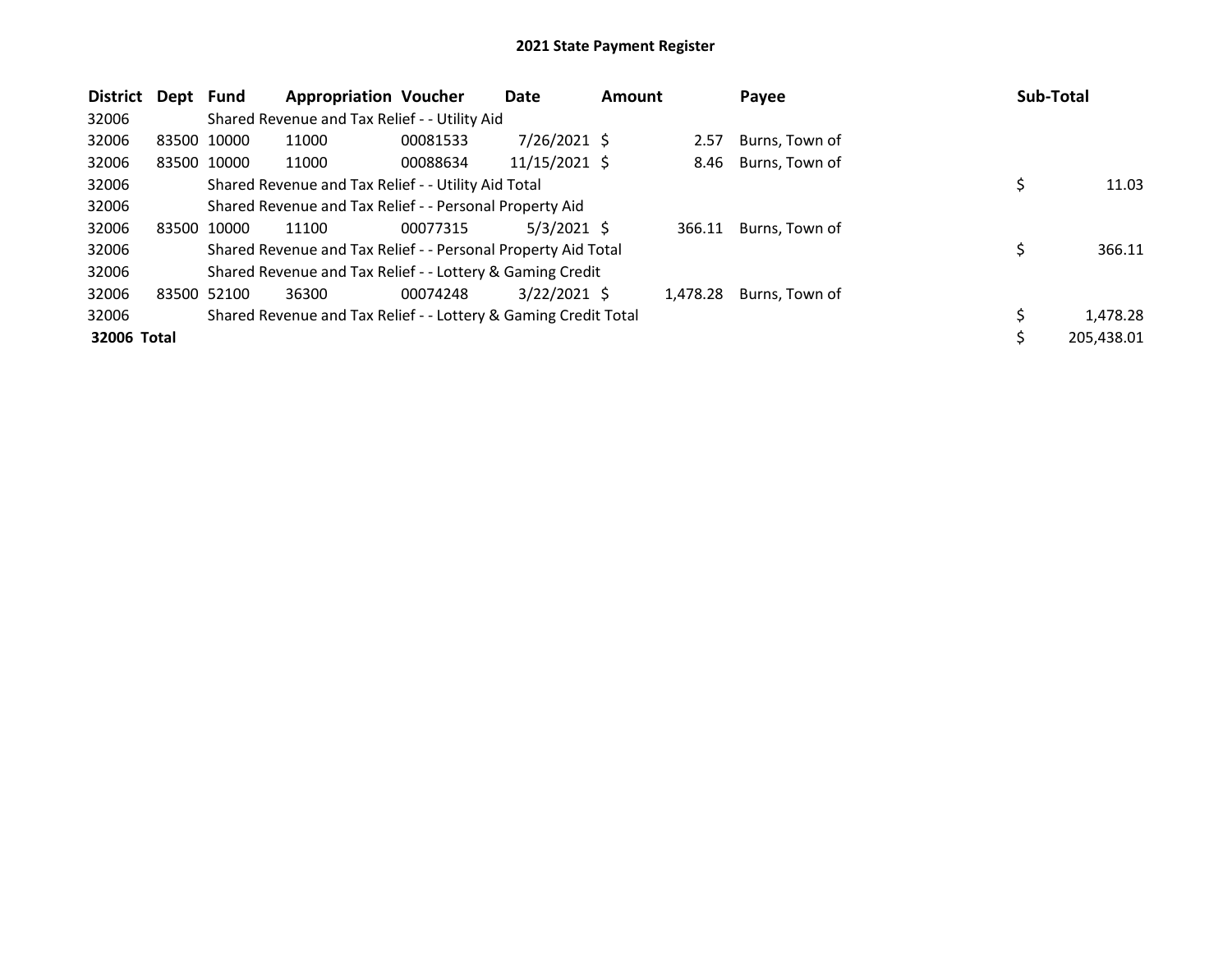# 2021 State Payment Register

| District | Dept | Fund | Appropriation | Voucher | Date | Amount | Payee | Sub-Total |
|---|---|---|---|---|---|---|---|---|
| 32006 | | Shared Revenue and Tax Relief - - Utility Aid | | | | | | |
| 32006 | 83500 | 10000 | 11000 | 00081533 | 7/26/2021 | $ 2.57 | Burns, Town of | |
| 32006 | 83500 | 10000 | 11000 | 00088634 | 11/15/2021 | $ 8.46 | Burns, Town of | |
| 32006 | | Shared Revenue and Tax Relief - - Utility Aid Total | | | | | | $ 11.03 |
| 32006 | | Shared Revenue and Tax Relief - - Personal Property Aid | | | | | | |
| 32006 | 83500 | 10000 | 11100 | 00077315 | 5/3/2021 | $ 366.11 | Burns, Town of | |
| 32006 | | Shared Revenue and Tax Relief - - Personal Property Aid Total | | | | | | $ 366.11 |
| 32006 | | Shared Revenue and Tax Relief - - Lottery & Gaming Credit | | | | | | |
| 32006 | 83500 | 52100 | 36300 | 00074248 | 3/22/2021 | $ 1,478.28 | Burns, Town of | |
| 32006 | | Shared Revenue and Tax Relief - - Lottery & Gaming Credit Total | | | | | | $ 1,478.28 |
| **32006 Total** | | | | | | | | $ 205,438.01 |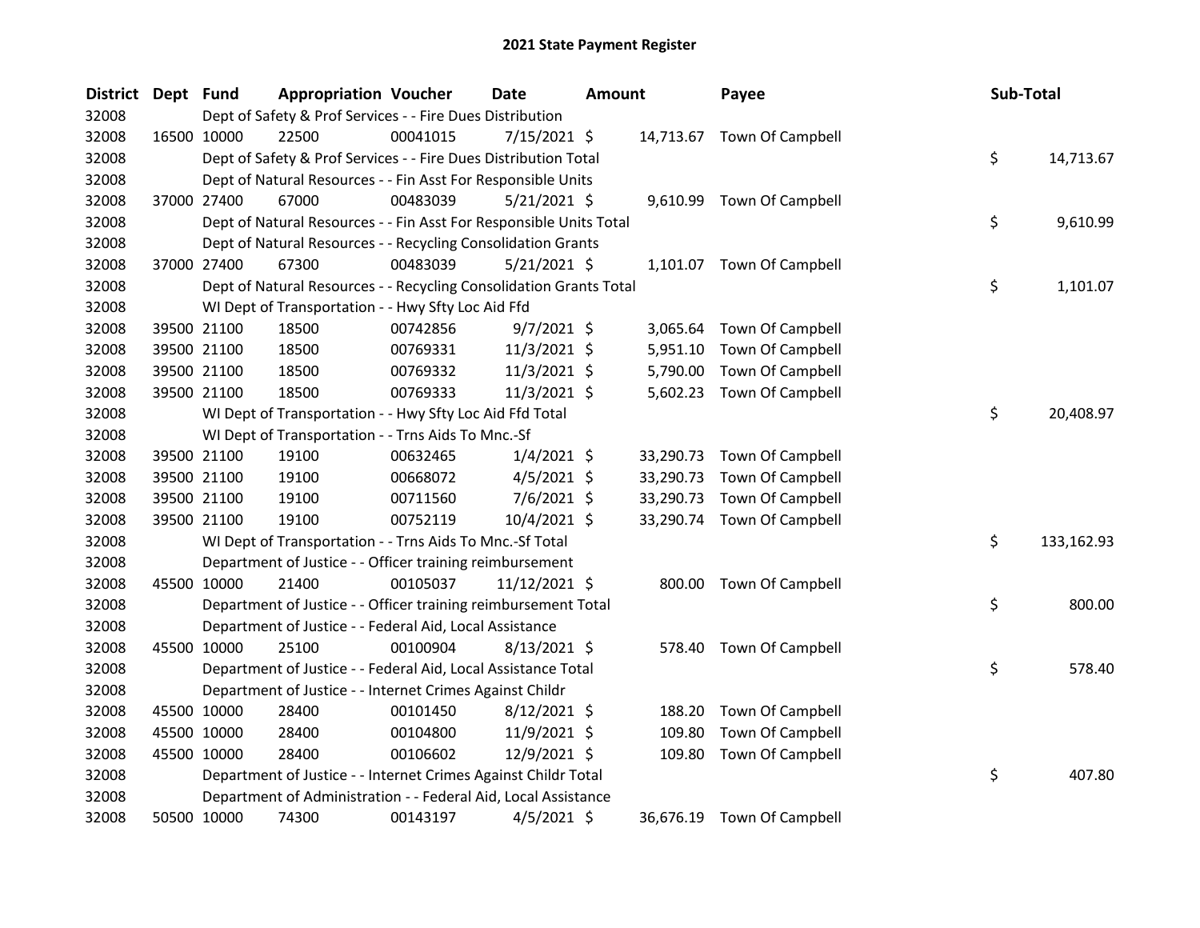# 2021 State Payment Register

| District | Dept | Fund | Appropriation | Voucher | Date | Amount | Payee | Sub-Total |
|---|---|---|---|---|---|---|---|---|
| 32008 | | Dept of Safety & Prof Services - - Fire Dues Distribution | | | | | | |
| 32008 | 16500 | 10000 | 22500 | 00041015 | 7/15/2021 | $ 14,713.67 | Town Of Campbell | |
| 32008 | | Dept of Safety & Prof Services - - Fire Dues Distribution Total | | | | | | $ 14,713.67 |
| 32008 | | Dept of Natural Resources - - Fin Asst For Responsible Units | | | | | | |
| 32008 | 37000 | 27400 | 67000 | 00483039 | 5/21/2021 | $ 9,610.99 | Town Of Campbell | |
| 32008 | | Dept of Natural Resources - - Fin Asst For Responsible Units Total | | | | | | $ 9,610.99 |
| 32008 | | Dept of Natural Resources - - Recycling Consolidation Grants | | | | | | |
| 32008 | 37000 | 27400 | 67300 | 00483039 | 5/21/2021 | $ 1,101.07 | Town Of Campbell | |
| 32008 | | Dept of Natural Resources - - Recycling Consolidation Grants Total | | | | | | $ 1,101.07 |
| 32008 | | WI Dept of Transportation - - Hwy Sfty Loc Aid Ffd | | | | | | |
| 32008 | 39500 | 21100 | 18500 | 00742856 | 9/7/2021 | $ 3,065.64 | Town Of Campbell | |
| 32008 | 39500 | 21100 | 18500 | 00769331 | 11/3/2021 | $ 5,951.10 | Town Of Campbell | |
| 32008 | 39500 | 21100 | 18500 | 00769332 | 11/3/2021 | $ 5,790.00 | Town Of Campbell | |
| 32008 | 39500 | 21100 | 18500 | 00769333 | 11/3/2021 | $ 5,602.23 | Town Of Campbell | |
| 32008 | | WI Dept of Transportation - - Hwy Sfty Loc Aid Ffd Total | | | | | | $ 20,408.97 |
| 32008 | | WI Dept of Transportation - - Trns Aids To Mnc.-Sf | | | | | | |
| 32008 | 39500 | 21100 | 19100 | 00632465 | 1/4/2021 | $ 33,290.73 | Town Of Campbell | |
| 32008 | 39500 | 21100 | 19100 | 00668072 | 4/5/2021 | $ 33,290.73 | Town Of Campbell | |
| 32008 | 39500 | 21100 | 19100 | 00711560 | 7/6/2021 | $ 33,290.73 | Town Of Campbell | |
| 32008 | 39500 | 21100 | 19100 | 00752119 | 10/4/2021 | $ 33,290.74 | Town Of Campbell | |
| 32008 | | WI Dept of Transportation - - Trns Aids To Mnc.-Sf Total | | | | | | $ 133,162.93 |
| 32008 | | Department of Justice - - Officer training reimbursement | | | | | | |
| 32008 | 45500 | 10000 | 21400 | 00105037 | 11/12/2021 | $ 800.00 | Town Of Campbell | |
| 32008 | | Department of Justice - - Officer training reimbursement Total | | | | | | $ 800.00 |
| 32008 | | Department of Justice - - Federal Aid, Local Assistance | | | | | | |
| 32008 | 45500 | 10000 | 25100 | 00100904 | 8/13/2021 | $ 578.40 | Town Of Campbell | |
| 32008 | | Department of Justice - - Federal Aid, Local Assistance Total | | | | | | $ 578.40 |
| 32008 | | Department of Justice - - Internet Crimes Against Childr | | | | | | |
| 32008 | 45500 | 10000 | 28400 | 00101450 | 8/12/2021 | $ 188.20 | Town Of Campbell | |
| 32008 | 45500 | 10000 | 28400 | 00104800 | 11/9/2021 | $ 109.80 | Town Of Campbell | |
| 32008 | 45500 | 10000 | 28400 | 00106602 | 12/9/2021 | $ 109.80 | Town Of Campbell | |
| 32008 | | Department of Justice - - Internet Crimes Against Childr Total | | | | | | $ 407.80 |
| 32008 | | Department of Administration - - Federal Aid, Local Assistance | | | | | | |
| 32008 | 50500 | 10000 | 74300 | 00143197 | 4/5/2021 | $ 36,676.19 | Town Of Campbell | |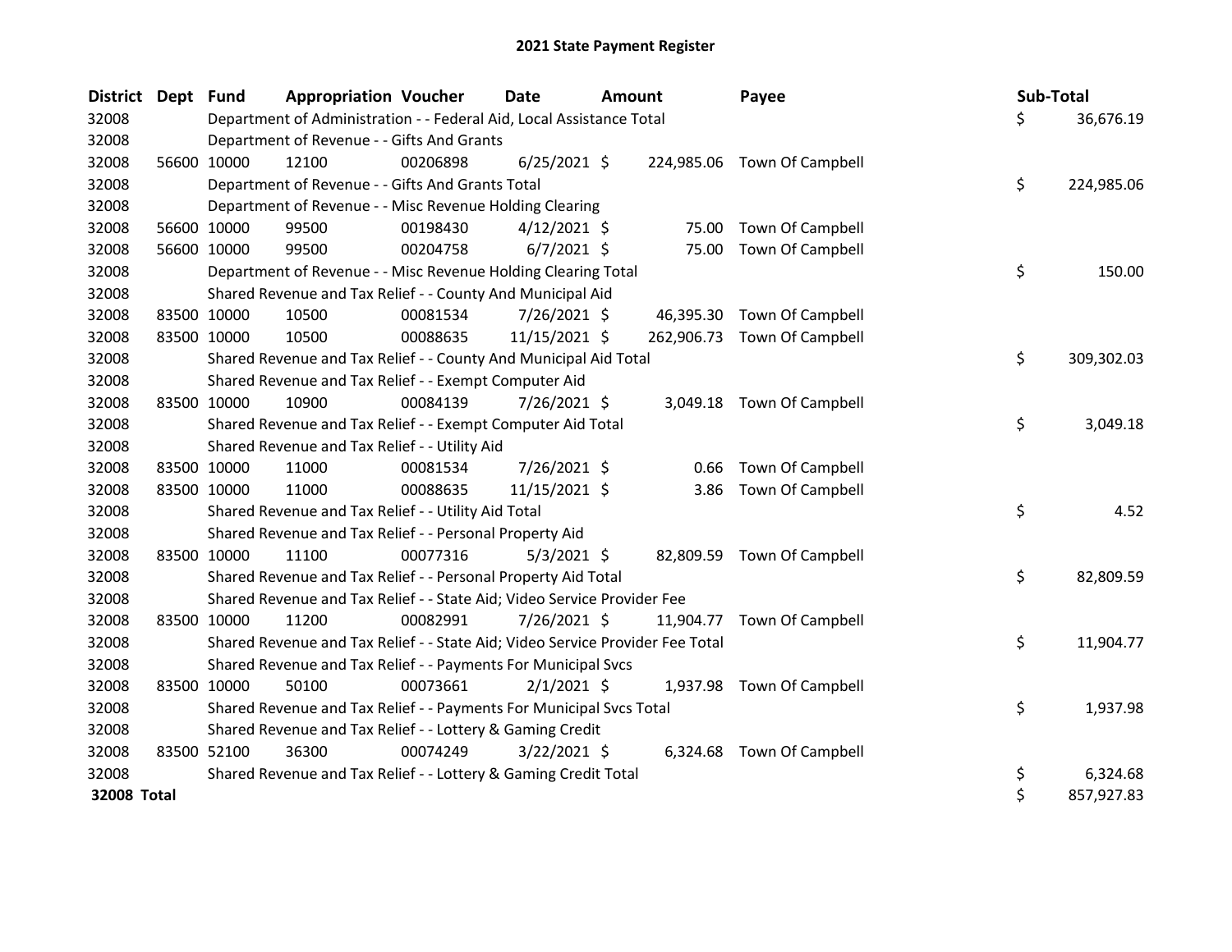# 2021 State Payment Register

| District | Dept | Fund | Appropriation | Voucher | Date | Amount | Payee | Sub-Total |
|---|---|---|---|---|---|---|---|---|
| 32008 | | Department of Administration - - Federal Aid, Local Assistance Total | | | | | | $ 36,676.19 |
| 32008 | | Department of Revenue - - Gifts And Grants | | | | | | |
| 32008 | 56600 | 10000 | 12100 | 00206898 | 6/25/2021 | $ 224,985.06 | Town Of Campbell | |
| 32008 | | Department of Revenue - - Gifts And Grants Total | | | | | | $ 224,985.06 |
| 32008 | | Department of Revenue - - Misc Revenue Holding Clearing | | | | | | |
| 32008 | 56600 | 10000 | 99500 | 00198430 | 4/12/2021 | $ 75.00 | Town Of Campbell | |
| 32008 | 56600 | 10000 | 99500 | 00204758 | 6/7/2021 | $ 75.00 | Town Of Campbell | |
| 32008 | | Department of Revenue - - Misc Revenue Holding Clearing Total | | | | | | $ 150.00 |
| 32008 | | Shared Revenue and Tax Relief - - County And Municipal Aid | | | | | | |
| 32008 | 83500 | 10000 | 10500 | 00081534 | 7/26/2021 | $ 46,395.30 | Town Of Campbell | |
| 32008 | 83500 | 10000 | 10500 | 00088635 | 11/15/2021 | $ 262,906.73 | Town Of Campbell | |
| 32008 | | Shared Revenue and Tax Relief - - County And Municipal Aid Total | | | | | | $ 309,302.03 |
| 32008 | | Shared Revenue and Tax Relief - - Exempt Computer Aid | | | | | | |
| 32008 | 83500 | 10000 | 10900 | 00084139 | 7/26/2021 | $ 3,049.18 | Town Of Campbell | |
| 32008 | | Shared Revenue and Tax Relief - - Exempt Computer Aid Total | | | | | | $ 3,049.18 |
| 32008 | | Shared Revenue and Tax Relief - - Utility Aid | | | | | | |
| 32008 | 83500 | 10000 | 11000 | 00081534 | 7/26/2021 | $ 0.66 | Town Of Campbell | |
| 32008 | 83500 | 10000 | 11000 | 00088635 | 11/15/2021 | $ 3.86 | Town Of Campbell | |
| 32008 | | Shared Revenue and Tax Relief - - Utility Aid Total | | | | | | $ 4.52 |
| 32008 | | Shared Revenue and Tax Relief - - Personal Property Aid | | | | | | |
| 32008 | 83500 | 10000 | 11100 | 00077316 | 5/3/2021 | $ 82,809.59 | Town Of Campbell | |
| 32008 | | Shared Revenue and Tax Relief - - Personal Property Aid Total | | | | | | $ 82,809.59 |
| 32008 | | Shared Revenue and Tax Relief - - State Aid; Video Service Provider Fee | | | | | | |
| 32008 | 83500 | 10000 | 11200 | 00082991 | 7/26/2021 | $ 11,904.77 | Town Of Campbell | |
| 32008 | | Shared Revenue and Tax Relief - - State Aid; Video Service Provider Fee Total | | | | | | $ 11,904.77 |
| 32008 | | Shared Revenue and Tax Relief - - Payments For Municipal Svcs | | | | | | |
| 32008 | 83500 | 10000 | 50100 | 00073661 | 2/1/2021 | $ 1,937.98 | Town Of Campbell | |
| 32008 | | Shared Revenue and Tax Relief - - Payments For Municipal Svcs Total | | | | | | $ 1,937.98 |
| 32008 | | Shared Revenue and Tax Relief - - Lottery & Gaming Credit | | | | | | |
| 32008 | 83500 | 52100 | 36300 | 00074249 | 3/22/2021 | $ 6,324.68 | Town Of Campbell | |
| 32008 | | Shared Revenue and Tax Relief - - Lottery & Gaming Credit Total | | | | | | $ 6,324.68 |
| **32008 Total** | | | | | | | | $ 857,927.83 |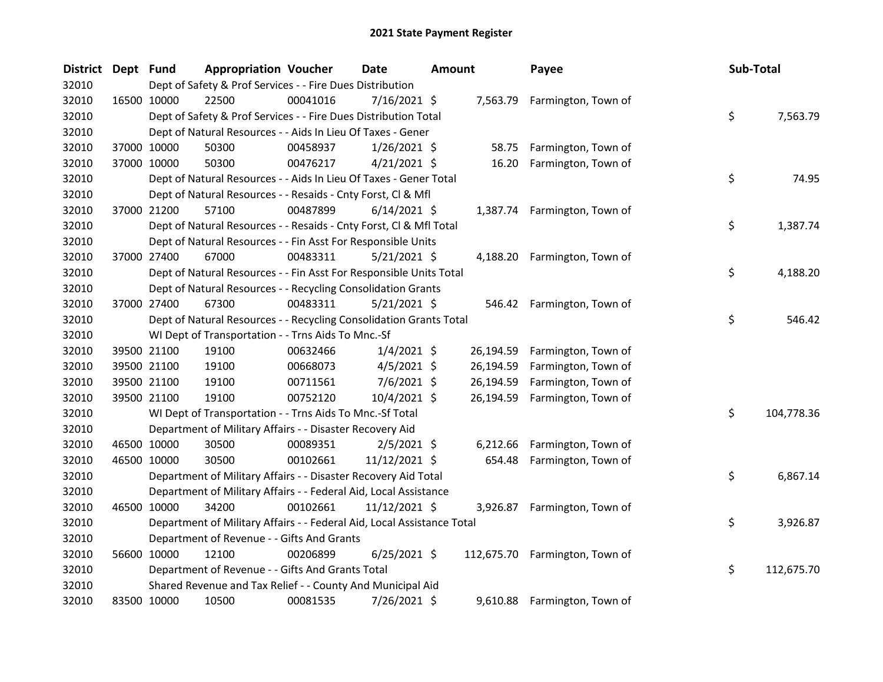# 2021 State Payment Register

| District | Dept | Fund | Appropriation | Voucher | Date | Amount | Payee | Sub-Total |
|---|---|---|---|---|---|---|---|---|
| 32010 | | Dept of Safety & Prof Services - - Fire Dues Distribution | | | | | | |
| 32010 | 16500 | 10000 | 22500 | 00041016 | 7/16/2021 | $ 7,563.79 | Farmington, Town of | |
| 32010 | | Dept of Safety & Prof Services - - Fire Dues Distribution Total | | | | | | $ 7,563.79 |
| 32010 | | Dept of Natural Resources - - Aids In Lieu Of Taxes - Gener | | | | | | |
| 32010 | 37000 | 10000 | 50300 | 00458937 | 1/26/2021 | $ 58.75 | Farmington, Town of | |
| 32010 | 37000 | 10000 | 50300 | 00476217 | 4/21/2021 | $ 16.20 | Farmington, Town of | |
| 32010 | | Dept of Natural Resources - - Aids In Lieu Of Taxes - Gener Total | | | | | | $ 74.95 |
| 32010 | | Dept of Natural Resources - - Resaids - Cnty Forst, Cl & Mfl | | | | | | |
| 32010 | 37000 | 21200 | 57100 | 00487899 | 6/14/2021 | $ 1,387.74 | Farmington, Town of | |
| 32010 | | Dept of Natural Resources - - Resaids - Cnty Forst, Cl & Mfl Total | | | | | | $ 1,387.74 |
| 32010 | | Dept of Natural Resources - - Fin Asst For Responsible Units | | | | | | |
| 32010 | 37000 | 27400 | 67000 | 00483311 | 5/21/2021 | $ 4,188.20 | Farmington, Town of | |
| 32010 | | Dept of Natural Resources - - Fin Asst For Responsible Units Total | | | | | | $ 4,188.20 |
| 32010 | | Dept of Natural Resources - - Recycling Consolidation Grants | | | | | | |
| 32010 | 37000 | 27400 | 67300 | 00483311 | 5/21/2021 | $ 546.42 | Farmington, Town of | |
| 32010 | | Dept of Natural Resources - - Recycling Consolidation Grants Total | | | | | | $ 546.42 |
| 32010 | | WI Dept of Transportation - - Trns Aids To Mnc.-Sf | | | | | | |
| 32010 | 39500 | 21100 | 19100 | 00632466 | 1/4/2021 | $ 26,194.59 | Farmington, Town of | |
| 32010 | 39500 | 21100 | 19100 | 00668073 | 4/5/2021 | $ 26,194.59 | Farmington, Town of | |
| 32010 | 39500 | 21100 | 19100 | 00711561 | 7/6/2021 | $ 26,194.59 | Farmington, Town of | |
| 32010 | 39500 | 21100 | 19100 | 00752120 | 10/4/2021 | $ 26,194.59 | Farmington, Town of | |
| 32010 | | WI Dept of Transportation - - Trns Aids To Mnc.-Sf Total | | | | | | $ 104,778.36 |
| 32010 | | Department of Military Affairs - - Disaster Recovery Aid | | | | | | |
| 32010 | 46500 | 10000 | 30500 | 00089351 | 2/5/2021 | $ 6,212.66 | Farmington, Town of | |
| 32010 | 46500 | 10000 | 30500 | 00102661 | 11/12/2021 | $ 654.48 | Farmington, Town of | |
| 32010 | | Department of Military Affairs - - Disaster Recovery Aid Total | | | | | | $ 6,867.14 |
| 32010 | | Department of Military Affairs - - Federal Aid, Local Assistance | | | | | | |
| 32010 | 46500 | 10000 | 34200 | 00102661 | 11/12/2021 | $ 3,926.87 | Farmington, Town of | |
| 32010 | | Department of Military Affairs - - Federal Aid, Local Assistance Total | | | | | | $ 3,926.87 |
| 32010 | | Department of Revenue - - Gifts And Grants | | | | | | |
| 32010 | 56600 | 10000 | 12100 | 00206899 | 6/25/2021 | $ 112,675.70 | Farmington, Town of | |
| 32010 | | Department of Revenue - - Gifts And Grants Total | | | | | | $ 112,675.70 |
| 32010 | | Shared Revenue and Tax Relief - - County And Municipal Aid | | | | | | |
| 32010 | 83500 | 10000 | 10500 | 00081535 | 7/26/2021 | $ 9,610.88 | Farmington, Town of | |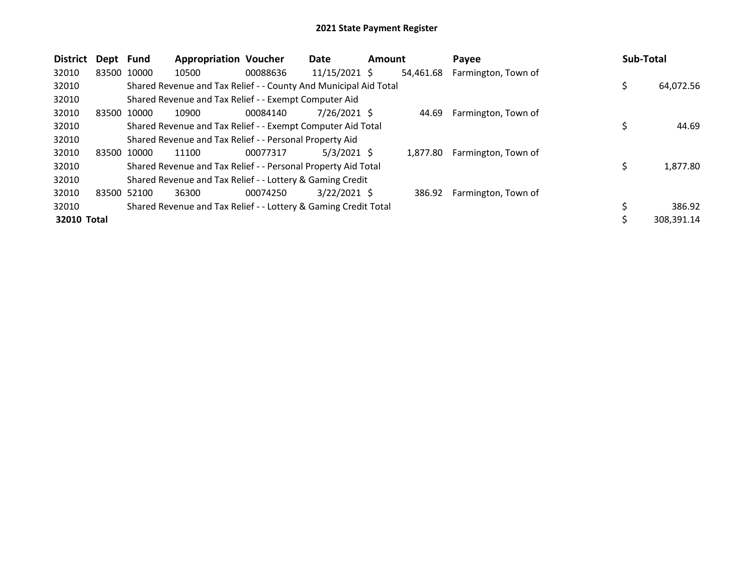# 2021 State Payment Register

| District | Dept | Fund | Appropriation | Voucher | Date | Amount | Payee | Sub-Total |
|---|---|---|---|---|---|---|---|---|
| 32010 | 83500 | 10000 | 10500 | 00088636 | 11/15/2021 | $ 54,461.68 | Farmington, Town of | |
| 32010 | | Shared Revenue and Tax Relief - - County And Municipal Aid Total | | | | | | $ 64,072.56 |
| 32010 | | Shared Revenue and Tax Relief - - Exempt Computer Aid | | | | | | |
| 32010 | 83500 | 10000 | 10900 | 00084140 | 7/26/2021 | $ 44.69 | Farmington, Town of | |
| 32010 | | Shared Revenue and Tax Relief - - Exempt Computer Aid Total | | | | | | $ 44.69 |
| 32010 | | Shared Revenue and Tax Relief - - Personal Property Aid | | | | | | |
| 32010 | 83500 | 10000 | 11100 | 00077317 | 5/3/2021 | $ 1,877.80 | Farmington, Town of | |
| 32010 | | Shared Revenue and Tax Relief - - Personal Property Aid Total | | | | | | $ 1,877.80 |
| 32010 | | Shared Revenue and Tax Relief - - Lottery & Gaming Credit | | | | | | |
| 32010 | 83500 | 52100 | 36300 | 00074250 | 3/22/2021 | $ 386.92 | Farmington, Town of | |
| 32010 | | Shared Revenue and Tax Relief - - Lottery & Gaming Credit Total | | | | | | $ 386.92 |
| **32010 Total** | | | | | | | | $ 308,391.14 |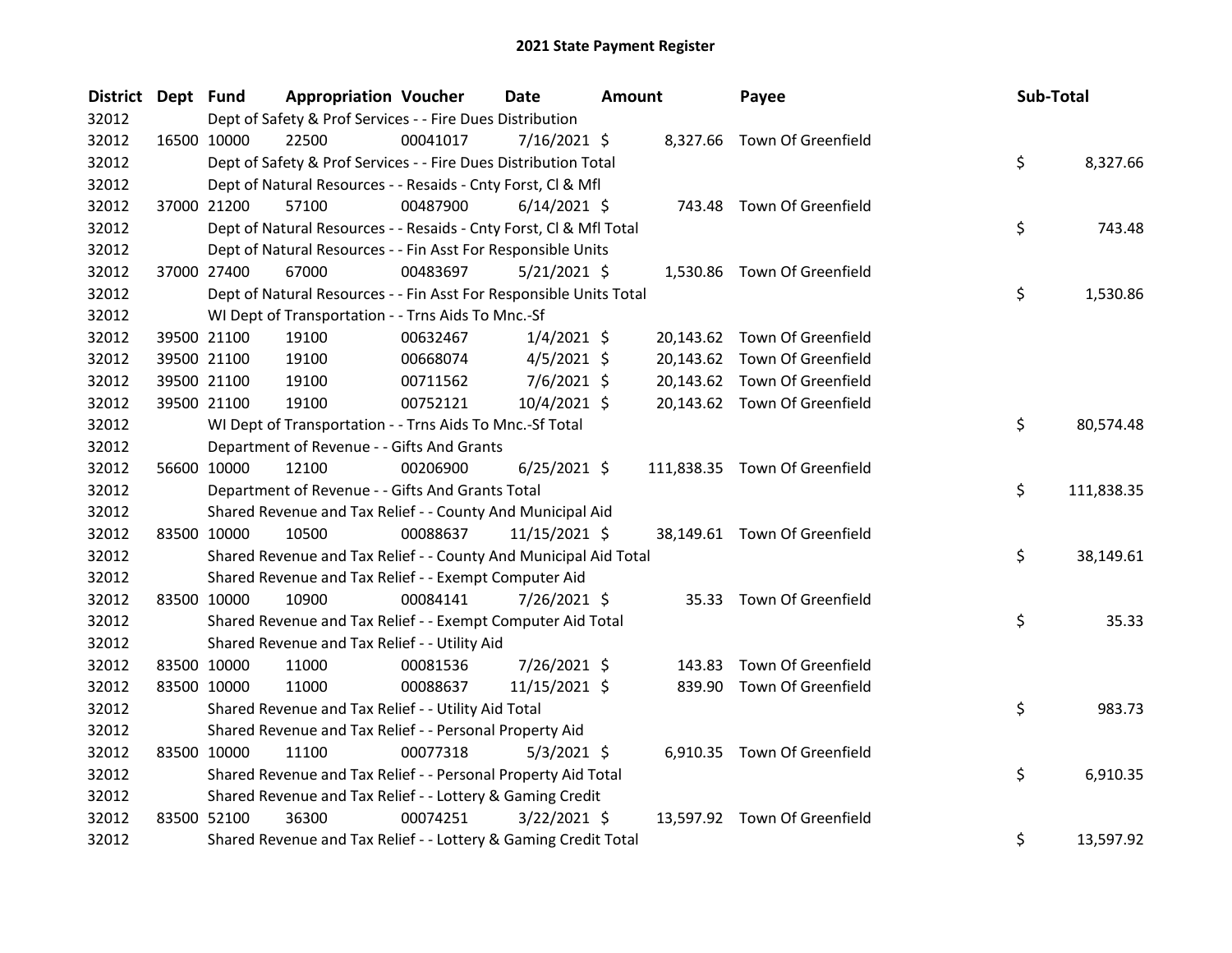# 2021 State Payment Register

| District | Dept | Fund | Appropriation | Voucher | Date | Amount | Payee | Sub-Total |
|---|---|---|---|---|---|---|---|---|
| 32012 | | Dept of Safety & Prof Services - - Fire Dues Distribution | | | | | | |
| 32012 | 16500 | 10000 | 22500 | 00041017 | 7/16/2021 | $ 8,327.66 | Town Of Greenfield | |
| 32012 | | Dept of Safety & Prof Services - - Fire Dues Distribution Total | | | | | | $ 8,327.66 |
| 32012 | | Dept of Natural Resources - - Resaids - Cnty Forst, Cl & Mfl | | | | | | |
| 32012 | 37000 | 21200 | 57100 | 00487900 | 6/14/2021 | $ 743.48 | Town Of Greenfield | |
| 32012 | | Dept of Natural Resources - - Resaids - Cnty Forst, Cl & Mfl Total | | | | | | $ 743.48 |
| 32012 | | Dept of Natural Resources - - Fin Asst For Responsible Units | | | | | | |
| 32012 | 37000 | 27400 | 67000 | 00483697 | 5/21/2021 | $ 1,530.86 | Town Of Greenfield | |
| 32012 | | Dept of Natural Resources - - Fin Asst For Responsible Units Total | | | | | | $ 1,530.86 |
| 32012 | | WI Dept of Transportation - - Trns Aids To Mnc.-Sf | | | | | | |
| 32012 | 39500 | 21100 | 19100 | 00632467 | 1/4/2021 | $ 20,143.62 | Town Of Greenfield | |
| 32012 | 39500 | 21100 | 19100 | 00668074 | 4/5/2021 | $ 20,143.62 | Town Of Greenfield | |
| 32012 | 39500 | 21100 | 19100 | 00711562 | 7/6/2021 | $ 20,143.62 | Town Of Greenfield | |
| 32012 | 39500 | 21100 | 19100 | 00752121 | 10/4/2021 | $ 20,143.62 | Town Of Greenfield | |
| 32012 | | WI Dept of Transportation - - Trns Aids To Mnc.-Sf Total | | | | | | $ 80,574.48 |
| 32012 | | Department of Revenue - - Gifts And Grants | | | | | | |
| 32012 | 56600 | 10000 | 12100 | 00206900 | 6/25/2021 | $ 111,838.35 | Town Of Greenfield | |
| 32012 | | Department of Revenue - - Gifts And Grants Total | | | | | | $ 111,838.35 |
| 32012 | | Shared Revenue and Tax Relief - - County And Municipal Aid | | | | | | |
| 32012 | 83500 | 10000 | 10500 | 00088637 | 11/15/2021 | $ 38,149.61 | Town Of Greenfield | |
| 32012 | | Shared Revenue and Tax Relief - - County And Municipal Aid Total | | | | | | $ 38,149.61 |
| 32012 | | Shared Revenue and Tax Relief - - Exempt Computer Aid | | | | | | |
| 32012 | 83500 | 10000 | 10900 | 00084141 | 7/26/2021 | $ 35.33 | Town Of Greenfield | |
| 32012 | | Shared Revenue and Tax Relief - - Exempt Computer Aid Total | | | | | | $ 35.33 |
| 32012 | | Shared Revenue and Tax Relief - - Utility Aid | | | | | | |
| 32012 | 83500 | 10000 | 11000 | 00081536 | 7/26/2021 | $ 143.83 | Town Of Greenfield | |
| 32012 | 83500 | 10000 | 11000 | 00088637 | 11/15/2021 | $ 839.90 | Town Of Greenfield | |
| 32012 | | Shared Revenue and Tax Relief - - Utility Aid Total | | | | | | $ 983.73 |
| 32012 | | Shared Revenue and Tax Relief - - Personal Property Aid | | | | | | |
| 32012 | 83500 | 10000 | 11100 | 00077318 | 5/3/2021 | $ 6,910.35 | Town Of Greenfield | |
| 32012 | | Shared Revenue and Tax Relief - - Personal Property Aid Total | | | | | | $ 6,910.35 |
| 32012 | | Shared Revenue and Tax Relief - - Lottery & Gaming Credit | | | | | | |
| 32012 | 83500 | 52100 | 36300 | 00074251 | 3/22/2021 | $ 13,597.92 | Town Of Greenfield | |
| 32012 | | Shared Revenue and Tax Relief - - Lottery & Gaming Credit Total | | | | | | $ 13,597.92 |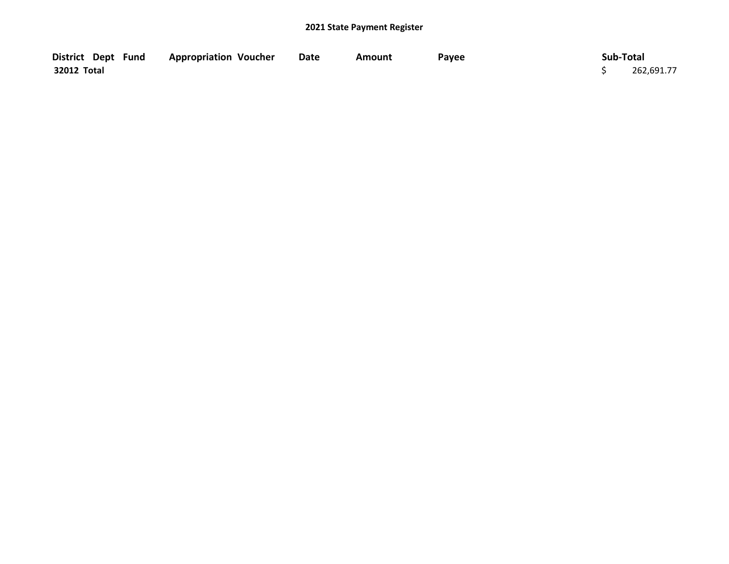## 2021 State Payment Register

| District | Dept | Fund | Appropriation | Voucher | Date | Amount | Payee | Sub-Total |
|---|---|---|---|---|---|---|---|---|
| 32012 Total | | | | | | | | $ 262,691.77 |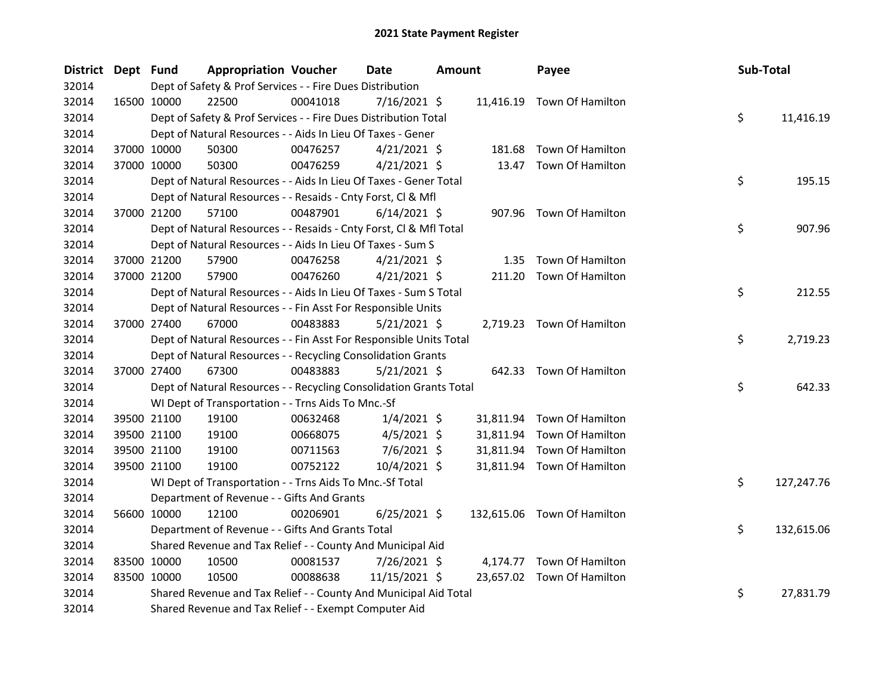# 2021 State Payment Register

| District | Dept | Fund | Appropriation | Voucher | Date | Amount | Payee | Sub-Total |
|---|---|---|---|---|---|---|---|---|
| 32014 | | Dept of Safety & Prof Services - - Fire Dues Distribution | | | | | | |
| 32014 | 16500 | 10000 | 22500 | 00041018 | 7/16/2021 | $ 11,416.19 | Town Of Hamilton | |
| 32014 | | Dept of Safety & Prof Services - - Fire Dues Distribution Total | | | | | | $ 11,416.19 |
| 32014 | | Dept of Natural Resources - - Aids In Lieu Of Taxes - Gener | | | | | | |
| 32014 | 37000 | 10000 | 50300 | 00476257 | 4/21/2021 | $ 181.68 | Town Of Hamilton | |
| 32014 | 37000 | 10000 | 50300 | 00476259 | 4/21/2021 | $ 13.47 | Town Of Hamilton | |
| 32014 | | Dept of Natural Resources - - Aids In Lieu Of Taxes - Gener Total | | | | | | $ 195.15 |
| 32014 | | Dept of Natural Resources - - Resaids - Cnty Forst, Cl & Mfl | | | | | | |
| 32014 | 37000 | 21200 | 57100 | 00487901 | 6/14/2021 | $ 907.96 | Town Of Hamilton | |
| 32014 | | Dept of Natural Resources - - Resaids - Cnty Forst, Cl & Mfl Total | | | | | | $ 907.96 |
| 32014 | | Dept of Natural Resources - - Aids In Lieu Of Taxes - Sum S | | | | | | |
| 32014 | 37000 | 21200 | 57900 | 00476258 | 4/21/2021 | $ 1.35 | Town Of Hamilton | |
| 32014 | 37000 | 21200 | 57900 | 00476260 | 4/21/2021 | $ 211.20 | Town Of Hamilton | |
| 32014 | | Dept of Natural Resources - - Aids In Lieu Of Taxes - Sum S Total | | | | | | $ 212.55 |
| 32014 | | Dept of Natural Resources - - Fin Asst For Responsible Units | | | | | | |
| 32014 | 37000 | 27400 | 67000 | 00483883 | 5/21/2021 | $ 2,719.23 | Town Of Hamilton | |
| 32014 | | Dept of Natural Resources - - Fin Asst For Responsible Units Total | | | | | | $ 2,719.23 |
| 32014 | | Dept of Natural Resources - - Recycling Consolidation Grants | | | | | | |
| 32014 | 37000 | 27400 | 67300 | 00483883 | 5/21/2021 | $ 642.33 | Town Of Hamilton | |
| 32014 | | Dept of Natural Resources - - Recycling Consolidation Grants Total | | | | | | $ 642.33 |
| 32014 | | WI Dept of Transportation - - Trns Aids To Mnc.-Sf | | | | | | |
| 32014 | 39500 | 21100 | 19100 | 00632468 | 1/4/2021 | $ 31,811.94 | Town Of Hamilton | |
| 32014 | 39500 | 21100 | 19100 | 00668075 | 4/5/2021 | $ 31,811.94 | Town Of Hamilton | |
| 32014 | 39500 | 21100 | 19100 | 00711563 | 7/6/2021 | $ 31,811.94 | Town Of Hamilton | |
| 32014 | 39500 | 21100 | 19100 | 00752122 | 10/4/2021 | $ 31,811.94 | Town Of Hamilton | |
| 32014 | | WI Dept of Transportation - - Trns Aids To Mnc.-Sf Total | | | | | | $ 127,247.76 |
| 32014 | | Department of Revenue - - Gifts And Grants | | | | | | |
| 32014 | 56600 | 10000 | 12100 | 00206901 | 6/25/2021 | $ 132,615.06 | Town Of Hamilton | |
| 32014 | | Department of Revenue - - Gifts And Grants Total | | | | | | $ 132,615.06 |
| 32014 | | Shared Revenue and Tax Relief - - County And Municipal Aid | | | | | | |
| 32014 | 83500 | 10000 | 10500 | 00081537 | 7/26/2021 | $ 4,174.77 | Town Of Hamilton | |
| 32014 | 83500 | 10000 | 10500 | 00088638 | 11/15/2021 | $ 23,657.02 | Town Of Hamilton | |
| 32014 | | Shared Revenue and Tax Relief - - County And Municipal Aid Total | | | | | | $ 27,831.79 |
| 32014 | | Shared Revenue and Tax Relief - - Exempt Computer Aid | | | | | | |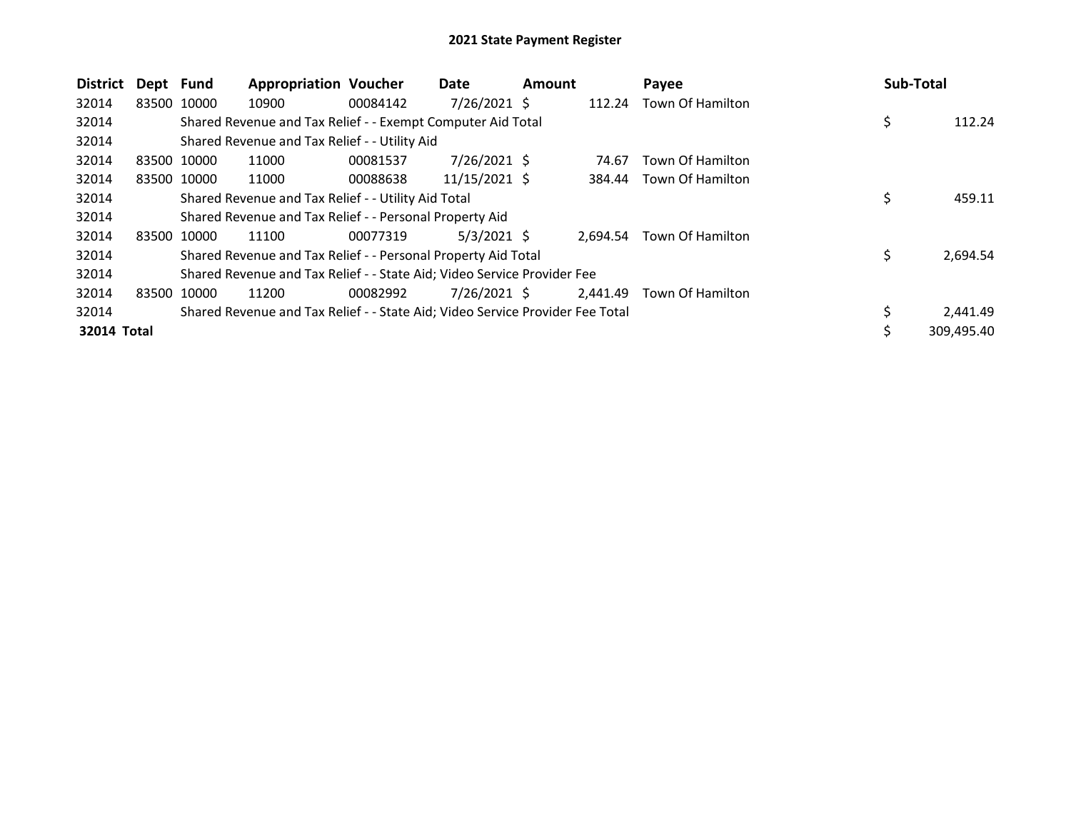# 2021 State Payment Register

| District | Dept | Fund | Appropriation | Voucher | Date | Amount | Payee | Sub-Total |
|---|---|---|---|---|---|---|---|---|
| 32014 | 83500 | 10000 | 10900 | 00084142 | 7/26/2021 | $ 112.24 | Town Of Hamilton | |
| 32014 | | Shared Revenue and Tax Relief - - Exempt Computer Aid Total | | | | | | $ 112.24 |
| 32014 | | Shared Revenue and Tax Relief - - Utility Aid | | | | | | |
| 32014 | 83500 | 10000 | 11000 | 00081537 | 7/26/2021 | $ 74.67 | Town Of Hamilton | |
| 32014 | 83500 | 10000 | 11000 | 00088638 | 11/15/2021 | $ 384.44 | Town Of Hamilton | |
| 32014 | | Shared Revenue and Tax Relief - - Utility Aid Total | | | | | | $ 459.11 |
| 32014 | | Shared Revenue and Tax Relief - - Personal Property Aid | | | | | | |
| 32014 | 83500 | 10000 | 11100 | 00077319 | 5/3/2021 | $ 2,694.54 | Town Of Hamilton | |
| 32014 | | Shared Revenue and Tax Relief - - Personal Property Aid Total | | | | | | $ 2,694.54 |
| 32014 | | Shared Revenue and Tax Relief - - State Aid; Video Service Provider Fee | | | | | | |
| 32014 | 83500 | 10000 | 11200 | 00082992 | 7/26/2021 | $ 2,441.49 | Town Of Hamilton | |
| 32014 | | Shared Revenue and Tax Relief - - State Aid; Video Service Provider Fee Total | | | | | | $ 2,441.49 |
| **32014 Total** | | | | | | | | $ 309,495.40 |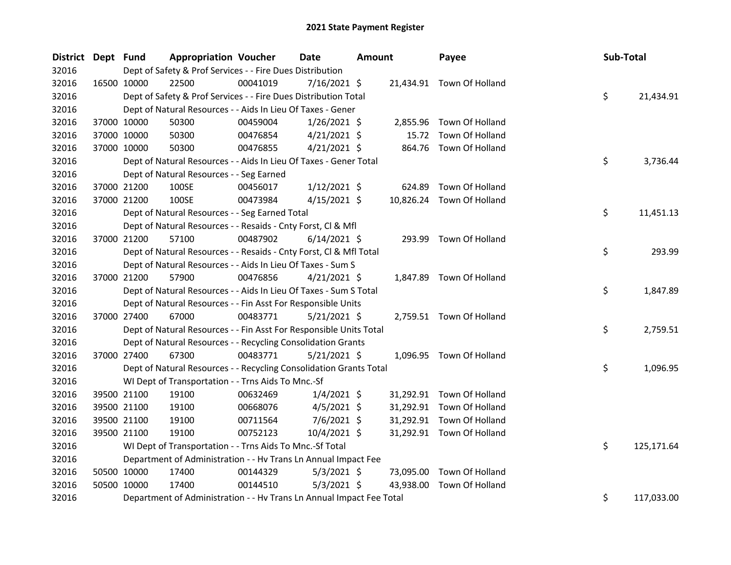# 2021 State Payment Register

| District | Dept | Fund | Appropriation | Voucher | Date | Amount | Payee | Sub-Total |
|---|---|---|---|---|---|---|---|---|
| 32016 | | Dept of Safety & Prof Services - - Fire Dues Distribution | | | | | | |
| 32016 | 16500 | 10000 | 22500 | 00041019 | 7/16/2021 | $ 21,434.91 | Town Of Holland | |
| 32016 | | Dept of Safety & Prof Services - - Fire Dues Distribution Total | | | | | | $ 21,434.91 |
| 32016 | | Dept of Natural Resources - - Aids In Lieu Of Taxes - Gener | | | | | | |
| 32016 | 37000 | 10000 | 50300 | 00459004 | 1/26/2021 | $ 2,855.96 | Town Of Holland | |
| 32016 | 37000 | 10000 | 50300 | 00476854 | 4/21/2021 | $ 15.72 | Town Of Holland | |
| 32016 | 37000 | 10000 | 50300 | 00476855 | 4/21/2021 | $ 864.76 | Town Of Holland | |
| 32016 | | Dept of Natural Resources - - Aids In Lieu Of Taxes - Gener Total | | | | | | $ 3,736.44 |
| 32016 | | Dept of Natural Resources - - Seg Earned | | | | | | |
| 32016 | 37000 | 21200 | 100SE | 00456017 | 1/12/2021 | $ 624.89 | Town Of Holland | |
| 32016 | 37000 | 21200 | 100SE | 00473984 | 4/15/2021 | $ 10,826.24 | Town Of Holland | |
| 32016 | | Dept of Natural Resources - - Seg Earned Total | | | | | | $ 11,451.13 |
| 32016 | | Dept of Natural Resources - - Resaids - Cnty Forst, Cl & Mfl | | | | | | |
| 32016 | 37000 | 21200 | 57100 | 00487902 | 6/14/2021 | $ 293.99 | Town Of Holland | |
| 32016 | | Dept of Natural Resources - - Resaids - Cnty Forst, Cl & Mfl Total | | | | | | $ 293.99 |
| 32016 | | Dept of Natural Resources - - Aids In Lieu Of Taxes - Sum S | | | | | | |
| 32016 | 37000 | 21200 | 57900 | 00476856 | 4/21/2021 | $ 1,847.89 | Town Of Holland | |
| 32016 | | Dept of Natural Resources - - Aids In Lieu Of Taxes - Sum S Total | | | | | | $ 1,847.89 |
| 32016 | | Dept of Natural Resources - - Fin Asst For Responsible Units | | | | | | |
| 32016 | 37000 | 27400 | 67000 | 00483771 | 5/21/2021 | $ 2,759.51 | Town Of Holland | |
| 32016 | | Dept of Natural Resources - - Fin Asst For Responsible Units Total | | | | | | $ 2,759.51 |
| 32016 | | Dept of Natural Resources - - Recycling Consolidation Grants | | | | | | |
| 32016 | 37000 | 27400 | 67300 | 00483771 | 5/21/2021 | $ 1,096.95 | Town Of Holland | |
| 32016 | | Dept of Natural Resources - - Recycling Consolidation Grants Total | | | | | | $ 1,096.95 |
| 32016 | | WI Dept of Transportation - - Trns Aids To Mnc.-Sf | | | | | | |
| 32016 | 39500 | 21100 | 19100 | 00632469 | 1/4/2021 | $ 31,292.91 | Town Of Holland | |
| 32016 | 39500 | 21100 | 19100 | 00668076 | 4/5/2021 | $ 31,292.91 | Town Of Holland | |
| 32016 | 39500 | 21100 | 19100 | 00711564 | 7/6/2021 | $ 31,292.91 | Town Of Holland | |
| 32016 | 39500 | 21100 | 19100 | 00752123 | 10/4/2021 | $ 31,292.91 | Town Of Holland | |
| 32016 | | WI Dept of Transportation - - Trns Aids To Mnc.-Sf Total | | | | | | $ 125,171.64 |
| 32016 | | Department of Administration - - Hv Trans Ln Annual Impact Fee | | | | | | |
| 32016 | 50500 | 10000 | 17400 | 00144329 | 5/3/2021 | $ 73,095.00 | Town Of Holland | |
| 32016 | 50500 | 10000 | 17400 | 00144510 | 5/3/2021 | $ 43,938.00 | Town Of Holland | |
| 32016 | | Department of Administration - - Hv Trans Ln Annual Impact Fee Total | | | | | | $ 117,033.00 |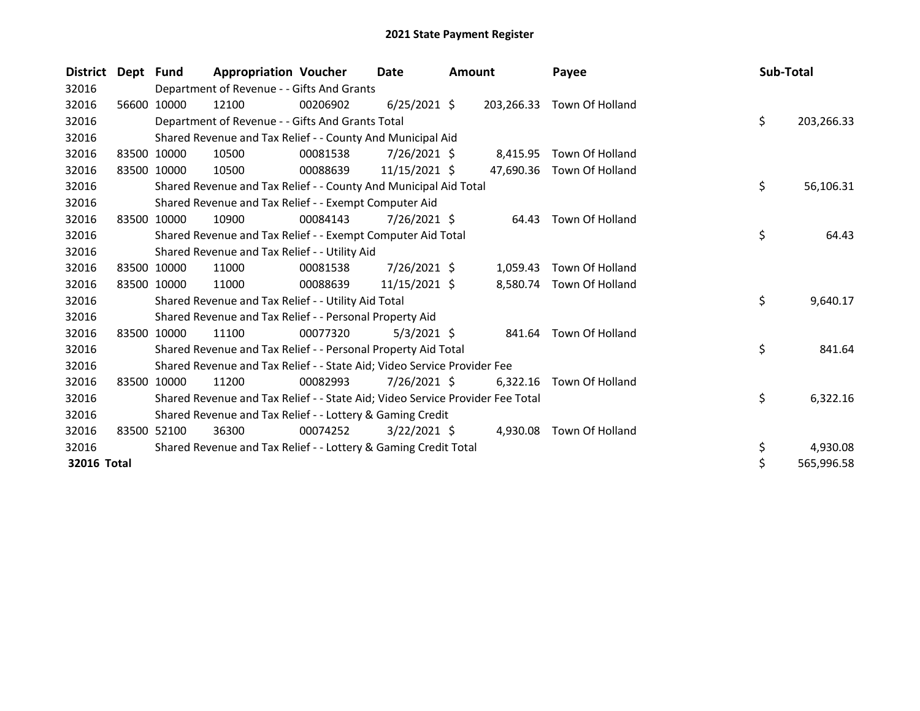# 2021 State Payment Register

| District | Dept | Fund | Appropriation | Voucher | Date | Amount | Payee | Sub-Total |
|---|---|---|---|---|---|---|---|---|
| 32016 | | Department of Revenue - - Gifts And Grants | | | | | | |
| 32016 | 56600 | 10000 | 12100 | 00206902 | 6/25/2021 | $ 203,266.33 | Town Of Holland | |
| 32016 | | Department of Revenue - - Gifts And Grants Total | | | | | | $ 203,266.33 |
| 32016 | | Shared Revenue and Tax Relief - - County And Municipal Aid | | | | | | |
| 32016 | 83500 | 10000 | 10500 | 00081538 | 7/26/2021 | $ 8,415.95 | Town Of Holland | |
| 32016 | 83500 | 10000 | 10500 | 00088639 | 11/15/2021 | $ 47,690.36 | Town Of Holland | |
| 32016 | | Shared Revenue and Tax Relief - - County And Municipal Aid Total | | | | | | $ 56,106.31 |
| 32016 | | Shared Revenue and Tax Relief - - Exempt Computer Aid | | | | | | |
| 32016 | 83500 | 10000 | 10900 | 00084143 | 7/26/2021 | $ 64.43 | Town Of Holland | |
| 32016 | | Shared Revenue and Tax Relief - - Exempt Computer Aid Total | | | | | | $ 64.43 |
| 32016 | | Shared Revenue and Tax Relief - - Utility Aid | | | | | | |
| 32016 | 83500 | 10000 | 11000 | 00081538 | 7/26/2021 | $ 1,059.43 | Town Of Holland | |
| 32016 | 83500 | 10000 | 11000 | 00088639 | 11/15/2021 | $ 8,580.74 | Town Of Holland | |
| 32016 | | Shared Revenue and Tax Relief - - Utility Aid Total | | | | | | $ 9,640.17 |
| 32016 | | Shared Revenue and Tax Relief - - Personal Property Aid | | | | | | |
| 32016 | 83500 | 10000 | 11100 | 00077320 | 5/3/2021 | $ 841.64 | Town Of Holland | |
| 32016 | | Shared Revenue and Tax Relief - - Personal Property Aid Total | | | | | | $ 841.64 |
| 32016 | | Shared Revenue and Tax Relief - - State Aid; Video Service Provider Fee | | | | | | |
| 32016 | 83500 | 10000 | 11200 | 00082993 | 7/26/2021 | $ 6,322.16 | Town Of Holland | |
| 32016 | | Shared Revenue and Tax Relief - - State Aid; Video Service Provider Fee Total | | | | | | $ 6,322.16 |
| 32016 | | Shared Revenue and Tax Relief - - Lottery & Gaming Credit | | | | | | |
| 32016 | 83500 | 52100 | 36300 | 00074252 | 3/22/2021 | $ 4,930.08 | Town Of Holland | |
| 32016 | | Shared Revenue and Tax Relief - - Lottery & Gaming Credit Total | | | | | | $ 4,930.08 |
| **32016 Total** | | | | | | | | $ 565,996.58 |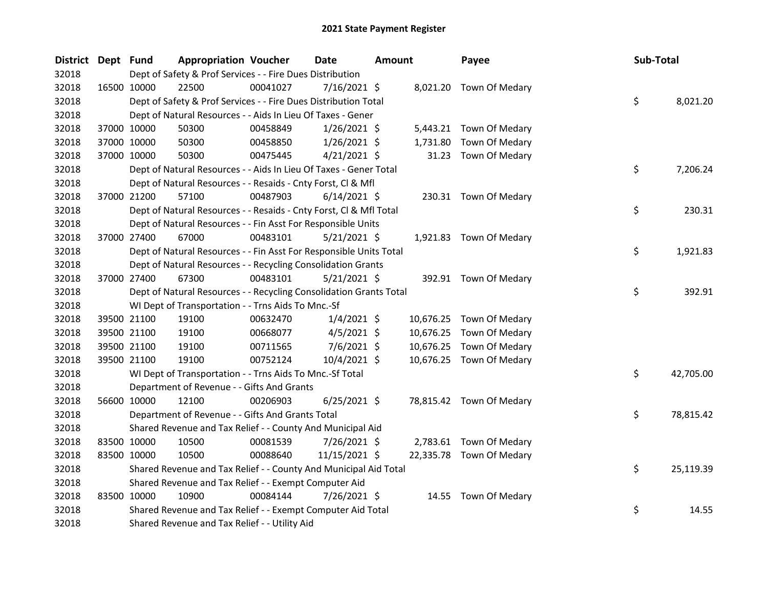# 2021 State Payment Register

| District | Dept | Fund | Appropriation | Voucher | Date | Amount | Payee | Sub-Total |
|---|---|---|---|---|---|---|---|---|
| 32018 | | Dept of Safety & Prof Services - - Fire Dues Distribution | | | | | | |
| 32018 | 16500 | 10000 | 22500 | 00041027 | 7/16/2021 | $ 8,021.20 | Town Of Medary | |
| 32018 | | Dept of Safety & Prof Services - - Fire Dues Distribution Total | | | | | | $ 8,021.20 |
| 32018 | | Dept of Natural Resources - - Aids In Lieu Of Taxes - Gener | | | | | | |
| 32018 | 37000 | 10000 | 50300 | 00458849 | 1/26/2021 | $ 5,443.21 | Town Of Medary | |
| 32018 | 37000 | 10000 | 50300 | 00458850 | 1/26/2021 | $ 1,731.80 | Town Of Medary | |
| 32018 | 37000 | 10000 | 50300 | 00475445 | 4/21/2021 | $ 31.23 | Town Of Medary | |
| 32018 | | Dept of Natural Resources - - Aids In Lieu Of Taxes - Gener Total | | | | | | $ 7,206.24 |
| 32018 | | Dept of Natural Resources - - Resaids - Cnty Forst, Cl & Mfl | | | | | | |
| 32018 | 37000 | 21200 | 57100 | 00487903 | 6/14/2021 | $ 230.31 | Town Of Medary | |
| 32018 | | Dept of Natural Resources - - Resaids - Cnty Forst, Cl & Mfl Total | | | | | | $ 230.31 |
| 32018 | | Dept of Natural Resources - - Fin Asst For Responsible Units | | | | | | |
| 32018 | 37000 | 27400 | 67000 | 00483101 | 5/21/2021 | $ 1,921.83 | Town Of Medary | |
| 32018 | | Dept of Natural Resources - - Fin Asst For Responsible Units Total | | | | | | $ 1,921.83 |
| 32018 | | Dept of Natural Resources - - Recycling Consolidation Grants | | | | | | |
| 32018 | 37000 | 27400 | 67300 | 00483101 | 5/21/2021 | $ 392.91 | Town Of Medary | |
| 32018 | | Dept of Natural Resources - - Recycling Consolidation Grants Total | | | | | | $ 392.91 |
| 32018 | | WI Dept of Transportation - - Trns Aids To Mnc.-Sf | | | | | | |
| 32018 | 39500 | 21100 | 19100 | 00632470 | 1/4/2021 | $ 10,676.25 | Town Of Medary | |
| 32018 | 39500 | 21100 | 19100 | 00668077 | 4/5/2021 | $ 10,676.25 | Town Of Medary | |
| 32018 | 39500 | 21100 | 19100 | 00711565 | 7/6/2021 | $ 10,676.25 | Town Of Medary | |
| 32018 | 39500 | 21100 | 19100 | 00752124 | 10/4/2021 | $ 10,676.25 | Town Of Medary | |
| 32018 | | WI Dept of Transportation - - Trns Aids To Mnc.-Sf Total | | | | | | $ 42,705.00 |
| 32018 | | Department of Revenue - - Gifts And Grants | | | | | | |
| 32018 | 56600 | 10000 | 12100 | 00206903 | 6/25/2021 | $ 78,815.42 | Town Of Medary | |
| 32018 | | Department of Revenue - - Gifts And Grants Total | | | | | | $ 78,815.42 |
| 32018 | | Shared Revenue and Tax Relief - - County And Municipal Aid | | | | | | |
| 32018 | 83500 | 10000 | 10500 | 00081539 | 7/26/2021 | $ 2,783.61 | Town Of Medary | |
| 32018 | 83500 | 10000 | 10500 | 00088640 | 11/15/2021 | $ 22,335.78 | Town Of Medary | |
| 32018 | | Shared Revenue and Tax Relief - - County And Municipal Aid Total | | | | | | $ 25,119.39 |
| 32018 | | Shared Revenue and Tax Relief - - Exempt Computer Aid | | | | | | |
| 32018 | 83500 | 10000 | 10900 | 00084144 | 7/26/2021 | $ 14.55 | Town Of Medary | |
| 32018 | | Shared Revenue and Tax Relief - - Exempt Computer Aid Total | | | | | | $ 14.55 |
| 32018 | | Shared Revenue and Tax Relief - - Utility Aid | | | | | | |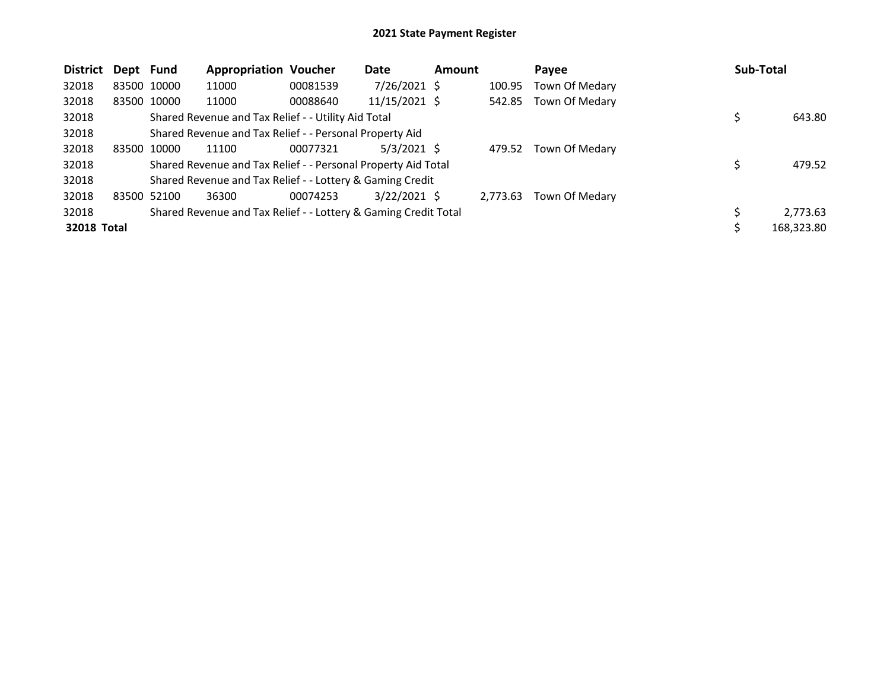## 2021 State Payment Register

| District | Dept | Fund | Appropriation | Voucher | Date | Amount | Payee | Sub-Total |
|---|---|---|---|---|---|---|---|---|
| 32018 | 83500 | 10000 | 11000 | 00081539 | 7/26/2021 | $ 100.95 | Town Of Medary | |
| 32018 | 83500 | 10000 | 11000 | 00088640 | 11/15/2021 | $ 542.85 | Town Of Medary | |
| 32018 | | Shared Revenue and Tax Relief - - Utility Aid Total | | | | | | $ 643.80 |
| 32018 | | Shared Revenue and Tax Relief - - Personal Property Aid | | | | | | |
| 32018 | 83500 | 10000 | 11100 | 00077321 | 5/3/2021 | $ 479.52 | Town Of Medary | |
| 32018 | | Shared Revenue and Tax Relief - - Personal Property Aid Total | | | | | | $ 479.52 |
| 32018 | | Shared Revenue and Tax Relief - - Lottery & Gaming Credit | | | | | | |
| 32018 | 83500 | 52100 | 36300 | 00074253 | 3/22/2021 | $ 2,773.63 | Town Of Medary | |
| 32018 | | Shared Revenue and Tax Relief - - Lottery & Gaming Credit Total | | | | | | $ 2,773.63 |
| **32018 Total** | | | | | | | | $ 168,323.80 |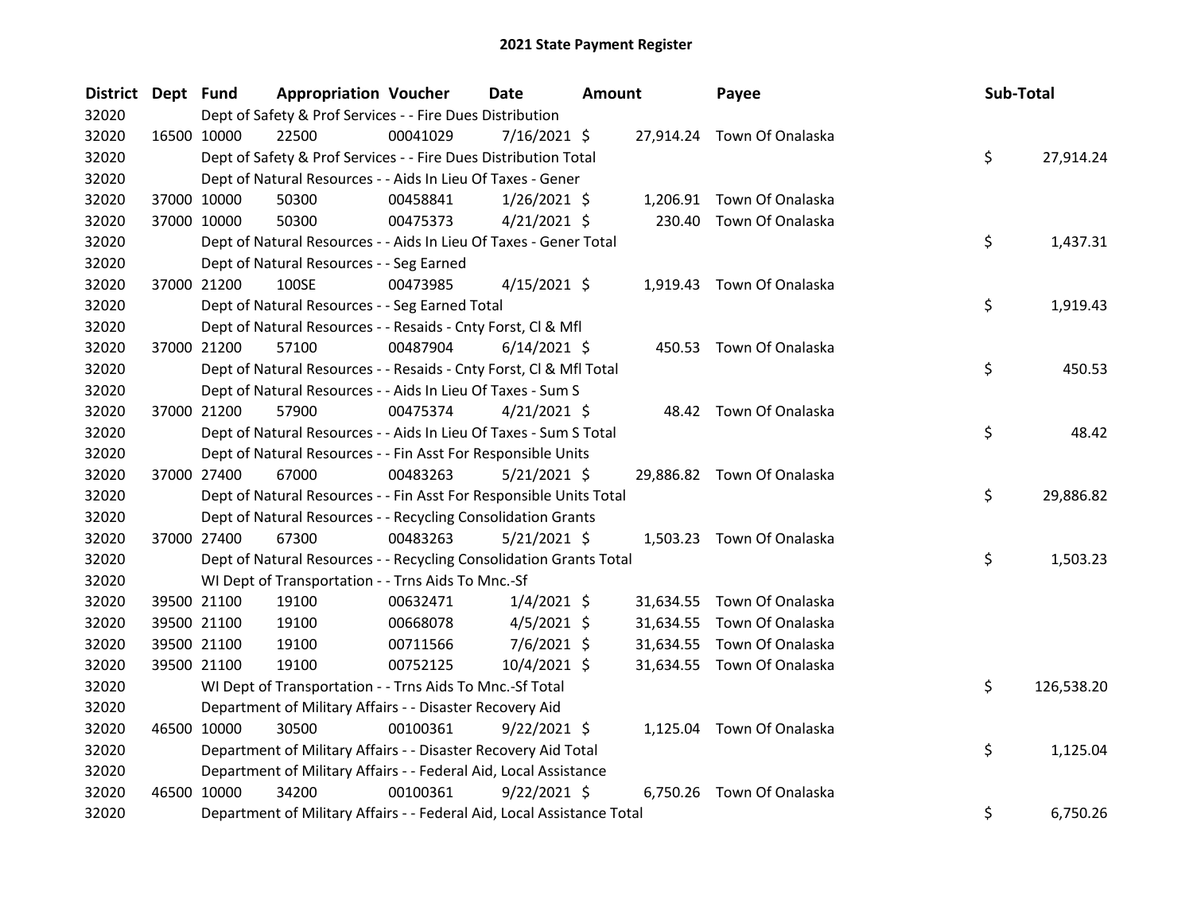# 2021 State Payment Register

| District | Dept | Fund | Appropriation | Voucher | Date | Amount | Payee | Sub-Total |
|---|---|---|---|---|---|---|---|---|
| 32020 | | Dept of Safety & Prof Services - - Fire Dues Distribution | | | | | | |
| 32020 | 16500 | 10000 | 22500 | 00041029 | 7/16/2021 | $ 27,914.24 | Town Of Onalaska | |
| 32020 | | Dept of Safety & Prof Services - - Fire Dues Distribution Total | | | | | | $ 27,914.24 |
| 32020 | | Dept of Natural Resources - - Aids In Lieu Of Taxes - Gener | | | | | | |
| 32020 | 37000 | 10000 | 50300 | 00458841 | 1/26/2021 | $ 1,206.91 | Town Of Onalaska | |
| 32020 | 37000 | 10000 | 50300 | 00475373 | 4/21/2021 | $ 230.40 | Town Of Onalaska | |
| 32020 | | Dept of Natural Resources - - Aids In Lieu Of Taxes - Gener Total | | | | | | $ 1,437.31 |
| 32020 | | Dept of Natural Resources - - Seg Earned | | | | | | |
| 32020 | 37000 | 21200 | 100SE | 00473985 | 4/15/2021 | $ 1,919.43 | Town Of Onalaska | |
| 32020 | | Dept of Natural Resources - - Seg Earned Total | | | | | | $ 1,919.43 |
| 32020 | | Dept of Natural Resources - - Resaids - Cnty Forst, Cl & Mfl | | | | | | |
| 32020 | 37000 | 21200 | 57100 | 00487904 | 6/14/2021 | $ 450.53 | Town Of Onalaska | |
| 32020 | | Dept of Natural Resources - - Resaids - Cnty Forst, Cl & Mfl Total | | | | | | $ 450.53 |
| 32020 | | Dept of Natural Resources - - Aids In Lieu Of Taxes - Sum S | | | | | | |
| 32020 | 37000 | 21200 | 57900 | 00475374 | 4/21/2021 | $ 48.42 | Town Of Onalaska | |
| 32020 | | Dept of Natural Resources - - Aids In Lieu Of Taxes - Sum S Total | | | | | | $ 48.42 |
| 32020 | | Dept of Natural Resources - - Fin Asst For Responsible Units | | | | | | |
| 32020 | 37000 | 27400 | 67000 | 00483263 | 5/21/2021 | $ 29,886.82 | Town Of Onalaska | |
| 32020 | | Dept of Natural Resources - - Fin Asst For Responsible Units Total | | | | | | $ 29,886.82 |
| 32020 | | Dept of Natural Resources - - Recycling Consolidation Grants | | | | | | |
| 32020 | 37000 | 27400 | 67300 | 00483263 | 5/21/2021 | $ 1,503.23 | Town Of Onalaska | |
| 32020 | | Dept of Natural Resources - - Recycling Consolidation Grants Total | | | | | | $ 1,503.23 |
| 32020 | | WI Dept of Transportation - - Trns Aids To Mnc.-Sf | | | | | | |
| 32020 | 39500 | 21100 | 19100 | 00632471 | 1/4/2021 | $ 31,634.55 | Town Of Onalaska | |
| 32020 | 39500 | 21100 | 19100 | 00668078 | 4/5/2021 | $ 31,634.55 | Town Of Onalaska | |
| 32020 | 39500 | 21100 | 19100 | 00711566 | 7/6/2021 | $ 31,634.55 | Town Of Onalaska | |
| 32020 | 39500 | 21100 | 19100 | 00752125 | 10/4/2021 | $ 31,634.55 | Town Of Onalaska | |
| 32020 | | WI Dept of Transportation - - Trns Aids To Mnc.-Sf Total | | | | | | $ 126,538.20 |
| 32020 | | Department of Military Affairs - - Disaster Recovery Aid | | | | | | |
| 32020 | 46500 | 10000 | 30500 | 00100361 | 9/22/2021 | $ 1,125.04 | Town Of Onalaska | |
| 32020 | | Department of Military Affairs - - Disaster Recovery Aid Total | | | | | | $ 1,125.04 |
| 32020 | | Department of Military Affairs - - Federal Aid, Local Assistance | | | | | | |
| 32020 | 46500 | 10000 | 34200 | 00100361 | 9/22/2021 | $ 6,750.26 | Town Of Onalaska | |
| 32020 | | Department of Military Affairs - - Federal Aid, Local Assistance Total | | | | | | $ 6,750.26 |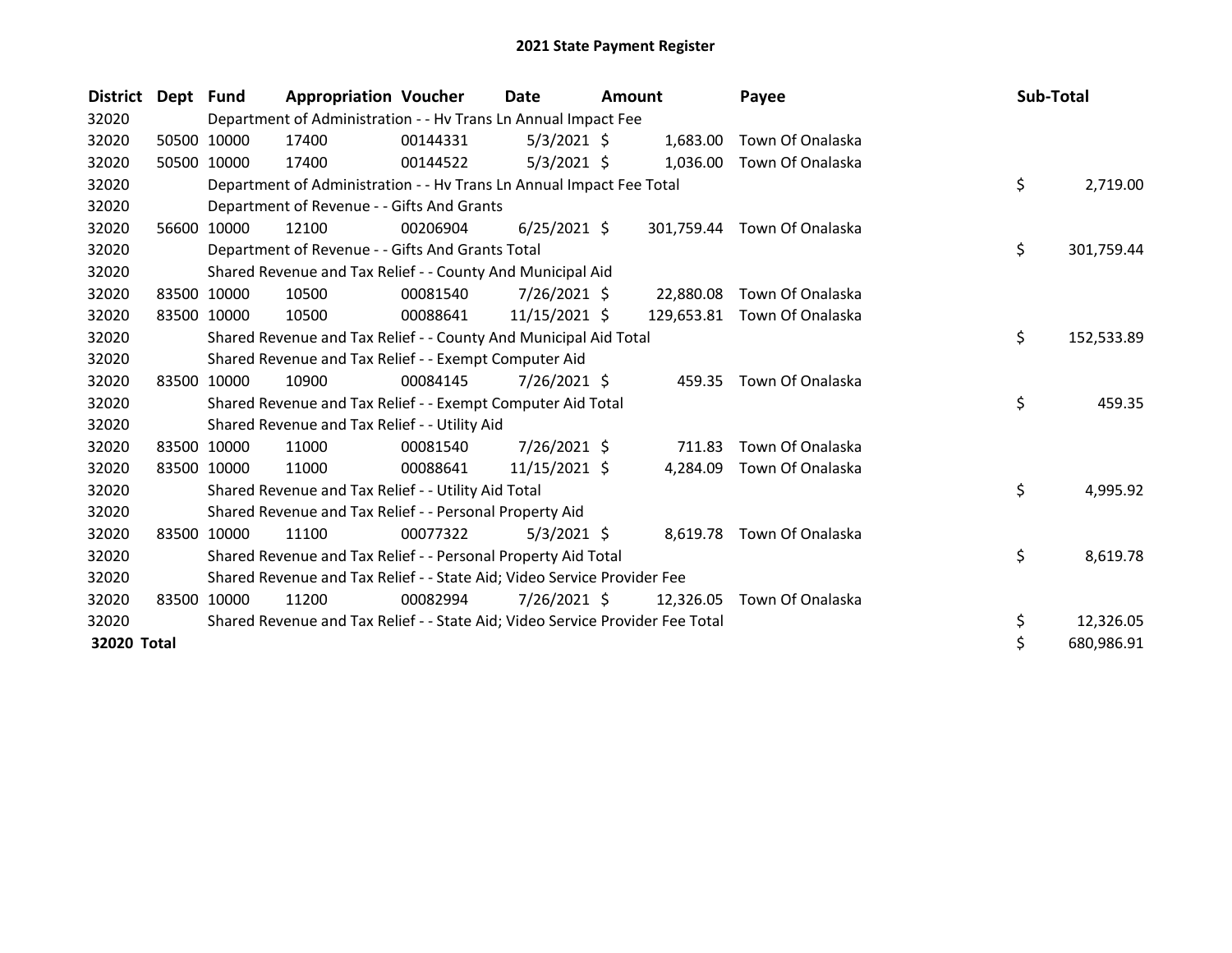# 2021 State Payment Register

| District | Dept | Fund | Appropriation | Voucher | Date | Amount | Payee | Sub-Total |
|---|---|---|---|---|---|---|---|---|
| 32020 | | Department of Administration - - Hv Trans Ln Annual Impact Fee | | | | | | |
| 32020 | 50500 | 10000 | 17400 | 00144331 | 5/3/2021 | $ 1,683.00 | Town Of Onalaska | |
| 32020 | 50500 | 10000 | 17400 | 00144522 | 5/3/2021 | $ 1,036.00 | Town Of Onalaska | |
| 32020 | | Department of Administration - - Hv Trans Ln Annual Impact Fee Total | | | | | | $ 2,719.00 |
| 32020 | | Department of Revenue - - Gifts And Grants | | | | | | |
| 32020 | 56600 | 10000 | 12100 | 00206904 | 6/25/2021 | $ 301,759.44 | Town Of Onalaska | |
| 32020 | | Department of Revenue - - Gifts And Grants Total | | | | | | $ 301,759.44 |
| 32020 | | Shared Revenue and Tax Relief - - County And Municipal Aid | | | | | | |
| 32020 | 83500 | 10000 | 10500 | 00081540 | 7/26/2021 | $ 22,880.08 | Town Of Onalaska | |
| 32020 | 83500 | 10000 | 10500 | 00088641 | 11/15/2021 | $ 129,653.81 | Town Of Onalaska | |
| 32020 | | Shared Revenue and Tax Relief - - County And Municipal Aid Total | | | | | | $ 152,533.89 |
| 32020 | | Shared Revenue and Tax Relief - - Exempt Computer Aid | | | | | | |
| 32020 | 83500 | 10000 | 10900 | 00084145 | 7/26/2021 | $ 459.35 | Town Of Onalaska | |
| 32020 | | Shared Revenue and Tax Relief - - Exempt Computer Aid Total | | | | | | $ 459.35 |
| 32020 | | Shared Revenue and Tax Relief - - Utility Aid | | | | | | |
| 32020 | 83500 | 10000 | 11000 | 00081540 | 7/26/2021 | $ 711.83 | Town Of Onalaska | |
| 32020 | 83500 | 10000 | 11000 | 00088641 | 11/15/2021 | $ 4,284.09 | Town Of Onalaska | |
| 32020 | | Shared Revenue and Tax Relief - - Utility Aid Total | | | | | | $ 4,995.92 |
| 32020 | | Shared Revenue and Tax Relief - - Personal Property Aid | | | | | | |
| 32020 | 83500 | 10000 | 11100 | 00077322 | 5/3/2021 | $ 8,619.78 | Town Of Onalaska | |
| 32020 | | Shared Revenue and Tax Relief - - Personal Property Aid Total | | | | | | $ 8,619.78 |
| 32020 | | Shared Revenue and Tax Relief - - State Aid; Video Service Provider Fee | | | | | | |
| 32020 | 83500 | 10000 | 11200 | 00082994 | 7/26/2021 | $ 12,326.05 | Town Of Onalaska | |
| 32020 | | Shared Revenue and Tax Relief - - State Aid; Video Service Provider Fee Total | | | | | | $ 12,326.05 |
| **32020 Total** | | | | | | | | $ 680,986.91 |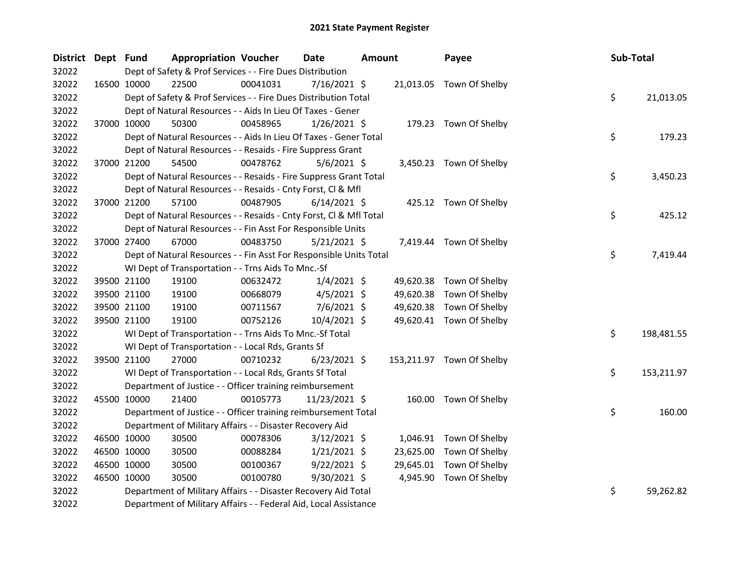# 2021 State Payment Register

| District | Dept | Fund | Appropriation | Voucher | Date | Amount | Payee | Sub-Total |
|---|---|---|---|---|---|---|---|---|
| 32022 | | Dept of Safety & Prof Services - - Fire Dues Distribution | | | | | | |
| 32022 | 16500 | 10000 | 22500 | 00041031 | 7/16/2021 | $ 21,013.05 | Town Of Shelby | |
| 32022 | | Dept of Safety & Prof Services - - Fire Dues Distribution Total | | | | | | $ 21,013.05 |
| 32022 | | Dept of Natural Resources - - Aids In Lieu Of Taxes - Gener | | | | | | |
| 32022 | 37000 | 10000 | 50300 | 00458965 | 1/26/2021 | $ 179.23 | Town Of Shelby | |
| 32022 | | Dept of Natural Resources - - Aids In Lieu Of Taxes - Gener Total | | | | | | $ 179.23 |
| 32022 | | Dept of Natural Resources - - Resaids - Fire Suppress Grant | | | | | | |
| 32022 | 37000 | 21200 | 54500 | 00478762 | 5/6/2021 | $ 3,450.23 | Town Of Shelby | |
| 32022 | | Dept of Natural Resources - - Resaids - Fire Suppress Grant Total | | | | | | $ 3,450.23 |
| 32022 | | Dept of Natural Resources - - Resaids - Cnty Forst, Cl & Mfl | | | | | | |
| 32022 | 37000 | 21200 | 57100 | 00487905 | 6/14/2021 | $ 425.12 | Town Of Shelby | |
| 32022 | | Dept of Natural Resources - - Resaids - Cnty Forst, Cl & Mfl Total | | | | | | $ 425.12 |
| 32022 | | Dept of Natural Resources - - Fin Asst For Responsible Units | | | | | | |
| 32022 | 37000 | 27400 | 67000 | 00483750 | 5/21/2021 | $ 7,419.44 | Town Of Shelby | |
| 32022 | | Dept of Natural Resources - - Fin Asst For Responsible Units Total | | | | | | $ 7,419.44 |
| 32022 | | WI Dept of Transportation - - Trns Aids To Mnc.-Sf | | | | | | |
| 32022 | 39500 | 21100 | 19100 | 00632472 | 1/4/2021 | $ 49,620.38 | Town Of Shelby | |
| 32022 | 39500 | 21100 | 19100 | 00668079 | 4/5/2021 | $ 49,620.38 | Town Of Shelby | |
| 32022 | 39500 | 21100 | 19100 | 00711567 | 7/6/2021 | $ 49,620.38 | Town Of Shelby | |
| 32022 | 39500 | 21100 | 19100 | 00752126 | 10/4/2021 | $ 49,620.41 | Town Of Shelby | |
| 32022 | | WI Dept of Transportation - - Trns Aids To Mnc.-Sf Total | | | | | | $ 198,481.55 |
| 32022 | | WI Dept of Transportation - - Local Rds, Grants Sf | | | | | | |
| 32022 | 39500 | 21100 | 27000 | 00710232 | 6/23/2021 | $ 153,211.97 | Town Of Shelby | |
| 32022 | | WI Dept of Transportation - - Local Rds, Grants Sf Total | | | | | | $ 153,211.97 |
| 32022 | | Department of Justice - - Officer training reimbursement | | | | | | |
| 32022 | 45500 | 10000 | 21400 | 00105773 | 11/23/2021 | $ 160.00 | Town Of Shelby | |
| 32022 | | Department of Justice - - Officer training reimbursement Total | | | | | | $ 160.00 |
| 32022 | | Department of Military Affairs - - Disaster Recovery Aid | | | | | | |
| 32022 | 46500 | 10000 | 30500 | 00078306 | 3/12/2021 | $ 1,046.91 | Town Of Shelby | |
| 32022 | 46500 | 10000 | 30500 | 00088284 | 1/21/2021 | $ 23,625.00 | Town Of Shelby | |
| 32022 | 46500 | 10000 | 30500 | 00100367 | 9/22/2021 | $ 29,645.01 | Town Of Shelby | |
| 32022 | 46500 | 10000 | 30500 | 00100780 | 9/30/2021 | $ 4,945.90 | Town Of Shelby | |
| 32022 | | Department of Military Affairs - - Disaster Recovery Aid Total | | | | | | $ 59,262.82 |
| 32022 | | Department of Military Affairs - - Federal Aid, Local Assistance | | | | | | |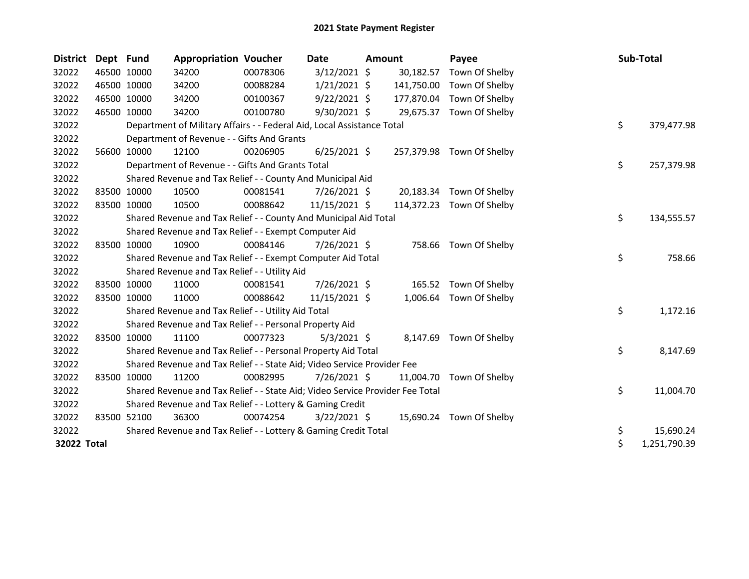# 2021 State Payment Register

| District | Dept | Fund | Appropriation | Voucher | Date | Amount | Payee | Sub-Total |
|---|---|---|---|---|---|---|---|---|
| 32022 | 46500 | 10000 | 34200 | 00078306 | 3/12/2021 | $ 30,182.57 | Town Of Shelby | |
| 32022 | 46500 | 10000 | 34200 | 00088284 | 1/21/2021 | $ 141,750.00 | Town Of Shelby | |
| 32022 | 46500 | 10000 | 34200 | 00100367 | 9/22/2021 | $ 177,870.04 | Town Of Shelby | |
| 32022 | 46500 | 10000 | 34200 | 00100780 | 9/30/2021 | $ 29,675.37 | Town Of Shelby | |
| 32022 | | Department of Military Affairs - - Federal Aid, Local Assistance Total | | | | | | $ 379,477.98 |
| 32022 | | Department of Revenue - - Gifts And Grants | | | | | | |
| 32022 | 56600 | 10000 | 12100 | 00206905 | 6/25/2021 | $ 257,379.98 | Town Of Shelby | |
| 32022 | | Department of Revenue - - Gifts And Grants Total | | | | | | $ 257,379.98 |
| 32022 | | Shared Revenue and Tax Relief - - County And Municipal Aid | | | | | | |
| 32022 | 83500 | 10000 | 10500 | 00081541 | 7/26/2021 | $ 20,183.34 | Town Of Shelby | |
| 32022 | 83500 | 10000 | 10500 | 00088642 | 11/15/2021 | $ 114,372.23 | Town Of Shelby | |
| 32022 | | Shared Revenue and Tax Relief - - County And Municipal Aid Total | | | | | | $ 134,555.57 |
| 32022 | | Shared Revenue and Tax Relief - - Exempt Computer Aid | | | | | | |
| 32022 | 83500 | 10000 | 10900 | 00084146 | 7/26/2021 | $ 758.66 | Town Of Shelby | |
| 32022 | | Shared Revenue and Tax Relief - - Exempt Computer Aid Total | | | | | | $ 758.66 |
| 32022 | | Shared Revenue and Tax Relief - - Utility Aid | | | | | | |
| 32022 | 83500 | 10000 | 11000 | 00081541 | 7/26/2021 | $ 165.52 | Town Of Shelby | |
| 32022 | 83500 | 10000 | 11000 | 00088642 | 11/15/2021 | $ 1,006.64 | Town Of Shelby | |
| 32022 | | Shared Revenue and Tax Relief - - Utility Aid Total | | | | | | $ 1,172.16 |
| 32022 | | Shared Revenue and Tax Relief - - Personal Property Aid | | | | | | |
| 32022 | 83500 | 10000 | 11100 | 00077323 | 5/3/2021 | $ 8,147.69 | Town Of Shelby | |
| 32022 | | Shared Revenue and Tax Relief - - Personal Property Aid Total | | | | | | $ 8,147.69 |
| 32022 | | Shared Revenue and Tax Relief - - State Aid; Video Service Provider Fee | | | | | | |
| 32022 | 83500 | 10000 | 11200 | 00082995 | 7/26/2021 | $ 11,004.70 | Town Of Shelby | |
| 32022 | | Shared Revenue and Tax Relief - - State Aid; Video Service Provider Fee Total | | | | | | $ 11,004.70 |
| 32022 | | Shared Revenue and Tax Relief - - Lottery & Gaming Credit | | | | | | |
| 32022 | 83500 | 52100 | 36300 | 00074254 | 3/22/2021 | $ 15,690.24 | Town Of Shelby | |
| 32022 | | Shared Revenue and Tax Relief - - Lottery & Gaming Credit Total | | | | | | $ 15,690.24 |
| **32022 Total** | | | | | | | | $ 1,251,790.39 |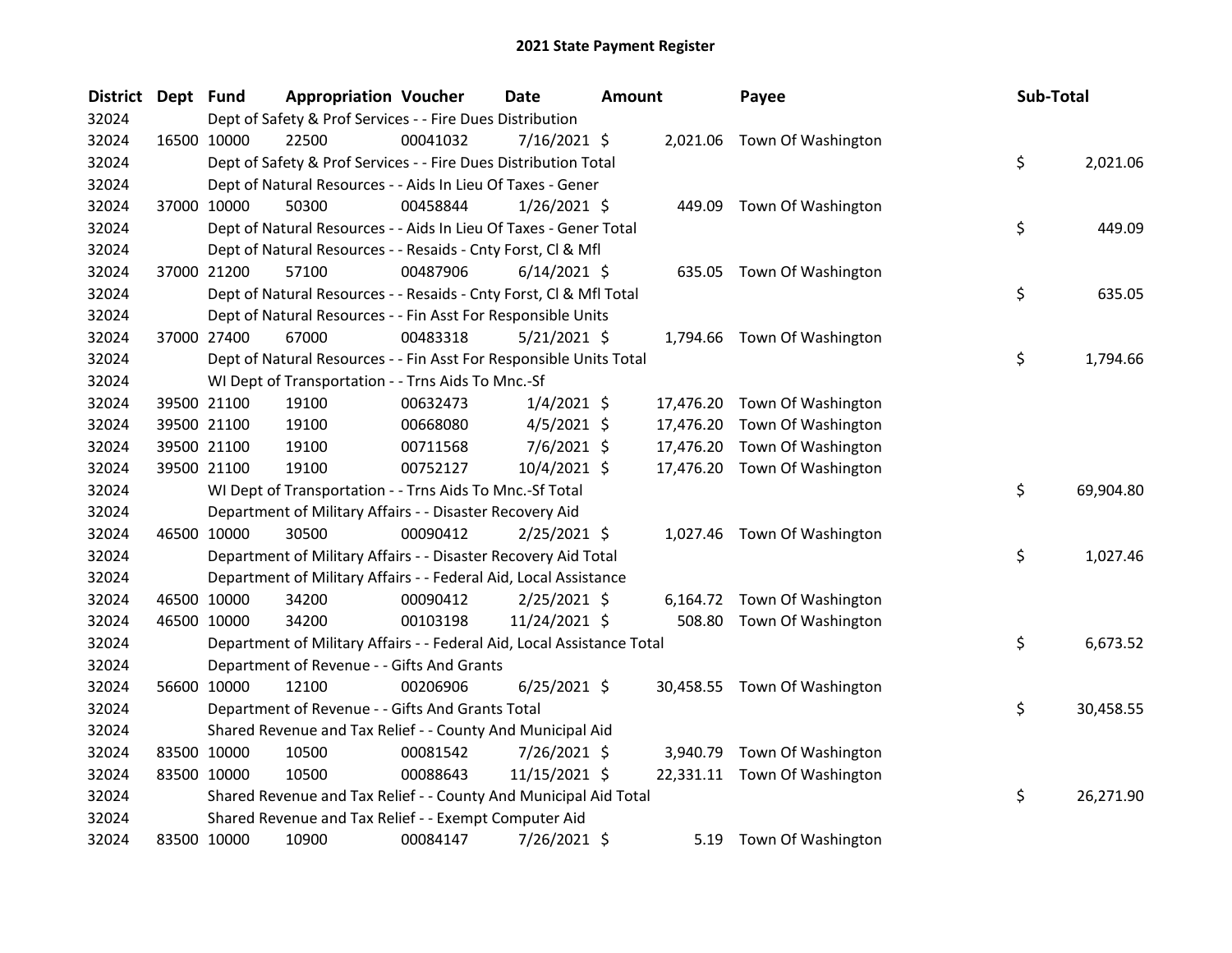# 2021 State Payment Register

| District | Dept | Fund | Appropriation | Voucher | Date | Amount | Payee | Sub-Total |
|---|---|---|---|---|---|---|---|---|
| 32024 | | Dept of Safety & Prof Services - - Fire Dues Distribution | | | | | | |
| 32024 | 16500 | 10000 | 22500 | 00041032 | 7/16/2021 | $ 2,021.06 | Town Of Washington | |
| 32024 | | Dept of Safety & Prof Services - - Fire Dues Distribution Total | | | | | | $ 2,021.06 |
| 32024 | | Dept of Natural Resources - - Aids In Lieu Of Taxes - Gener | | | | | | |
| 32024 | 37000 | 10000 | 50300 | 00458844 | 1/26/2021 | $ 449.09 | Town Of Washington | |
| 32024 | | Dept of Natural Resources - - Aids In Lieu Of Taxes - Gener Total | | | | | | $ 449.09 |
| 32024 | | Dept of Natural Resources - - Resaids - Cnty Forst, Cl & Mfl | | | | | | |
| 32024 | 37000 | 21200 | 57100 | 00487906 | 6/14/2021 | $ 635.05 | Town Of Washington | |
| 32024 | | Dept of Natural Resources - - Resaids - Cnty Forst, Cl & Mfl Total | | | | | | $ 635.05 |
| 32024 | | Dept of Natural Resources - - Fin Asst For Responsible Units | | | | | | |
| 32024 | 37000 | 27400 | 67000 | 00483318 | 5/21/2021 | $ 1,794.66 | Town Of Washington | |
| 32024 | | Dept of Natural Resources - - Fin Asst For Responsible Units Total | | | | | | $ 1,794.66 |
| 32024 | | WI Dept of Transportation - - Trns Aids To Mnc.-Sf | | | | | | |
| 32024 | 39500 | 21100 | 19100 | 00632473 | 1/4/2021 | $ 17,476.20 | Town Of Washington | |
| 32024 | 39500 | 21100 | 19100 | 00668080 | 4/5/2021 | $ 17,476.20 | Town Of Washington | |
| 32024 | 39500 | 21100 | 19100 | 00711568 | 7/6/2021 | $ 17,476.20 | Town Of Washington | |
| 32024 | 39500 | 21100 | 19100 | 00752127 | 10/4/2021 | $ 17,476.20 | Town Of Washington | |
| 32024 | | WI Dept of Transportation - - Trns Aids To Mnc.-Sf Total | | | | | | $ 69,904.80 |
| 32024 | | Department of Military Affairs - - Disaster Recovery Aid | | | | | | |
| 32024 | 46500 | 10000 | 30500 | 00090412 | 2/25/2021 | $ 1,027.46 | Town Of Washington | |
| 32024 | | Department of Military Affairs - - Disaster Recovery Aid Total | | | | | | $ 1,027.46 |
| 32024 | | Department of Military Affairs - - Federal Aid, Local Assistance | | | | | | |
| 32024 | 46500 | 10000 | 34200 | 00090412 | 2/25/2021 | $ 6,164.72 | Town Of Washington | |
| 32024 | 46500 | 10000 | 34200 | 00103198 | 11/24/2021 | $ 508.80 | Town Of Washington | |
| 32024 | | Department of Military Affairs - - Federal Aid, Local Assistance Total | | | | | | $ 6,673.52 |
| 32024 | | Department of Revenue - - Gifts And Grants | | | | | | |
| 32024 | 56600 | 10000 | 12100 | 00206906 | 6/25/2021 | $ 30,458.55 | Town Of Washington | |
| 32024 | | Department of Revenue - - Gifts And Grants Total | | | | | | $ 30,458.55 |
| 32024 | | Shared Revenue and Tax Relief - - County And Municipal Aid | | | | | | |
| 32024 | 83500 | 10000 | 10500 | 00081542 | 7/26/2021 | $ 3,940.79 | Town Of Washington | |
| 32024 | 83500 | 10000 | 10500 | 00088643 | 11/15/2021 | $ 22,331.11 | Town Of Washington | |
| 32024 | | Shared Revenue and Tax Relief - - County And Municipal Aid Total | | | | | | $ 26,271.90 |
| 32024 | | Shared Revenue and Tax Relief - - Exempt Computer Aid | | | | | | |
| 32024 | 83500 | 10000 | 10900 | 00084147 | 7/26/2021 | $ 5.19 | Town Of Washington | |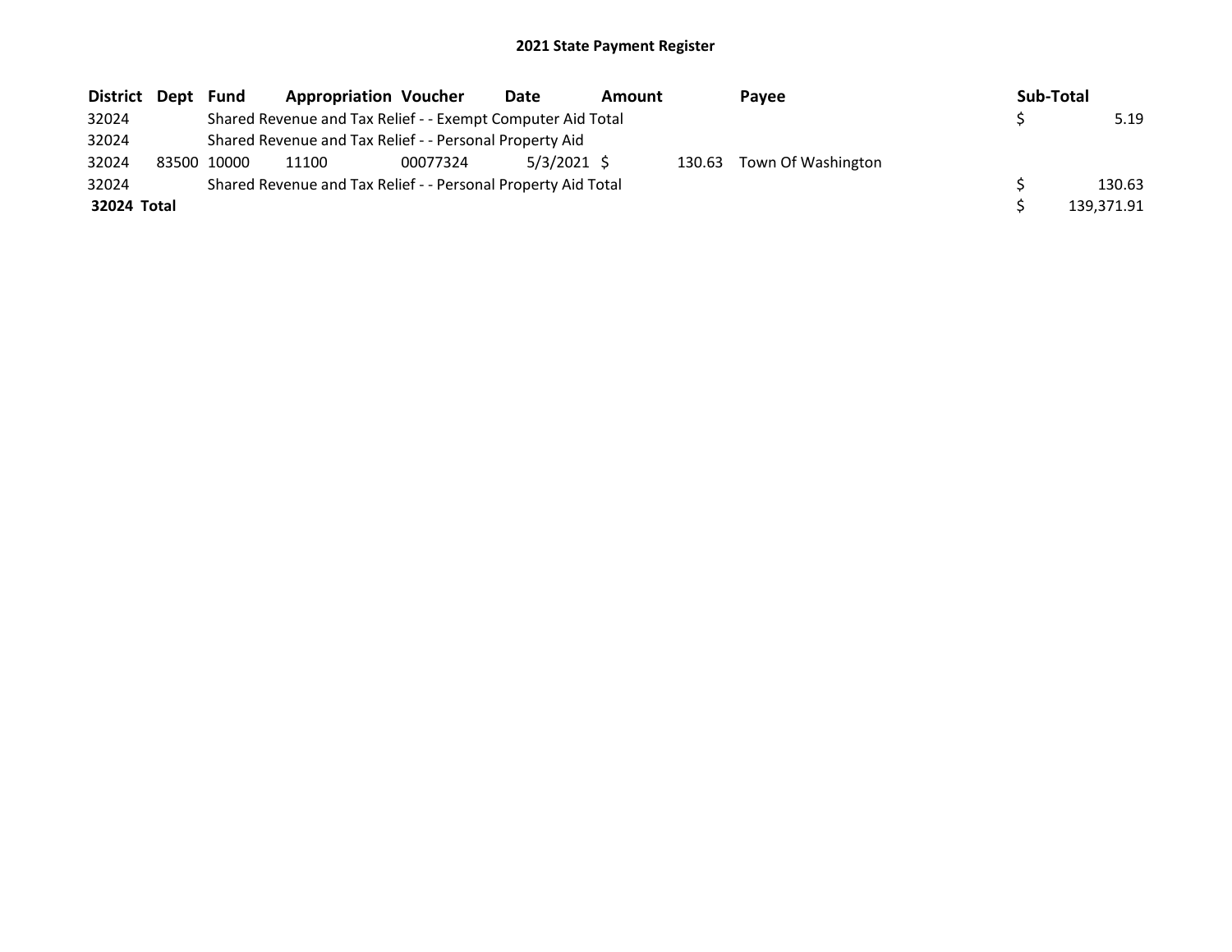## 2021 State Payment Register

| District | Dept | Fund | Appropriation | Voucher | Date | Amount | Payee | Sub-Total |
|---|---|---|---|---|---|---|---|---|
| 32024 | | Shared Revenue and Tax Relief - - Exempt Computer Aid Total | | | | | | $ 5.19 |
| 32024 | | Shared Revenue and Tax Relief - - Personal Property Aid | | | | | | |
| 32024 | 83500 | 10000 | 11100 | 00077324 | 5/3/2021 | $ 130.63 | Town Of Washington | |
| 32024 | | Shared Revenue and Tax Relief - - Personal Property Aid Total | | | | | | $ 130.63 |
| **32024 Total** | | | | | | | | $ 139,371.91 |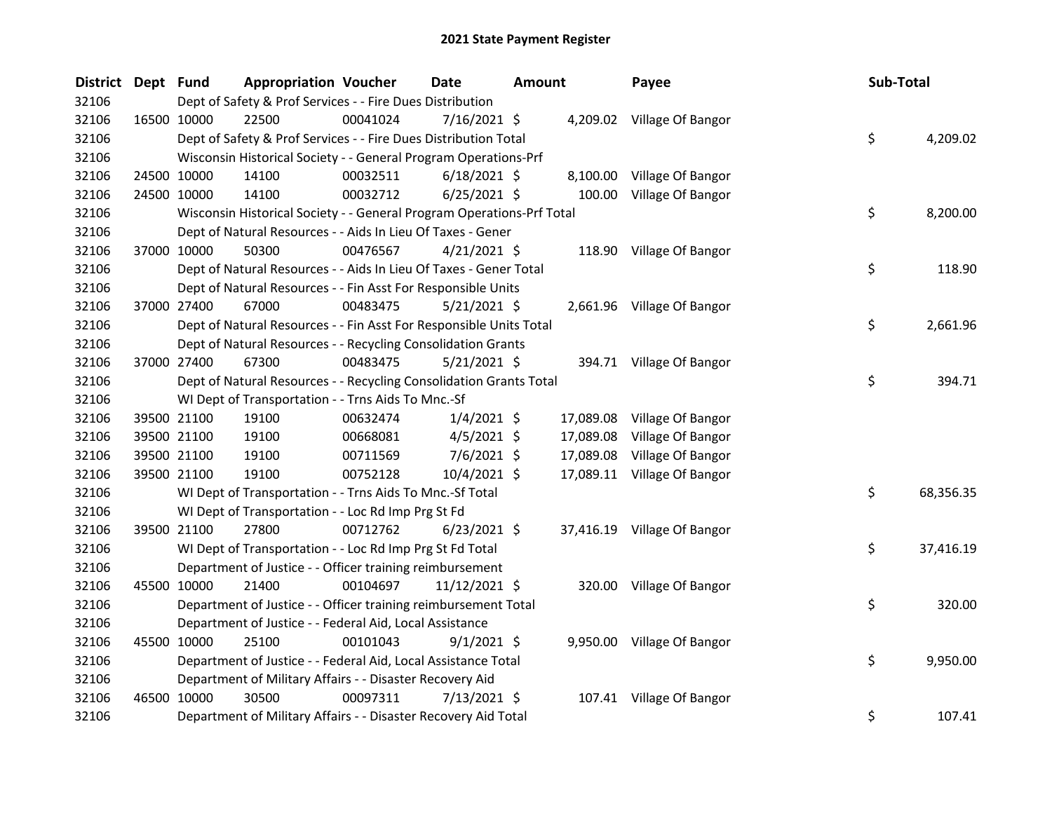# 2021 State Payment Register

| District | Dept | Fund | Appropriation | Voucher | Date | Amount | Payee | Sub-Total |
|---|---|---|---|---|---|---|---|---|
| 32106 | | Dept of Safety & Prof Services - - Fire Dues Distribution | | | | | | |
| 32106 | 16500 | 10000 | 22500 | 00041024 | 7/16/2021 | $ 4,209.02 | Village Of Bangor | |
| 32106 | | Dept of Safety & Prof Services - - Fire Dues Distribution Total | | | | | | $ 4,209.02 |
| 32106 | | Wisconsin Historical Society - - General Program Operations-Prf | | | | | | |
| 32106 | 24500 | 10000 | 14100 | 00032511 | 6/18/2021 | $ 8,100.00 | Village Of Bangor | |
| 32106 | 24500 | 10000 | 14100 | 00032712 | 6/25/2021 | $ 100.00 | Village Of Bangor | |
| 32106 | | Wisconsin Historical Society - - General Program Operations-Prf Total | | | | | | $ 8,200.00 |
| 32106 | | Dept of Natural Resources - - Aids In Lieu Of Taxes - Gener | | | | | | |
| 32106 | 37000 | 10000 | 50300 | 00476567 | 4/21/2021 | $ 118.90 | Village Of Bangor | |
| 32106 | | Dept of Natural Resources - - Aids In Lieu Of Taxes - Gener Total | | | | | | $ 118.90 |
| 32106 | | Dept of Natural Resources - - Fin Asst For Responsible Units | | | | | | |
| 32106 | 37000 | 27400 | 67000 | 00483475 | 5/21/2021 | $ 2,661.96 | Village Of Bangor | |
| 32106 | | Dept of Natural Resources - - Fin Asst For Responsible Units Total | | | | | | $ 2,661.96 |
| 32106 | | Dept of Natural Resources - - Recycling Consolidation Grants | | | | | | |
| 32106 | 37000 | 27400 | 67300 | 00483475 | 5/21/2021 | $ 394.71 | Village Of Bangor | |
| 32106 | | Dept of Natural Resources - - Recycling Consolidation Grants Total | | | | | | $ 394.71 |
| 32106 | | WI Dept of Transportation - - Trns Aids To Mnc.-Sf | | | | | | |
| 32106 | 39500 | 21100 | 19100 | 00632474 | 1/4/2021 | $ 17,089.08 | Village Of Bangor | |
| 32106 | 39500 | 21100 | 19100 | 00668081 | 4/5/2021 | $ 17,089.08 | Village Of Bangor | |
| 32106 | 39500 | 21100 | 19100 | 00711569 | 7/6/2021 | $ 17,089.08 | Village Of Bangor | |
| 32106 | 39500 | 21100 | 19100 | 00752128 | 10/4/2021 | $ 17,089.11 | Village Of Bangor | |
| 32106 | | WI Dept of Transportation - - Trns Aids To Mnc.-Sf Total | | | | | | $ 68,356.35 |
| 32106 | | WI Dept of Transportation - - Loc Rd Imp Prg St Fd | | | | | | |
| 32106 | 39500 | 21100 | 27800 | 00712762 | 6/23/2021 | $ 37,416.19 | Village Of Bangor | |
| 32106 | | WI Dept of Transportation - - Loc Rd Imp Prg St Fd Total | | | | | | $ 37,416.19 |
| 32106 | | Department of Justice - - Officer training reimbursement | | | | | | |
| 32106 | 45500 | 10000 | 21400 | 00104697 | 11/12/2021 | $ 320.00 | Village Of Bangor | |
| 32106 | | Department of Justice - - Officer training reimbursement Total | | | | | | $ 320.00 |
| 32106 | | Department of Justice - - Federal Aid, Local Assistance | | | | | | |
| 32106 | 45500 | 10000 | 25100 | 00101043 | 9/1/2021 | $ 9,950.00 | Village Of Bangor | |
| 32106 | | Department of Justice - - Federal Aid, Local Assistance Total | | | | | | $ 9,950.00 |
| 32106 | | Department of Military Affairs - - Disaster Recovery Aid | | | | | | |
| 32106 | 46500 | 10000 | 30500 | 00097311 | 7/13/2021 | $ 107.41 | Village Of Bangor | |
| 32106 | | Department of Military Affairs - - Disaster Recovery Aid Total | | | | | | $ 107.41 |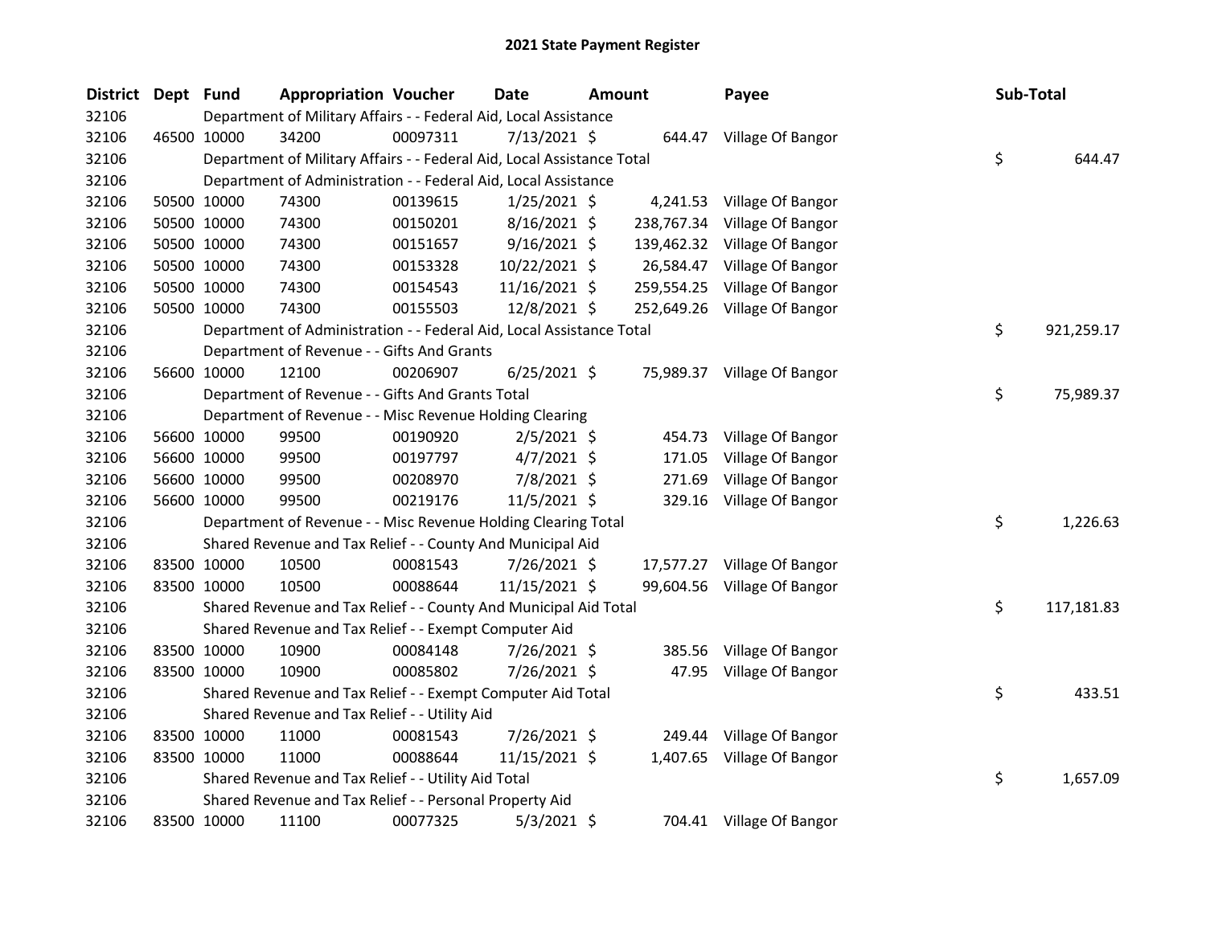# 2021 State Payment Register

| District | Dept | Fund | Appropriation | Voucher | Date | Amount | Payee | Sub-Total |
|---|---|---|---|---|---|---|---|---|
| 32106 | | | Department of Military Affairs - - Federal Aid, Local Assistance | | | | | |
| 32106 | 46500 | 10000 | 34200 | 00097311 | 7/13/2021 | $ 644.47 | Village Of Bangor | |
| 32106 | | | Department of Military Affairs - - Federal Aid, Local Assistance Total | | | | | $ 644.47 |
| 32106 | | | Department of Administration - - Federal Aid, Local Assistance | | | | | |
| 32106 | 50500 | 10000 | 74300 | 00139615 | 1/25/2021 | $ 4,241.53 | Village Of Bangor | |
| 32106 | 50500 | 10000 | 74300 | 00150201 | 8/16/2021 | $ 238,767.34 | Village Of Bangor | |
| 32106 | 50500 | 10000 | 74300 | 00151657 | 9/16/2021 | $ 139,462.32 | Village Of Bangor | |
| 32106 | 50500 | 10000 | 74300 | 00153328 | 10/22/2021 | $ 26,584.47 | Village Of Bangor | |
| 32106 | 50500 | 10000 | 74300 | 00154543 | 11/16/2021 | $ 259,554.25 | Village Of Bangor | |
| 32106 | 50500 | 10000 | 74300 | 00155503 | 12/8/2021 | $ 252,649.26 | Village Of Bangor | |
| 32106 | | | Department of Administration - - Federal Aid, Local Assistance Total | | | | | $ 921,259.17 |
| 32106 | | | Department of Revenue - - Gifts And Grants | | | | | |
| 32106 | 56600 | 10000 | 12100 | 00206907 | 6/25/2021 | $ 75,989.37 | Village Of Bangor | |
| 32106 | | | Department of Revenue - - Gifts And Grants Total | | | | | $ 75,989.37 |
| 32106 | | | Department of Revenue - - Misc Revenue Holding Clearing | | | | | |
| 32106 | 56600 | 10000 | 99500 | 00190920 | 2/5/2021 | $ 454.73 | Village Of Bangor | |
| 32106 | 56600 | 10000 | 99500 | 00197797 | 4/7/2021 | $ 171.05 | Village Of Bangor | |
| 32106 | 56600 | 10000 | 99500 | 00208970 | 7/8/2021 | $ 271.69 | Village Of Bangor | |
| 32106 | 56600 | 10000 | 99500 | 00219176 | 11/5/2021 | $ 329.16 | Village Of Bangor | |
| 32106 | | | Department of Revenue - - Misc Revenue Holding Clearing Total | | | | | $ 1,226.63 |
| 32106 | | | Shared Revenue and Tax Relief - - County And Municipal Aid | | | | | |
| 32106 | 83500 | 10000 | 10500 | 00081543 | 7/26/2021 | $ 17,577.27 | Village Of Bangor | |
| 32106 | 83500 | 10000 | 10500 | 00088644 | 11/15/2021 | $ 99,604.56 | Village Of Bangor | |
| 32106 | | | Shared Revenue and Tax Relief - - County And Municipal Aid Total | | | | | $ 117,181.83 |
| 32106 | | | Shared Revenue and Tax Relief - - Exempt Computer Aid | | | | | |
| 32106 | 83500 | 10000 | 10900 | 00084148 | 7/26/2021 | $ 385.56 | Village Of Bangor | |
| 32106 | 83500 | 10000 | 10900 | 00085802 | 7/26/2021 | $ 47.95 | Village Of Bangor | |
| 32106 | | | Shared Revenue and Tax Relief - - Exempt Computer Aid Total | | | | | $ 433.51 |
| 32106 | | | Shared Revenue and Tax Relief - - Utility Aid | | | | | |
| 32106 | 83500 | 10000 | 11000 | 00081543 | 7/26/2021 | $ 249.44 | Village Of Bangor | |
| 32106 | 83500 | 10000 | 11000 | 00088644 | 11/15/2021 | $ 1,407.65 | Village Of Bangor | |
| 32106 | | | Shared Revenue and Tax Relief - - Utility Aid Total | | | | | $ 1,657.09 |
| 32106 | | | Shared Revenue and Tax Relief - - Personal Property Aid | | | | | |
| 32106 | 83500 | 10000 | 11100 | 00077325 | 5/3/2021 | $ 704.41 | Village Of Bangor | |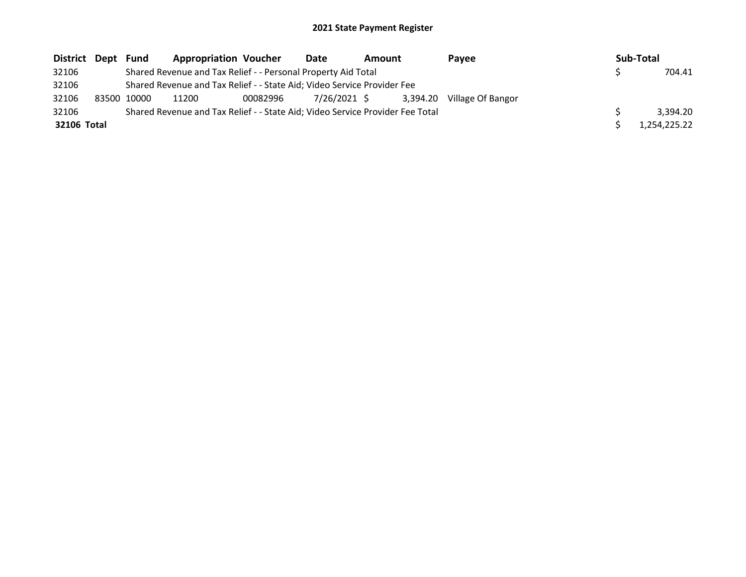# 2021 State Payment Register

| District | Dept | Fund | Appropriation | Voucher | Date | Amount | Payee | Sub-Total |
|---|---|---|---|---|---|---|---|---|
| 32106 | | Shared Revenue and Tax Relief - - Personal Property Aid Total | | | | | | $ 704.41 |
| 32106 | | Shared Revenue and Tax Relief - - State Aid; Video Service Provider Fee | | | | | | |
| 32106 | 83500 | 10000 | 11200 | 00082996 | 7/26/2021 | $ 3,394.20 | Village Of Bangor | |
| 32106 | | Shared Revenue and Tax Relief - - State Aid; Video Service Provider Fee Total | | | | | | $ 3,394.20 |
| **32106 Total** | | | | | | | | $ 1,254,225.22 |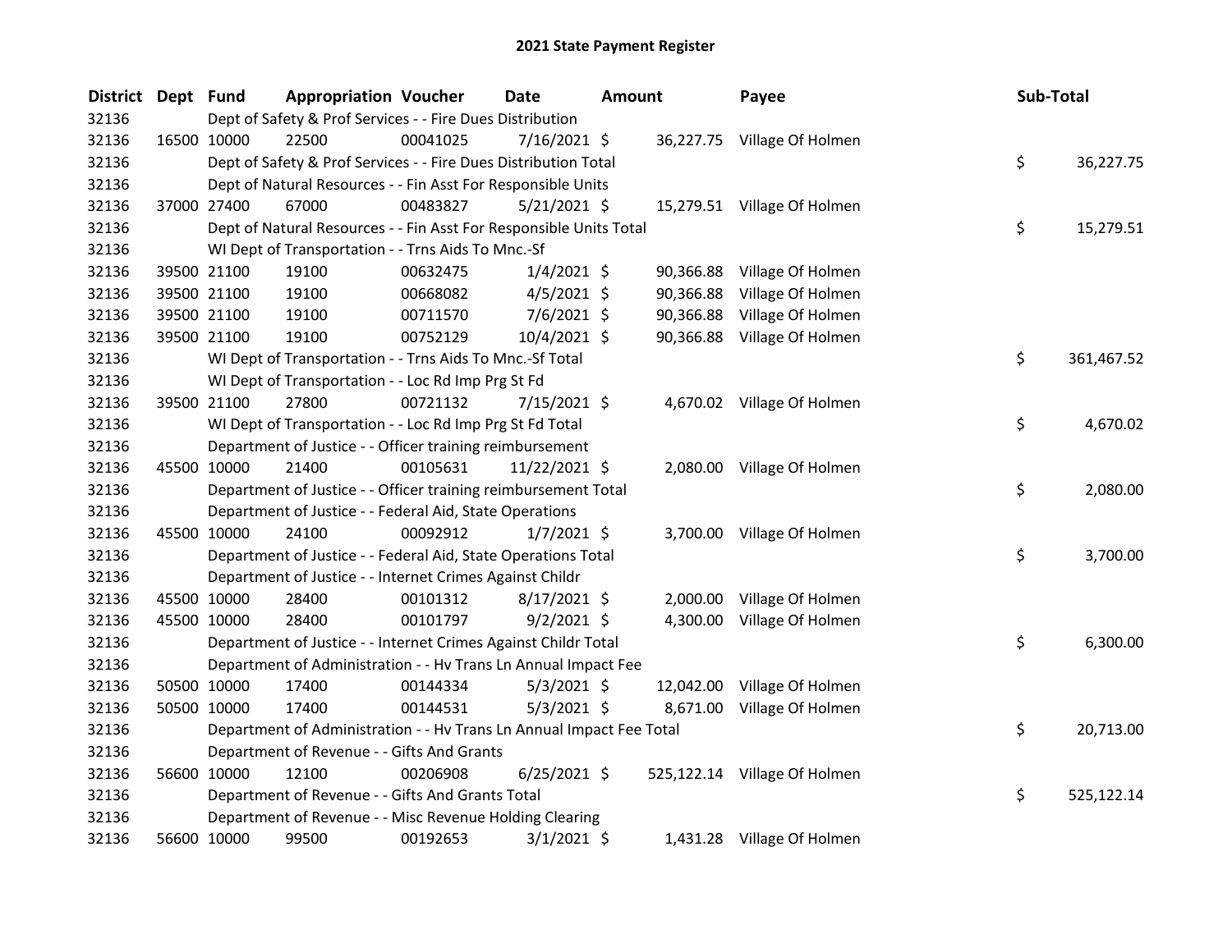# 2021 State Payment Register

| District | Dept | Fund | Appropriation | Voucher | Date | Amount | Payee | Sub-Total |
|---|---|---|---|---|---|---|---|---|
| 32136 | | | Dept of Safety & Prof Services - - Fire Dues Distribution | | | | | |
| 32136 | 16500 | 10000 | 22500 | 00041025 | 7/16/2021 | $ 36,227.75 | Village Of Holmen | |
| 32136 | | | Dept of Safety & Prof Services - - Fire Dues Distribution Total | | | | | $ 36,227.75 |
| 32136 | | | Dept of Natural Resources - - Fin Asst For Responsible Units | | | | | |
| 32136 | 37000 | 27400 | 67000 | 00483827 | 5/21/2021 | $ 15,279.51 | Village Of Holmen | |
| 32136 | | | Dept of Natural Resources - - Fin Asst For Responsible Units Total | | | | | $ 15,279.51 |
| 32136 | | | WI Dept of Transportation - - Trns Aids To Mnc.-Sf | | | | | |
| 32136 | 39500 | 21100 | 19100 | 00632475 | 1/4/2021 | $ 90,366.88 | Village Of Holmen | |
| 32136 | 39500 | 21100 | 19100 | 00668082 | 4/5/2021 | $ 90,366.88 | Village Of Holmen | |
| 32136 | 39500 | 21100 | 19100 | 00711570 | 7/6/2021 | $ 90,366.88 | Village Of Holmen | |
| 32136 | 39500 | 21100 | 19100 | 00752129 | 10/4/2021 | $ 90,366.88 | Village Of Holmen | |
| 32136 | | | WI Dept of Transportation - - Trns Aids To Mnc.-Sf Total | | | | | $ 361,467.52 |
| 32136 | | | WI Dept of Transportation - - Loc Rd Imp Prg St Fd | | | | | |
| 32136 | 39500 | 21100 | 27800 | 00721132 | 7/15/2021 | $ 4,670.02 | Village Of Holmen | |
| 32136 | | | WI Dept of Transportation - - Loc Rd Imp Prg St Fd Total | | | | | $ 4,670.02 |
| 32136 | | | Department of Justice - - Officer training reimbursement | | | | | |
| 32136 | 45500 | 10000 | 21400 | 00105631 | 11/22/2021 | $ 2,080.00 | Village Of Holmen | |
| 32136 | | | Department of Justice - - Officer training reimbursement Total | | | | | $ 2,080.00 |
| 32136 | | | Department of Justice - - Federal Aid, State Operations | | | | | |
| 32136 | 45500 | 10000 | 24100 | 00092912 | 1/7/2021 | $ 3,700.00 | Village Of Holmen | |
| 32136 | | | Department of Justice - - Federal Aid, State Operations Total | | | | | $ 3,700.00 |
| 32136 | | | Department of Justice - - Internet Crimes Against Childr | | | | | |
| 32136 | 45500 | 10000 | 28400 | 00101312 | 8/17/2021 | $ 2,000.00 | Village Of Holmen | |
| 32136 | 45500 | 10000 | 28400 | 00101797 | 9/2/2021 | $ 4,300.00 | Village Of Holmen | |
| 32136 | | | Department of Justice - - Internet Crimes Against Childr Total | | | | | $ 6,300.00 |
| 32136 | | | Department of Administration - - Hv Trans Ln Annual Impact Fee | | | | | |
| 32136 | 50500 | 10000 | 17400 | 00144334 | 5/3/2021 | $ 12,042.00 | Village Of Holmen | |
| 32136 | 50500 | 10000 | 17400 | 00144531 | 5/3/2021 | $ 8,671.00 | Village Of Holmen | |
| 32136 | | | Department of Administration - - Hv Trans Ln Annual Impact Fee Total | | | | | $ 20,713.00 |
| 32136 | | | Department of Revenue - - Gifts And Grants | | | | | |
| 32136 | 56600 | 10000 | 12100 | 00206908 | 6/25/2021 | $ 525,122.14 | Village Of Holmen | |
| 32136 | | | Department of Revenue - - Gifts And Grants Total | | | | | $ 525,122.14 |
| 32136 | | | Department of Revenue - - Misc Revenue Holding Clearing | | | | | |
| 32136 | 56600 | 10000 | 99500 | 00192653 | 3/1/2021 | $ 1,431.28 | Village Of Holmen | |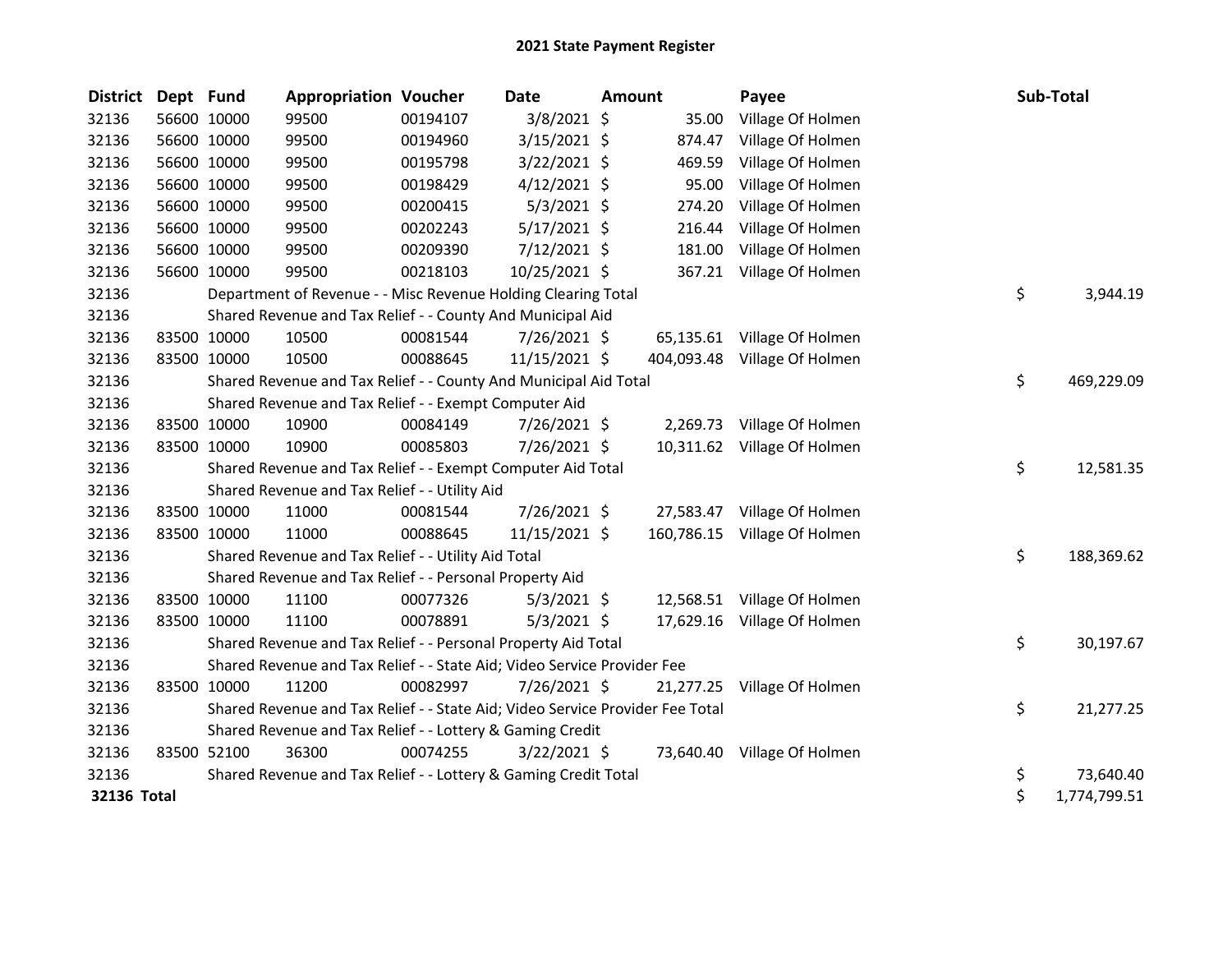# 2021 State Payment Register

| District | Dept | Fund | Appropriation | Voucher | Date | Amount | Payee | Sub-Total |
|---|---|---|---|---|---|---|---|---|
| 32136 | 56600 | 10000 | 99500 | 00194107 | 3/8/2021 | $ 35.00 | Village Of Holmen | |
| 32136 | 56600 | 10000 | 99500 | 00194960 | 3/15/2021 | $ 874.47 | Village Of Holmen | |
| 32136 | 56600 | 10000 | 99500 | 00195798 | 3/22/2021 | $ 469.59 | Village Of Holmen | |
| 32136 | 56600 | 10000 | 99500 | 00198429 | 4/12/2021 | $ 95.00 | Village Of Holmen | |
| 32136 | 56600 | 10000 | 99500 | 00200415 | 5/3/2021 | $ 274.20 | Village Of Holmen | |
| 32136 | 56600 | 10000 | 99500 | 00202243 | 5/17/2021 | $ 216.44 | Village Of Holmen | |
| 32136 | 56600 | 10000 | 99500 | 00209390 | 7/12/2021 | $ 181.00 | Village Of Holmen | |
| 32136 | 56600 | 10000 | 99500 | 00218103 | 10/25/2021 | $ 367.21 | Village Of Holmen | |
| 32136 | | Department of Revenue - - Misc Revenue Holding Clearing Total | | | | | | $ 3,944.19 |
| 32136 | | Shared Revenue and Tax Relief - - County And Municipal Aid | | | | | | |
| 32136 | 83500 | 10000 | 10500 | 00081544 | 7/26/2021 | $ 65,135.61 | Village Of Holmen | |
| 32136 | 83500 | 10000 | 10500 | 00088645 | 11/15/2021 | $ 404,093.48 | Village Of Holmen | |
| 32136 | | Shared Revenue and Tax Relief - - County And Municipal Aid Total | | | | | | $ 469,229.09 |
| 32136 | | Shared Revenue and Tax Relief - - Exempt Computer Aid | | | | | | |
| 32136 | 83500 | 10000 | 10900 | 00084149 | 7/26/2021 | $ 2,269.73 | Village Of Holmen | |
| 32136 | 83500 | 10000 | 10900 | 00085803 | 7/26/2021 | $ 10,311.62 | Village Of Holmen | |
| 32136 | | Shared Revenue and Tax Relief - - Exempt Computer Aid Total | | | | | | $ 12,581.35 |
| 32136 | | Shared Revenue and Tax Relief - - Utility Aid | | | | | | |
| 32136 | 83500 | 10000 | 11000 | 00081544 | 7/26/2021 | $ 27,583.47 | Village Of Holmen | |
| 32136 | 83500 | 10000 | 11000 | 00088645 | 11/15/2021 | $ 160,786.15 | Village Of Holmen | |
| 32136 | | Shared Revenue and Tax Relief - - Utility Aid Total | | | | | | $ 188,369.62 |
| 32136 | | Shared Revenue and Tax Relief - - Personal Property Aid | | | | | | |
| 32136 | 83500 | 10000 | 11100 | 00077326 | 5/3/2021 | $ 12,568.51 | Village Of Holmen | |
| 32136 | 83500 | 10000 | 11100 | 00078891 | 5/3/2021 | $ 17,629.16 | Village Of Holmen | |
| 32136 | | Shared Revenue and Tax Relief - - Personal Property Aid Total | | | | | | $ 30,197.67 |
| 32136 | | Shared Revenue and Tax Relief - - State Aid; Video Service Provider Fee | | | | | | |
| 32136 | 83500 | 10000 | 11200 | 00082997 | 7/26/2021 | $ 21,277.25 | Village Of Holmen | |
| 32136 | | Shared Revenue and Tax Relief - - State Aid; Video Service Provider Fee Total | | | | | | $ 21,277.25 |
| 32136 | | Shared Revenue and Tax Relief - - Lottery & Gaming Credit | | | | | | |
| 32136 | 83500 | 52100 | 36300 | 00074255 | 3/22/2021 | $ 73,640.40 | Village Of Holmen | |
| 32136 | | Shared Revenue and Tax Relief - - Lottery & Gaming Credit Total | | | | | | $ 73,640.40 |
| **32136 Total** | | | | | | | | $ 1,774,799.51 |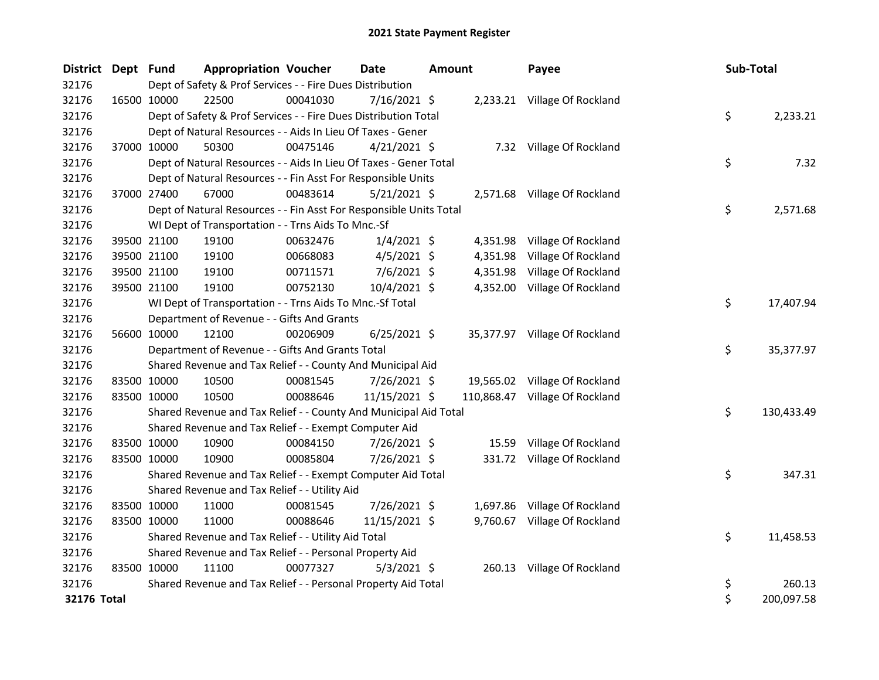# 2021 State Payment Register

| District | Dept | Fund | Appropriation | Voucher | Date | Amount | Payee | Sub-Total |
|---|---|---|---|---|---|---|---|---|
| 32176 | | Dept of Safety & Prof Services - - Fire Dues Distribution | | | | | | |
| 32176 | 16500 | 10000 | 22500 | 00041030 | 7/16/2021 | $ 2,233.21 | Village Of Rockland | |
| 32176 | | Dept of Safety & Prof Services - - Fire Dues Distribution Total | | | | | | $ 2,233.21 |
| 32176 | | Dept of Natural Resources - - Aids In Lieu Of Taxes - Gener | | | | | | |
| 32176 | 37000 | 10000 | 50300 | 00475146 | 4/21/2021 | $ 7.32 | Village Of Rockland | |
| 32176 | | Dept of Natural Resources - - Aids In Lieu Of Taxes - Gener Total | | | | | | $ 7.32 |
| 32176 | | Dept of Natural Resources - - Fin Asst For Responsible Units | | | | | | |
| 32176 | 37000 | 27400 | 67000 | 00483614 | 5/21/2021 | $ 2,571.68 | Village Of Rockland | |
| 32176 | | Dept of Natural Resources - - Fin Asst For Responsible Units Total | | | | | | $ 2,571.68 |
| 32176 | | WI Dept of Transportation - - Trns Aids To Mnc.-Sf | | | | | | |
| 32176 | 39500 | 21100 | 19100 | 00632476 | 1/4/2021 | $ 4,351.98 | Village Of Rockland | |
| 32176 | 39500 | 21100 | 19100 | 00668083 | 4/5/2021 | $ 4,351.98 | Village Of Rockland | |
| 32176 | 39500 | 21100 | 19100 | 00711571 | 7/6/2021 | $ 4,351.98 | Village Of Rockland | |
| 32176 | 39500 | 21100 | 19100 | 00752130 | 10/4/2021 | $ 4,352.00 | Village Of Rockland | |
| 32176 | | WI Dept of Transportation - - Trns Aids To Mnc.-Sf Total | | | | | | $ 17,407.94 |
| 32176 | | Department of Revenue - - Gifts And Grants | | | | | | |
| 32176 | 56600 | 10000 | 12100 | 00206909 | 6/25/2021 | $ 35,377.97 | Village Of Rockland | |
| 32176 | | Department of Revenue - - Gifts And Grants Total | | | | | | $ 35,377.97 |
| 32176 | | Shared Revenue and Tax Relief - - County And Municipal Aid | | | | | | |
| 32176 | 83500 | 10000 | 10500 | 00081545 | 7/26/2021 | $ 19,565.02 | Village Of Rockland | |
| 32176 | 83500 | 10000 | 10500 | 00088646 | 11/15/2021 | $ 110,868.47 | Village Of Rockland | |
| 32176 | | Shared Revenue and Tax Relief - - County And Municipal Aid Total | | | | | | $ 130,433.49 |
| 32176 | | Shared Revenue and Tax Relief - - Exempt Computer Aid | | | | | | |
| 32176 | 83500 | 10000 | 10900 | 00084150 | 7/26/2021 | $ 15.59 | Village Of Rockland | |
| 32176 | 83500 | 10000 | 10900 | 00085804 | 7/26/2021 | $ 331.72 | Village Of Rockland | |
| 32176 | | Shared Revenue and Tax Relief - - Exempt Computer Aid Total | | | | | | $ 347.31 |
| 32176 | | Shared Revenue and Tax Relief - - Utility Aid | | | | | | |
| 32176 | 83500 | 10000 | 11000 | 00081545 | 7/26/2021 | $ 1,697.86 | Village Of Rockland | |
| 32176 | 83500 | 10000 | 11000 | 00088646 | 11/15/2021 | $ 9,760.67 | Village Of Rockland | |
| 32176 | | Shared Revenue and Tax Relief - - Utility Aid Total | | | | | | $ 11,458.53 |
| 32176 | | Shared Revenue and Tax Relief - - Personal Property Aid | | | | | | |
| 32176 | 83500 | 10000 | 11100 | 00077327 | 5/3/2021 | $ 260.13 | Village Of Rockland | |
| 32176 | | Shared Revenue and Tax Relief - - Personal Property Aid Total | | | | | | $ 260.13 |
| **32176 Total** | | | | | | | | $ 200,097.58 |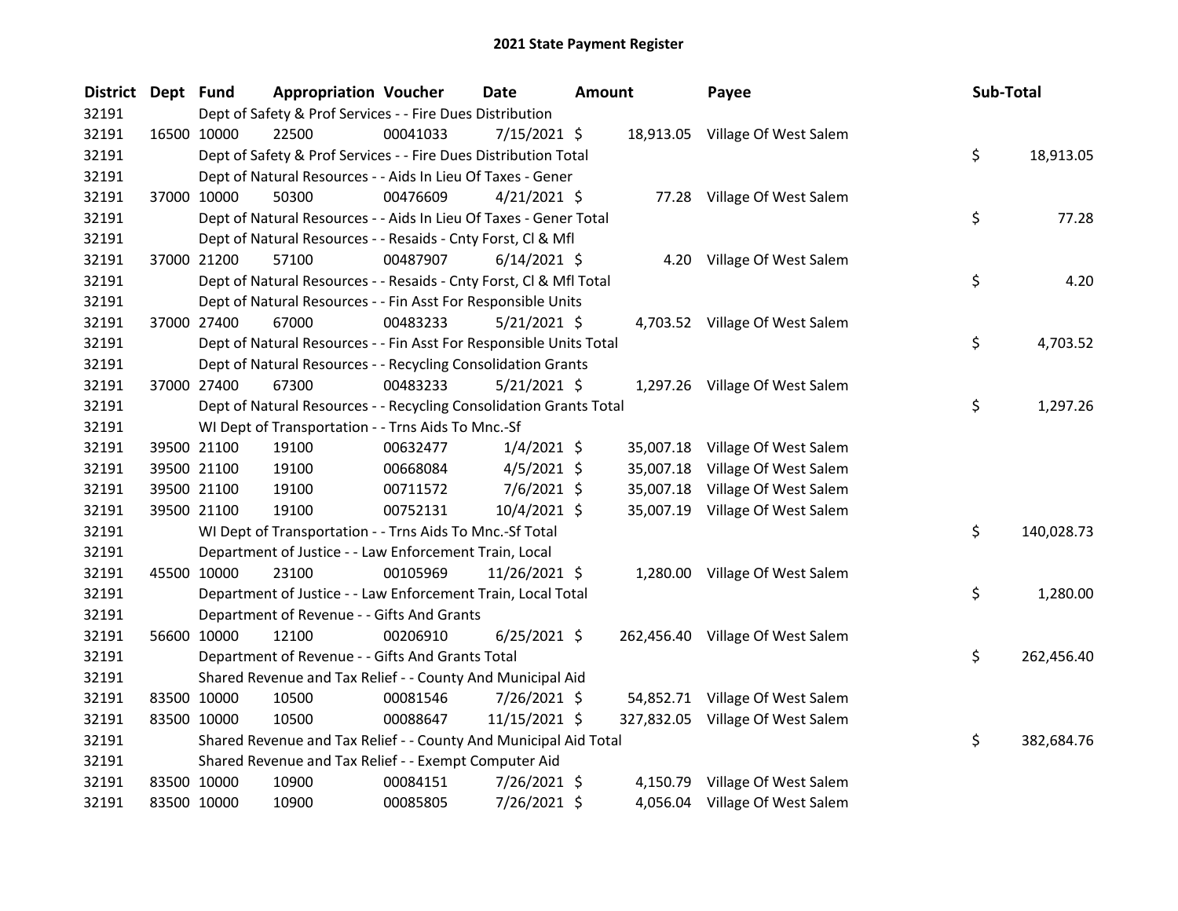# 2021 State Payment Register

| District | Dept | Fund | Appropriation | Voucher | Date | Amount | Payee | Sub-Total |
|---|---|---|---|---|---|---|---|---|
| 32191 | | Dept of Safety & Prof Services - - Fire Dues Distribution | | | | | | |
| 32191 | 16500 | 10000 | 22500 | 00041033 | 7/15/2021 | $ 18,913.05 | Village Of West Salem | |
| 32191 | | Dept of Safety & Prof Services - - Fire Dues Distribution Total | | | | | | $ 18,913.05 |
| 32191 | | Dept of Natural Resources - - Aids In Lieu Of Taxes - Gener | | | | | | |
| 32191 | 37000 | 10000 | 50300 | 00476609 | 4/21/2021 | $ 77.28 | Village Of West Salem | |
| 32191 | | Dept of Natural Resources - - Aids In Lieu Of Taxes - Gener Total | | | | | | $ 77.28 |
| 32191 | | Dept of Natural Resources - - Resaids - Cnty Forst, Cl & Mfl | | | | | | |
| 32191 | 37000 | 21200 | 57100 | 00487907 | 6/14/2021 | $ 4.20 | Village Of West Salem | |
| 32191 | | Dept of Natural Resources - - Resaids - Cnty Forst, Cl & Mfl Total | | | | | | $ 4.20 |
| 32191 | | Dept of Natural Resources - - Fin Asst For Responsible Units | | | | | | |
| 32191 | 37000 | 27400 | 67000 | 00483233 | 5/21/2021 | $ 4,703.52 | Village Of West Salem | |
| 32191 | | Dept of Natural Resources - - Fin Asst For Responsible Units Total | | | | | | $ 4,703.52 |
| 32191 | | Dept of Natural Resources - - Recycling Consolidation Grants | | | | | | |
| 32191 | 37000 | 27400 | 67300 | 00483233 | 5/21/2021 | $ 1,297.26 | Village Of West Salem | |
| 32191 | | Dept of Natural Resources - - Recycling Consolidation Grants Total | | | | | | $ 1,297.26 |
| 32191 | | WI Dept of Transportation - - Trns Aids To Mnc.-Sf | | | | | | |
| 32191 | 39500 | 21100 | 19100 | 00632477 | 1/4/2021 | $ 35,007.18 | Village Of West Salem | |
| 32191 | 39500 | 21100 | 19100 | 00668084 | 4/5/2021 | $ 35,007.18 | Village Of West Salem | |
| 32191 | 39500 | 21100 | 19100 | 00711572 | 7/6/2021 | $ 35,007.18 | Village Of West Salem | |
| 32191 | 39500 | 21100 | 19100 | 00752131 | 10/4/2021 | $ 35,007.19 | Village Of West Salem | |
| 32191 | | WI Dept of Transportation - - Trns Aids To Mnc.-Sf Total | | | | | | $ 140,028.73 |
| 32191 | | Department of Justice - - Law Enforcement Train, Local | | | | | | |
| 32191 | 45500 | 10000 | 23100 | 00105969 | 11/26/2021 | $ 1,280.00 | Village Of West Salem | |
| 32191 | | Department of Justice - - Law Enforcement Train, Local Total | | | | | | $ 1,280.00 |
| 32191 | | Department of Revenue - - Gifts And Grants | | | | | | |
| 32191 | 56600 | 10000 | 12100 | 00206910 | 6/25/2021 | $ 262,456.40 | Village Of West Salem | |
| 32191 | | Department of Revenue - - Gifts And Grants Total | | | | | | $ 262,456.40 |
| 32191 | | Shared Revenue and Tax Relief - - County And Municipal Aid | | | | | | |
| 32191 | 83500 | 10000 | 10500 | 00081546 | 7/26/2021 | $ 54,852.71 | Village Of West Salem | |
| 32191 | 83500 | 10000 | 10500 | 00088647 | 11/15/2021 | $ 327,832.05 | Village Of West Salem | |
| 32191 | | Shared Revenue and Tax Relief - - County And Municipal Aid Total | | | | | | $ 382,684.76 |
| 32191 | | Shared Revenue and Tax Relief - - Exempt Computer Aid | | | | | | |
| 32191 | 83500 | 10000 | 10900 | 00084151 | 7/26/2021 | $ 4,150.79 | Village Of West Salem | |
| 32191 | 83500 | 10000 | 10900 | 00085805 | 7/26/2021 | $ 4,056.04 | Village Of West Salem | |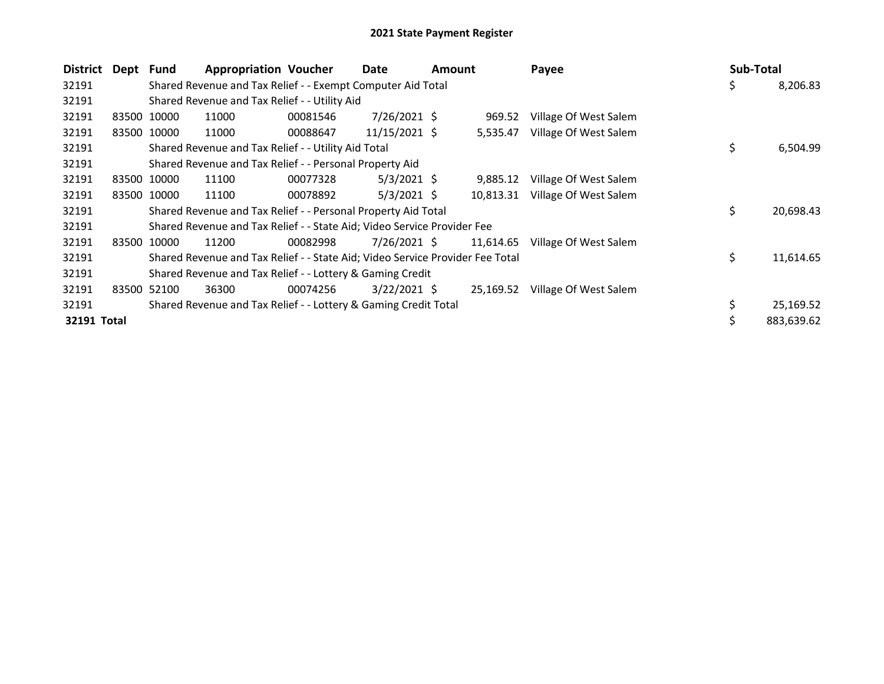## 2021 State Payment Register

| District | Dept | Fund | Appropriation | Voucher | Date | Amount | Payee | Sub-Total |
|---|---|---|---|---|---|---|---|---|
| 32191 | | Shared Revenue and Tax Relief - - Exempt Computer Aid Total | | | | | | $ 8,206.83 |
| 32191 | | Shared Revenue and Tax Relief - - Utility Aid | | | | | | |
| 32191 | 83500 | 10000 | 11000 | 00081546 | 7/26/2021 | $ 969.52 | Village Of West Salem | |
| 32191 | 83500 | 10000 | 11000 | 00088647 | 11/15/2021 | $ 5,535.47 | Village Of West Salem | |
| 32191 | | Shared Revenue and Tax Relief - - Utility Aid Total | | | | | | $ 6,504.99 |
| 32191 | | Shared Revenue and Tax Relief - - Personal Property Aid | | | | | | |
| 32191 | 83500 | 10000 | 11100 | 00077328 | 5/3/2021 | $ 9,885.12 | Village Of West Salem | |
| 32191 | 83500 | 10000 | 11100 | 00078892 | 5/3/2021 | $ 10,813.31 | Village Of West Salem | |
| 32191 | | Shared Revenue and Tax Relief - - Personal Property Aid Total | | | | | | $ 20,698.43 |
| 32191 | | Shared Revenue and Tax Relief - - State Aid; Video Service Provider Fee | | | | | | |
| 32191 | 83500 | 10000 | 11200 | 00082998 | 7/26/2021 | $ 11,614.65 | Village Of West Salem | |
| 32191 | | Shared Revenue and Tax Relief - - State Aid; Video Service Provider Fee Total | | | | | | $ 11,614.65 |
| 32191 | | Shared Revenue and Tax Relief - - Lottery & Gaming Credit | | | | | | |
| 32191 | 83500 | 52100 | 36300 | 00074256 | 3/22/2021 | $ 25,169.52 | Village Of West Salem | |
| 32191 | | Shared Revenue and Tax Relief - - Lottery & Gaming Credit Total | | | | | | $ 25,169.52 |
| **32191 Total** | | | | | | | | $ 883,639.62 |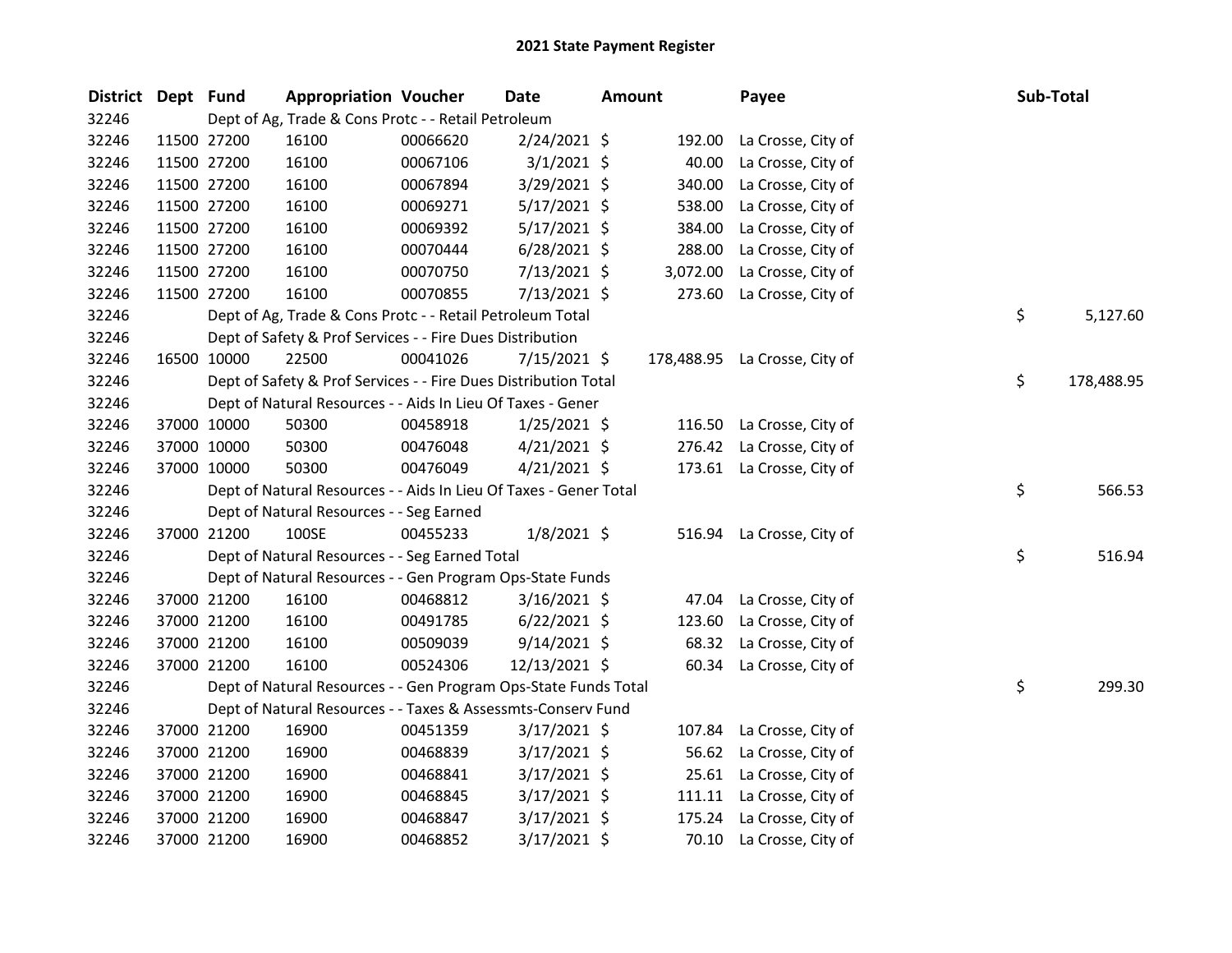## 2021 State Payment Register

| District | Dept | Fund | Appropriation | Voucher | Date | Amount | Payee | Sub-Total |
|---|---|---|---|---|---|---|---|---|
| 32246 | | Dept of Ag, Trade & Cons Protc - - Retail Petroleum | | | | | | |
| 32246 | 11500 | 27200 | 16100 | 00066620 | 2/24/2021 | $ 192.00 | La Crosse, City of | |
| 32246 | 11500 | 27200 | 16100 | 00067106 | 3/1/2021 | $ 40.00 | La Crosse, City of | |
| 32246 | 11500 | 27200 | 16100 | 00067894 | 3/29/2021 | $ 340.00 | La Crosse, City of | |
| 32246 | 11500 | 27200 | 16100 | 00069271 | 5/17/2021 | $ 538.00 | La Crosse, City of | |
| 32246 | 11500 | 27200 | 16100 | 00069392 | 5/17/2021 | $ 384.00 | La Crosse, City of | |
| 32246 | 11500 | 27200 | 16100 | 00070444 | 6/28/2021 | $ 288.00 | La Crosse, City of | |
| 32246 | 11500 | 27200 | 16100 | 00070750 | 7/13/2021 | $ 3,072.00 | La Crosse, City of | |
| 32246 | 11500 | 27200 | 16100 | 00070855 | 7/13/2021 | $ 273.60 | La Crosse, City of | |
| 32246 | | Dept of Ag, Trade & Cons Protc - - Retail Petroleum Total | | | | | | $ 5,127.60 |
| 32246 | | Dept of Safety & Prof Services - - Fire Dues Distribution | | | | | | |
| 32246 | 16500 | 10000 | 22500 | 00041026 | 7/15/2021 | $ 178,488.95 | La Crosse, City of | |
| 32246 | | Dept of Safety & Prof Services - - Fire Dues Distribution Total | | | | | | $ 178,488.95 |
| 32246 | | Dept of Natural Resources - - Aids In Lieu Of Taxes - Gener | | | | | | |
| 32246 | 37000 | 10000 | 50300 | 00458918 | 1/25/2021 | $ 116.50 | La Crosse, City of | |
| 32246 | 37000 | 10000 | 50300 | 00476048 | 4/21/2021 | $ 276.42 | La Crosse, City of | |
| 32246 | 37000 | 10000 | 50300 | 00476049 | 4/21/2021 | $ 173.61 | La Crosse, City of | |
| 32246 | | Dept of Natural Resources - - Aids In Lieu Of Taxes - Gener Total | | | | | | $ 566.53 |
| 32246 | | Dept of Natural Resources - - Seg Earned | | | | | | |
| 32246 | 37000 | 21200 | 100SE | 00455233 | 1/8/2021 | $ 516.94 | La Crosse, City of | |
| 32246 | | Dept of Natural Resources - - Seg Earned Total | | | | | | $ 516.94 |
| 32246 | | Dept of Natural Resources - - Gen Program Ops-State Funds | | | | | | |
| 32246 | 37000 | 21200 | 16100 | 00468812 | 3/16/2021 | $ 47.04 | La Crosse, City of | |
| 32246 | 37000 | 21200 | 16100 | 00491785 | 6/22/2021 | $ 123.60 | La Crosse, City of | |
| 32246 | 37000 | 21200 | 16100 | 00509039 | 9/14/2021 | $ 68.32 | La Crosse, City of | |
| 32246 | 37000 | 21200 | 16100 | 00524306 | 12/13/2021 | $ 60.34 | La Crosse, City of | |
| 32246 | | Dept of Natural Resources - - Gen Program Ops-State Funds Total | | | | | | $ 299.30 |
| 32246 | | Dept of Natural Resources - - Taxes & Assessmts-Conserv Fund | | | | | | |
| 32246 | 37000 | 21200 | 16900 | 00451359 | 3/17/2021 | $ 107.84 | La Crosse, City of | |
| 32246 | 37000 | 21200 | 16900 | 00468839 | 3/17/2021 | $ 56.62 | La Crosse, City of | |
| 32246 | 37000 | 21200 | 16900 | 00468841 | 3/17/2021 | $ 25.61 | La Crosse, City of | |
| 32246 | 37000 | 21200 | 16900 | 00468845 | 3/17/2021 | $ 111.11 | La Crosse, City of | |
| 32246 | 37000 | 21200 | 16900 | 00468847 | 3/17/2021 | $ 175.24 | La Crosse, City of | |
| 32246 | 37000 | 21200 | 16900 | 00468852 | 3/17/2021 | $ 70.10 | La Crosse, City of | |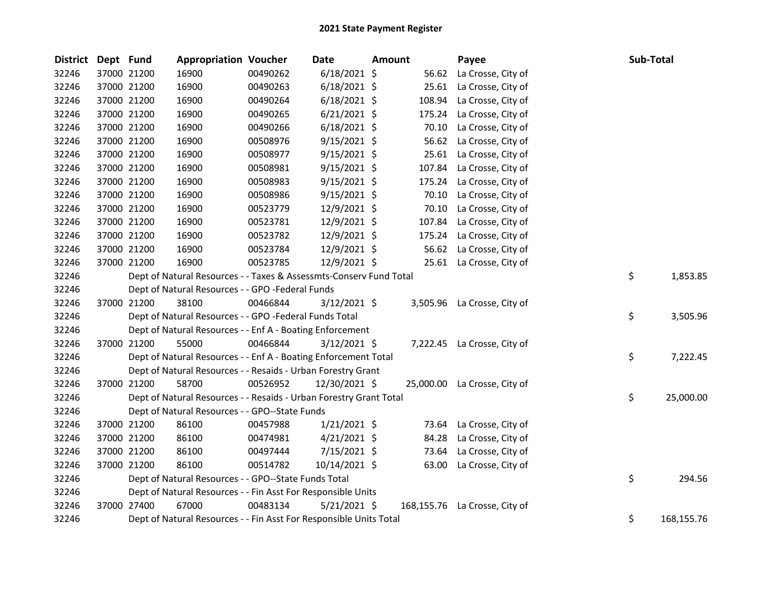# 2021 State Payment Register

| District | Dept | Fund | Appropriation | Voucher | Date | Amount | Payee | Sub-Total |
|---|---|---|---|---|---|---|---|---|
| 32246 | 37000 | 21200 | 16900 | 00490262 | 6/18/2021 | $ 56.62 | La Crosse, City of | |
| 32246 | 37000 | 21200 | 16900 | 00490263 | 6/18/2021 | $ 25.61 | La Crosse, City of | |
| 32246 | 37000 | 21200 | 16900 | 00490264 | 6/18/2021 | $ 108.94 | La Crosse, City of | |
| 32246 | 37000 | 21200 | 16900 | 00490265 | 6/21/2021 | $ 175.24 | La Crosse, City of | |
| 32246 | 37000 | 21200 | 16900 | 00490266 | 6/18/2021 | $ 70.10 | La Crosse, City of | |
| 32246 | 37000 | 21200 | 16900 | 00508976 | 9/15/2021 | $ 56.62 | La Crosse, City of | |
| 32246 | 37000 | 21200 | 16900 | 00508977 | 9/15/2021 | $ 25.61 | La Crosse, City of | |
| 32246 | 37000 | 21200 | 16900 | 00508981 | 9/15/2021 | $ 107.84 | La Crosse, City of | |
| 32246 | 37000 | 21200 | 16900 | 00508983 | 9/15/2021 | $ 175.24 | La Crosse, City of | |
| 32246 | 37000 | 21200 | 16900 | 00508986 | 9/15/2021 | $ 70.10 | La Crosse, City of | |
| 32246 | 37000 | 21200 | 16900 | 00523779 | 12/9/2021 | $ 70.10 | La Crosse, City of | |
| 32246 | 37000 | 21200 | 16900 | 00523781 | 12/9/2021 | $ 107.84 | La Crosse, City of | |
| 32246 | 37000 | 21200 | 16900 | 00523782 | 12/9/2021 | $ 175.24 | La Crosse, City of | |
| 32246 | 37000 | 21200 | 16900 | 00523784 | 12/9/2021 | $ 56.62 | La Crosse, City of | |
| 32246 | 37000 | 21200 | 16900 | 00523785 | 12/9/2021 | $ 25.61 | La Crosse, City of | |
| 32246 | | Dept of Natural Resources - - Taxes & Assessmts-Conserv Fund Total | | | | | | $ 1,853.85 |
| 32246 | | Dept of Natural Resources - - GPO -Federal Funds | | | | | | |
| 32246 | 37000 | 21200 | 38100 | 00466844 | 3/12/2021 | $ 3,505.96 | La Crosse, City of | |
| 32246 | | Dept of Natural Resources - - GPO -Federal Funds Total | | | | | | $ 3,505.96 |
| 32246 | | Dept of Natural Resources - - Enf A - Boating Enforcement | | | | | | |
| 32246 | 37000 | 21200 | 55000 | 00466844 | 3/12/2021 | $ 7,222.45 | La Crosse, City of | |
| 32246 | | Dept of Natural Resources - - Enf A - Boating Enforcement Total | | | | | | $ 7,222.45 |
| 32246 | | Dept of Natural Resources - - Resaids - Urban Forestry Grant | | | | | | |
| 32246 | 37000 | 21200 | 58700 | 00526952 | 12/30/2021 | $ 25,000.00 | La Crosse, City of | |
| 32246 | | Dept of Natural Resources - - Resaids - Urban Forestry Grant Total | | | | | | $ 25,000.00 |
| 32246 | | Dept of Natural Resources - - GPO--State Funds | | | | | | |
| 32246 | 37000 | 21200 | 86100 | 00457988 | 1/21/2021 | $ 73.64 | La Crosse, City of | |
| 32246 | 37000 | 21200 | 86100 | 00474981 | 4/21/2021 | $ 84.28 | La Crosse, City of | |
| 32246 | 37000 | 21200 | 86100 | 00497444 | 7/15/2021 | $ 73.64 | La Crosse, City of | |
| 32246 | 37000 | 21200 | 86100 | 00514782 | 10/14/2021 | $ 63.00 | La Crosse, City of | |
| 32246 | | Dept of Natural Resources - - GPO--State Funds Total | | | | | | $ 294.56 |
| 32246 | | Dept of Natural Resources - - Fin Asst For Responsible Units | | | | | | |
| 32246 | 37000 | 27400 | 67000 | 00483134 | 5/21/2021 | $ 168,155.76 | La Crosse, City of | |
| 32246 | | Dept of Natural Resources - - Fin Asst For Responsible Units Total | | | | | | $ 168,155.76 |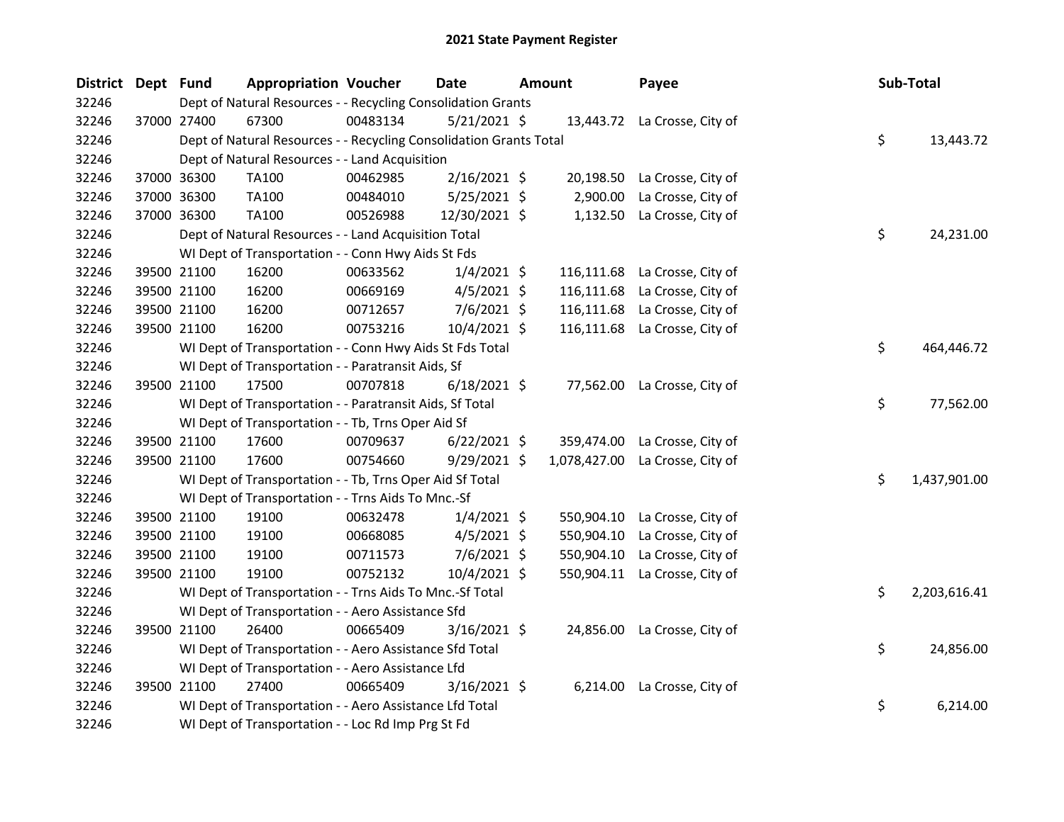# 2021 State Payment Register

| District | Dept | Fund | Appropriation | Voucher | Date | Amount | Payee | Sub-Total |
|---|---|---|---|---|---|---|---|---|
| 32246 | | | Dept of Natural Resources - - Recycling Consolidation Grants | | | | | |
| 32246 | 37000 | 27400 | 67300 | 00483134 | 5/21/2021 | $ 13,443.72 | La Crosse, City of | |
| 32246 | | | Dept of Natural Resources - - Recycling Consolidation Grants Total | | | | | $ 13,443.72 |
| 32246 | | | Dept of Natural Resources - - Land Acquisition | | | | | |
| 32246 | 37000 | 36300 | TA100 | 00462985 | 2/16/2021 | $ 20,198.50 | La Crosse, City of | |
| 32246 | 37000 | 36300 | TA100 | 00484010 | 5/25/2021 | $ 2,900.00 | La Crosse, City of | |
| 32246 | 37000 | 36300 | TA100 | 00526988 | 12/30/2021 | $ 1,132.50 | La Crosse, City of | |
| 32246 | | | Dept of Natural Resources - - Land Acquisition Total | | | | | $ 24,231.00 |
| 32246 | | | WI Dept of Transportation - - Conn Hwy Aids St Fds | | | | | |
| 32246 | 39500 | 21100 | 16200 | 00633562 | 1/4/2021 | $ 116,111.68 | La Crosse, City of | |
| 32246 | 39500 | 21100 | 16200 | 00669169 | 4/5/2021 | $ 116,111.68 | La Crosse, City of | |
| 32246 | 39500 | 21100 | 16200 | 00712657 | 7/6/2021 | $ 116,111.68 | La Crosse, City of | |
| 32246 | 39500 | 21100 | 16200 | 00753216 | 10/4/2021 | $ 116,111.68 | La Crosse, City of | |
| 32246 | | | WI Dept of Transportation - - Conn Hwy Aids St Fds Total | | | | | $ 464,446.72 |
| 32246 | | | WI Dept of Transportation - - Paratransit Aids, Sf | | | | | |
| 32246 | 39500 | 21100 | 17500 | 00707818 | 6/18/2021 | $ 77,562.00 | La Crosse, City of | |
| 32246 | | | WI Dept of Transportation - - Paratransit Aids, Sf Total | | | | | $ 77,562.00 |
| 32246 | | | WI Dept of Transportation - - Tb, Trns Oper Aid Sf | | | | | |
| 32246 | 39500 | 21100 | 17600 | 00709637 | 6/22/2021 | $ 359,474.00 | La Crosse, City of | |
| 32246 | 39500 | 21100 | 17600 | 00754660 | 9/29/2021 | $ 1,078,427.00 | La Crosse, City of | |
| 32246 | | | WI Dept of Transportation - - Tb, Trns Oper Aid Sf Total | | | | | $ 1,437,901.00 |
| 32246 | | | WI Dept of Transportation - - Trns Aids To Mnc.-Sf | | | | | |
| 32246 | 39500 | 21100 | 19100 | 00632478 | 1/4/2021 | $ 550,904.10 | La Crosse, City of | |
| 32246 | 39500 | 21100 | 19100 | 00668085 | 4/5/2021 | $ 550,904.10 | La Crosse, City of | |
| 32246 | 39500 | 21100 | 19100 | 00711573 | 7/6/2021 | $ 550,904.10 | La Crosse, City of | |
| 32246 | 39500 | 21100 | 19100 | 00752132 | 10/4/2021 | $ 550,904.11 | La Crosse, City of | |
| 32246 | | | WI Dept of Transportation - - Trns Aids To Mnc.-Sf Total | | | | | $ 2,203,616.41 |
| 32246 | | | WI Dept of Transportation - - Aero Assistance Sfd | | | | | |
| 32246 | 39500 | 21100 | 26400 | 00665409 | 3/16/2021 | $ 24,856.00 | La Crosse, City of | |
| 32246 | | | WI Dept of Transportation - - Aero Assistance Sfd Total | | | | | $ 24,856.00 |
| 32246 | | | WI Dept of Transportation - - Aero Assistance Lfd | | | | | |
| 32246 | 39500 | 21100 | 27400 | 00665409 | 3/16/2021 | $ 6,214.00 | La Crosse, City of | |
| 32246 | | | WI Dept of Transportation - - Aero Assistance Lfd Total | | | | | $ 6,214.00 |
| 32246 | | | WI Dept of Transportation - - Loc Rd Imp Prg St Fd | | | | | |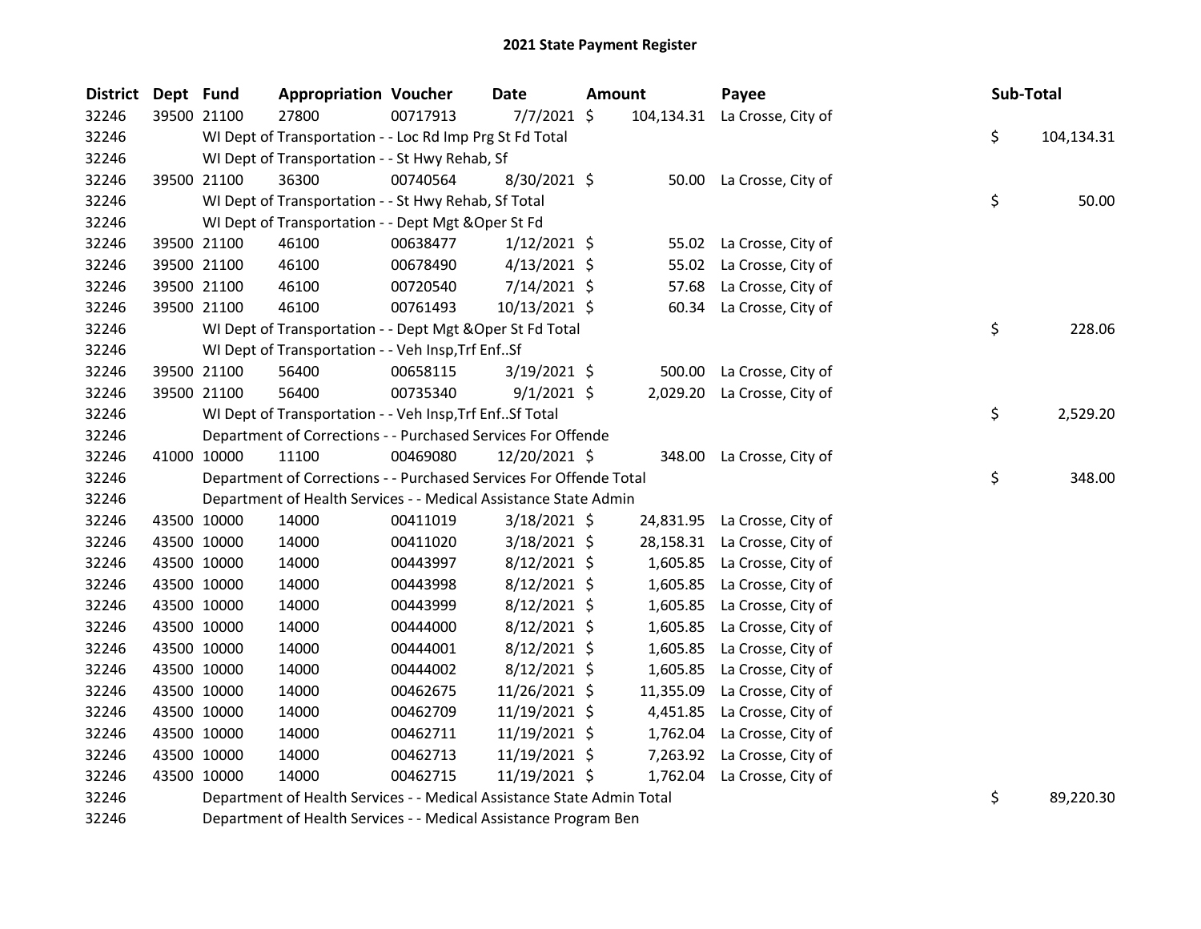# 2021 State Payment Register

| District | Dept | Fund | Appropriation | Voucher | Date | Amount | Payee | Sub-Total |
|---|---|---|---|---|---|---|---|---|
| 32246 | 39500 | 21100 | 27800 | 00717913 | 7/7/2021 | $ 104,134.31 | La Crosse, City of | |
| 32246 | | | WI Dept of Transportation - - Loc Rd Imp Prg St Fd Total | | | | | $ 104,134.31 |
| 32246 | | | WI Dept of Transportation - - St Hwy Rehab, Sf | | | | | |
| 32246 | 39500 | 21100 | 36300 | 00740564 | 8/30/2021 | $ 50.00 | La Crosse, City of | |
| 32246 | | | WI Dept of Transportation - - St Hwy Rehab, Sf Total | | | | | $ 50.00 |
| 32246 | | | WI Dept of Transportation - - Dept Mgt &Oper St Fd | | | | | |
| 32246 | 39500 | 21100 | 46100 | 00638477 | 1/12/2021 | $ 55.02 | La Crosse, City of | |
| 32246 | 39500 | 21100 | 46100 | 00678490 | 4/13/2021 | $ 55.02 | La Crosse, City of | |
| 32246 | 39500 | 21100 | 46100 | 00720540 | 7/14/2021 | $ 57.68 | La Crosse, City of | |
| 32246 | 39500 | 21100 | 46100 | 00761493 | 10/13/2021 | $ 60.34 | La Crosse, City of | |
| 32246 | | | WI Dept of Transportation - - Dept Mgt &Oper St Fd Total | | | | | $ 228.06 |
| 32246 | | | WI Dept of Transportation - - Veh Insp,Trf Enf..Sf | | | | | |
| 32246 | 39500 | 21100 | 56400 | 00658115 | 3/19/2021 | $ 500.00 | La Crosse, City of | |
| 32246 | 39500 | 21100 | 56400 | 00735340 | 9/1/2021 | $ 2,029.20 | La Crosse, City of | |
| 32246 | | | WI Dept of Transportation - - Veh Insp,Trf Enf..Sf Total | | | | | $ 2,529.20 |
| 32246 | | | Department of Corrections - - Purchased Services For Offende | | | | | |
| 32246 | 41000 | 10000 | 11100 | 00469080 | 12/20/2021 | $ 348.00 | La Crosse, City of | |
| 32246 | | | Department of Corrections - - Purchased Services For Offende Total | | | | | $ 348.00 |
| 32246 | | | Department of Health Services - - Medical Assistance State Admin | | | | | |
| 32246 | 43500 | 10000 | 14000 | 00411019 | 3/18/2021 | $ 24,831.95 | La Crosse, City of | |
| 32246 | 43500 | 10000 | 14000 | 00411020 | 3/18/2021 | $ 28,158.31 | La Crosse, City of | |
| 32246 | 43500 | 10000 | 14000 | 00443997 | 8/12/2021 | $ 1,605.85 | La Crosse, City of | |
| 32246 | 43500 | 10000 | 14000 | 00443998 | 8/12/2021 | $ 1,605.85 | La Crosse, City of | |
| 32246 | 43500 | 10000 | 14000 | 00443999 | 8/12/2021 | $ 1,605.85 | La Crosse, City of | |
| 32246 | 43500 | 10000 | 14000 | 00444000 | 8/12/2021 | $ 1,605.85 | La Crosse, City of | |
| 32246 | 43500 | 10000 | 14000 | 00444001 | 8/12/2021 | $ 1,605.85 | La Crosse, City of | |
| 32246 | 43500 | 10000 | 14000 | 00444002 | 8/12/2021 | $ 1,605.85 | La Crosse, City of | |
| 32246 | 43500 | 10000 | 14000 | 00462675 | 11/26/2021 | $ 11,355.09 | La Crosse, City of | |
| 32246 | 43500 | 10000 | 14000 | 00462709 | 11/19/2021 | $ 4,451.85 | La Crosse, City of | |
| 32246 | 43500 | 10000 | 14000 | 00462711 | 11/19/2021 | $ 1,762.04 | La Crosse, City of | |
| 32246 | 43500 | 10000 | 14000 | 00462713 | 11/19/2021 | $ 7,263.92 | La Crosse, City of | |
| 32246 | 43500 | 10000 | 14000 | 00462715 | 11/19/2021 | $ 1,762.04 | La Crosse, City of | |
| 32246 | | | Department of Health Services - - Medical Assistance State Admin Total | | | | | $ 89,220.30 |
| 32246 | | | Department of Health Services - - Medical Assistance Program Ben | | | | | |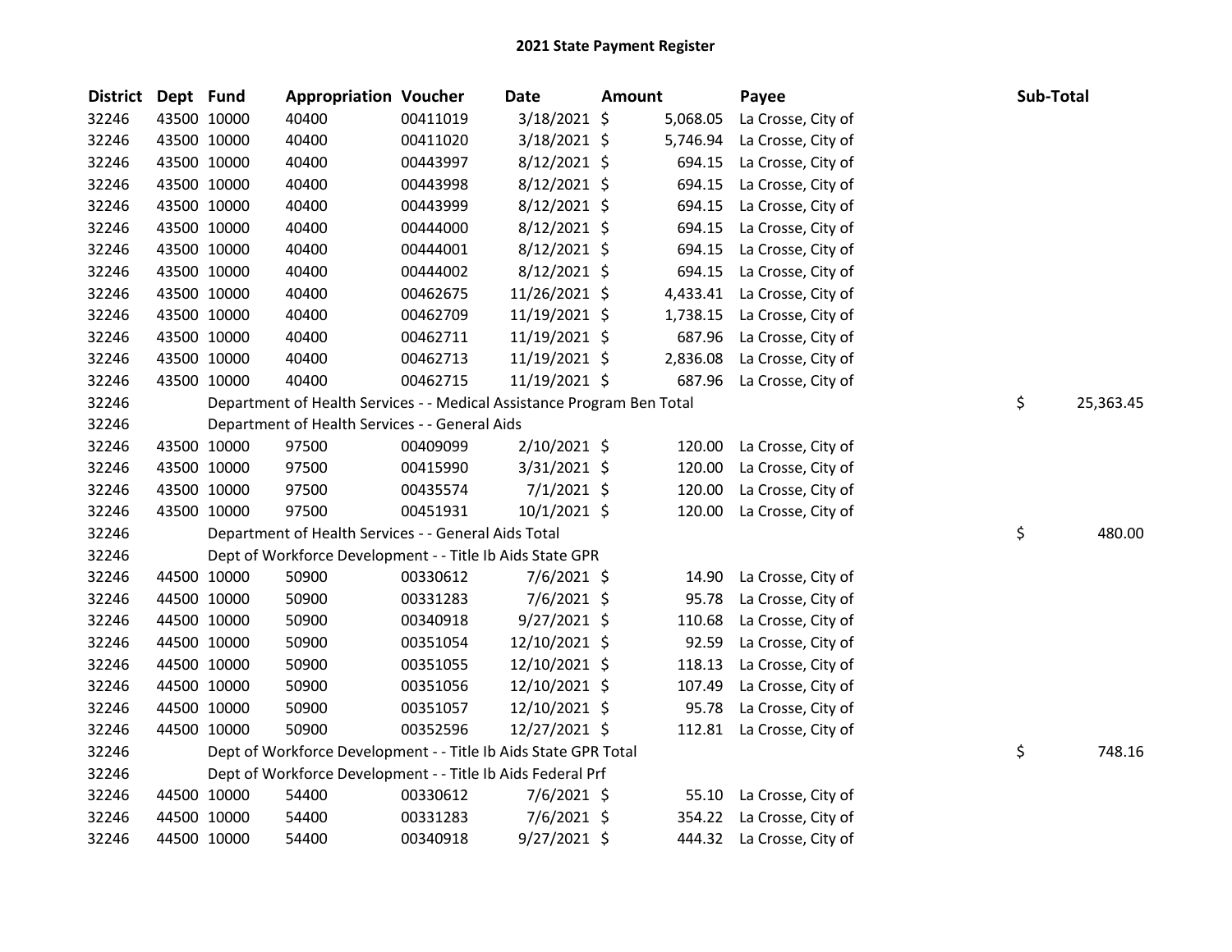# 2021 State Payment Register

| District | Dept | Fund | Appropriation | Voucher | Date | Amount | Payee | Sub-Total |
|---|---|---|---|---|---|---|---|---|
| 32246 | 43500 | 10000 | 40400 | 00411019 | 3/18/2021 | $ 5,068.05 | La Crosse, City of | |
| 32246 | 43500 | 10000 | 40400 | 00411020 | 3/18/2021 | $ 5,746.94 | La Crosse, City of | |
| 32246 | 43500 | 10000 | 40400 | 00443997 | 8/12/2021 | $ 694.15 | La Crosse, City of | |
| 32246 | 43500 | 10000 | 40400 | 00443998 | 8/12/2021 | $ 694.15 | La Crosse, City of | |
| 32246 | 43500 | 10000 | 40400 | 00443999 | 8/12/2021 | $ 694.15 | La Crosse, City of | |
| 32246 | 43500 | 10000 | 40400 | 00444000 | 8/12/2021 | $ 694.15 | La Crosse, City of | |
| 32246 | 43500 | 10000 | 40400 | 00444001 | 8/12/2021 | $ 694.15 | La Crosse, City of | |
| 32246 | 43500 | 10000 | 40400 | 00444002 | 8/12/2021 | $ 694.15 | La Crosse, City of | |
| 32246 | 43500 | 10000 | 40400 | 00462675 | 11/26/2021 | $ 4,433.41 | La Crosse, City of | |
| 32246 | 43500 | 10000 | 40400 | 00462709 | 11/19/2021 | $ 1,738.15 | La Crosse, City of | |
| 32246 | 43500 | 10000 | 40400 | 00462711 | 11/19/2021 | $ 687.96 | La Crosse, City of | |
| 32246 | 43500 | 10000 | 40400 | 00462713 | 11/19/2021 | $ 2,836.08 | La Crosse, City of | |
| 32246 | 43500 | 10000 | 40400 | 00462715 | 11/19/2021 | $ 687.96 | La Crosse, City of | |
| 32246 | | Department of Health Services - - Medical Assistance Program Ben Total | | | | | | $ 25,363.45 |
| 32246 | | Department of Health Services - - General Aids | | | | | | |
| 32246 | 43500 | 10000 | 97500 | 00409099 | 2/10/2021 | $ 120.00 | La Crosse, City of | |
| 32246 | 43500 | 10000 | 97500 | 00415990 | 3/31/2021 | $ 120.00 | La Crosse, City of | |
| 32246 | 43500 | 10000 | 97500 | 00435574 | 7/1/2021 | $ 120.00 | La Crosse, City of | |
| 32246 | 43500 | 10000 | 97500 | 00451931 | 10/1/2021 | $ 120.00 | La Crosse, City of | |
| 32246 | | Department of Health Services - - General Aids Total | | | | | | $ 480.00 |
| 32246 | | Dept of Workforce Development - - Title Ib Aids State GPR | | | | | | |
| 32246 | 44500 | 10000 | 50900 | 00330612 | 7/6/2021 | $ 14.90 | La Crosse, City of | |
| 32246 | 44500 | 10000 | 50900 | 00331283 | 7/6/2021 | $ 95.78 | La Crosse, City of | |
| 32246 | 44500 | 10000 | 50900 | 00340918 | 9/27/2021 | $ 110.68 | La Crosse, City of | |
| 32246 | 44500 | 10000 | 50900 | 00351054 | 12/10/2021 | $ 92.59 | La Crosse, City of | |
| 32246 | 44500 | 10000 | 50900 | 00351055 | 12/10/2021 | $ 118.13 | La Crosse, City of | |
| 32246 | 44500 | 10000 | 50900 | 00351056 | 12/10/2021 | $ 107.49 | La Crosse, City of | |
| 32246 | 44500 | 10000 | 50900 | 00351057 | 12/10/2021 | $ 95.78 | La Crosse, City of | |
| 32246 | 44500 | 10000 | 50900 | 00352596 | 12/27/2021 | $ 112.81 | La Crosse, City of | |
| 32246 | | Dept of Workforce Development - - Title Ib Aids State GPR Total | | | | | | $ 748.16 |
| 32246 | | Dept of Workforce Development - - Title Ib Aids Federal Prf | | | | | | |
| 32246 | 44500 | 10000 | 54400 | 00330612 | 7/6/2021 | $ 55.10 | La Crosse, City of | |
| 32246 | 44500 | 10000 | 54400 | 00331283 | 7/6/2021 | $ 354.22 | La Crosse, City of | |
| 32246 | 44500 | 10000 | 54400 | 00340918 | 9/27/2021 | $ 444.32 | La Crosse, City of | |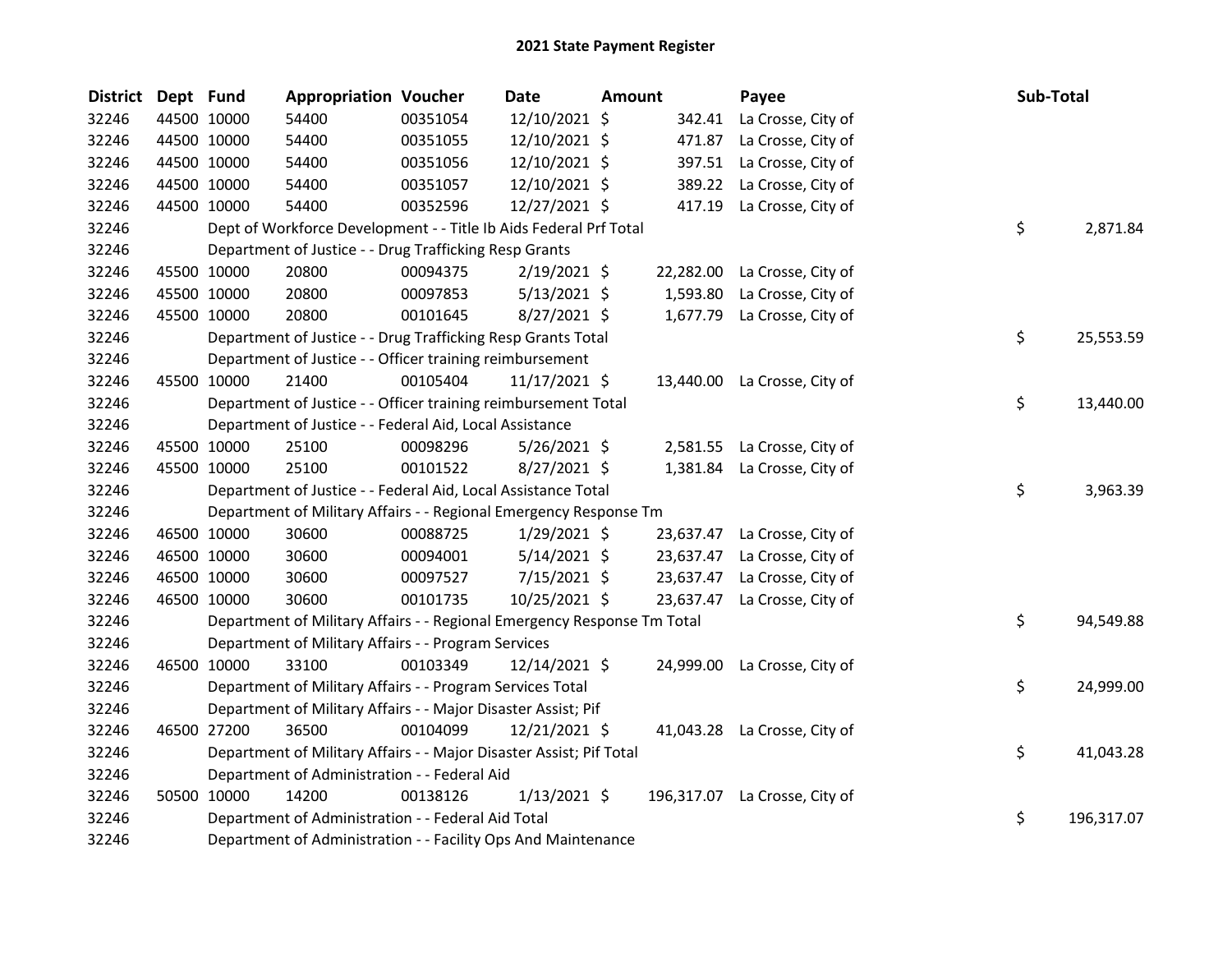# 2021 State Payment Register

| District | Dept | Fund | Appropriation | Voucher | Date | Amount | Payee | Sub-Total |
|---|---|---|---|---|---|---|---|---|
| 32246 | 44500 | 10000 | 54400 | 00351054 | 12/10/2021 | $ 342.41 | La Crosse, City of | |
| 32246 | 44500 | 10000 | 54400 | 00351055 | 12/10/2021 | $ 471.87 | La Crosse, City of | |
| 32246 | 44500 | 10000 | 54400 | 00351056 | 12/10/2021 | $ 397.51 | La Crosse, City of | |
| 32246 | 44500 | 10000 | 54400 | 00351057 | 12/10/2021 | $ 389.22 | La Crosse, City of | |
| 32246 | 44500 | 10000 | 54400 | 00352596 | 12/27/2021 | $ 417.19 | La Crosse, City of | |
| 32246 | Dept of Workforce Development - - Title Ib Aids Federal Prf Total | | | | | | | $ 2,871.84 |
| 32246 | Department of Justice - - Drug Trafficking Resp Grants | | | | | | | |
| 32246 | 45500 | 10000 | 20800 | 00094375 | 2/19/2021 | $ 22,282.00 | La Crosse, City of | |
| 32246 | 45500 | 10000 | 20800 | 00097853 | 5/13/2021 | $ 1,593.80 | La Crosse, City of | |
| 32246 | 45500 | 10000 | 20800 | 00101645 | 8/27/2021 | $ 1,677.79 | La Crosse, City of | |
| 32246 | Department of Justice - - Drug Trafficking Resp Grants Total | | | | | | | $ 25,553.59 |
| 32246 | Department of Justice - - Officer training reimbursement | | | | | | | |
| 32246 | 45500 | 10000 | 21400 | 00105404 | 11/17/2021 | $ 13,440.00 | La Crosse, City of | |
| 32246 | Department of Justice - - Officer training reimbursement Total | | | | | | | $ 13,440.00 |
| 32246 | Department of Justice - - Federal Aid, Local Assistance | | | | | | | |
| 32246 | 45500 | 10000 | 25100 | 00098296 | 5/26/2021 | $ 2,581.55 | La Crosse, City of | |
| 32246 | 45500 | 10000 | 25100 | 00101522 | 8/27/2021 | $ 1,381.84 | La Crosse, City of | |
| 32246 | Department of Justice - - Federal Aid, Local Assistance Total | | | | | | | $ 3,963.39 |
| 32246 | Department of Military Affairs - - Regional Emergency Response Tm | | | | | | | |
| 32246 | 46500 | 10000 | 30600 | 00088725 | 1/29/2021 | $ 23,637.47 | La Crosse, City of | |
| 32246 | 46500 | 10000 | 30600 | 00094001 | 5/14/2021 | $ 23,637.47 | La Crosse, City of | |
| 32246 | 46500 | 10000 | 30600 | 00097527 | 7/15/2021 | $ 23,637.47 | La Crosse, City of | |
| 32246 | 46500 | 10000 | 30600 | 00101735 | 10/25/2021 | $ 23,637.47 | La Crosse, City of | |
| 32246 | Department of Military Affairs - - Regional Emergency Response Tm Total | | | | | | | $ 94,549.88 |
| 32246 | Department of Military Affairs - - Program Services | | | | | | | |
| 32246 | 46500 | 10000 | 33100 | 00103349 | 12/14/2021 | $ 24,999.00 | La Crosse, City of | |
| 32246 | Department of Military Affairs - - Program Services Total | | | | | | | $ 24,999.00 |
| 32246 | Department of Military Affairs - - Major Disaster Assist; Pif | | | | | | | |
| 32246 | 46500 | 27200 | 36500 | 00104099 | 12/21/2021 | $ 41,043.28 | La Crosse, City of | |
| 32246 | Department of Military Affairs - - Major Disaster Assist; Pif Total | | | | | | | $ 41,043.28 |
| 32246 | Department of Administration - - Federal Aid | | | | | | | |
| 32246 | 50500 | 10000 | 14200 | 00138126 | 1/13/2021 | $ 196,317.07 | La Crosse, City of | |
| 32246 | Department of Administration - - Federal Aid Total | | | | | | | $ 196,317.07 |
| 32246 | Department of Administration - - Facility Ops And Maintenance | | | | | | | |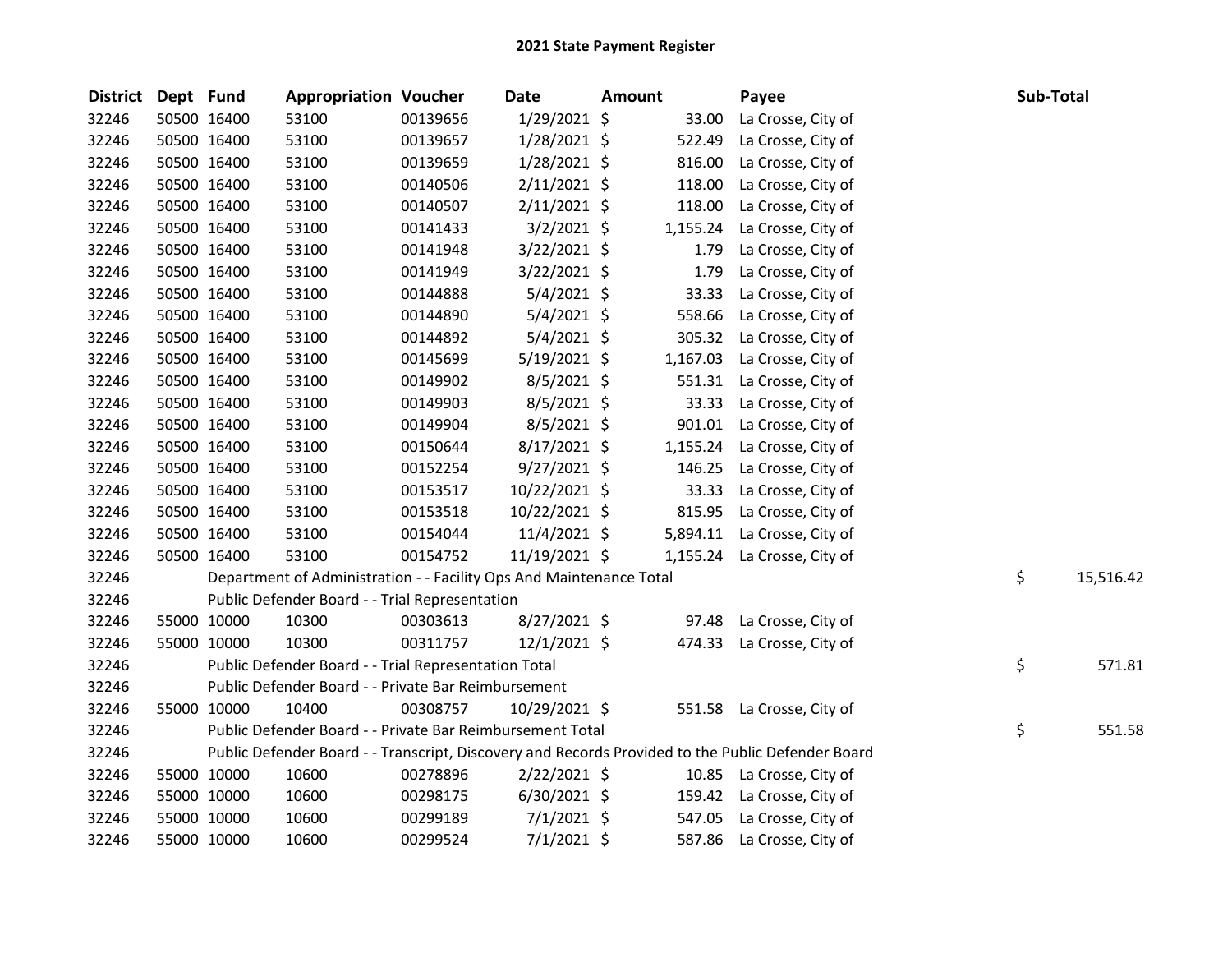## 2021 State Payment Register

| District | Dept | Fund | Appropriation | Voucher | Date | Amount | Payee | Sub-Total |
|---|---|---|---|---|---|---|---|---|
| 32246 | 50500 | 16400 | 53100 | 00139656 | 1/29/2021 | $ 33.00 | La Crosse, City of | |
| 32246 | 50500 | 16400 | 53100 | 00139657 | 1/28/2021 | $ 522.49 | La Crosse, City of | |
| 32246 | 50500 | 16400 | 53100 | 00139659 | 1/28/2021 | $ 816.00 | La Crosse, City of | |
| 32246 | 50500 | 16400 | 53100 | 00140506 | 2/11/2021 | $ 118.00 | La Crosse, City of | |
| 32246 | 50500 | 16400 | 53100 | 00140507 | 2/11/2021 | $ 118.00 | La Crosse, City of | |
| 32246 | 50500 | 16400 | 53100 | 00141433 | 3/2/2021 | $ 1,155.24 | La Crosse, City of | |
| 32246 | 50500 | 16400 | 53100 | 00141948 | 3/22/2021 | $ 1.79 | La Crosse, City of | |
| 32246 | 50500 | 16400 | 53100 | 00141949 | 3/22/2021 | $ 1.79 | La Crosse, City of | |
| 32246 | 50500 | 16400 | 53100 | 00144888 | 5/4/2021 | $ 33.33 | La Crosse, City of | |
| 32246 | 50500 | 16400 | 53100 | 00144890 | 5/4/2021 | $ 558.66 | La Crosse, City of | |
| 32246 | 50500 | 16400 | 53100 | 00144892 | 5/4/2021 | $ 305.32 | La Crosse, City of | |
| 32246 | 50500 | 16400 | 53100 | 00145699 | 5/19/2021 | $ 1,167.03 | La Crosse, City of | |
| 32246 | 50500 | 16400 | 53100 | 00149902 | 8/5/2021 | $ 551.31 | La Crosse, City of | |
| 32246 | 50500 | 16400 | 53100 | 00149903 | 8/5/2021 | $ 33.33 | La Crosse, City of | |
| 32246 | 50500 | 16400 | 53100 | 00149904 | 8/5/2021 | $ 901.01 | La Crosse, City of | |
| 32246 | 50500 | 16400 | 53100 | 00150644 | 8/17/2021 | $ 1,155.24 | La Crosse, City of | |
| 32246 | 50500 | 16400 | 53100 | 00152254 | 9/27/2021 | $ 146.25 | La Crosse, City of | |
| 32246 | 50500 | 16400 | 53100 | 00153517 | 10/22/2021 | $ 33.33 | La Crosse, City of | |
| 32246 | 50500 | 16400 | 53100 | 00153518 | 10/22/2021 | $ 815.95 | La Crosse, City of | |
| 32246 | 50500 | 16400 | 53100 | 00154044 | 11/4/2021 | $ 5,894.11 | La Crosse, City of | |
| 32246 | 50500 | 16400 | 53100 | 00154752 | 11/19/2021 | $ 1,155.24 | La Crosse, City of | |
| 32246 | | | Department of Administration - - Facility Ops And Maintenance Total | | | | | $ 15,516.42 |
| 32246 | | | Public Defender Board - - Trial Representation | | | | | |
| 32246 | 55000 | 10000 | 10300 | 00303613 | 8/27/2021 | $ 97.48 | La Crosse, City of | |
| 32246 | 55000 | 10000 | 10300 | 00311757 | 12/1/2021 | $ 474.33 | La Crosse, City of | |
| 32246 | | | Public Defender Board - - Trial Representation Total | | | | | $ 571.81 |
| 32246 | | | Public Defender Board - - Private Bar Reimbursement | | | | | |
| 32246 | 55000 | 10000 | 10400 | 00308757 | 10/29/2021 | $ 551.58 | La Crosse, City of | |
| 32246 | | | Public Defender Board - - Private Bar Reimbursement Total | | | | | $ 551.58 |
| 32246 | | | Public Defender Board - - Transcript, Discovery and Records Provided to the Public Defender Board | | | | | |
| 32246 | 55000 | 10000 | 10600 | 00278896 | 2/22/2021 | $ 10.85 | La Crosse, City of | |
| 32246 | 55000 | 10000 | 10600 | 00298175 | 6/30/2021 | $ 159.42 | La Crosse, City of | |
| 32246 | 55000 | 10000 | 10600 | 00299189 | 7/1/2021 | $ 547.05 | La Crosse, City of | |
| 32246 | 55000 | 10000 | 10600 | 00299524 | 7/1/2021 | $ 587.86 | La Crosse, City of | |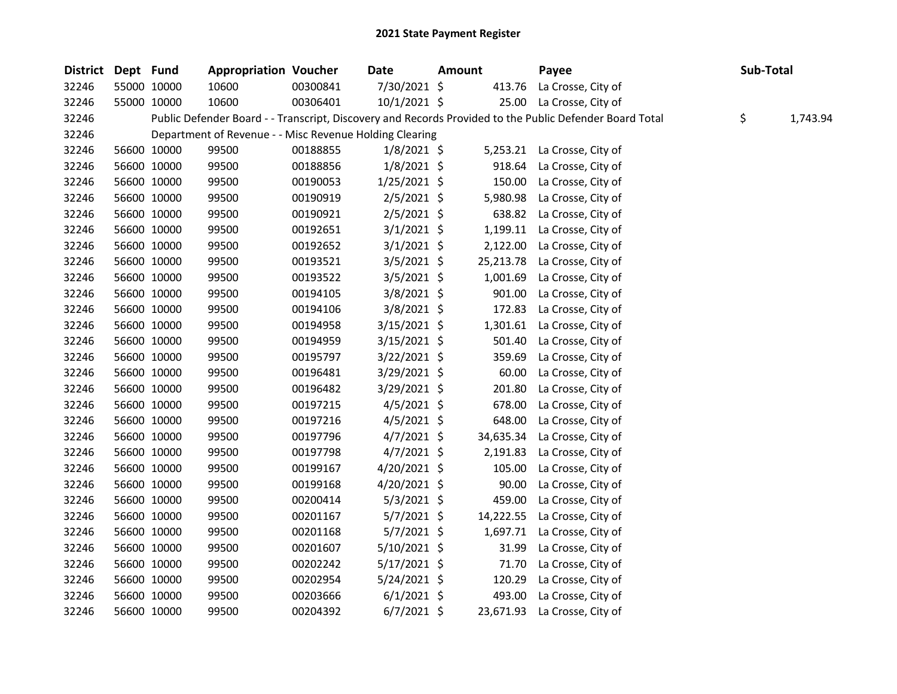# 2021 State Payment Register

| District | Dept | Fund | Appropriation | Voucher | Date | Amount | Payee | Sub-Total |
|---|---|---|---|---|---|---|---|---|
| 32246 | 55000 | 10000 | 10600 | 00300841 | 7/30/2021 | $ 413.76 | La Crosse, City of | |
| 32246 | 55000 | 10000 | 10600 | 00306401 | 10/1/2021 | $ 25.00 | La Crosse, City of | |
| 32246 | | Public Defender Board - - Transcript, Discovery and Records Provided to the Public Defender Board Total | | | | | | $ 1,743.94 |
| 32246 | | Department of Revenue - - Misc Revenue Holding Clearing | | | | | | |
| 32246 | 56600 | 10000 | 99500 | 00188855 | 1/8/2021 | $ 5,253.21 | La Crosse, City of | |
| 32246 | 56600 | 10000 | 99500 | 00188856 | 1/8/2021 | $ 918.64 | La Crosse, City of | |
| 32246 | 56600 | 10000 | 99500 | 00190053 | 1/25/2021 | $ 150.00 | La Crosse, City of | |
| 32246 | 56600 | 10000 | 99500 | 00190919 | 2/5/2021 | $ 5,980.98 | La Crosse, City of | |
| 32246 | 56600 | 10000 | 99500 | 00190921 | 2/5/2021 | $ 638.82 | La Crosse, City of | |
| 32246 | 56600 | 10000 | 99500 | 00192651 | 3/1/2021 | $ 1,199.11 | La Crosse, City of | |
| 32246 | 56600 | 10000 | 99500 | 00192652 | 3/1/2021 | $ 2,122.00 | La Crosse, City of | |
| 32246 | 56600 | 10000 | 99500 | 00193521 | 3/5/2021 | $ 25,213.78 | La Crosse, City of | |
| 32246 | 56600 | 10000 | 99500 | 00193522 | 3/5/2021 | $ 1,001.69 | La Crosse, City of | |
| 32246 | 56600 | 10000 | 99500 | 00194105 | 3/8/2021 | $ 901.00 | La Crosse, City of | |
| 32246 | 56600 | 10000 | 99500 | 00194106 | 3/8/2021 | $ 172.83 | La Crosse, City of | |
| 32246 | 56600 | 10000 | 99500 | 00194958 | 3/15/2021 | $ 1,301.61 | La Crosse, City of | |
| 32246 | 56600 | 10000 | 99500 | 00194959 | 3/15/2021 | $ 501.40 | La Crosse, City of | |
| 32246 | 56600 | 10000 | 99500 | 00195797 | 3/22/2021 | $ 359.69 | La Crosse, City of | |
| 32246 | 56600 | 10000 | 99500 | 00196481 | 3/29/2021 | $ 60.00 | La Crosse, City of | |
| 32246 | 56600 | 10000 | 99500 | 00196482 | 3/29/2021 | $ 201.80 | La Crosse, City of | |
| 32246 | 56600 | 10000 | 99500 | 00197215 | 4/5/2021 | $ 678.00 | La Crosse, City of | |
| 32246 | 56600 | 10000 | 99500 | 00197216 | 4/5/2021 | $ 648.00 | La Crosse, City of | |
| 32246 | 56600 | 10000 | 99500 | 00197796 | 4/7/2021 | $ 34,635.34 | La Crosse, City of | |
| 32246 | 56600 | 10000 | 99500 | 00197798 | 4/7/2021 | $ 2,191.83 | La Crosse, City of | |
| 32246 | 56600 | 10000 | 99500 | 00199167 | 4/20/2021 | $ 105.00 | La Crosse, City of | |
| 32246 | 56600 | 10000 | 99500 | 00199168 | 4/20/2021 | $ 90.00 | La Crosse, City of | |
| 32246 | 56600 | 10000 | 99500 | 00200414 | 5/3/2021 | $ 459.00 | La Crosse, City of | |
| 32246 | 56600 | 10000 | 99500 | 00201167 | 5/7/2021 | $ 14,222.55 | La Crosse, City of | |
| 32246 | 56600 | 10000 | 99500 | 00201168 | 5/7/2021 | $ 1,697.71 | La Crosse, City of | |
| 32246 | 56600 | 10000 | 99500 | 00201607 | 5/10/2021 | $ 31.99 | La Crosse, City of | |
| 32246 | 56600 | 10000 | 99500 | 00202242 | 5/17/2021 | $ 71.70 | La Crosse, City of | |
| 32246 | 56600 | 10000 | 99500 | 00202954 | 5/24/2021 | $ 120.29 | La Crosse, City of | |
| 32246 | 56600 | 10000 | 99500 | 00203666 | 6/1/2021 | $ 493.00 | La Crosse, City of | |
| 32246 | 56600 | 10000 | 99500 | 00204392 | 6/7/2021 | $ 23,671.93 | La Crosse, City of | |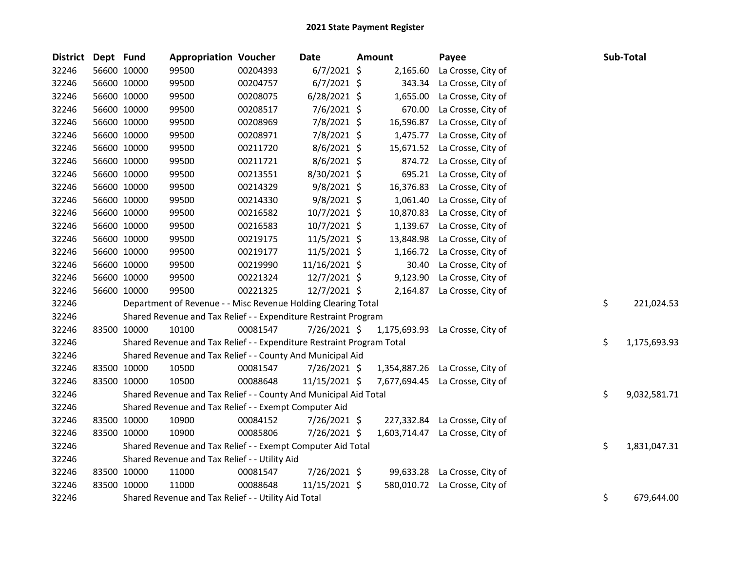# 2021 State Payment Register

| District | Dept | Fund | Appropriation | Voucher | Date | Amount | Payee | Sub-Total |
|---|---|---|---|---|---|---|---|---|
| 32246 | 56600 | 10000 | 99500 | 00204393 | 6/7/2021 | $ 2,165.60 | La Crosse, City of | |
| 32246 | 56600 | 10000 | 99500 | 00204757 | 6/7/2021 | $ 343.34 | La Crosse, City of | |
| 32246 | 56600 | 10000 | 99500 | 00208075 | 6/28/2021 | $ 1,655.00 | La Crosse, City of | |
| 32246 | 56600 | 10000 | 99500 | 00208517 | 7/6/2021 | $ 670.00 | La Crosse, City of | |
| 32246 | 56600 | 10000 | 99500 | 00208969 | 7/8/2021 | $ 16,596.87 | La Crosse, City of | |
| 32246 | 56600 | 10000 | 99500 | 00208971 | 7/8/2021 | $ 1,475.77 | La Crosse, City of | |
| 32246 | 56600 | 10000 | 99500 | 00211720 | 8/6/2021 | $ 15,671.52 | La Crosse, City of | |
| 32246 | 56600 | 10000 | 99500 | 00211721 | 8/6/2021 | $ 874.72 | La Crosse, City of | |
| 32246 | 56600 | 10000 | 99500 | 00213551 | 8/30/2021 | $ 695.21 | La Crosse, City of | |
| 32246 | 56600 | 10000 | 99500 | 00214329 | 9/8/2021 | $ 16,376.83 | La Crosse, City of | |
| 32246 | 56600 | 10000 | 99500 | 00214330 | 9/8/2021 | $ 1,061.40 | La Crosse, City of | |
| 32246 | 56600 | 10000 | 99500 | 00216582 | 10/7/2021 | $ 10,870.83 | La Crosse, City of | |
| 32246 | 56600 | 10000 | 99500 | 00216583 | 10/7/2021 | $ 1,139.67 | La Crosse, City of | |
| 32246 | 56600 | 10000 | 99500 | 00219175 | 11/5/2021 | $ 13,848.98 | La Crosse, City of | |
| 32246 | 56600 | 10000 | 99500 | 00219177 | 11/5/2021 | $ 1,166.72 | La Crosse, City of | |
| 32246 | 56600 | 10000 | 99500 | 00219990 | 11/16/2021 | $ 30.40 | La Crosse, City of | |
| 32246 | 56600 | 10000 | 99500 | 00221324 | 12/7/2021 | $ 9,123.90 | La Crosse, City of | |
| 32246 | 56600 | 10000 | 99500 | 00221325 | 12/7/2021 | $ 2,164.87 | La Crosse, City of | |
| 32246 | | Department of Revenue - - Misc Revenue Holding Clearing Total | | | | | | $ 221,024.53 |
| 32246 | | Shared Revenue and Tax Relief - - Expenditure Restraint Program | | | | | | |
| 32246 | 83500 | 10000 | 10100 | 00081547 | 7/26/2021 | $ 1,175,693.93 | La Crosse, City of | |
| 32246 | | Shared Revenue and Tax Relief - - Expenditure Restraint Program Total | | | | | | $ 1,175,693.93 |
| 32246 | | Shared Revenue and Tax Relief - - County And Municipal Aid | | | | | | |
| 32246 | 83500 | 10000 | 10500 | 00081547 | 7/26/2021 | $ 1,354,887.26 | La Crosse, City of | |
| 32246 | 83500 | 10000 | 10500 | 00088648 | 11/15/2021 | $ 7,677,694.45 | La Crosse, City of | |
| 32246 | | Shared Revenue and Tax Relief - - County And Municipal Aid Total | | | | | | $ 9,032,581.71 |
| 32246 | | Shared Revenue and Tax Relief - - Exempt Computer Aid | | | | | | |
| 32246 | 83500 | 10000 | 10900 | 00084152 | 7/26/2021 | $ 227,332.84 | La Crosse, City of | |
| 32246 | 83500 | 10000 | 10900 | 00085806 | 7/26/2021 | $ 1,603,714.47 | La Crosse, City of | |
| 32246 | | Shared Revenue and Tax Relief - - Exempt Computer Aid Total | | | | | | $ 1,831,047.31 |
| 32246 | | Shared Revenue and Tax Relief - - Utility Aid | | | | | | |
| 32246 | 83500 | 10000 | 11000 | 00081547 | 7/26/2021 | $ 99,633.28 | La Crosse, City of | |
| 32246 | 83500 | 10000 | 11000 | 00088648 | 11/15/2021 | $ 580,010.72 | La Crosse, City of | |
| 32246 | | Shared Revenue and Tax Relief - - Utility Aid Total | | | | | | $ 679,644.00 |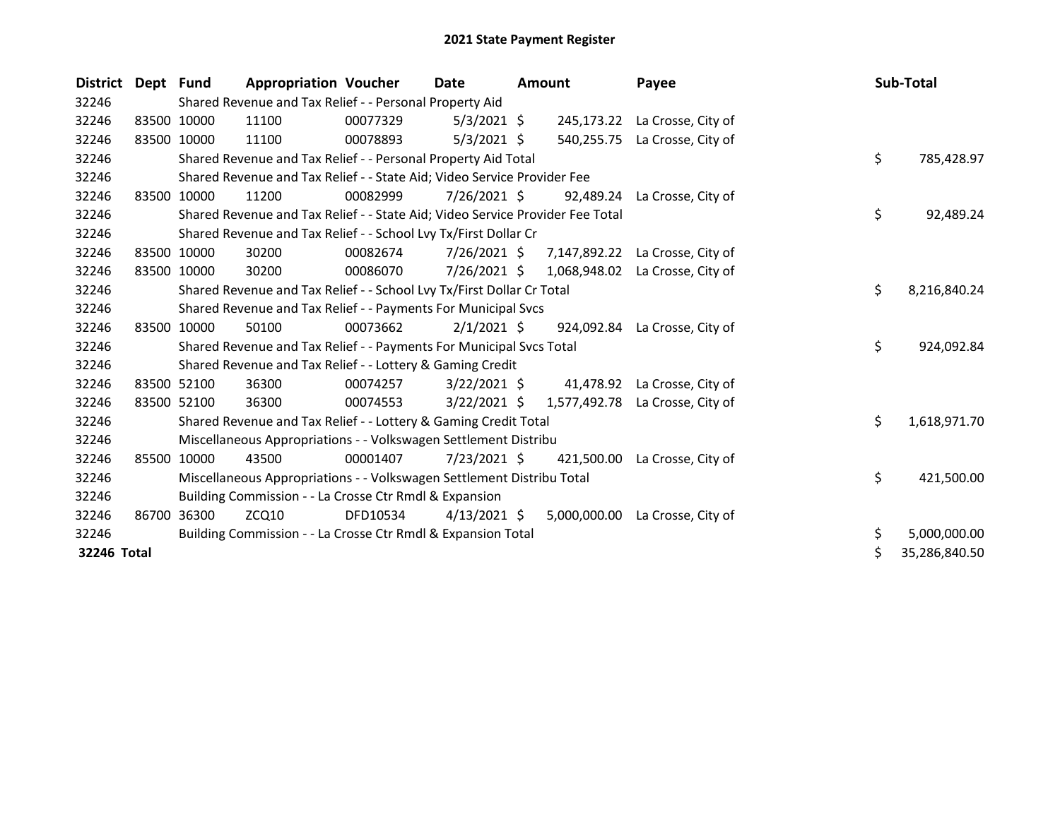# 2021 State Payment Register

| District | Dept | Fund | Appropriation | Voucher | Date | Amount | Payee | Sub-Total |
|---|---|---|---|---|---|---|---|---|
| 32246 | Shared Revenue and Tax Relief - - Personal Property Aid | | | | | | | |
| 32246 | 83500 | 10000 | 11100 | 00077329 | 5/3/2021 | $ 245,173.22 | La Crosse, City of | |
| 32246 | 83500 | 10000 | 11100 | 00078893 | 5/3/2021 | $ 540,255.75 | La Crosse, City of | |
| 32246 | Shared Revenue and Tax Relief - - Personal Property Aid Total | | | | | | | $ 785,428.97 |
| 32246 | Shared Revenue and Tax Relief - - State Aid; Video Service Provider Fee | | | | | | | |
| 32246 | 83500 | 10000 | 11200 | 00082999 | 7/26/2021 | $ 92,489.24 | La Crosse, City of | |
| 32246 | Shared Revenue and Tax Relief - - State Aid; Video Service Provider Fee Total | | | | | | | $ 92,489.24 |
| 32246 | Shared Revenue and Tax Relief - - School Lvy Tx/First Dollar Cr | | | | | | | |
| 32246 | 83500 | 10000 | 30200 | 00082674 | 7/26/2021 | $ 7,147,892.22 | La Crosse, City of | |
| 32246 | 83500 | 10000 | 30200 | 00086070 | 7/26/2021 | $ 1,068,948.02 | La Crosse, City of | |
| 32246 | Shared Revenue and Tax Relief - - School Lvy Tx/First Dollar Cr Total | | | | | | | $ 8,216,840.24 |
| 32246 | Shared Revenue and Tax Relief - - Payments For Municipal Svcs | | | | | | | |
| 32246 | 83500 | 10000 | 50100 | 00073662 | 2/1/2021 | $ 924,092.84 | La Crosse, City of | |
| 32246 | Shared Revenue and Tax Relief - - Payments For Municipal Svcs Total | | | | | | | $ 924,092.84 |
| 32246 | Shared Revenue and Tax Relief - - Lottery & Gaming Credit | | | | | | | |
| 32246 | 83500 | 52100 | 36300 | 00074257 | 3/22/2021 | $ 41,478.92 | La Crosse, City of | |
| 32246 | 83500 | 52100 | 36300 | 00074553 | 3/22/2021 | $ 1,577,492.78 | La Crosse, City of | |
| 32246 | Shared Revenue and Tax Relief - - Lottery & Gaming Credit Total | | | | | | | $ 1,618,971.70 |
| 32246 | Miscellaneous Appropriations - - Volkswagen Settlement Distribu | | | | | | | |
| 32246 | 85500 | 10000 | 43500 | 00001407 | 7/23/2021 | $ 421,500.00 | La Crosse, City of | |
| 32246 | Miscellaneous Appropriations - - Volkswagen Settlement Distribu Total | | | | | | | $ 421,500.00 |
| 32246 | Building Commission - - La Crosse Ctr Rmdl & Expansion | | | | | | | |
| 32246 | 86700 | 36300 | ZCQ10 | DFD10534 | 4/13/2021 | $ 5,000,000.00 | La Crosse, City of | |
| 32246 | Building Commission - - La Crosse Ctr Rmdl & Expansion Total | | | | | | | $ 5,000,000.00 |
| **32246 Total** | | | | | | | | $ 35,286,840.50 |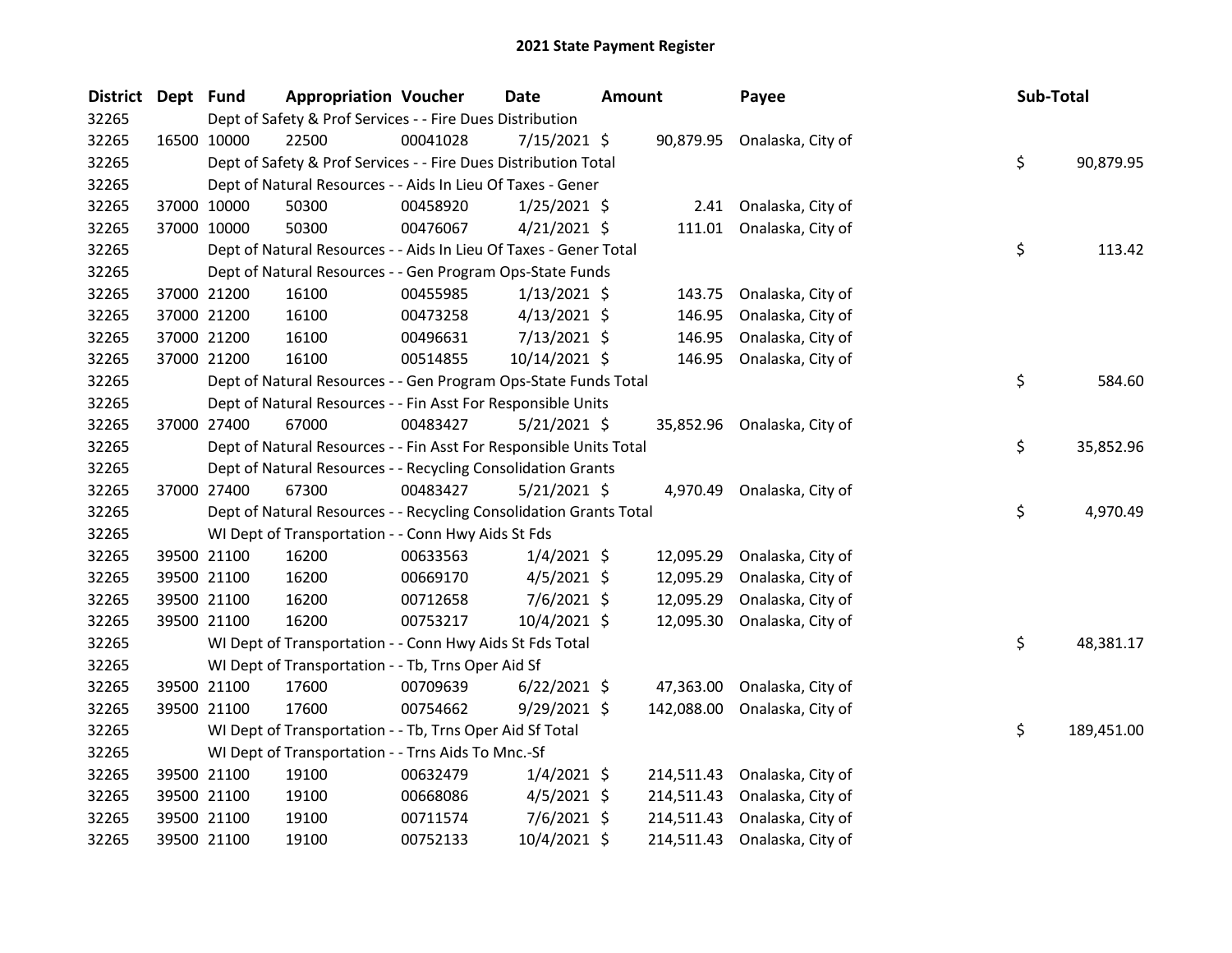## 2021 State Payment Register

| District | Dept | Fund | Appropriation | Voucher | Date | Amount | Payee | Sub-Total |
|---|---|---|---|---|---|---|---|---|
| 32265 | | Dept of Safety & Prof Services - - Fire Dues Distribution | | | | | | |
| 32265 | 16500 | 10000 | 22500 | 00041028 | 7/15/2021 | $ 90,879.95 | Onalaska, City of | |
| 32265 | | Dept of Safety & Prof Services - - Fire Dues Distribution Total | | | | | | $ 90,879.95 |
| 32265 | | Dept of Natural Resources - - Aids In Lieu Of Taxes - Gener | | | | | | |
| 32265 | 37000 | 10000 | 50300 | 00458920 | 1/25/2021 | $ 2.41 | Onalaska, City of | |
| 32265 | 37000 | 10000 | 50300 | 00476067 | 4/21/2021 | $ 111.01 | Onalaska, City of | |
| 32265 | | Dept of Natural Resources - - Aids In Lieu Of Taxes - Gener Total | | | | | | $ 113.42 |
| 32265 | | Dept of Natural Resources - - Gen Program Ops-State Funds | | | | | | |
| 32265 | 37000 | 21200 | 16100 | 00455985 | 1/13/2021 | $ 143.75 | Onalaska, City of | |
| 32265 | 37000 | 21200 | 16100 | 00473258 | 4/13/2021 | $ 146.95 | Onalaska, City of | |
| 32265 | 37000 | 21200 | 16100 | 00496631 | 7/13/2021 | $ 146.95 | Onalaska, City of | |
| 32265 | 37000 | 21200 | 16100 | 00514855 | 10/14/2021 | $ 146.95 | Onalaska, City of | |
| 32265 | | Dept of Natural Resources - - Gen Program Ops-State Funds Total | | | | | | $ 584.60 |
| 32265 | | Dept of Natural Resources - - Fin Asst For Responsible Units | | | | | | |
| 32265 | 37000 | 27400 | 67000 | 00483427 | 5/21/2021 | $ 35,852.96 | Onalaska, City of | |
| 32265 | | Dept of Natural Resources - - Fin Asst For Responsible Units Total | | | | | | $ 35,852.96 |
| 32265 | | Dept of Natural Resources - - Recycling Consolidation Grants | | | | | | |
| 32265 | 37000 | 27400 | 67300 | 00483427 | 5/21/2021 | $ 4,970.49 | Onalaska, City of | |
| 32265 | | Dept of Natural Resources - - Recycling Consolidation Grants Total | | | | | | $ 4,970.49 |
| 32265 | | WI Dept of Transportation - - Conn Hwy Aids St Fds | | | | | | |
| 32265 | 39500 | 21100 | 16200 | 00633563 | 1/4/2021 | $ 12,095.29 | Onalaska, City of | |
| 32265 | 39500 | 21100 | 16200 | 00669170 | 4/5/2021 | $ 12,095.29 | Onalaska, City of | |
| 32265 | 39500 | 21100 | 16200 | 00712658 | 7/6/2021 | $ 12,095.29 | Onalaska, City of | |
| 32265 | 39500 | 21100 | 16200 | 00753217 | 10/4/2021 | $ 12,095.30 | Onalaska, City of | |
| 32265 | | WI Dept of Transportation - - Conn Hwy Aids St Fds Total | | | | | | $ 48,381.17 |
| 32265 | | WI Dept of Transportation - - Tb, Trns Oper Aid Sf | | | | | | |
| 32265 | 39500 | 21100 | 17600 | 00709639 | 6/22/2021 | $ 47,363.00 | Onalaska, City of | |
| 32265 | 39500 | 21100 | 17600 | 00754662 | 9/29/2021 | $ 142,088.00 | Onalaska, City of | |
| 32265 | | WI Dept of Transportation - - Tb, Trns Oper Aid Sf Total | | | | | | $ 189,451.00 |
| 32265 | | WI Dept of Transportation - - Trns Aids To Mnc.-Sf | | | | | | |
| 32265 | 39500 | 21100 | 19100 | 00632479 | 1/4/2021 | $ 214,511.43 | Onalaska, City of | |
| 32265 | 39500 | 21100 | 19100 | 00668086 | 4/5/2021 | $ 214,511.43 | Onalaska, City of | |
| 32265 | 39500 | 21100 | 19100 | 00711574 | 7/6/2021 | $ 214,511.43 | Onalaska, City of | |
| 32265 | 39500 | 21100 | 19100 | 00752133 | 10/4/2021 | $ 214,511.43 | Onalaska, City of | |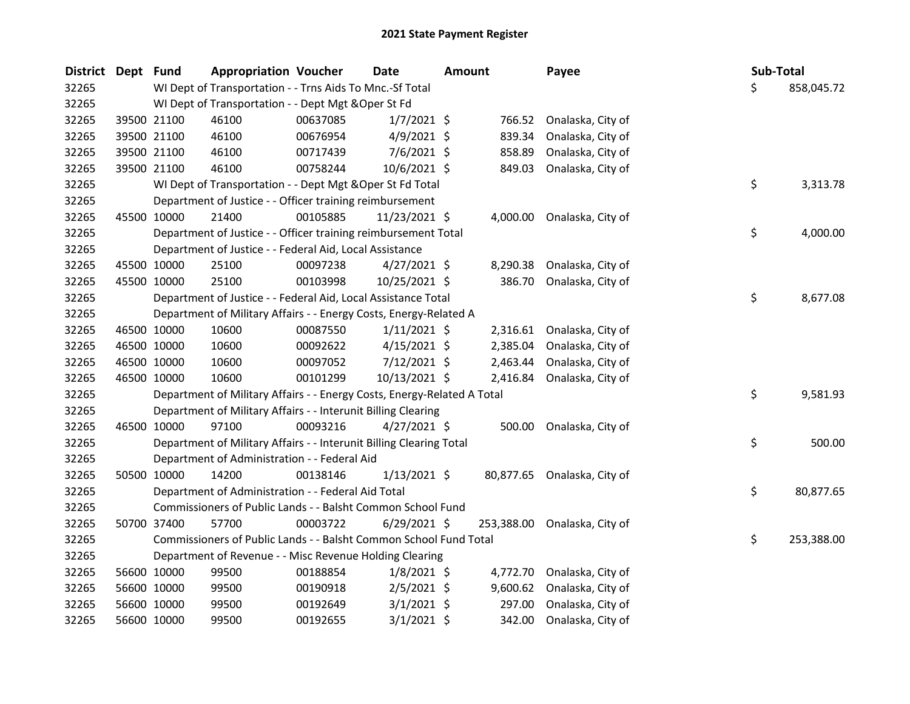# 2021 State Payment Register

| District | Dept | Fund | Appropriation | Voucher | Date | Amount | Payee | Sub-Total |
|---|---|---|---|---|---|---|---|---|
| 32265 | | WI Dept of Transportation - - Trns Aids To Mnc.-Sf Total | | | | | | $ 858,045.72 |
| 32265 | | WI Dept of Transportation - - Dept Mgt &Oper St Fd | | | | | | |
| 32265 | 39500 | 21100 | 46100 | 00637085 | 1/7/2021 | $ 766.52 | Onalaska, City of | |
| 32265 | 39500 | 21100 | 46100 | 00676954 | 4/9/2021 | $ 839.34 | Onalaska, City of | |
| 32265 | 39500 | 21100 | 46100 | 00717439 | 7/6/2021 | $ 858.89 | Onalaska, City of | |
| 32265 | 39500 | 21100 | 46100 | 00758244 | 10/6/2021 | $ 849.03 | Onalaska, City of | |
| 32265 | | WI Dept of Transportation - - Dept Mgt &Oper St Fd Total | | | | | | $ 3,313.78 |
| 32265 | | Department of Justice - - Officer training reimbursement | | | | | | |
| 32265 | 45500 | 10000 | 21400 | 00105885 | 11/23/2021 | $ 4,000.00 | Onalaska, City of | |
| 32265 | | Department of Justice - - Officer training reimbursement Total | | | | | | $ 4,000.00 |
| 32265 | | Department of Justice - - Federal Aid, Local Assistance | | | | | | |
| 32265 | 45500 | 10000 | 25100 | 00097238 | 4/27/2021 | $ 8,290.38 | Onalaska, City of | |
| 32265 | 45500 | 10000 | 25100 | 00103998 | 10/25/2021 | $ 386.70 | Onalaska, City of | |
| 32265 | | Department of Justice - - Federal Aid, Local Assistance Total | | | | | | $ 8,677.08 |
| 32265 | | Department of Military Affairs - - Energy Costs, Energy-Related A | | | | | | |
| 32265 | 46500 | 10000 | 10600 | 00087550 | 1/11/2021 | $ 2,316.61 | Onalaska, City of | |
| 32265 | 46500 | 10000 | 10600 | 00092622 | 4/15/2021 | $ 2,385.04 | Onalaska, City of | |
| 32265 | 46500 | 10000 | 10600 | 00097052 | 7/12/2021 | $ 2,463.44 | Onalaska, City of | |
| 32265 | 46500 | 10000 | 10600 | 00101299 | 10/13/2021 | $ 2,416.84 | Onalaska, City of | |
| 32265 | | Department of Military Affairs - - Energy Costs, Energy-Related A Total | | | | | | $ 9,581.93 |
| 32265 | | Department of Military Affairs - - Interunit Billing Clearing | | | | | | |
| 32265 | 46500 | 10000 | 97100 | 00093216 | 4/27/2021 | $ 500.00 | Onalaska, City of | |
| 32265 | | Department of Military Affairs - - Interunit Billing Clearing Total | | | | | | $ 500.00 |
| 32265 | | Department of Administration - - Federal Aid | | | | | | |
| 32265 | 50500 | 10000 | 14200 | 00138146 | 1/13/2021 | $ 80,877.65 | Onalaska, City of | |
| 32265 | | Department of Administration - - Federal Aid Total | | | | | | $ 80,877.65 |
| 32265 | | Commissioners of Public Lands - - Balsht Common School Fund | | | | | | |
| 32265 | 50700 | 37400 | 57700 | 00003722 | 6/29/2021 | $ 253,388.00 | Onalaska, City of | |
| 32265 | | Commissioners of Public Lands - - Balsht Common School Fund Total | | | | | | $ 253,388.00 |
| 32265 | | Department of Revenue - - Misc Revenue Holding Clearing | | | | | | |
| 32265 | 56600 | 10000 | 99500 | 00188854 | 1/8/2021 | $ 4,772.70 | Onalaska, City of | |
| 32265 | 56600 | 10000 | 99500 | 00190918 | 2/5/2021 | $ 9,600.62 | Onalaska, City of | |
| 32265 | 56600 | 10000 | 99500 | 00192649 | 3/1/2021 | $ 297.00 | Onalaska, City of | |
| 32265 | 56600 | 10000 | 99500 | 00192655 | 3/1/2021 | $ 342.00 | Onalaska, City of | |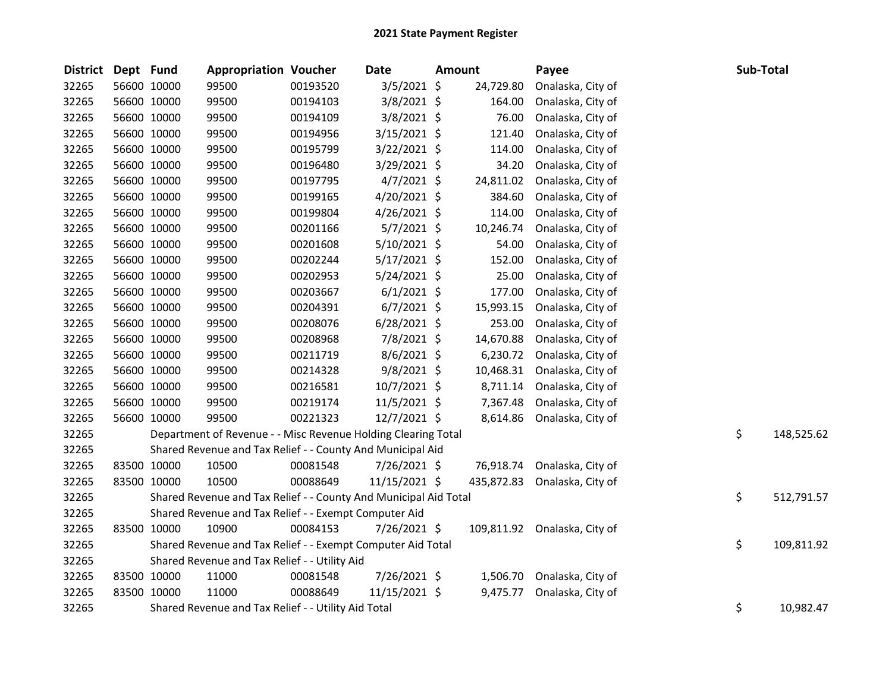# 2021 State Payment Register

| District | Dept | Fund | Appropriation | Voucher | Date | Amount | Payee | Sub-Total |
|---|---|---|---|---|---|---|---|---|
| 32265 | 56600 | 10000 | 99500 | 00193520 | 3/5/2021 | $ 24,729.80 | Onalaska, City of | |
| 32265 | 56600 | 10000 | 99500 | 00194103 | 3/8/2021 | $ 164.00 | Onalaska, City of | |
| 32265 | 56600 | 10000 | 99500 | 00194109 | 3/8/2021 | $ 76.00 | Onalaska, City of | |
| 32265 | 56600 | 10000 | 99500 | 00194956 | 3/15/2021 | $ 121.40 | Onalaska, City of | |
| 32265 | 56600 | 10000 | 99500 | 00195799 | 3/22/2021 | $ 114.00 | Onalaska, City of | |
| 32265 | 56600 | 10000 | 99500 | 00196480 | 3/29/2021 | $ 34.20 | Onalaska, City of | |
| 32265 | 56600 | 10000 | 99500 | 00197795 | 4/7/2021 | $ 24,811.02 | Onalaska, City of | |
| 32265 | 56600 | 10000 | 99500 | 00199165 | 4/20/2021 | $ 384.60 | Onalaska, City of | |
| 32265 | 56600 | 10000 | 99500 | 00199804 | 4/26/2021 | $ 114.00 | Onalaska, City of | |
| 32265 | 56600 | 10000 | 99500 | 00201166 | 5/7/2021 | $ 10,246.74 | Onalaska, City of | |
| 32265 | 56600 | 10000 | 99500 | 00201608 | 5/10/2021 | $ 54.00 | Onalaska, City of | |
| 32265 | 56600 | 10000 | 99500 | 00202244 | 5/17/2021 | $ 152.00 | Onalaska, City of | |
| 32265 | 56600 | 10000 | 99500 | 00202953 | 5/24/2021 | $ 25.00 | Onalaska, City of | |
| 32265 | 56600 | 10000 | 99500 | 00203667 | 6/1/2021 | $ 177.00 | Onalaska, City of | |
| 32265 | 56600 | 10000 | 99500 | 00204391 | 6/7/2021 | $ 15,993.15 | Onalaska, City of | |
| 32265 | 56600 | 10000 | 99500 | 00208076 | 6/28/2021 | $ 253.00 | Onalaska, City of | |
| 32265 | 56600 | 10000 | 99500 | 00208968 | 7/8/2021 | $ 14,670.88 | Onalaska, City of | |
| 32265 | 56600 | 10000 | 99500 | 00211719 | 8/6/2021 | $ 6,230.72 | Onalaska, City of | |
| 32265 | 56600 | 10000 | 99500 | 00214328 | 9/8/2021 | $ 10,468.31 | Onalaska, City of | |
| 32265 | 56600 | 10000 | 99500 | 00216581 | 10/7/2021 | $ 8,711.14 | Onalaska, City of | |
| 32265 | 56600 | 10000 | 99500 | 00219174 | 11/5/2021 | $ 7,367.48 | Onalaska, City of | |
| 32265 | 56600 | 10000 | 99500 | 00221323 | 12/7/2021 | $ 8,614.86 | Onalaska, City of | |
| 32265 | | | Department of Revenue - - Misc Revenue Holding Clearing Total | | | | | $ 148,525.62 |
| 32265 | | | Shared Revenue and Tax Relief - - County And Municipal Aid | | | | | |
| 32265 | 83500 | 10000 | 10500 | 00081548 | 7/26/2021 | $ 76,918.74 | Onalaska, City of | |
| 32265 | 83500 | 10000 | 10500 | 00088649 | 11/15/2021 | $ 435,872.83 | Onalaska, City of | |
| 32265 | | | Shared Revenue and Tax Relief - - County And Municipal Aid Total | | | | | $ 512,791.57 |
| 32265 | | | Shared Revenue and Tax Relief - - Exempt Computer Aid | | | | | |
| 32265 | 83500 | 10000 | 10900 | 00084153 | 7/26/2021 | $ 109,811.92 | Onalaska, City of | |
| 32265 | | | Shared Revenue and Tax Relief - - Exempt Computer Aid Total | | | | | $ 109,811.92 |
| 32265 | | | Shared Revenue and Tax Relief - - Utility Aid | | | | | |
| 32265 | 83500 | 10000 | 11000 | 00081548 | 7/26/2021 | $ 1,506.70 | Onalaska, City of | |
| 32265 | 83500 | 10000 | 11000 | 00088649 | 11/15/2021 | $ 9,475.77 | Onalaska, City of | |
| 32265 | | | Shared Revenue and Tax Relief - - Utility Aid Total | | | | | $ 10,982.47 |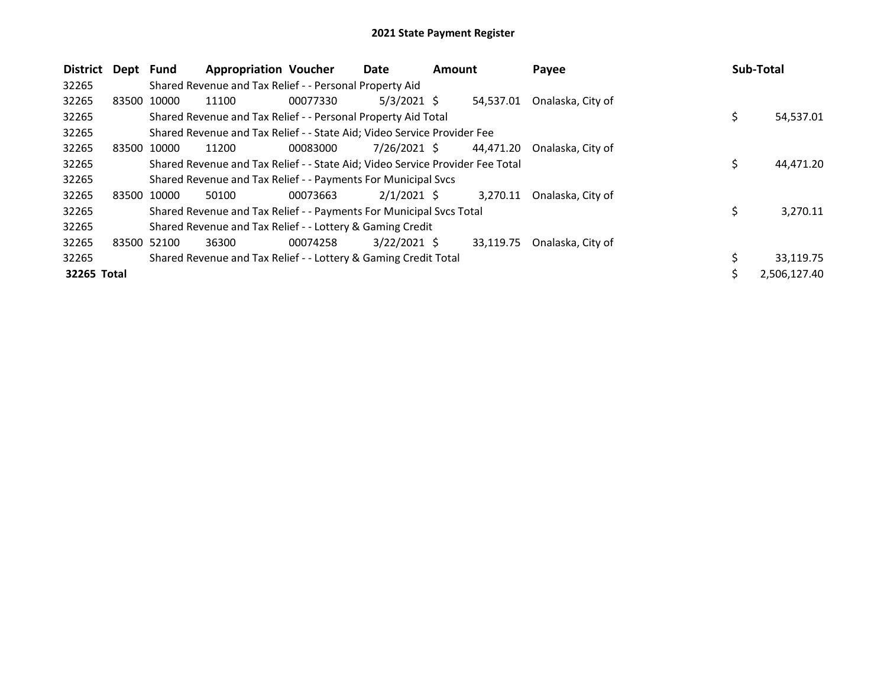# 2021 State Payment Register

| District | Dept | Fund | Appropriation | Voucher | Date | Amount | Payee | Sub-Total |
|---|---|---|---|---|---|---|---|---|
| 32265 | | Shared Revenue and Tax Relief - - Personal Property Aid | | | | | | |
| 32265 | 83500 | 10000 | 11100 | 00077330 | 5/3/2021 | $ 54,537.01 | Onalaska, City of | |
| 32265 | | Shared Revenue and Tax Relief - - Personal Property Aid Total | | | | | | $ 54,537.01 |
| 32265 | | Shared Revenue and Tax Relief - - State Aid; Video Service Provider Fee | | | | | | |
| 32265 | 83500 | 10000 | 11200 | 00083000 | 7/26/2021 | $ 44,471.20 | Onalaska, City of | |
| 32265 | | Shared Revenue and Tax Relief - - State Aid; Video Service Provider Fee Total | | | | | | $ 44,471.20 |
| 32265 | | Shared Revenue and Tax Relief - - Payments For Municipal Svcs | | | | | | |
| 32265 | 83500 | 10000 | 50100 | 00073663 | 2/1/2021 | $ 3,270.11 | Onalaska, City of | |
| 32265 | | Shared Revenue and Tax Relief - - Payments For Municipal Svcs Total | | | | | | $ 3,270.11 |
| 32265 | | Shared Revenue and Tax Relief - - Lottery & Gaming Credit | | | | | | |
| 32265 | 83500 | 52100 | 36300 | 00074258 | 3/22/2021 | $ 33,119.75 | Onalaska, City of | |
| 32265 | | Shared Revenue and Tax Relief - - Lottery & Gaming Credit Total | | | | | | $ 33,119.75 |
| **32265 Total** | | | | | | | | $ 2,506,127.40 |